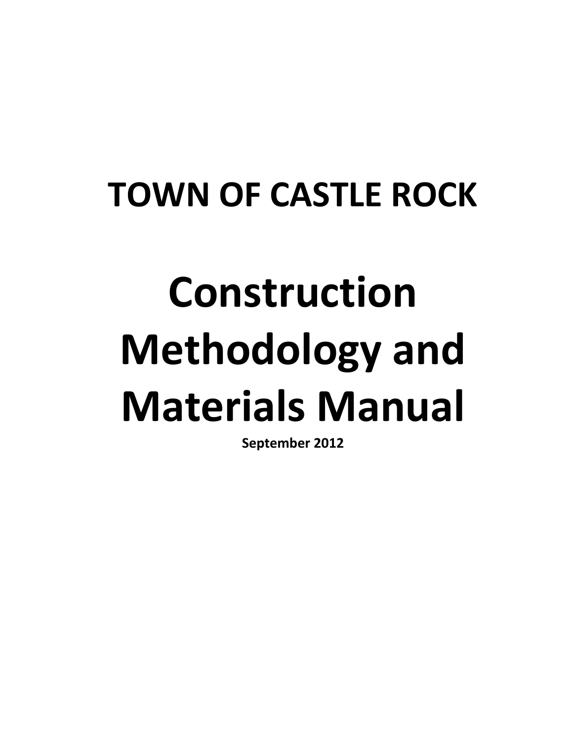# TOWN OF CASTLE ROCK

# Construction Methodology and Materials Manual

**September 2012**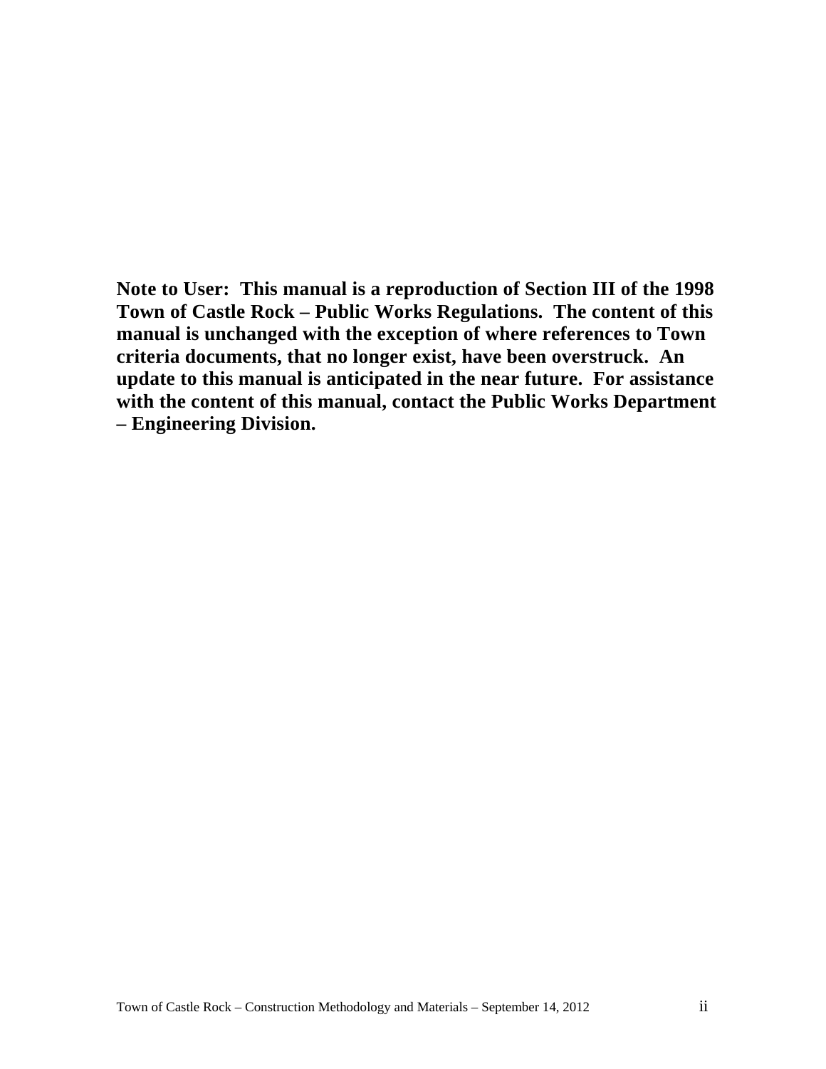**Note to User: This manual is a reproduction of Section III of the 1998 Town of Castle Rock – Public Works Regulations. The content of this manual is unchanged with the exception of where references to Town criteria documents, that no longer exist, have been overstruck. An update to this manual is anticipated in the near future. For assistance with the content of this manual, contact the Public Works Department – Engineering Division.**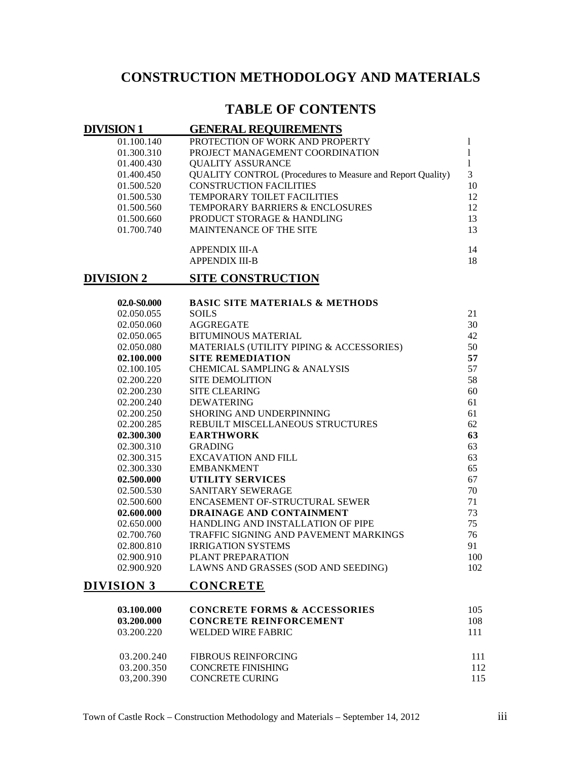# CONSTRUCTION METHODOLOGY AND MATERIALS

## TABLE OF CONTENTS

| **DIVISION 1** | **GENERAL REQUIREMENTS** | |
|---|---|---|
| 01.100.140 | PROTECTION OF WORK AND PROPERTY | l |
| 01.300.310 | PROJECT MANAGEMENT COORDINATION | l |
| 01.400.430 | QUALITY ASSURANCE | l |
| 01.400.450 | QUALITY CONTROL (Procedures to Measure and Report Quality) | 3 |
| 01.500.520 | CONSTRUCTION FACILITIES | 10 |
| 01.500.530 | TEMPORARY TOILET FACILITIES | 12 |
| 01.500.560 | TEMPORARY BARRIERS & ENCLOSURES | 12 |
| 01.500.660 | PRODUCT STORAGE & HANDLING | 13 |
| 01.700.740 | MAINTENANCE OF THE SITE | 13 |
| | APPENDIX III-A | 14 |
| | APPENDIX III-B | 18 |
| **DIVISION 2** | **SITE CONSTRUCTION** | |
| **02.0-S0.000** | **BASIC SITE MATERIALS & METHODS** | |
| 02.050.055 | SOILS | 21 |
| 02.050.060 | AGGREGATE | 30 |
| 02.050.065 | BITUMINOUS MATERIAL | 42 |
| 02.050.080 | MATERIALS (UTILITY PIPING & ACCESSORIES) | 50 |
| **02.100.000** | **SITE REMEDIATION** | **57** |
| 02.100.105 | CHEMICAL SAMPLING & ANALYSIS | 57 |
| 02.200.220 | SITE DEMOLITION | 58 |
| 02.200.230 | SITE CLEARING | 60 |
| 02.200.240 | DEWATERING | 61 |
| 02.200.250 | SHORING AND UNDERPINNING | 61 |
| 02.200.285 | REBUILT MISCELLANEOUS STRUCTURES | 62 |
| **02.300.300** | **EARTHWORK** | **63** |
| 02.300.310 | GRADING | 63 |
| 02.300.315 | EXCAVATION AND FILL | 63 |
| 02.300.330 | EMBANKMENT | 65 |
| **02.500.000** | **UTILITY SERVICES** | 67 |
| 02.500.530 | SANITARY SEWERAGE | 70 |
| 02.500.600 | ENCASEMENT OF-STRUCTURAL SEWER | 71 |
| **02.600.000** | **DRAINAGE AND CONTAINMENT** | 73 |
| 02.650.000 | HANDLING AND INSTALLATION OF PIPE | 75 |
| 02.700.760 | TRAFFIC SIGNING AND PAVEMENT MARKINGS | 76 |
| 02.800.810 | IRRIGATION SYSTEMS | 91 |
| 02.900.910 | PLANT PREPARATION | 100 |
| 02.900.920 | LAWNS AND GRASSES (SOD AND SEEDING) | 102 |
| **DIVISION 3** | **CONCRETE** | |
| **03.100.000** | **CONCRETE FORMS & ACCESSORIES** | 105 |
| **03.200.000** | **CONCRETE REINFORCEMENT** | 108 |
| 03.200.220 | WELDED WIRE FABRIC | 111 |
| 03.200.240 | FIBROUS REINFORCING | 111 |
| 03.200.350 | CONCRETE FINISHING | 112 |
| 03,200.390 | CONCRETE CURING | 115 |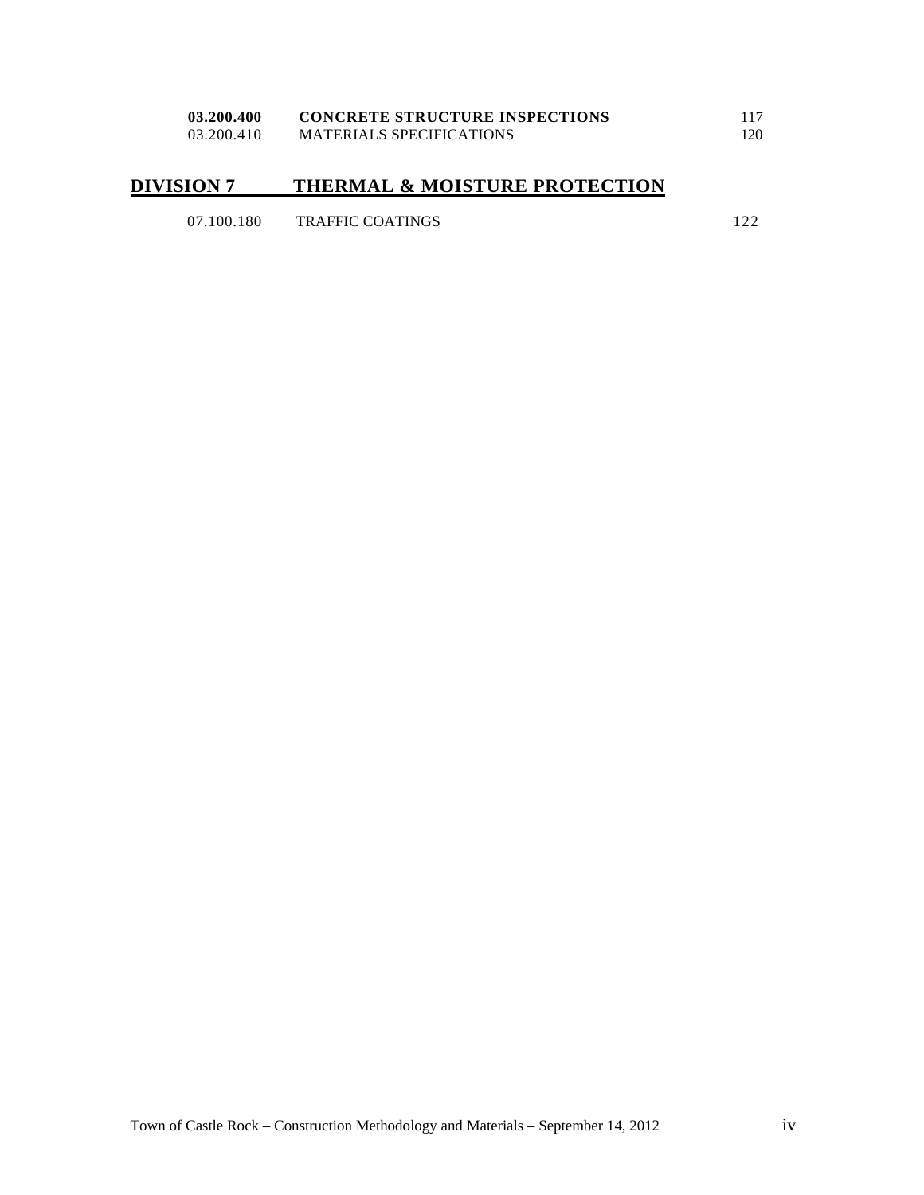| | | |
|---|---|---|
| **03.200.400** | **CONCRETE STRUCTURE INSPECTIONS** | 117 |
| 03.200.410 | MATERIALS SPECIFICATIONS | 120 |

## DIVISION 7 THERMAL & MOISTURE PROTECTION

| | | |
|---|---|---|
| 07.100.180 | TRAFFIC COATINGS | 122 |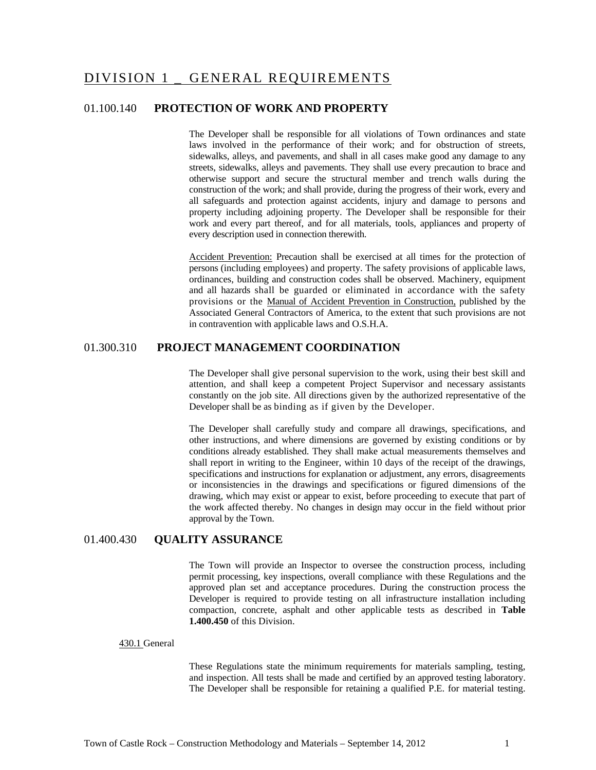# DIVISION 1 _ GENERAL REQUIREMENTS

## 01.100.140 PROTECTION OF WORK AND PROPERTY

The Developer shall be responsible for all violations of Town ordinances and state laws involved in the performance of their work; and for obstruction of streets, sidewalks, alleys, and pavements, and shall in all cases make good any damage to any streets, sidewalks, alleys and pavements. They shall use every precaution to brace and otherwise support and secure the structural member and trench walls during the construction of the work; and shall provide, during the progress of their work, every and all safeguards and protection against accidents, injury and damage to persons and property including adjoining property. The Developer shall be responsible for their work and every part thereof, and for all materials, tools, appliances and property of every description used in connection therewith.

Accident Prevention: Precaution shall be exercised at all times for the protection of persons (including employees) and property. The safety provisions of applicable laws, ordinances, building and construction codes shall be observed. Machinery, equipment and all hazards shall be guarded or eliminated in accordance with the safety provisions or the Manual of Accident Prevention in Construction, published by the Associated General Contractors of America, to the extent that such provisions are not in contravention with applicable laws and O.S.H.A.

## 01.300.310 PROJECT MANAGEMENT COORDINATION

The Developer shall give personal supervision to the work, using their best skill and attention, and shall keep a competent Project Supervisor and necessary assistants constantly on the job site. All directions given by the authorized representative of the Developer shall be as binding as if given by the Developer.

The Developer shall carefully study and compare all drawings, specifications, and other instructions, and where dimensions are governed by existing conditions or by conditions already established. They shall make actual measurements themselves and shall report in writing to the Engineer, within 10 days of the receipt of the drawings, specifications and instructions for explanation or adjustment, any errors, disagreements or inconsistencies in the drawings and specifications or figured dimensions of the drawing, which may exist or appear to exist, before proceeding to execute that part of the work affected thereby. No changes in design may occur in the field without prior approval by the Town.

## 01.400.430 QUALITY ASSURANCE

The Town will provide an Inspector to oversee the construction process, including permit processing, key inspections, overall compliance with these Regulations and the approved plan set and acceptance procedures. During the construction process the Developer is required to provide testing on all infrastructure installation including compaction, concrete, asphalt and other applicable tests as described in **Table 1.400.450** of this Division.

430.1 General

These Regulations state the minimum requirements for materials sampling, testing, and inspection. All tests shall be made and certified by an approved testing laboratory. The Developer shall be responsible for retaining a qualified P.E. for material testing.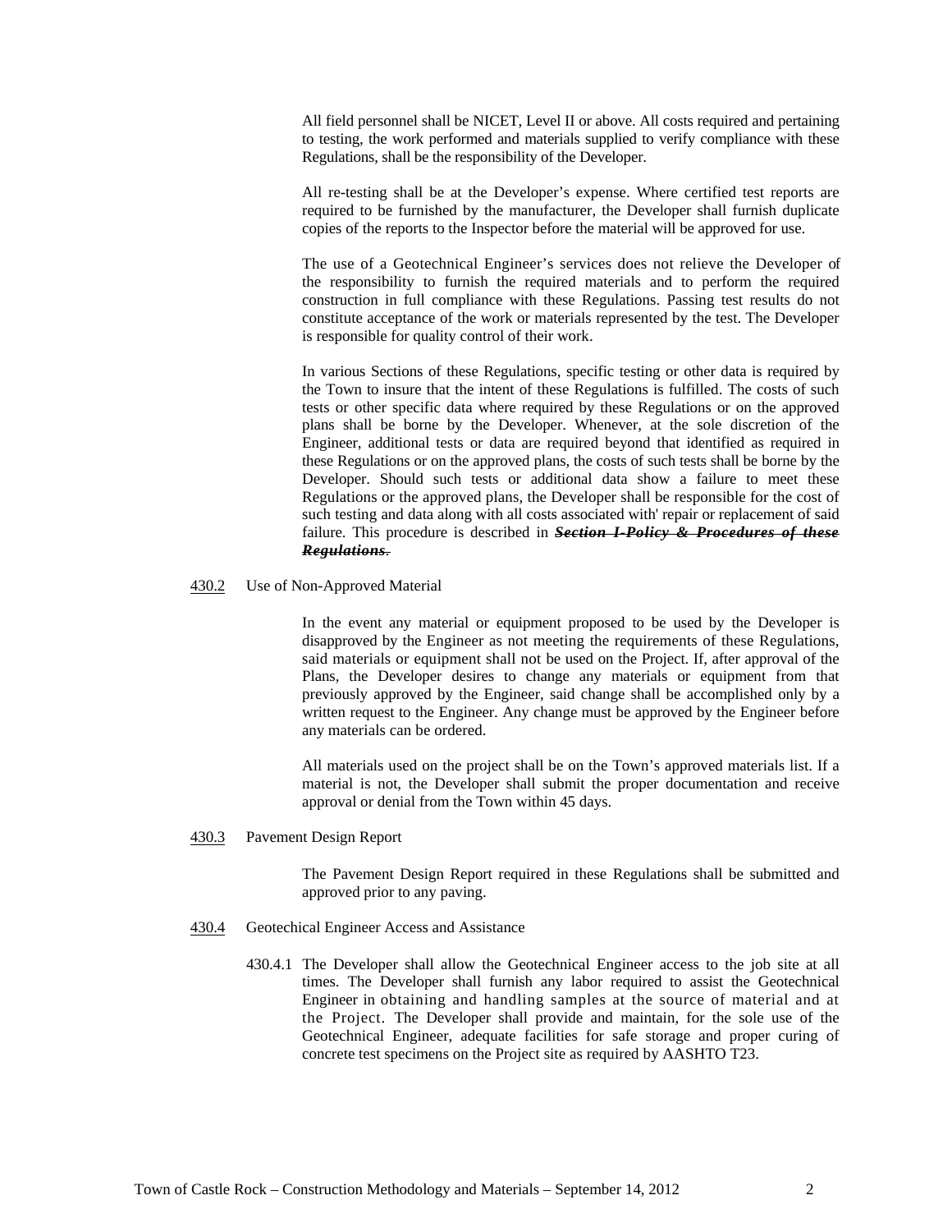All field personnel shall be NICET, Level II or above. All costs required and pertaining to testing, the work performed and materials supplied to verify compliance with these Regulations, shall be the responsibility of the Developer.

All re-testing shall be at the Developer's expense. Where certified test reports are required to be furnished by the manufacturer, the Developer shall furnish duplicate copies of the reports to the Inspector before the material will be approved for use.

The use of a Geotechnical Engineer's services does not relieve the Developer of the responsibility to furnish the required materials and to perform the required construction in full compliance with these Regulations. Passing test results do not constitute acceptance of the work or materials represented by the test. The Developer is responsible for quality control of their work.

In various Sections of these Regulations, specific testing or other data is required by the Town to insure that the intent of these Regulations is fulfilled. The costs of such tests or other specific data where required by these Regulations or on the approved plans shall be borne by the Developer. Whenever, at the sole discretion of the Engineer, additional tests or data are required beyond that identified as required in these Regulations or on the approved plans, the costs of such tests shall be borne by the Developer. Should such tests or additional data show a failure to meet these Regulations or the approved plans, the Developer shall be responsible for the cost of such testing and data along with all costs associated with' repair or replacement of said failure. This procedure is described in ~~***Section I-Policy & Procedures of these Regulations***~~.

430.2 Use of Non-Approved Material

In the event any material or equipment proposed to be used by the Developer is disapproved by the Engineer as not meeting the requirements of these Regulations, said materials or equipment shall not be used on the Project. If, after approval of the Plans, the Developer desires to change any materials or equipment from that previously approved by the Engineer, said change shall be accomplished only by a written request to the Engineer. Any change must be approved by the Engineer before any materials can be ordered.

All materials used on the project shall be on the Town's approved materials list. If a material is not, the Developer shall submit the proper documentation and receive approval or denial from the Town within 45 days.

430.3 Pavement Design Report

The Pavement Design Report required in these Regulations shall be submitted and approved prior to any paving.

430.4 Geotechical Engineer Access and Assistance

430.4.1 The Developer shall allow the Geotechnical Engineer access to the job site at all times. The Developer shall furnish any labor required to assist the Geotechnical Engineer in obtaining and handling samples at the source of material and at the Project. The Developer shall provide and maintain, for the sole use of the Geotechnical Engineer, adequate facilities for safe storage and proper curing of concrete test specimens on the Project site as required by AASHTO T23.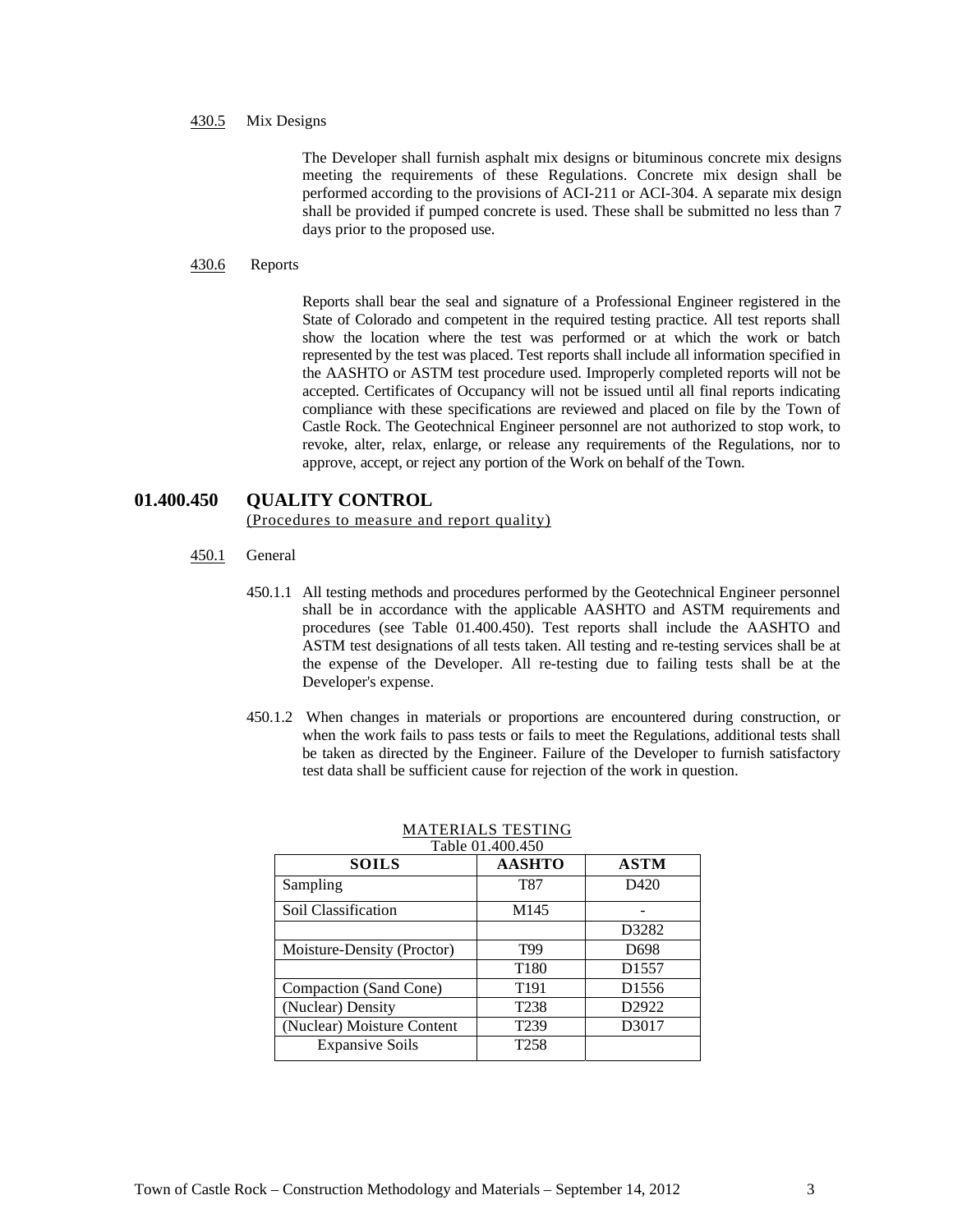430.5 Mix Designs

The Developer shall furnish asphalt mix designs or bituminous concrete mix designs meeting the requirements of these Regulations. Concrete mix design shall be performed according to the provisions of ACI-211 or ACI-304. A separate mix design shall be provided if pumped concrete is used. These shall be submitted no less than 7 days prior to the proposed use.

430.6 Reports

Reports shall bear the seal and signature of a Professional Engineer registered in the State of Colorado and competent in the required testing practice. All test reports shall show the location where the test was performed or at which the work or batch represented by the test was placed. Test reports shall include all information specified in the AASHTO or ASTM test procedure used. Improperly completed reports will not be accepted. Certificates of Occupancy will not be issued until all final reports indicating compliance with these specifications are reviewed and placed on file by the Town of Castle Rock. The Geotechnical Engineer personnel are not authorized to stop work, to revoke, alter, relax, enlarge, or release any requirements of the Regulations, nor to approve, accept, or reject any portion of the Work on behalf of the Town.

## 01.400.450 QUALITY CONTROL

(Procedures to measure and report quality)

450.1 General

450.1.1 All testing methods and procedures performed by the Geotechnical Engineer personnel shall be in accordance with the applicable AASHTO and ASTM requirements and procedures (see Table 01.400.450). Test reports shall include the AASHTO and ASTM test designations of all tests taken. All testing and re-testing services shall be at the expense of the Developer. All re-testing due to failing tests shall be at the Developer's expense.

450.1.2 When changes in materials or proportions are encountered during construction, or when the work fails to pass tests or fails to meet the Regulations, additional tests shall be taken as directed by the Engineer. Failure of the Developer to furnish satisfactory test data shall be sufficient cause for rejection of the work in question.

MATERIALS TESTING
Table 01.400.450

| SOILS | AASHTO | ASTM |
|---|---|---|
| Sampling | T87 | D420 |
| Soil Classification | M145 | - |
| | | D3282 |
| Moisture-Density (Proctor) | T99 | D698 |
| | T180 | D1557 |
| Compaction (Sand Cone) | T191 | D1556 |
| (Nuclear) Density | T238 | D2922 |
| (Nuclear) Moisture Content | T239 | D3017 |
| Expansive Soils | T258 | |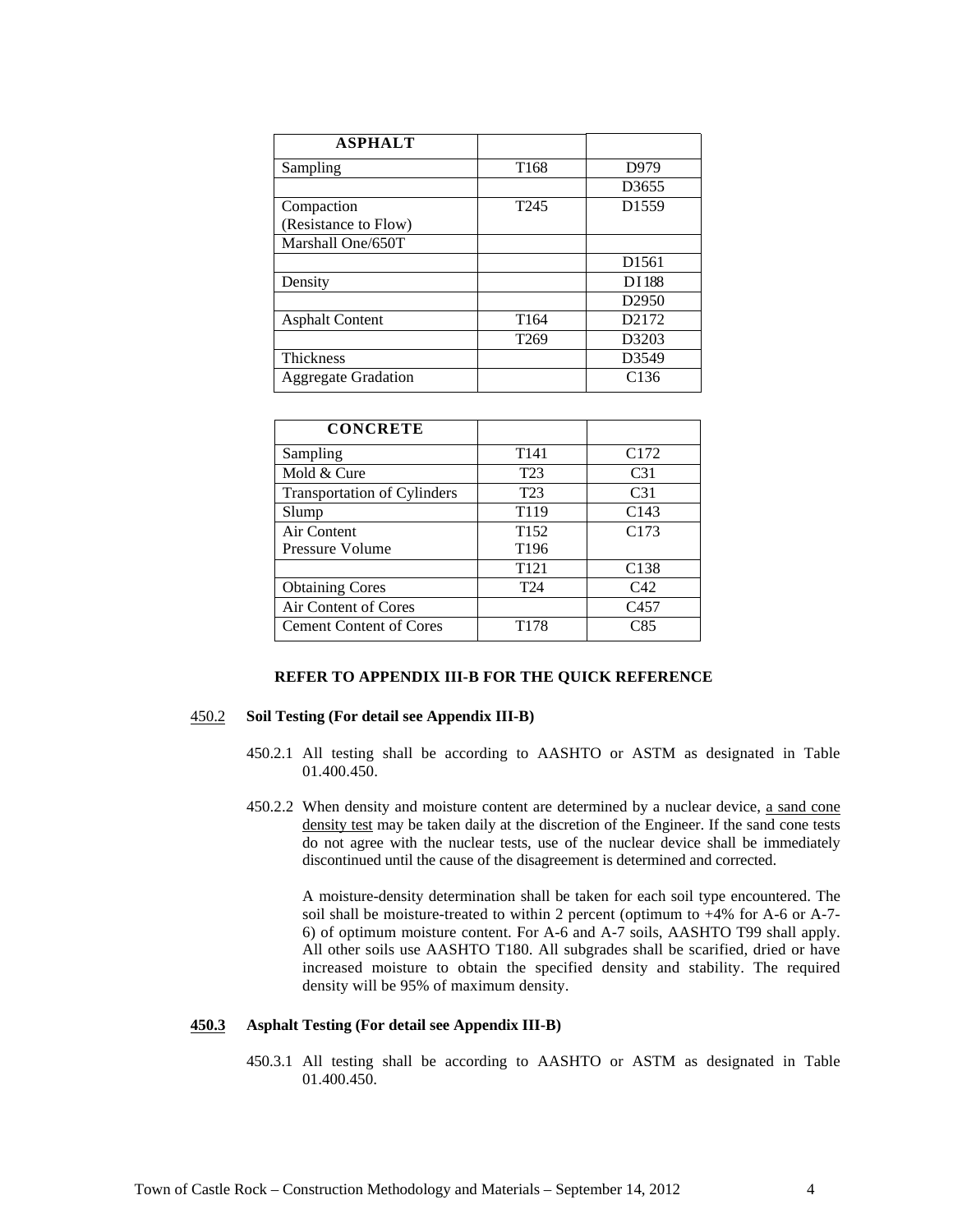| ASPHALT | | |
|---|---|---|
| Sampling | T168 | D979 |
| | | D3655 |
| Compaction (Resistance to Flow) | T245 | D1559 |
| Marshall One/650T | | |
| | | D1561 |
| Density | | D1188 |
| | | D2950 |
| Asphalt Content | T164 | D2172 |
| | T269 | D3203 |
| Thickness | | D3549 |
| Aggregate Gradation | | C136 |

| CONCRETE | | |
|---|---|---|
| Sampling | T141 | C172 |
| Mold & Cure | T23 | C31 |
| Transportation of Cylinders | T23 | C31 |
| Slump | T119 | C143 |
| Air Content Pressure Volume | T152 T196 | C173 |
| | T121 | C138 |
| Obtaining Cores | T24 | C42 |
| Air Content of Cores | | C457 |
| Cement Content of Cores | T178 | C85 |

**REFER TO APPENDIX III-B FOR THE QUICK REFERENCE**

450.2 **Soil Testing (For detail see Appendix III-B)**

450.2.1 All testing shall be according to AASHTO or ASTM as designated in Table 01.400.450.

450.2.2 When density and moisture content are determined by a nuclear device, a sand cone density test may be taken daily at the discretion of the Engineer. If the sand cone tests do not agree with the nuclear tests, use of the nuclear device shall be immediately discontinued until the cause of the disagreement is determined and corrected.

A moisture-density determination shall be taken for each soil type encountered. The soil shall be moisture-treated to within 2 percent (optimum to +4% for A-6 or A-7-6) of optimum moisture content. For A-6 and A-7 soils, AASHTO T99 shall apply. All other soils use AASHTO T180. All subgrades shall be scarified, dried or have increased moisture to obtain the specified density and stability. The required density will be 95% of maximum density.

**450.3 Asphalt Testing (For detail see Appendix III-B)**

450.3.1 All testing shall be according to AASHTO or ASTM as designated in Table 01.400.450.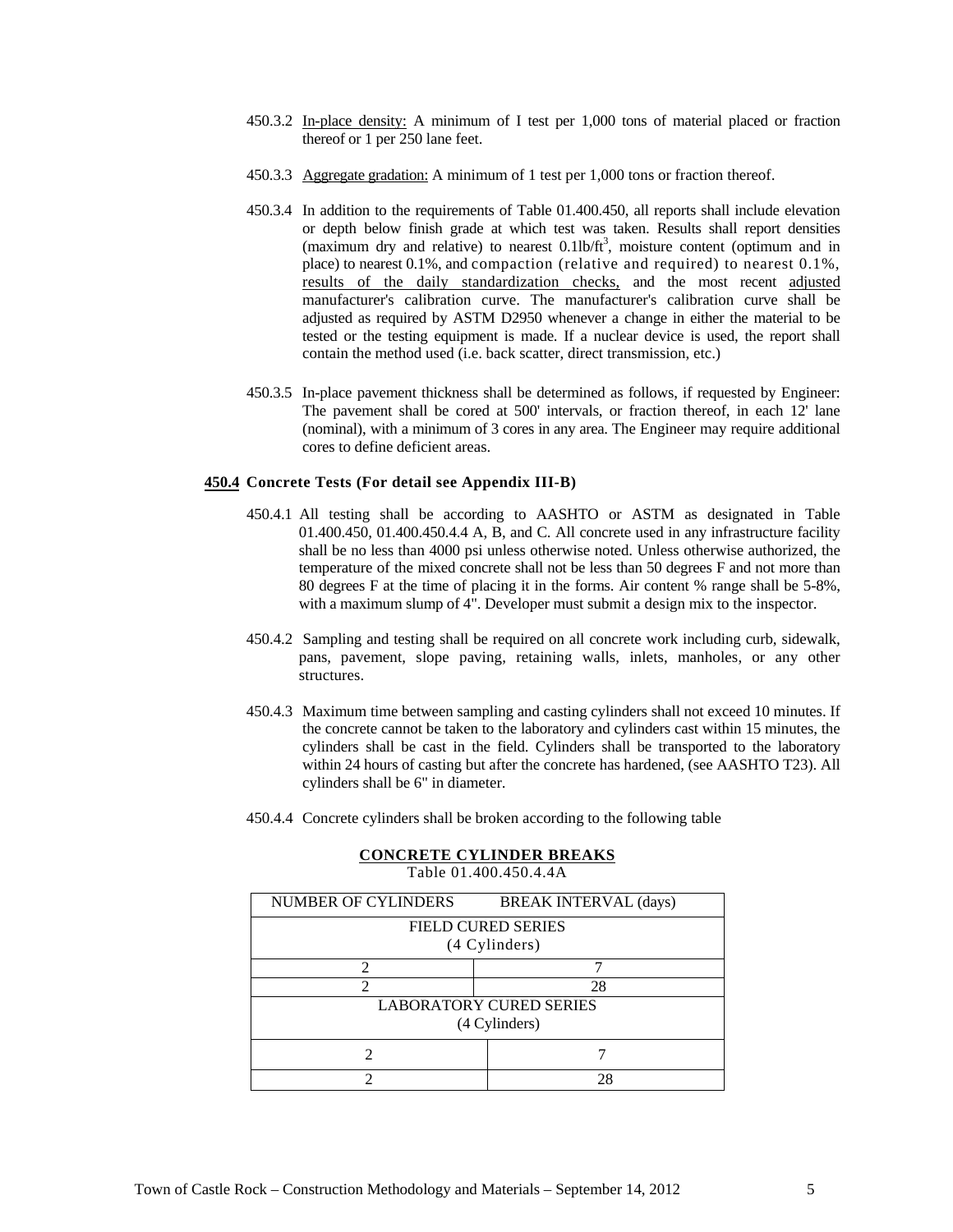450.3.2 In-place density: A minimum of I test per 1,000 tons of material placed or fraction thereof or 1 per 250 lane feet.

450.3.3 Aggregate gradation: A minimum of 1 test per 1,000 tons or fraction thereof.

450.3.4 In addition to the requirements of Table 01.400.450, all reports shall include elevation or depth below finish grade at which test was taken. Results shall report densities (maximum dry and relative) to nearest 0.1lb/ft$^3$, moisture content (optimum and in place) to nearest 0.1%, and compaction (relative and required) to nearest 0.1%, results of the daily standardization checks, and the most recent adjusted manufacturer's calibration curve. The manufacturer's calibration curve shall be adjusted as required by ASTM D2950 whenever a change in either the material to be tested or the testing equipment is made. If a nuclear device is used, the report shall contain the method used (i.e. back scatter, direct transmission, etc.)

450.3.5 In-place pavement thickness shall be determined as follows, if requested by Engineer: The pavement shall be cored at 500' intervals, or fraction thereof, in each 12' lane (nominal), with a minimum of 3 cores in any area. The Engineer may require additional cores to define deficient areas.

**450.4 Concrete Tests (For detail see Appendix III-B)**

450.4.1 All testing shall be according to AASHTO or ASTM as designated in Table 01.400.450, 01.400.450.4.4 A, B, and C. All concrete used in any infrastructure facility shall be no less than 4000 psi unless otherwise noted. Unless otherwise authorized, the temperature of the mixed concrete shall not be less than 50 degrees F and not more than 80 degrees F at the time of placing it in the forms. Air content % range shall be 5-8%, with a maximum slump of 4". Developer must submit a design mix to the inspector.

450.4.2 Sampling and testing shall be required on all concrete work including curb, sidewalk, pans, pavement, slope paving, retaining walls, inlets, manholes, or any other structures.

450.4.3 Maximum time between sampling and casting cylinders shall not exceed 10 minutes. If the concrete cannot be taken to the laboratory and cylinders cast within 15 minutes, the cylinders shall be cast in the field. Cylinders shall be transported to the laboratory within 24 hours of casting but after the concrete has hardened, (see AASHTO T23). All cylinders shall be 6" in diameter.

450.4.4 Concrete cylinders shall be broken according to the following table

**CONCRETE CYLINDER BREAKS**

Table 01.400.450.4.4A

| NUMBER OF CYLINDERS | BREAK INTERVAL (days) |
|---|---|
| FIELD CURED SERIES (4 Cylinders) | |
| 2 | 7 |
| 2 | 28 |
| LABORATORY CURED SERIES (4 Cylinders) | |
| 2 | 7 |
| 2 | 28 |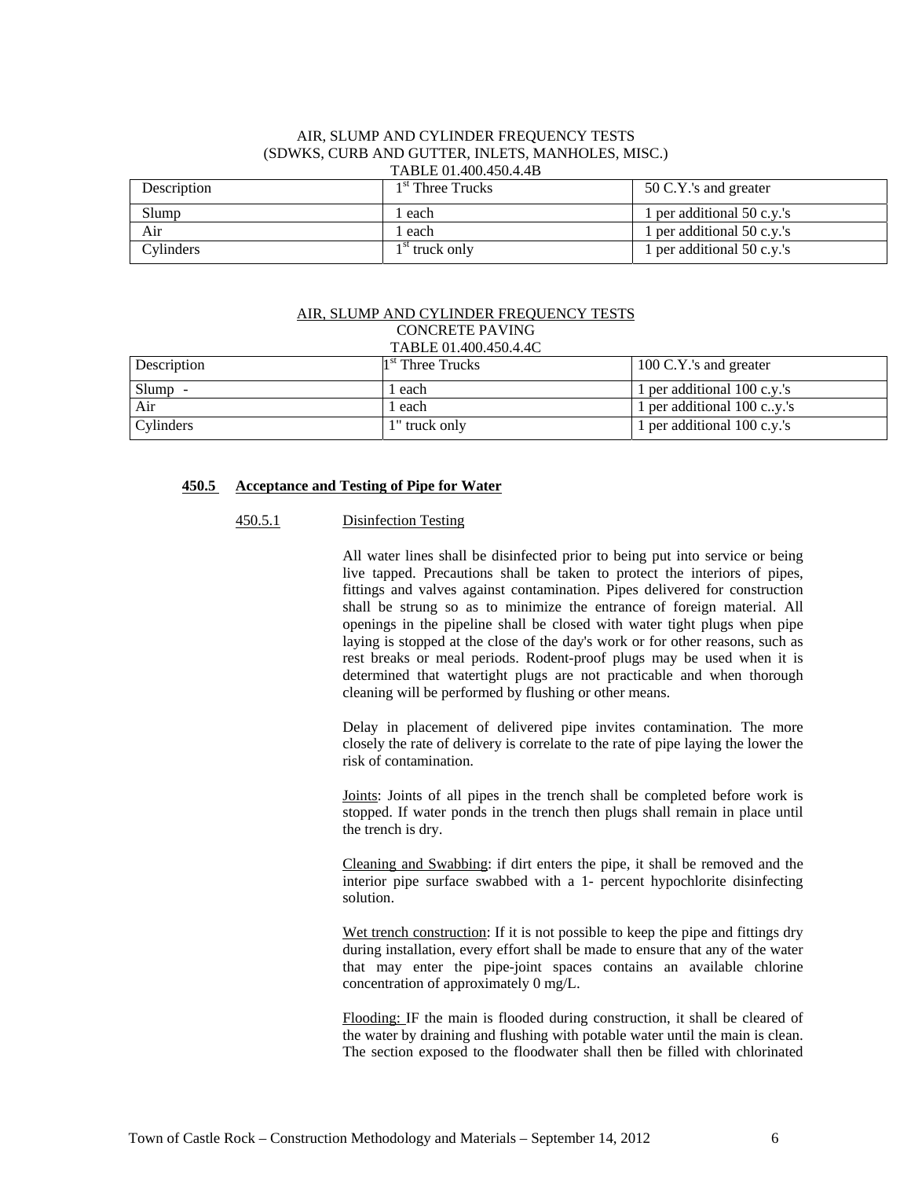AIR, SLUMP AND CYLINDER FREQUENCY TESTS
(SDWKS, CURB AND GUTTER, INLETS, MANHOLES, MISC.)
TABLE 01.400.450.4.4B

| Description | 1st Three Trucks | 50 C.Y.'s and greater |
|---|---|---|
| Slump | 1 each | 1 per additional 50 c.y.'s |
| Air | 1 each | 1 per additional 50 c.y.'s |
| Cylinders | 1st truck only | 1 per additional 50 c.y.'s |

AIR, SLUMP AND CYLINDER FREQUENCY TESTS
CONCRETE PAVING
TABLE 01.400.450.4.4C

| Description | 1st Three Trucks | 100 C.Y.'s and greater |
|---|---|---|
| Slump - | 1 each | 1 per additional 100 c.y.'s |
| Air | 1 each | 1 per additional 100 c..y.'s |
| Cylinders | 1" truck only | 1 per additional 100 c.y.'s |

### 450.5 Acceptance and Testing of Pipe for Water

#### 450.5.1 Disinfection Testing

All water lines shall be disinfected prior to being put into service or being live tapped. Precautions shall be taken to protect the interiors of pipes, fittings and valves against contamination. Pipes delivered for construction shall be strung so as to minimize the entrance of foreign material. All openings in the pipeline shall be closed with water tight plugs when pipe laying is stopped at the close of the day's work or for other reasons, such as rest breaks or meal periods. Rodent-proof plugs may be used when it is determined that watertight plugs are not practicable and when thorough cleaning will be performed by flushing or other means.

Delay in placement of delivered pipe invites contamination. The more closely the rate of delivery is correlate to the rate of pipe laying the lower the risk of contamination.

Joints: Joints of all pipes in the trench shall be completed before work is stopped. If water ponds in the trench then plugs shall remain in place until the trench is dry.

Cleaning and Swabbing: if dirt enters the pipe, it shall be removed and the interior pipe surface swabbed with a 1- percent hypochlorite disinfecting solution.

Wet trench construction: If it is not possible to keep the pipe and fittings dry during installation, every effort shall be made to ensure that any of the water that may enter the pipe-joint spaces contains an available chlorine concentration of approximately 0 mg/L.

Flooding: IF the main is flooded during construction, it shall be cleared of the water by draining and flushing with potable water until the main is clean. The section exposed to the floodwater shall then be filled with chlorinated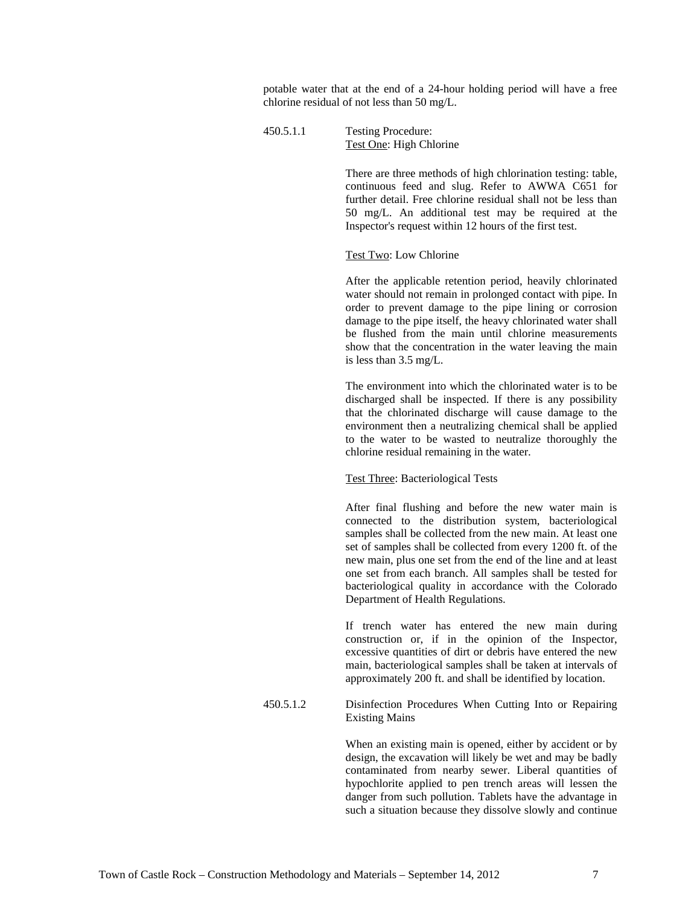potable water that at the end of a 24-hour holding period will have a free chlorine residual of not less than 50 mg/L.

450.5.1.1 Testing Procedure:
Test One: High Chlorine

There are three methods of high chlorination testing: table, continuous feed and slug. Refer to AWWA C651 for further detail. Free chlorine residual shall not be less than 50 mg/L. An additional test may be required at the Inspector's request within 12 hours of the first test.

Test Two: Low Chlorine

After the applicable retention period, heavily chlorinated water should not remain in prolonged contact with pipe. In order to prevent damage to the pipe lining or corrosion damage to the pipe itself, the heavy chlorinated water shall be flushed from the main until chlorine measurements show that the concentration in the water leaving the main is less than 3.5 mg/L.

The environment into which the chlorinated water is to be discharged shall be inspected. If there is any possibility that the chlorinated discharge will cause damage to the environment then a neutralizing chemical shall be applied to the water to be wasted to neutralize thoroughly the chlorine residual remaining in the water.

Test Three: Bacteriological Tests

After final flushing and before the new water main is connected to the distribution system, bacteriological samples shall be collected from the new main. At least one set of samples shall be collected from every 1200 ft. of the new main, plus one set from the end of the line and at least one set from each branch. All samples shall be tested for bacteriological quality in accordance with the Colorado Department of Health Regulations.

If trench water has entered the new main during construction or, if in the opinion of the Inspector, excessive quantities of dirt or debris have entered the new main, bacteriological samples shall be taken at intervals of approximately 200 ft. and shall be identified by location.

450.5.1.2 Disinfection Procedures When Cutting Into or Repairing Existing Mains

When an existing main is opened, either by accident or by design, the excavation will likely be wet and may be badly contaminated from nearby sewer. Liberal quantities of hypochlorite applied to pen trench areas will lessen the danger from such pollution. Tablets have the advantage in such a situation because they dissolve slowly and continue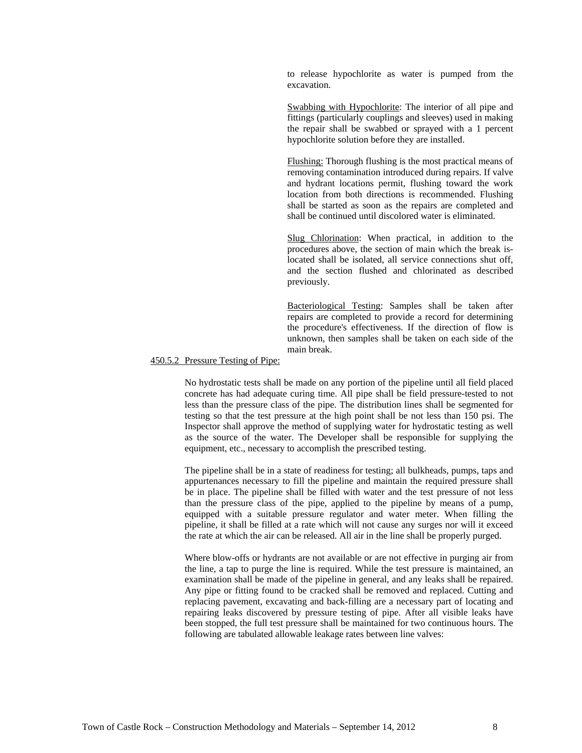to release hypochlorite as water is pumped from the excavation.

Swabbing with Hypochlorite: The interior of all pipe and fittings (particularly couplings and sleeves) used in making the repair shall be swabbed or sprayed with a 1 percent hypochlorite solution before they are installed.

Flushing: Thorough flushing is the most practical means of removing contamination introduced during repairs. If valve and hydrant locations permit, flushing toward the work location from both directions is recommended. Flushing shall be started as soon as the repairs are completed and shall be continued until discolored water is eliminated.

Slug Chlorination: When practical, in addition to the procedures above, the section of main which the break is-located shall be isolated, all service connections shut off, and the section flushed and chlorinated as described previously.

Bacteriological Testing: Samples shall be taken after repairs are completed to provide a record for determining the procedure's effectiveness. If the direction of flow is unknown, then samples shall be taken on each side of the main break.

450.5.2 Pressure Testing of Pipe:

No hydrostatic tests shall be made on any portion of the pipeline until all field placed concrete has had adequate curing time. All pipe shall be field pressure-tested to not less than the pressure class of the pipe. The distribution lines shall be segmented for testing so that the test pressure at the high point shall be not less than 150 psi. The Inspector shall approve the method of supplying water for hydrostatic testing as well as the source of the water. The Developer shall be responsible for supplying the equipment, etc., necessary to accomplish the prescribed testing.

The pipeline shall be in a state of readiness for testing; all bulkheads, pumps, taps and appurtenances necessary to fill the pipeline and maintain the required pressure shall be in place. The pipeline shall be filled with water and the test pressure of not less than the pressure class of the pipe, applied to the pipeline by means of a pump, equipped with a suitable pressure regulator and water meter. When filling the pipeline, it shall be filled at a rate which will not cause any surges nor will it exceed the rate at which the air can be released. All air in the line shall be properly purged.

Where blow-offs or hydrants are not available or are not effective in purging air from the line, a tap to purge the line is required. While the test pressure is maintained, an examination shall be made of the pipeline in general, and any leaks shall be repaired. Any pipe or fitting found to be cracked shall be removed and replaced. Cutting and replacing pavement, excavating and back-filling are a necessary part of locating and repairing leaks discovered by pressure testing of pipe. After all visible leaks have been stopped, the full test pressure shall be maintained for two continuous hours. The following are tabulated allowable leakage rates between line valves: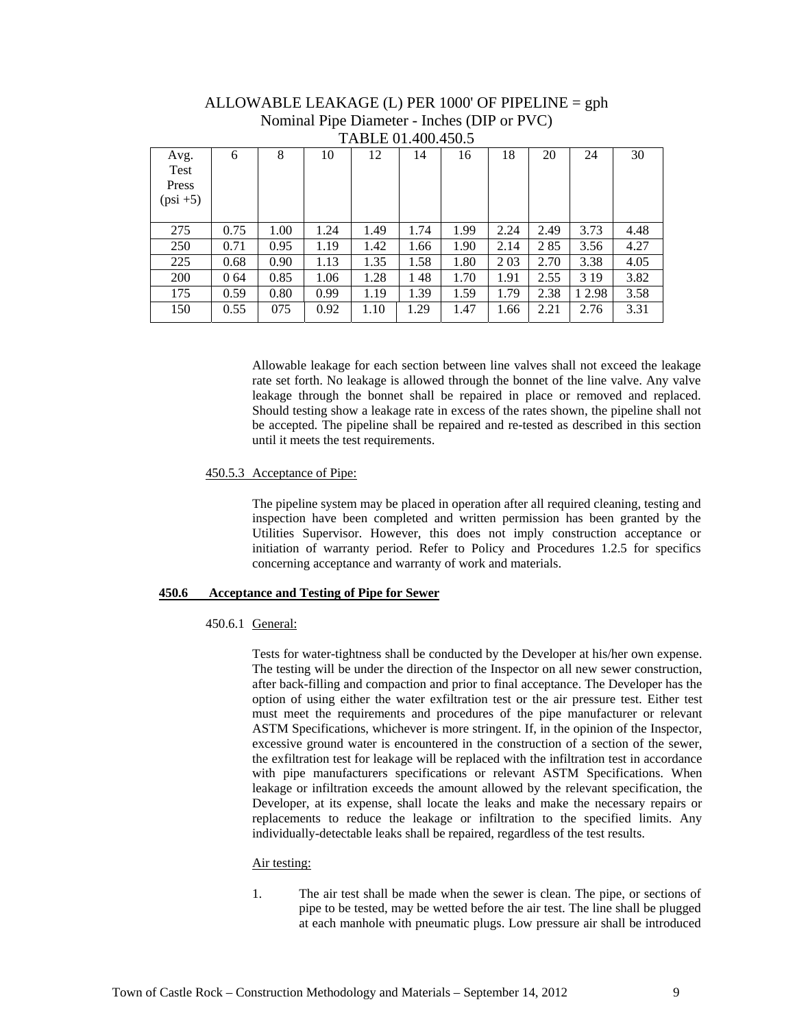ALLOWABLE LEAKAGE (L) PER 1000' OF PIPELINE = gph
Nominal Pipe Diameter - Inches (DIP or PVC)
TABLE 01.400.450.5

| Avg. Test Press (psi +5) | 6 | 8 | 10 | 12 | 14 | 16 | 18 | 20 | 24 | 30 |
|---|---|---|---|---|---|---|---|---|---|---|
| 275 | 0.75 | 1.00 | 1.24 | 1.49 | 1.74 | 1.99 | 2.24 | 2.49 | 3.73 | 4.48 |
| 250 | 0.71 | 0.95 | 1.19 | 1.42 | 1.66 | 1.90 | 2.14 | 2 85 | 3.56 | 4.27 |
| 225 | 0.68 | 0.90 | 1.13 | 1.35 | 1.58 | 1.80 | 2 03 | 2.70 | 3.38 | 4.05 |
| 200 | 0 64 | 0.85 | 1.06 | 1.28 | 1 48 | 1.70 | 1.91 | 2.55 | 3 19 | 3.82 |
| 175 | 0.59 | 0.80 | 0.99 | 1.19 | 1.39 | 1.59 | 1.79 | 2.38 | 1 2.98 | 3.58 |
| 150 | 0.55 | 075 | 0.92 | 1.10 | 1.29 | 1.47 | 1.66 | 2.21 | 2.76 | 3.31 |

Allowable leakage for each section between line valves shall not exceed the leakage rate set forth. No leakage is allowed through the bonnet of the line valve. Any valve leakage through the bonnet shall be repaired in place or removed and replaced. Should testing show a leakage rate in excess of the rates shown, the pipeline shall not be accepted. The pipeline shall be repaired and re-tested as described in this section until it meets the test requirements.

450.5.3 Acceptance of Pipe:

The pipeline system may be placed in operation after all required cleaning, testing and inspection have been completed and written permission has been granted by the Utilities Supervisor. However, this does not imply construction acceptance or initiation of warranty period. Refer to Policy and Procedures 1.2.5 for specifics concerning acceptance and warranty of work and materials.

**450.6 Acceptance and Testing of Pipe for Sewer**

450.6.1 General:

Tests for water-tightness shall be conducted by the Developer at his/her own expense. The testing will be under the direction of the Inspector on all new sewer construction, after back-filling and compaction and prior to final acceptance. The Developer has the option of using either the water exfiltration test or the air pressure test. Either test must meet the requirements and procedures of the pipe manufacturer or relevant ASTM Specifications, whichever is more stringent. If, in the opinion of the Inspector, excessive ground water is encountered in the construction of a section of the sewer, the exfiltration test for leakage will be replaced with the infiltration test in accordance with pipe manufacturers specifications or relevant ASTM Specifications. When leakage or infiltration exceeds the amount allowed by the relevant specification, the Developer, at its expense, shall locate the leaks and make the necessary repairs or replacements to reduce the leakage or infiltration to the specified limits. Any individually-detectable leaks shall be repaired, regardless of the test results.

Air testing:

1. The air test shall be made when the sewer is clean. The pipe, or sections of pipe to be tested, may be wetted before the air test. The line shall be plugged at each manhole with pneumatic plugs. Low pressure air shall be introduced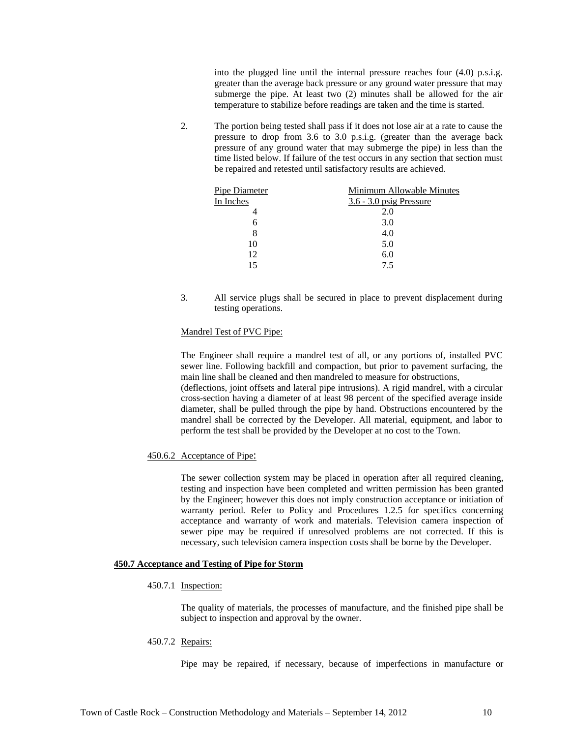into the plugged line until the internal pressure reaches four (4.0) p.s.i.g. greater than the average back pressure or any ground water pressure that may submerge the pipe. At least two (2) minutes shall be allowed for the air temperature to stabilize before readings are taken and the time is started.

2. The portion being tested shall pass if it does not lose air at a rate to cause the pressure to drop from 3.6 to 3.0 p.s.i.g. (greater than the average back pressure of any ground water that may submerge the pipe) in less than the time listed below. If failure of the test occurs in any section that section must be repaired and retested until satisfactory results are achieved.

| Pipe Diameter In Inches | Minimum Allowable Minutes 3.6 - 3.0 psig Pressure |
|---|---|
| 4 | 2.0 |
| 6 | 3.0 |
| 8 | 4.0 |
| 10 | 5.0 |
| 12 | 6.0 |
| 15 | 7.5 |

3. All service plugs shall be secured in place to prevent displacement during testing operations.

Mandrel Test of PVC Pipe:

The Engineer shall require a mandrel test of all, or any portions of, installed PVC sewer line. Following backfill and compaction, but prior to pavement surfacing, the main line shall be cleaned and then mandreled to measure for obstructions, (deflections, joint offsets and lateral pipe intrusions). A rigid mandrel, with a circular cross-section having a diameter of at least 98 percent of the specified average inside diameter, shall be pulled through the pipe by hand. Obstructions encountered by the mandrel shall be corrected by the Developer. All material, equipment, and labor to perform the test shall be provided by the Developer at no cost to the Town.

450.6.2 Acceptance of Pipe:

The sewer collection system may be placed in operation after all required cleaning, testing and inspection have been completed and written permission has been granted by the Engineer; however this does not imply construction acceptance or initiation of warranty period. Refer to Policy and Procedures 1.2.5 for specifics concerning acceptance and warranty of work and materials. Television camera inspection of sewer pipe may be required if unresolved problems are not corrected. If this is necessary, such television camera inspection costs shall be borne by the Developer.

## 450.7 Acceptance and Testing of Pipe for Storm

450.7.1 Inspection:

The quality of materials, the processes of manufacture, and the finished pipe shall be subject to inspection and approval by the owner.

450.7.2 Repairs:

Pipe may be repaired, if necessary, because of imperfections in manufacture or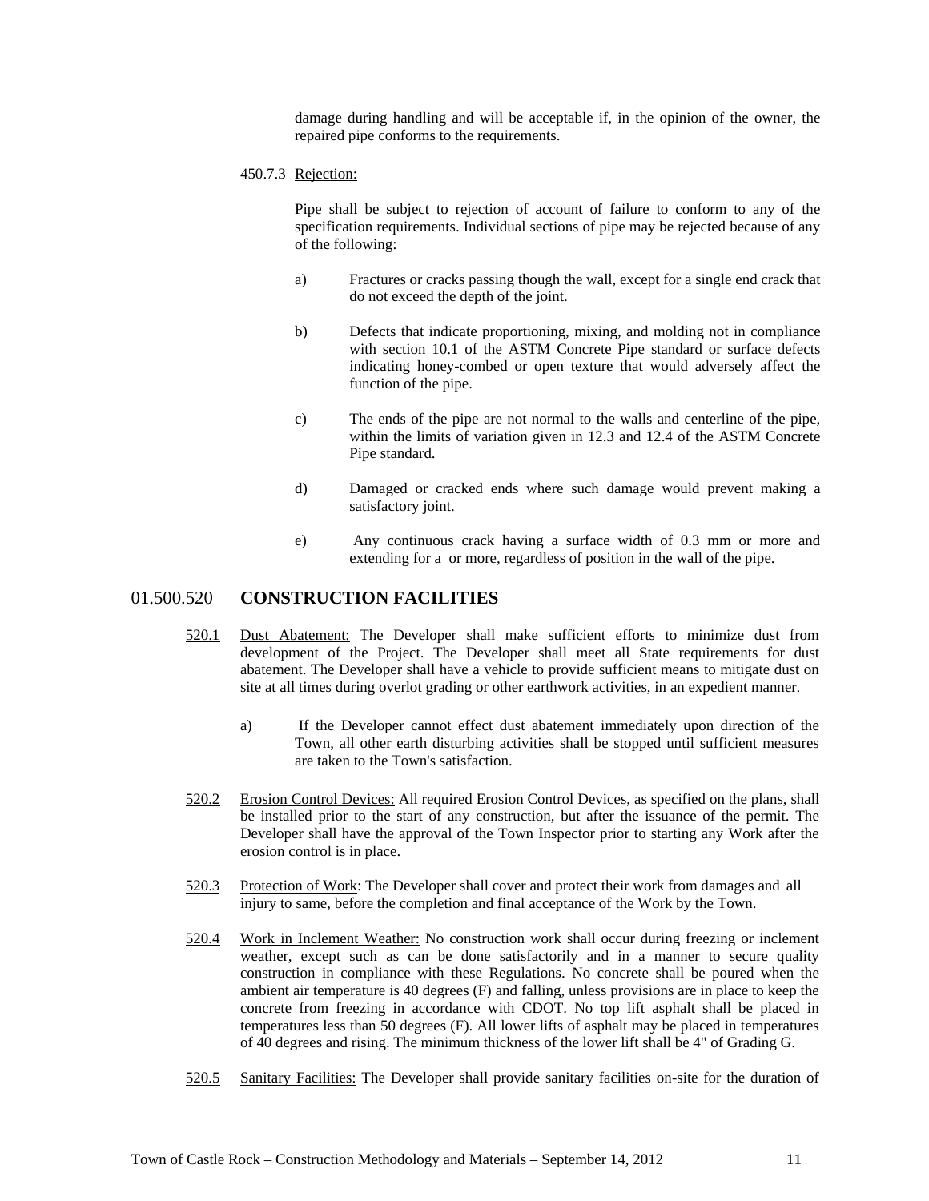damage during handling and will be acceptable if, in the opinion of the owner, the repaired pipe conforms to the requirements.

450.7.3 Rejection:

Pipe shall be subject to rejection of account of failure to conform to any of the specification requirements. Individual sections of pipe may be rejected because of any of the following:

a) Fractures or cracks passing though the wall, except for a single end crack that do not exceed the depth of the joint.

b) Defects that indicate proportioning, mixing, and molding not in compliance with section 10.1 of the ASTM Concrete Pipe standard or surface defects indicating honey-combed or open texture that would adversely affect the function of the pipe.

c) The ends of the pipe are not normal to the walls and centerline of the pipe, within the limits of variation given in 12.3 and 12.4 of the ASTM Concrete Pipe standard.

d) Damaged or cracked ends where such damage would prevent making a satisfactory joint.

e) Any continuous crack having a surface width of 0.3 mm or more and extending for a  or more, regardless of position in the wall of the pipe.

## 01.500.520 CONSTRUCTION FACILITIES

520.1 Dust Abatement: The Developer shall make sufficient efforts to minimize dust from development of the Project. The Developer shall meet all State requirements for dust abatement. The Developer shall have a vehicle to provide sufficient means to mitigate dust on site at all times during overlot grading or other earthwork activities, in an expedient manner.

a) If the Developer cannot effect dust abatement immediately upon direction of the Town, all other earth disturbing activities shall be stopped until sufficient measures are taken to the Town's satisfaction.

520.2 Erosion Control Devices: All required Erosion Control Devices, as specified on the plans, shall be installed prior to the start of any construction, but after the issuance of the permit. The Developer shall have the approval of the Town Inspector prior to starting any Work after the erosion control is in place.

520.3 Protection of Work: The Developer shall cover and protect their work from damages and all injury to same, before the completion and final acceptance of the Work by the Town.

520.4 Work in Inclement Weather: No construction work shall occur during freezing or inclement weather, except such as can be done satisfactorily and in a manner to secure quality construction in compliance with these Regulations. No concrete shall be poured when the ambient air temperature is 40 degrees (F) and falling, unless provisions are in place to keep the concrete from freezing in accordance with CDOT. No top lift asphalt shall be placed in temperatures less than 50 degrees (F). All lower lifts of asphalt may be placed in temperatures of 40 degrees and rising. The minimum thickness of the lower lift shall be 4" of Grading G.

520.5 Sanitary Facilities: The Developer shall provide sanitary facilities on-site for the duration of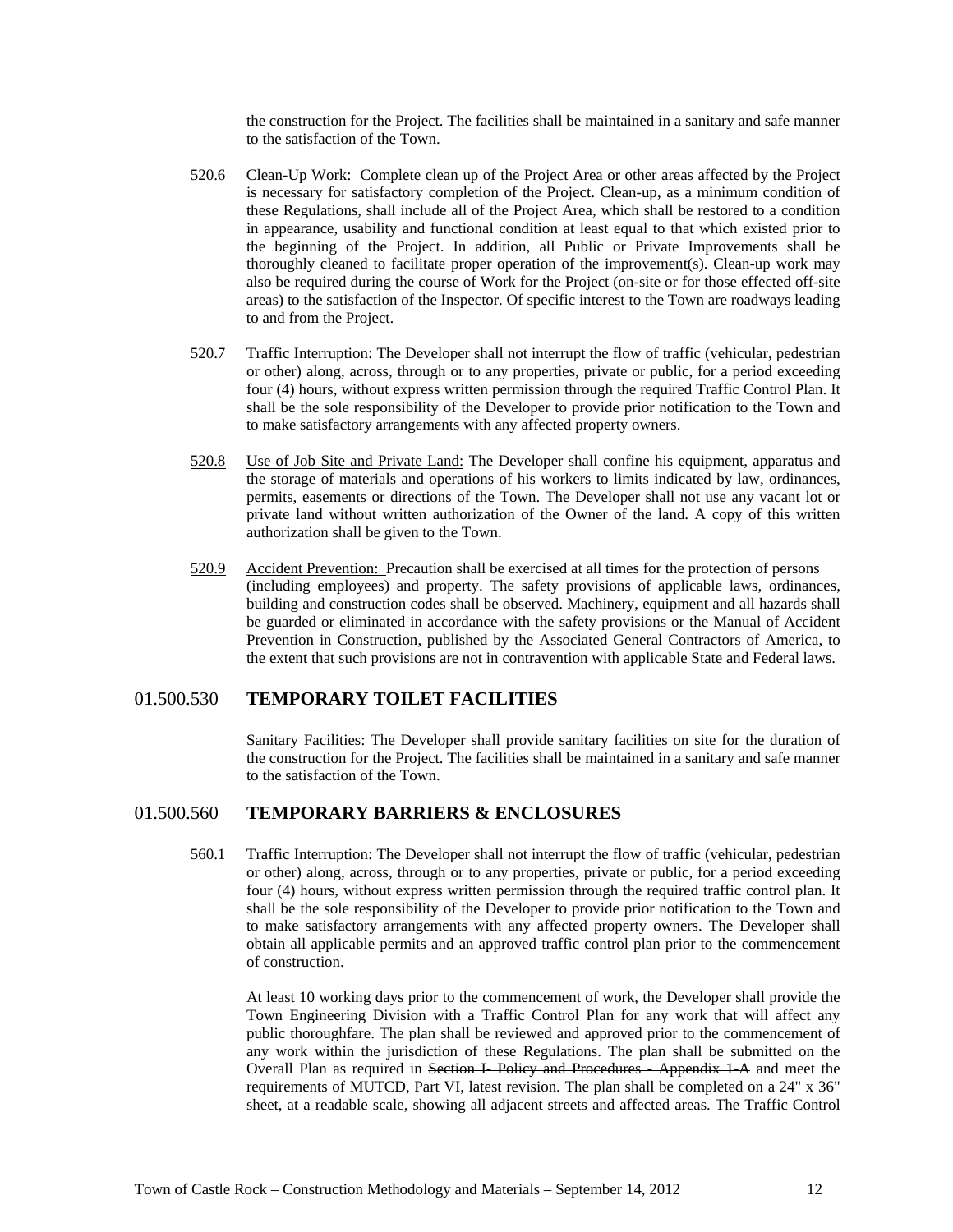the construction for the Project. The facilities shall be maintained in a sanitary and safe manner to the satisfaction of the Town.

520.6 Clean-Up Work: Complete clean up of the Project Area or other areas affected by the Project is necessary for satisfactory completion of the Project. Clean-up, as a minimum condition of these Regulations, shall include all of the Project Area, which shall be restored to a condition in appearance, usability and functional condition at least equal to that which existed prior to the beginning of the Project. In addition, all Public or Private Improvements shall be thoroughly cleaned to facilitate proper operation of the improvement(s). Clean-up work may also be required during the course of Work for the Project (on-site or for those effected off-site areas) to the satisfaction of the Inspector. Of specific interest to the Town are roadways leading to and from the Project.

520.7 Traffic Interruption: The Developer shall not interrupt the flow of traffic (vehicular, pedestrian or other) along, across, through or to any properties, private or public, for a period exceeding four (4) hours, without express written permission through the required Traffic Control Plan. It shall be the sole responsibility of the Developer to provide prior notification to the Town and to make satisfactory arrangements with any affected property owners.

520.8 Use of Job Site and Private Land: The Developer shall confine his equipment, apparatus and the storage of materials and operations of his workers to limits indicated by law, ordinances, permits, easements or directions of the Town. The Developer shall not use any vacant lot or private land without written authorization of the Owner of the land. A copy of this written authorization shall be given to the Town.

520.9 Accident Prevention: Precaution shall be exercised at all times for the protection of persons (including employees) and property. The safety provisions of applicable laws, ordinances, building and construction codes shall be observed. Machinery, equipment and all hazards shall be guarded or eliminated in accordance with the safety provisions or the Manual of Accident Prevention in Construction, published by the Associated General Contractors of America, to the extent that such provisions are not in contravention with applicable State and Federal laws.

## 01.500.530 TEMPORARY TOILET FACILITIES

Sanitary Facilities: The Developer shall provide sanitary facilities on site for the duration of the construction for the Project. The facilities shall be maintained in a sanitary and safe manner to the satisfaction of the Town.

## 01.500.560 TEMPORARY BARRIERS & ENCLOSURES

560.1 Traffic Interruption: The Developer shall not interrupt the flow of traffic (vehicular, pedestrian or other) along, across, through or to any properties, private or public, for a period exceeding four (4) hours, without express written permission through the required traffic control plan. It shall be the sole responsibility of the Developer to provide prior notification to the Town and to make satisfactory arrangements with any affected property owners. The Developer shall obtain all applicable permits and an approved traffic control plan prior to the commencement of construction.

At least 10 working days prior to the commencement of work, the Developer shall provide the Town Engineering Division with a Traffic Control Plan for any work that will affect any public thoroughfare. The plan shall be reviewed and approved prior to the commencement of any work within the jurisdiction of these Regulations. The plan shall be submitted on the Overall Plan as required in ~~Section I- Policy and Procedures - Appendix 1-A~~ and meet the requirements of MUTCD, Part VI, latest revision. The plan shall be completed on a 24" x 36" sheet, at a readable scale, showing all adjacent streets and affected areas. The Traffic Control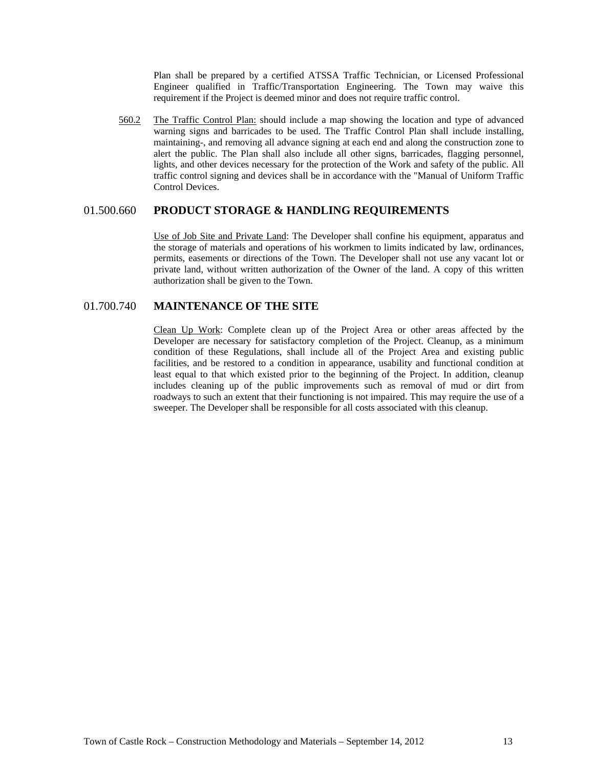Plan shall be prepared by a certified ATSSA Traffic Technician, or Licensed Professional Engineer qualified in Traffic/Transportation Engineering. The Town may waive this requirement if the Project is deemed minor and does not require traffic control.

560.2 The Traffic Control Plan: should include a map showing the location and type of advanced warning signs and barricades to be used. The Traffic Control Plan shall include installing, maintaining-, and removing all advance signing at each end and along the construction zone to alert the public. The Plan shall also include all other signs, barricades, flagging personnel, lights, and other devices necessary for the protection of the Work and safety of the public. All traffic control signing and devices shall be in accordance with the "Manual of Uniform Traffic Control Devices.

## 01.500.660 **PRODUCT STORAGE & HANDLING REQUIREMENTS**

Use of Job Site and Private Land: The Developer shall confine his equipment, apparatus and the storage of materials and operations of his workmen to limits indicated by law, ordinances, permits, easements or directions of the Town. The Developer shall not use any vacant lot or private land, without written authorization of the Owner of the land. A copy of this written authorization shall be given to the Town.

## 01.700.740 **MAINTENANCE OF THE SITE**

Clean Up Work: Complete clean up of the Project Area or other areas affected by the Developer are necessary for satisfactory completion of the Project. Cleanup, as a minimum condition of these Regulations, shall include all of the Project Area and existing public facilities, and be restored to a condition in appearance, usability and functional condition at least equal to that which existed prior to the beginning of the Project. In addition, cleanup includes cleaning up of the public improvements such as removal of mud or dirt from roadways to such an extent that their functioning is not impaired. This may require the use of a sweeper. The Developer shall be responsible for all costs associated with this cleanup.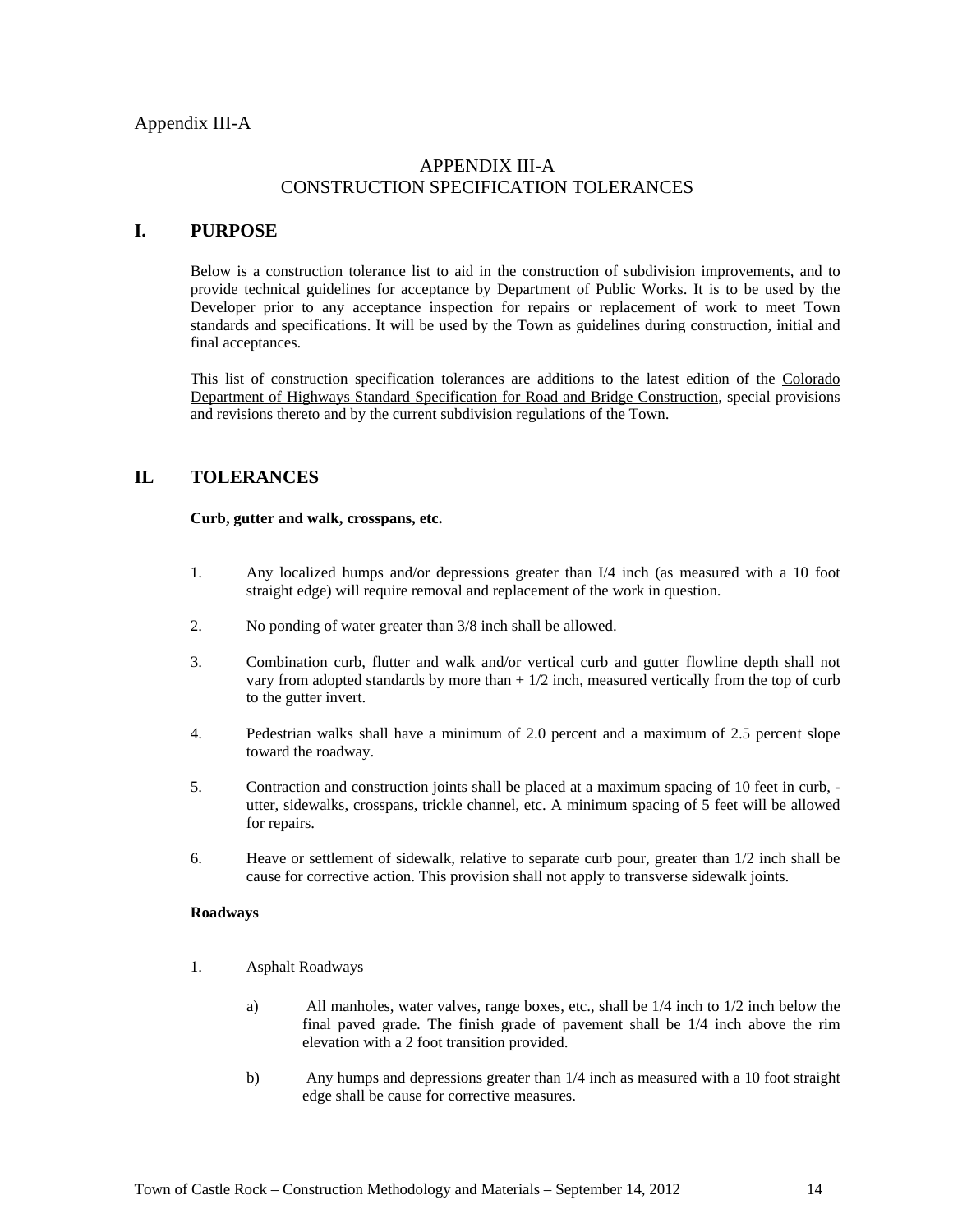Appendix III-A

# APPENDIX III-A
# CONSTRUCTION SPECIFICATION TOLERANCES

## I. PURPOSE

Below is a construction tolerance list to aid in the construction of subdivision improvements, and to provide technical guidelines for acceptance by Department of Public Works. It is to be used by the Developer prior to any acceptance inspection for repairs or replacement of work to meet Town standards and specifications. It will be used by the Town as guidelines during construction, initial and final acceptances.

This list of construction specification tolerances are additions to the latest edition of the Colorado Department of Highways Standard Specification for Road and Bridge Construction, special provisions and revisions thereto and by the current subdivision regulations of the Town.

## IL TOLERANCES

**Curb, gutter and walk, crosspans, etc.**

1. Any localized humps and/or depressions greater than I/4 inch (as measured with a 10 foot straight edge) will require removal and replacement of the work in question.
2. No ponding of water greater than 3/8 inch shall be allowed.
3. Combination curb, flutter and walk and/or vertical curb and gutter flowline depth shall not vary from adopted standards by more than + 1/2 inch, measured vertically from the top of curb to the gutter invert.
4. Pedestrian walks shall have a minimum of 2.0 percent and a maximum of 2.5 percent slope toward the roadway.
5. Contraction and construction joints shall be placed at a maximum spacing of 10 feet in curb, -utter, sidewalks, crosspans, trickle channel, etc. A minimum spacing of 5 feet will be allowed for repairs.
6. Heave or settlement of sidewalk, relative to separate curb pour, greater than 1/2 inch shall be cause for corrective action. This provision shall not apply to transverse sidewalk joints.

**Roadways**

1. Asphalt Roadways
    a) All manholes, water valves, range boxes, etc., shall be 1/4 inch to 1/2 inch below the final paved grade. The finish grade of pavement shall be 1/4 inch above the rim elevation with a 2 foot transition provided.
    b) Any humps and depressions greater than 1/4 inch as measured with a 10 foot straight edge shall be cause for corrective measures.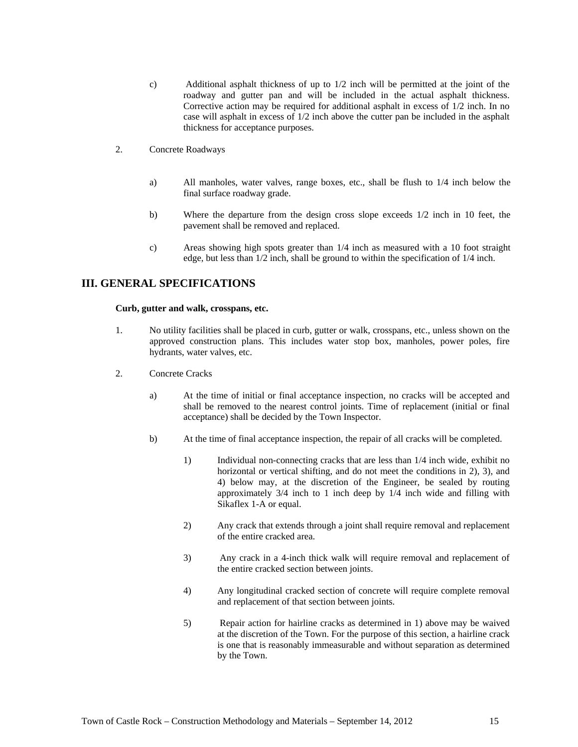c) Additional asphalt thickness of up to 1/2 inch will be permitted at the joint of the roadway and gutter pan and will be included in the actual asphalt thickness. Corrective action may be required for additional asphalt in excess of 1/2 inch. In no case will asphalt in excess of 1/2 inch above the cutter pan be included in the asphalt thickness for acceptance purposes.

2. Concrete Roadways

   a) All manholes, water valves, range boxes, etc., shall be flush to 1/4 inch below the final surface roadway grade.

   b) Where the departure from the design cross slope exceeds 1/2 inch in 10 feet, the pavement shall be removed and replaced.

   c) Areas showing high spots greater than 1/4 inch as measured with a 10 foot straight edge, but less than 1/2 inch, shall be ground to within the specification of 1/4 inch.

## III. GENERAL SPECIFICATIONS

**Curb, gutter and walk, crosspans, etc.**

1. No utility facilities shall be placed in curb, gutter or walk, crosspans, etc., unless shown on the approved construction plans. This includes water stop box, manholes, power poles, fire hydrants, water valves, etc.

2. Concrete Cracks

   a) At the time of initial or final acceptance inspection, no cracks will be accepted and shall be removed to the nearest control joints. Time of replacement (initial or final acceptance) shall be decided by the Town Inspector.

   b) At the time of final acceptance inspection, the repair of all cracks will be completed.

      1) Individual non-connecting cracks that are less than 1/4 inch wide, exhibit no horizontal or vertical shifting, and do not meet the conditions in 2), 3), and 4) below may, at the discretion of the Engineer, be sealed by routing approximately 3/4 inch to 1 inch deep by 1/4 inch wide and filling with Sikaflex 1-A or equal.

      2) Any crack that extends through a joint shall require removal and replacement of the entire cracked area.

      3) Any crack in a 4-inch thick walk will require removal and replacement of the entire cracked section between joints.

      4) Any longitudinal cracked section of concrete will require complete removal and replacement of that section between joints.

      5) Repair action for hairline cracks as determined in 1) above may be waived at the discretion of the Town. For the purpose of this section, a hairline crack is one that is reasonably immeasurable and without separation as determined by the Town.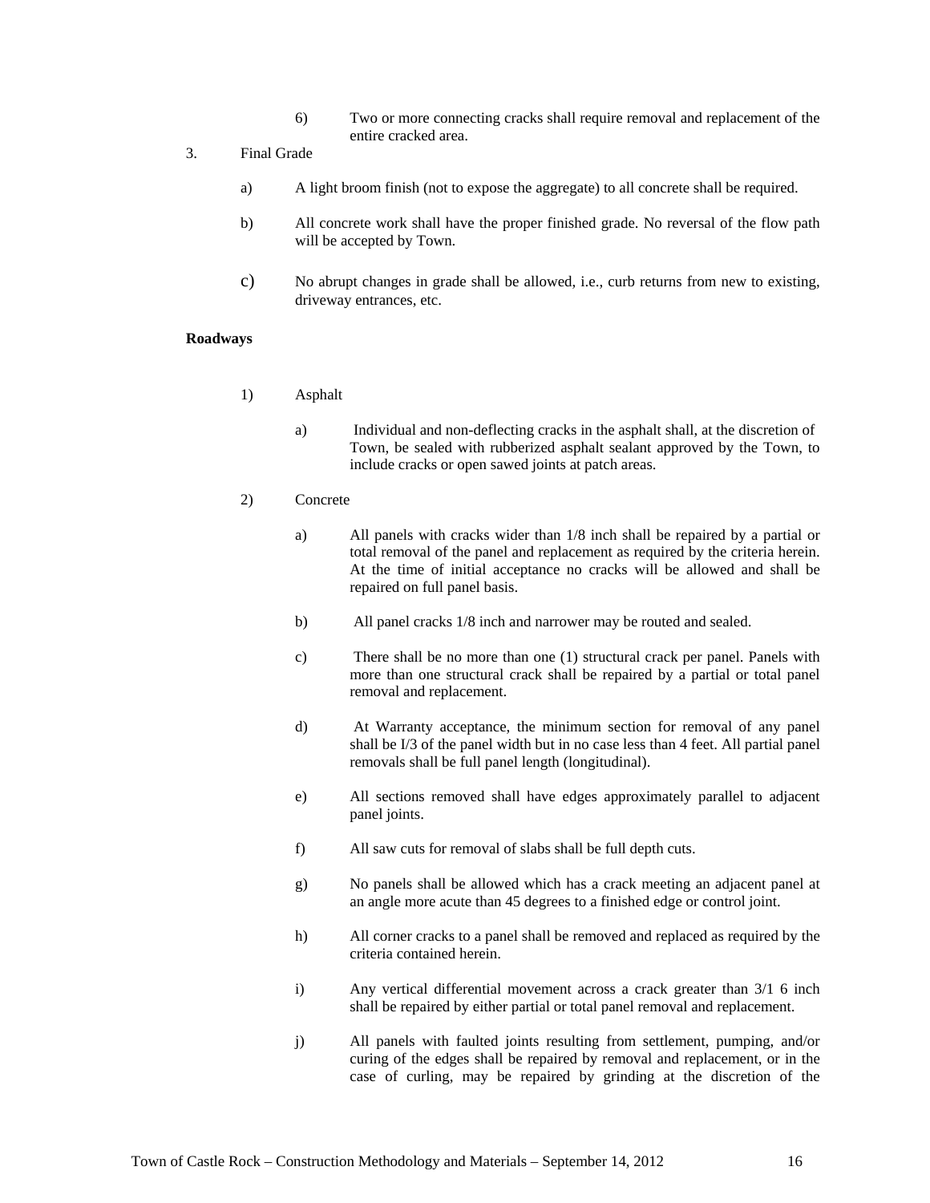6) Two or more connecting cracks shall require removal and replacement of the entire cracked area.

3. Final Grade

a) A light broom finish (not to expose the aggregate) to all concrete shall be required.

b) All concrete work shall have the proper finished grade. No reversal of the flow path will be accepted by Town.

c) No abrupt changes in grade shall be allowed, i.e., curb returns from new to existing, driveway entrances, etc.

**Roadways**

1) Asphalt

a) Individual and non-deflecting cracks in the asphalt shall, at the discretion of Town, be sealed with rubberized asphalt sealant approved by the Town, to include cracks or open sawed joints at patch areas.

2) Concrete

a) All panels with cracks wider than 1/8 inch shall be repaired by a partial or total removal of the panel and replacement as required by the criteria herein. At the time of initial acceptance no cracks will be allowed and shall be repaired on full panel basis.

b) All panel cracks 1/8 inch and narrower may be routed and sealed.

c) There shall be no more than one (1) structural crack per panel. Panels with more than one structural crack shall be repaired by a partial or total panel removal and replacement.

d) At Warranty acceptance, the minimum section for removal of any panel shall be I/3 of the panel width but in no case less than 4 feet. All partial panel removals shall be full panel length (longitudinal).

e) All sections removed shall have edges approximately parallel to adjacent panel joints.

f) All saw cuts for removal of slabs shall be full depth cuts.

g) No panels shall be allowed which has a crack meeting an adjacent panel at an angle more acute than 45 degrees to a finished edge or control joint.

h) All corner cracks to a panel shall be removed and replaced as required by the criteria contained herein.

i) Any vertical differential movement across a crack greater than 3/1 6 inch shall be repaired by either partial or total panel removal and replacement.

j) All panels with faulted joints resulting from settlement, pumping, and/or curing of the edges shall be repaired by removal and replacement, or in the case of curling, may be repaired by grinding at the discretion of the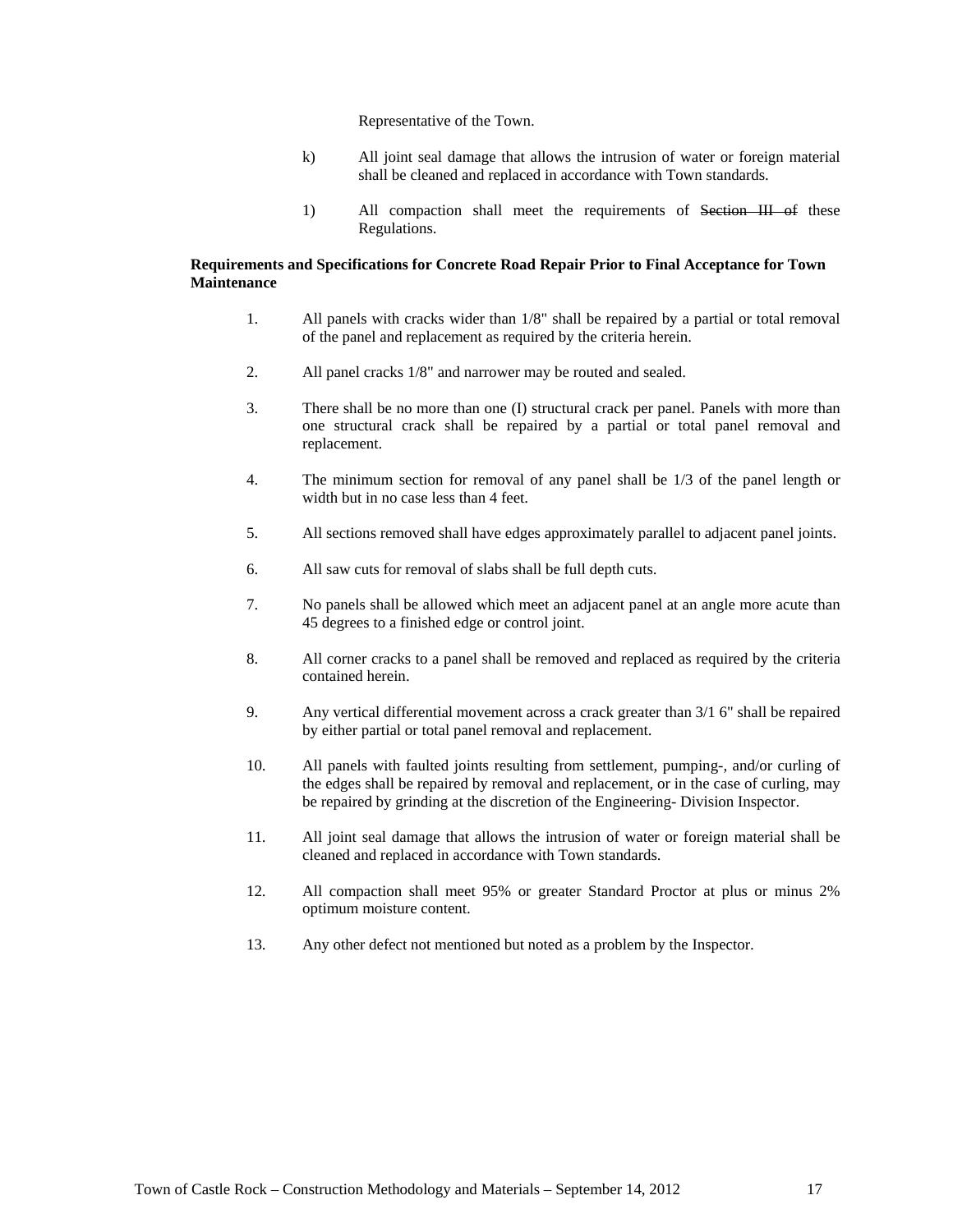Representative of the Town.

k) All joint seal damage that allows the intrusion of water or foreign material shall be cleaned and replaced in accordance with Town standards.

1) All compaction shall meet the requirements of ~~Section III of~~ these Regulations.

**Requirements and Specifications for Concrete Road Repair Prior to Final Acceptance for Town Maintenance**

1. All panels with cracks wider than 1/8" shall be repaired by a partial or total removal of the panel and replacement as required by the criteria herein.

2. All panel cracks 1/8" and narrower may be routed and sealed.

3. There shall be no more than one (I) structural crack per panel. Panels with more than one structural crack shall be repaired by a partial or total panel removal and replacement.

4. The minimum section for removal of any panel shall be 1/3 of the panel length or width but in no case less than 4 feet.

5. All sections removed shall have edges approximately parallel to adjacent panel joints.

6. All saw cuts for removal of slabs shall be full depth cuts.

7. No panels shall be allowed which meet an adjacent panel at an angle more acute than 45 degrees to a finished edge or control joint.

8. All corner cracks to a panel shall be removed and replaced as required by the criteria contained herein.

9. Any vertical differential movement across a crack greater than 3/1 6" shall be repaired by either partial or total panel removal and replacement.

10. All panels with faulted joints resulting from settlement, pumping-, and/or curling of the edges shall be repaired by removal and replacement, or in the case of curling, may be repaired by grinding at the discretion of the Engineering- Division Inspector.

11. All joint seal damage that allows the intrusion of water or foreign material shall be cleaned and replaced in accordance with Town standards.

12. All compaction shall meet 95% or greater Standard Proctor at plus or minus 2% optimum moisture content.

13. Any other defect not mentioned but noted as a problem by the Inspector.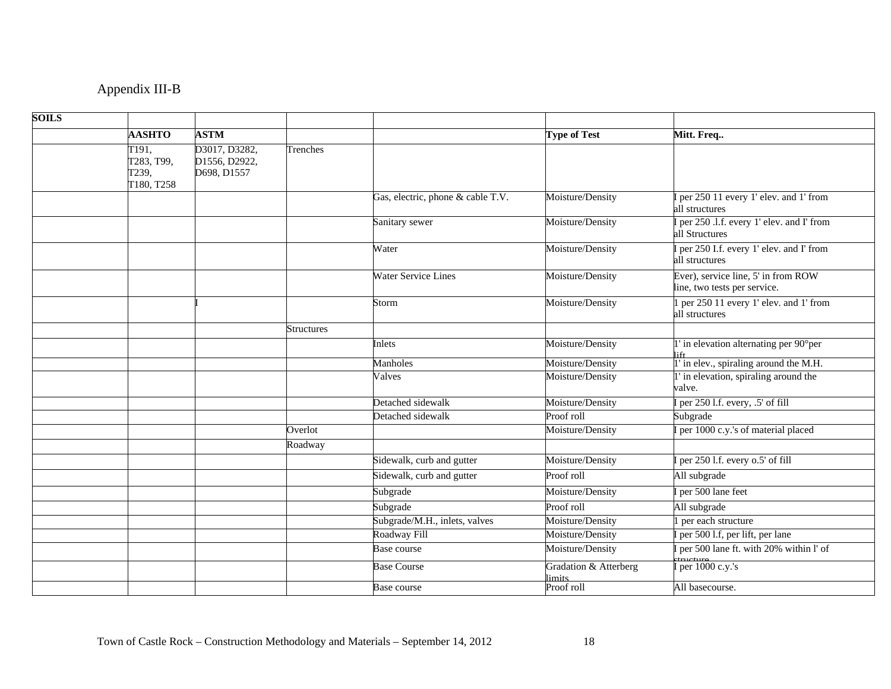Appendix III-B

| SOILS | | | | | | |
|---|---|---|---|---|---|---|
| | **AASHTO** | **ASTM** | | | **Type of Test** | **Mitt. Freq..** |
| | T191, T283, T99, T239, T180, T258 | D3017, D3282, D1556, D2922, D698, D1557 | Trenches | | | |
| | | | | Gas, electric, phone & cable T.V. | Moisture/Density | I per 250 11 every 1' elev. and 1' from all structures |
| | | | | Sanitary sewer | Moisture/Density | I per 250 .l.f. every 1' elev. and I' from all Structures |
| | | | | Water | Moisture/Density | I per 250 I.f. every 1' elev. and I' from all structures |
| | | | | Water Service Lines | Moisture/Density | Ever), service line, 5' in from ROW line, two tests per service. |
| | | I | | Storm | Moisture/Density | 1 per 250 11 every 1' elev. and 1' from all structures |
| | | | Structures | | | |
| | | | | Inlets | Moisture/Density | 1' in elevation alternating per 90°per lift |
| | | | | Manholes | Moisture/Density | 1' in elev., spiraling around the M.H. |
| | | | | Valves | Moisture/Density | 1' in elevation, spiraling around the valve. |
| | | | | Detached sidewalk | Moisture/Density | I per 250 l.f. every, .5' of fill |
| | | | | Detached sidewalk | Proof roll | Subgrade |
| | | | Overlot | | Moisture/Density | I per 1000 c.y.'s of material placed |
| | | | Roadway | | | |
| | | | | Sidewalk, curb and gutter | Moisture/Density | I per 250 l.f. every o.5' of fill |
| | | | | Sidewalk, curb and gutter | Proof roll | All subgrade |
| | | | | Subgrade | Moisture/Density | I per 500 lane feet |
| | | | | Subgrade | Proof roll | All subgrade |
| | | | | Subgrade/M.H., inlets, valves | Moisture/Density | 1 per each structure |
| | | | | Roadway Fill | Moisture/Density | I per 500 l.f, per lift, per lane |
| | | | | Base course | Moisture/Density | I per 500 lane ft. with 20% within l' of structure |
| | | | | Base Course | Gradation & Atterberg limits | I per 1000 c.y.'s |
| | | | | Base course | Proof roll | All basecourse. |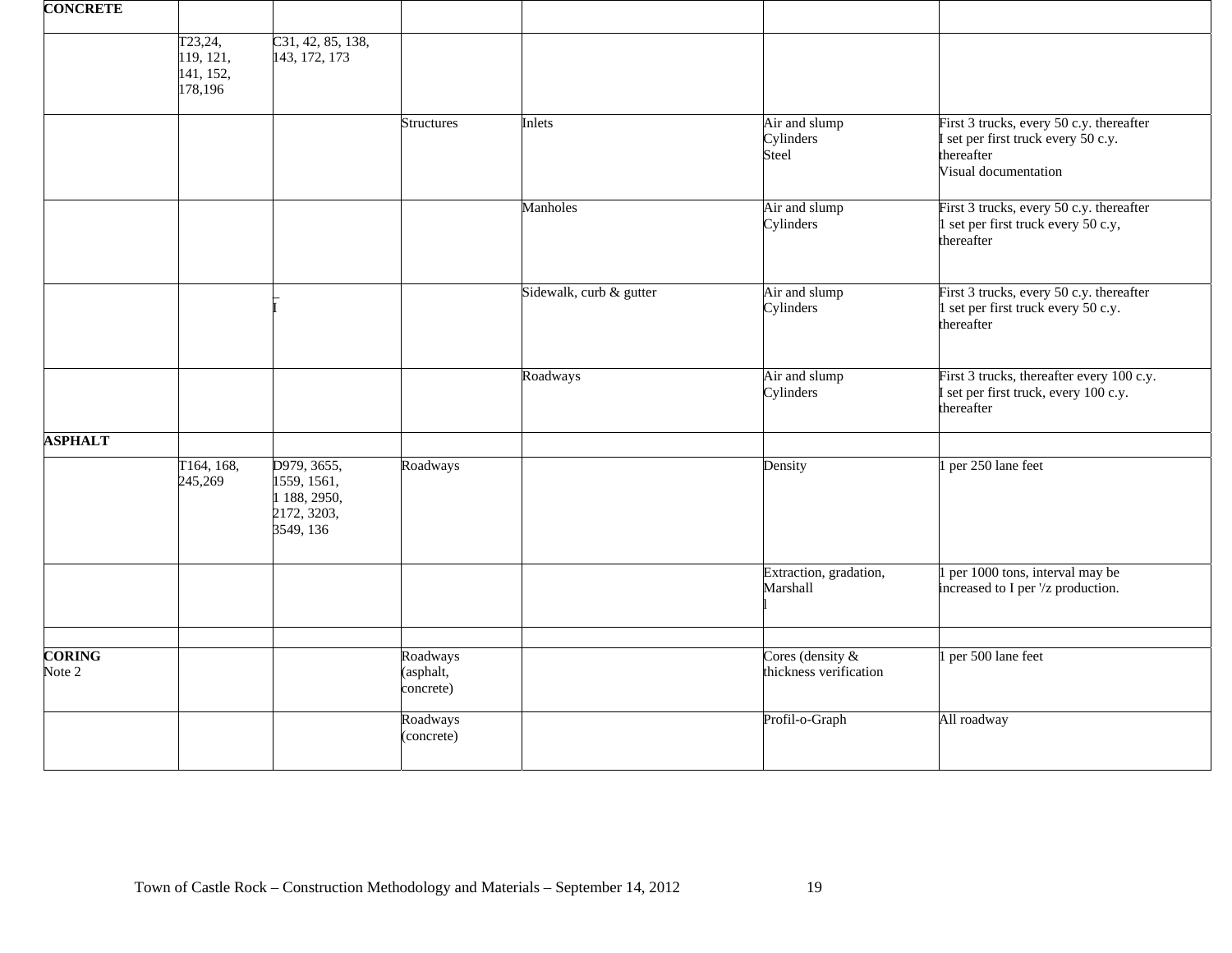| CONCRETE | | | | | | |
|---|---|---|---|---|---|---|
| | T23,24, 119, 121, 141, 152, 178,196 | C31, 42, 85, 138, 143, 172, 173 | | | | |
| | | | Structures | Inlets | Air and slump<br>Cylinders<br>Steel | First 3 trucks, every 50 c.y. thereafter<br>I set per first truck every 50 c.y. thereafter<br>Visual documentation |
| | | | | Manholes | Air and slump<br>Cylinders | First 3 trucks, every 50 c.y. thereafter<br>1 set per first truck every 50 c.y, thereafter |
| | | _<br>I | | Sidewalk, curb & gutter | Air and slump<br>Cylinders | First 3 trucks, every 50 c.y. thereafter<br>1 set per first truck every 50 c.y. thereafter |
| | | | | Roadways | Air and slump<br>Cylinders | First 3 trucks, thereafter every 100 c.y.<br>I set per first truck, every 100 c.y. thereafter |
| **ASPHALT** | | | | | | |
| | T164, 168, 245,269 | D979, 3655, 1559, 1561, 1 188, 2950, 2172, 3203, 3549, 136 | Roadways | | Density | 1 per 250 lane feet |
| | | | | | Extraction, gradation, Marshall<br>l | 1 per 1000 tons, interval may be increased to I per '/z production. |
| | | | | | | |
| **CORING**<br>Note 2 | | | Roadways (asphalt, concrete) | | Cores (density & thickness verification | 1 per 500 lane feet |
| | | | Roadways (concrete) | | Profil-o-Graph | All roadway |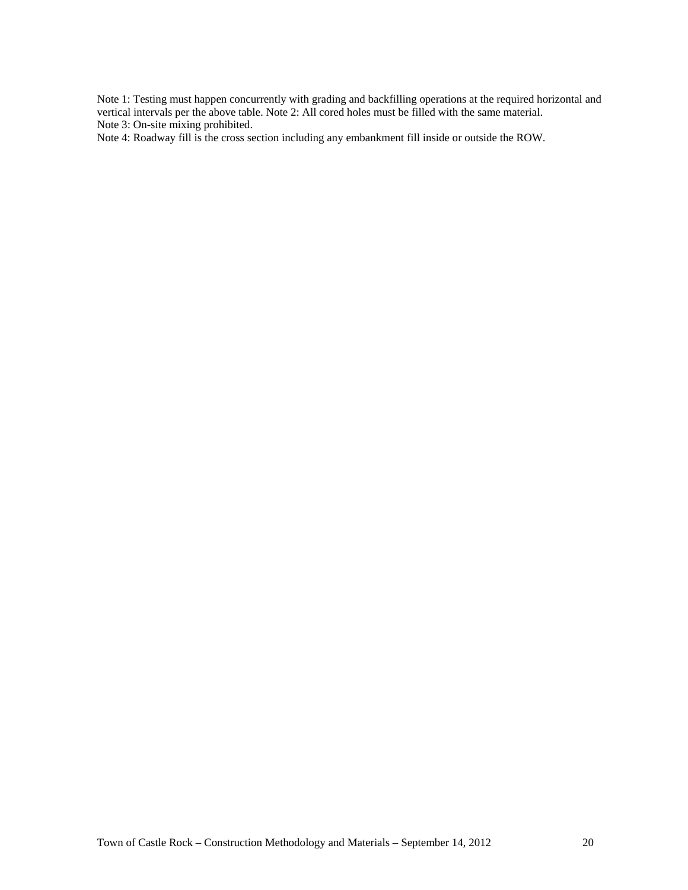Note 1: Testing must happen concurrently with grading and backfilling operations at the required horizontal and vertical intervals per the above table. Note 2: All cored holes must be filled with the same material.
Note 3: On-site mixing prohibited.
Note 4: Roadway fill is the cross section including any embankment fill inside or outside the ROW.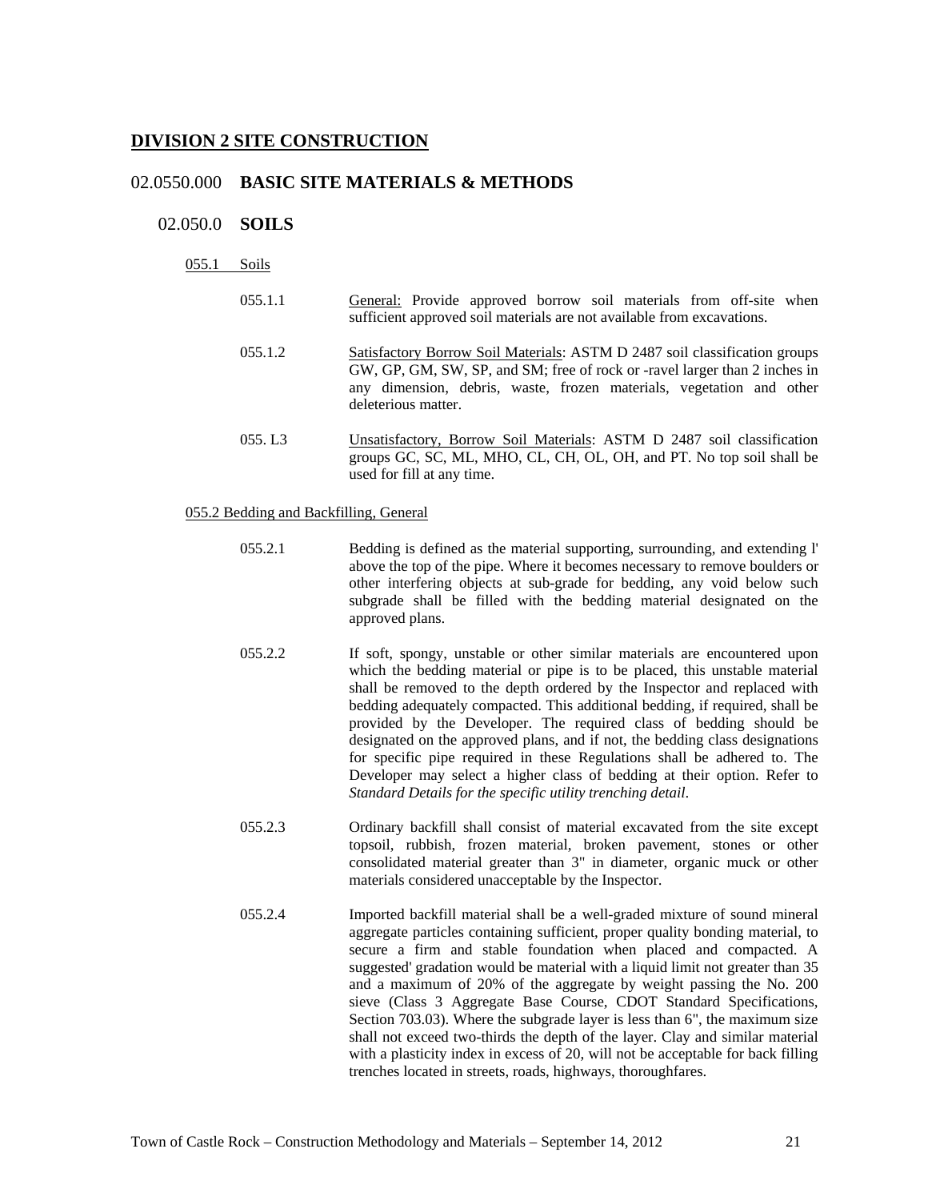# DIVISION 2 SITE CONSTRUCTION

## 02.0550.000 BASIC SITE MATERIALS & METHODS

### 02.050.0 SOILS

055.1 Soils

055.1.1 General: Provide approved borrow soil materials from off-site when sufficient approved soil materials are not available from excavations.

055.1.2 Satisfactory Borrow Soil Materials: ASTM D 2487 soil classification groups GW, GP, GM, SW, SP, and SM; free of rock or -ravel larger than 2 inches in any dimension, debris, waste, frozen materials, vegetation and other deleterious matter.

055. L3 Unsatisfactory, Borrow Soil Materials: ASTM D 2487 soil classification groups GC, SC, ML, MHO, CL, CH, OL, OH, and PT. No top soil shall be used for fill at any time.

055.2 Bedding and Backfilling, General

055.2.1 Bedding is defined as the material supporting, surrounding, and extending l' above the top of the pipe. Where it becomes necessary to remove boulders or other interfering objects at sub-grade for bedding, any void below such subgrade shall be filled with the bedding material designated on the approved plans.

055.2.2 If soft, spongy, unstable or other similar materials are encountered upon which the bedding material or pipe is to be placed, this unstable material shall be removed to the depth ordered by the Inspector and replaced with bedding adequately compacted. This additional bedding, if required, shall be provided by the Developer. The required class of bedding should be designated on the approved plans, and if not, the bedding class designations for specific pipe required in these Regulations shall be adhered to. The Developer may select a higher class of bedding at their option. Refer to *Standard Details for the specific utility trenching detail*.

055.2.3 Ordinary backfill shall consist of material excavated from the site except topsoil, rubbish, frozen material, broken pavement, stones or other consolidated material greater than 3" in diameter, organic muck or other materials considered unacceptable by the Inspector.

055.2.4 Imported backfill material shall be a well-graded mixture of sound mineral aggregate particles containing sufficient, proper quality bonding material, to secure a firm and stable foundation when placed and compacted. A suggested' gradation would be material with a liquid limit not greater than 35 and a maximum of 20% of the aggregate by weight passing the No. 200 sieve (Class 3 Aggregate Base Course, CDOT Standard Specifications, Section 703.03). Where the subgrade layer is less than 6", the maximum size shall not exceed two-thirds the depth of the layer. Clay and similar material with a plasticity index in excess of 20, will not be acceptable for back filling trenches located in streets, roads, highways, thoroughfares.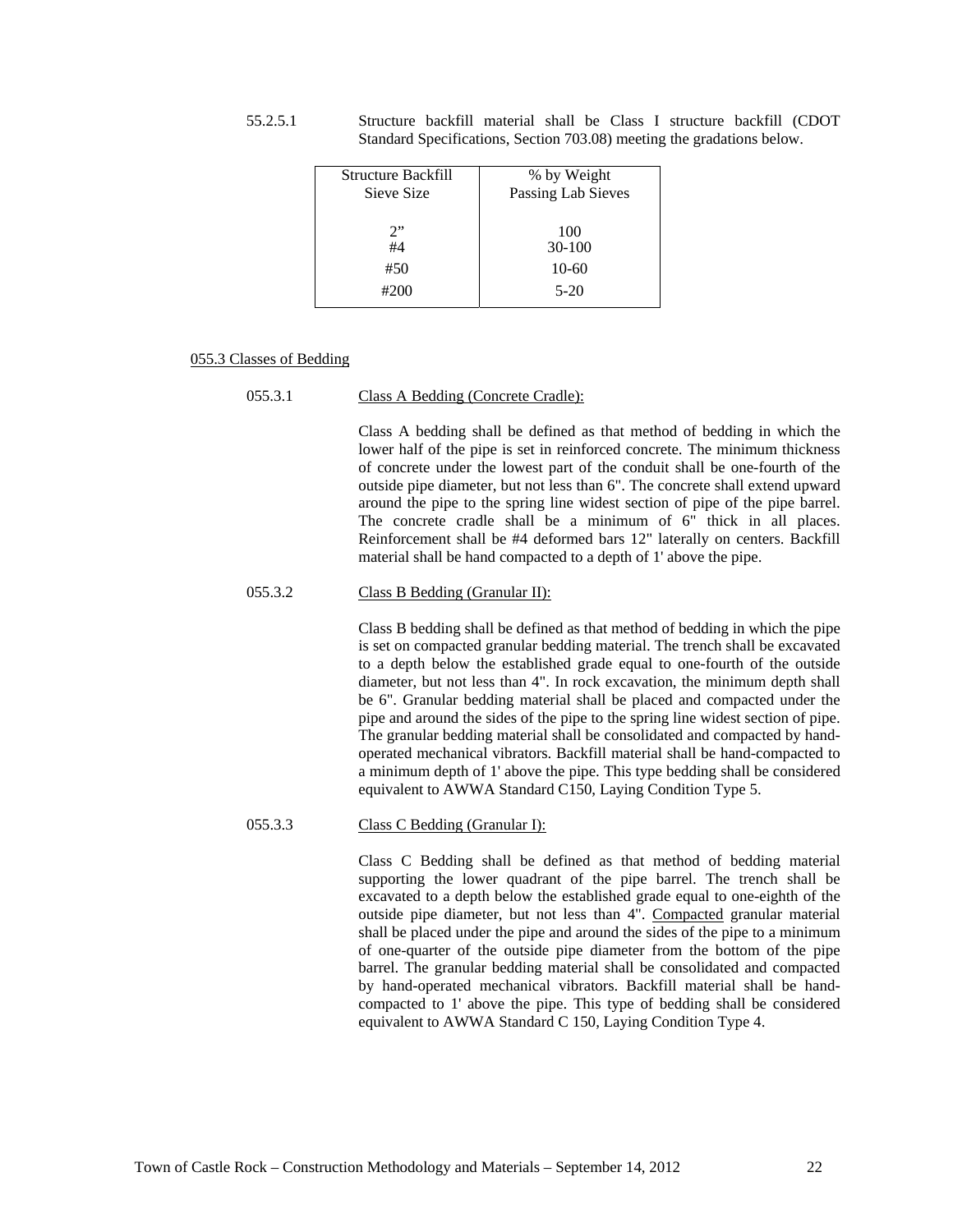55.2.5.1 Structure backfill material shall be Class I structure backfill (CDOT Standard Specifications, Section 703.08) meeting the gradations below.

| Structure Backfill Sieve Size | % by Weight Passing Lab Sieves |
|---|---|
| 2" | 100 |
| #4 | 30-100 |
| #50 | 10-60 |
| #200 | 5-20 |

## 055.3 Classes of Bedding

### 055.3.1 Class A Bedding (Concrete Cradle):

Class A bedding shall be defined as that method of bedding in which the lower half of the pipe is set in reinforced concrete. The minimum thickness of concrete under the lowest part of the conduit shall be one-fourth of the outside pipe diameter, but not less than 6". The concrete shall extend upward around the pipe to the spring line widest section of pipe of the pipe barrel. The concrete cradle shall be a minimum of 6" thick in all places. Reinforcement shall be #4 deformed bars 12" laterally on centers. Backfill material shall be hand compacted to a depth of 1' above the pipe.

### 055.3.2 Class B Bedding (Granular II):

Class B bedding shall be defined as that method of bedding in which the pipe is set on compacted granular bedding material. The trench shall be excavated to a depth below the established grade equal to one-fourth of the outside diameter, but not less than 4". In rock excavation, the minimum depth shall be 6". Granular bedding material shall be placed and compacted under the pipe and around the sides of the pipe to the spring line widest section of pipe. The granular bedding material shall be consolidated and compacted by hand-operated mechanical vibrators. Backfill material shall be hand-compacted to a minimum depth of 1' above the pipe. This type bedding shall be considered equivalent to AWWA Standard C150, Laying Condition Type 5.

### 055.3.3 Class C Bedding (Granular I):

Class C Bedding shall be defined as that method of bedding material supporting the lower quadrant of the pipe barrel. The trench shall be excavated to a depth below the established grade equal to one-eighth of the outside pipe diameter, but not less than 4". Compacted granular material shall be placed under the pipe and around the sides of the pipe to a minimum of one-quarter of the outside pipe diameter from the bottom of the pipe barrel. The granular bedding material shall be consolidated and compacted by hand-operated mechanical vibrators. Backfill material shall be hand-compacted to 1' above the pipe. This type of bedding shall be considered equivalent to AWWA Standard C 150, Laying Condition Type 4.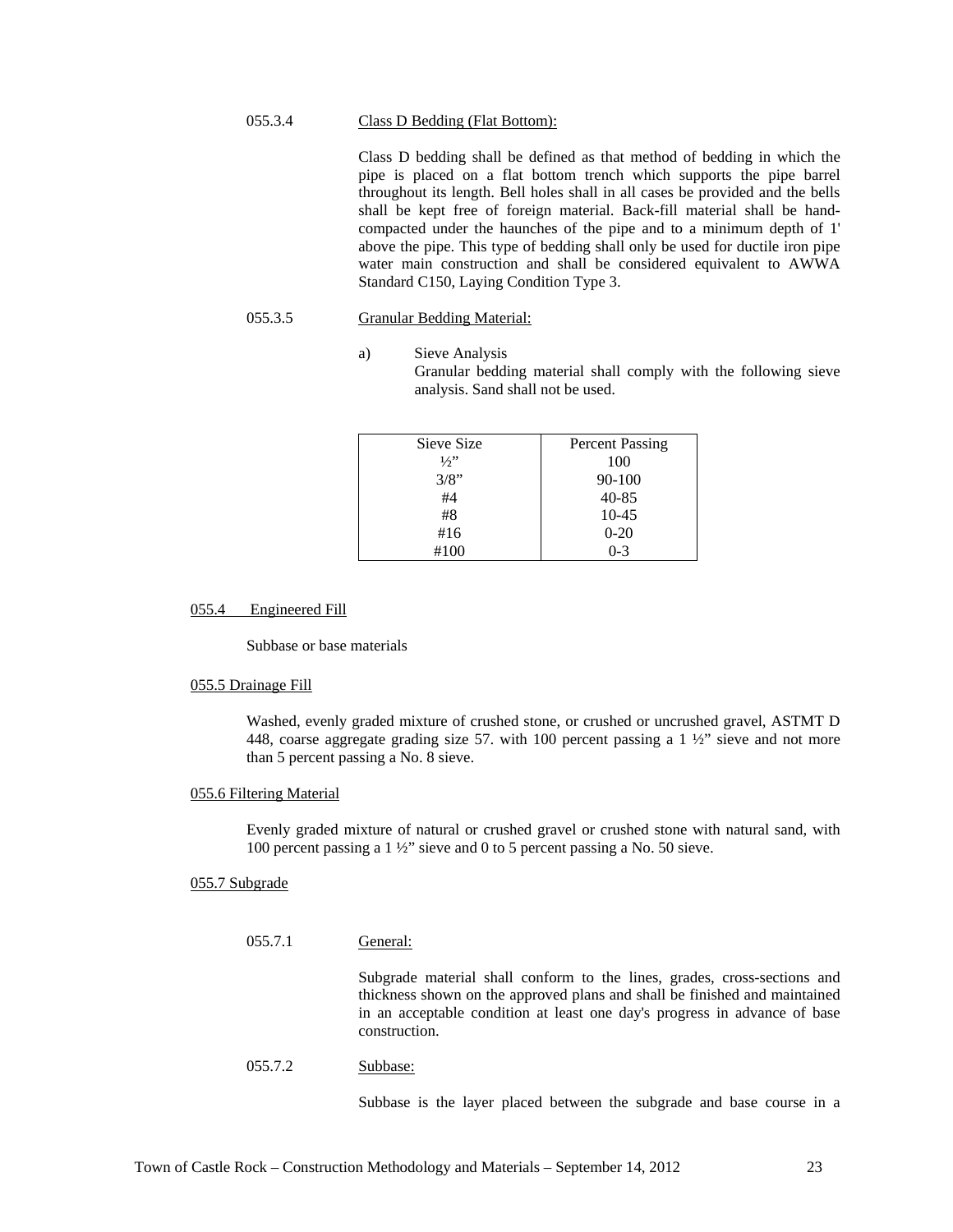#### 055.3.4 Class D Bedding (Flat Bottom):

Class D bedding shall be defined as that method of bedding in which the pipe is placed on a flat bottom trench which supports the pipe barrel throughout its length. Bell holes shall in all cases be provided and the bells shall be kept free of foreign material. Back-fill material shall be hand-compacted under the haunches of the pipe and to a minimum depth of 1' above the pipe. This type of bedding shall only be used for ductile iron pipe water main construction and shall be considered equivalent to AWWA Standard C150, Laying Condition Type 3.

#### 055.3.5 Granular Bedding Material:

a) Sieve Analysis

Granular bedding material shall comply with the following sieve analysis. Sand shall not be used.

| Sieve Size | Percent Passing |
|---|---|
| ½" | 100 |
| 3/8" | 90-100 |
| #4 | 40-85 |
| #8 | 10-45 |
| #16 | 0-20 |
| #100 | 0-3 |

### 055.4 Engineered Fill

Subbase or base materials

### 055.5 Drainage Fill

Washed, evenly graded mixture of crushed stone, or crushed or uncrushed gravel, ASTMT D 448, coarse aggregate grading size 57. with 100 percent passing a 1 ½" sieve and not more than 5 percent passing a No. 8 sieve.

### 055.6 Filtering Material

Evenly graded mixture of natural or crushed gravel or crushed stone with natural sand, with 100 percent passing a 1 ½" sieve and 0 to 5 percent passing a No. 50 sieve.

### 055.7 Subgrade

#### 055.7.1 General:

Subgrade material shall conform to the lines, grades, cross-sections and thickness shown on the approved plans and shall be finished and maintained in an acceptable condition at least one day's progress in advance of base construction.

#### 055.7.2 Subbase:

Subbase is the layer placed between the subgrade and base course in a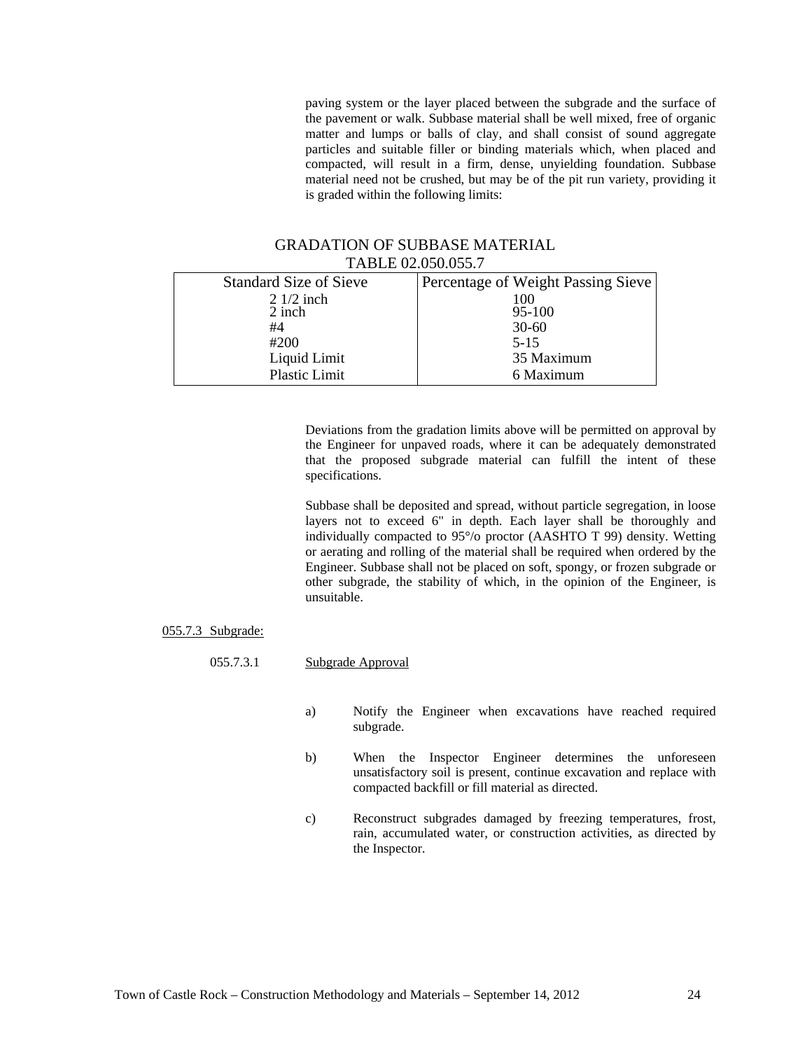paving system or the layer placed between the subgrade and the surface of the pavement or walk. Subbase material shall be well mixed, free of organic matter and lumps or balls of clay, and shall consist of sound aggregate particles and suitable filler or binding materials which, when placed and compacted, will result in a firm, dense, unyielding foundation. Subbase material need not be crushed, but may be of the pit run variety, providing it is graded within the following limits:

GRADATION OF SUBBASE MATERIAL
TABLE 02.050.055.7

| Standard Size of Sieve | Percentage of Weight Passing Sieve |
|---|---|
| 2 1/2 inch | 100 |
| 2 inch | 95-100 |
| #4 | 30-60 |
| #200 | 5-15 |
| Liquid Limit | 35 Maximum |
| Plastic Limit | 6 Maximum |

Deviations from the gradation limits above will be permitted on approval by the Engineer for unpaved roads, where it can be adequately demonstrated that the proposed subgrade material can fulfill the intent of these specifications.

Subbase shall be deposited and spread, without particle segregation, in loose layers not to exceed 6" in depth. Each layer shall be thoroughly and individually compacted to 95°/o proctor (AASHTO T 99) density. Wetting or aerating and rolling of the material shall be required when ordered by the Engineer. Subbase shall not be placed on soft, spongy, or frozen subgrade or other subgrade, the stability of which, in the opinion of the Engineer, is unsuitable.

055.7.3 Subgrade:

055.7.3.1 Subgrade Approval

a) Notify the Engineer when excavations have reached required subgrade.

b) When the Inspector Engineer determines the unforeseen unsatisfactory soil is present, continue excavation and replace with compacted backfill or fill material as directed.

c) Reconstruct subgrades damaged by freezing temperatures, frost, rain, accumulated water, or construction activities, as directed by the Inspector.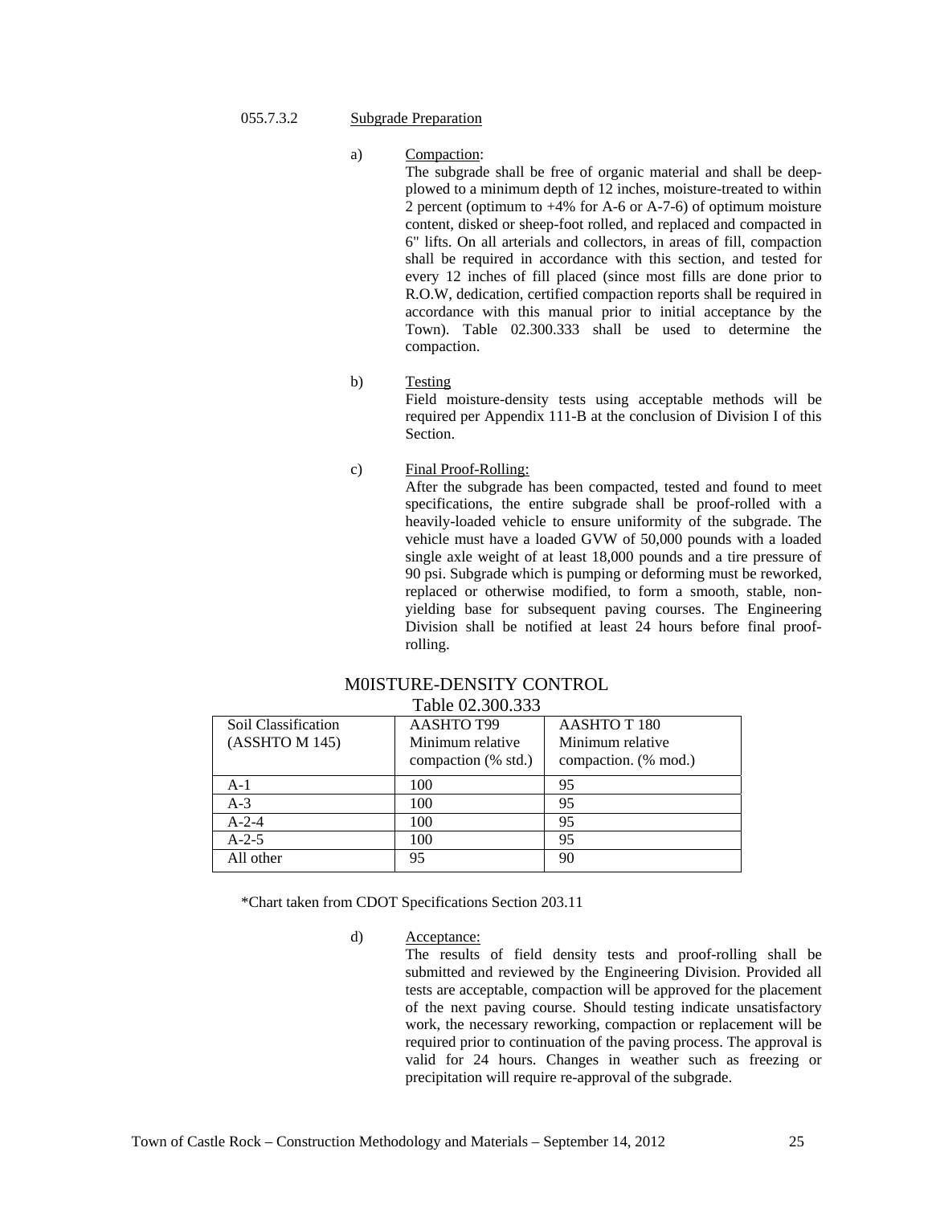### 055.7.3.2 Subgrade Preparation

a) Compaction:

The subgrade shall be free of organic material and shall be deep-plowed to a minimum depth of 12 inches, moisture-treated to within 2 percent (optimum to +4% for A-6 or A-7-6) of optimum moisture content, disked or sheep-foot rolled, and replaced and compacted in 6" lifts. On all arterials and collectors, in areas of fill, compaction shall be required in accordance with this section, and tested for every 12 inches of fill placed (since most fills are done prior to R.O.W, dedication, certified compaction reports shall be required in accordance with this manual prior to initial acceptance by the Town). Table 02.300.333 shall be used to determine the compaction.

b) Testing

Field moisture-density tests using acceptable methods will be required per Appendix 111-B at the conclusion of Division I of this Section.

c) Final Proof-Rolling:

After the subgrade has been compacted, tested and found to meet specifications, the entire subgrade shall be proof-rolled with a heavily-loaded vehicle to ensure uniformity of the subgrade. The vehicle must have a loaded GVW of 50,000 pounds with a loaded single axle weight of at least 18,000 pounds and a tire pressure of 90 psi. Subgrade which is pumping or deforming must be reworked, replaced or otherwise modified, to form a smooth, stable, non-yielding base for subsequent paving courses. The Engineering Division shall be notified at least 24 hours before final proof-rolling.

M0ISTURE-DENSITY CONTROL

Table 02.300.333

| Soil Classification (ASSHTO M 145) | AASHTO T99 Minimum relative compaction (% std.) | AASHTO T 180 Minimum relative compaction. (% mod.) |
|---|---|---|
| A-1 | 100 | 95 |
| A-3 | 100 | 95 |
| A-2-4 | 100 | 95 |
| A-2-5 | 100 | 95 |
| All other | 95 | 90 |

*Chart taken from CDOT Specifications Section 203.11

d) Acceptance:

The results of field density tests and proof-rolling shall be submitted and reviewed by the Engineering Division. Provided all tests are acceptable, compaction will be approved for the placement of the next paving course. Should testing indicate unsatisfactory work, the necessary reworking, compaction or replacement will be required prior to continuation of the paving process. The approval is valid for 24 hours. Changes in weather such as freezing or precipitation will require re-approval of the subgrade.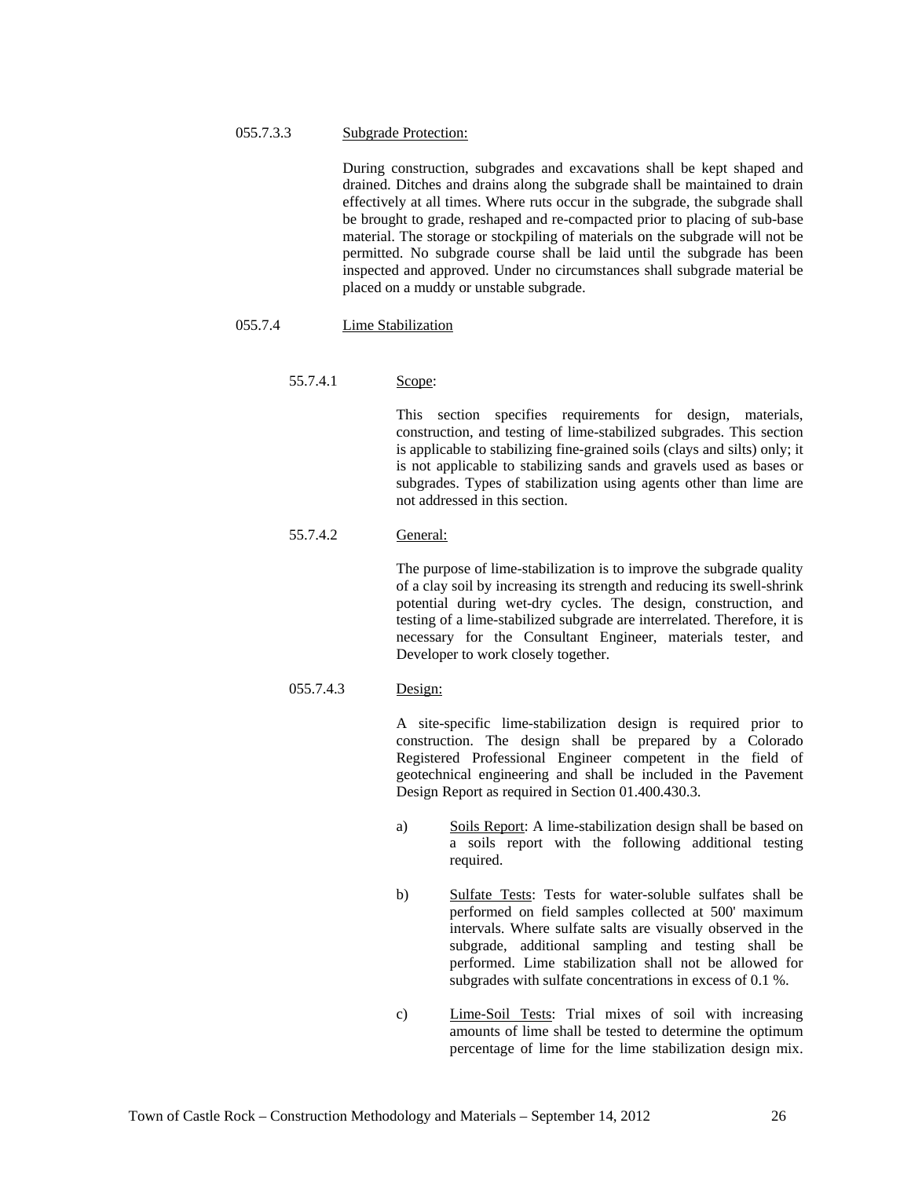055.7.3.3 Subgrade Protection:

During construction, subgrades and excavations shall be kept shaped and drained. Ditches and drains along the subgrade shall be maintained to drain effectively at all times. Where ruts occur in the subgrade, the subgrade shall be brought to grade, reshaped and re-compacted prior to placing of sub-base material. The storage or stockpiling of materials on the subgrade will not be permitted. No subgrade course shall be laid until the subgrade has been inspected and approved. Under no circumstances shall subgrade material be placed on a muddy or unstable subgrade.

055.7.4 Lime Stabilization

55.7.4.1 Scope:

This section specifies requirements for design, materials, construction, and testing of lime-stabilized subgrades. This section is applicable to stabilizing fine-grained soils (clays and silts) only; it is not applicable to stabilizing sands and gravels used as bases or subgrades. Types of stabilization using agents other than lime are not addressed in this section.

55.7.4.2 General:

The purpose of lime-stabilization is to improve the subgrade quality of a clay soil by increasing its strength and reducing its swell-shrink potential during wet-dry cycles. The design, construction, and testing of a lime-stabilized subgrade are interrelated. Therefore, it is necessary for the Consultant Engineer, materials tester, and Developer to work closely together.

055.7.4.3 Design:

A site-specific lime-stabilization design is required prior to construction. The design shall be prepared by a Colorado Registered Professional Engineer competent in the field of geotechnical engineering and shall be included in the Pavement Design Report as required in Section 01.400.430.3.

a) Soils Report: A lime-stabilization design shall be based on a soils report with the following additional testing required.

b) Sulfate Tests: Tests for water-soluble sulfates shall be performed on field samples collected at 500' maximum intervals. Where sulfate salts are visually observed in the subgrade, additional sampling and testing shall be performed. Lime stabilization shall not be allowed for subgrades with sulfate concentrations in excess of 0.1 %.

c) Lime-Soil Tests: Trial mixes of soil with increasing amounts of lime shall be tested to determine the optimum percentage of lime for the lime stabilization design mix.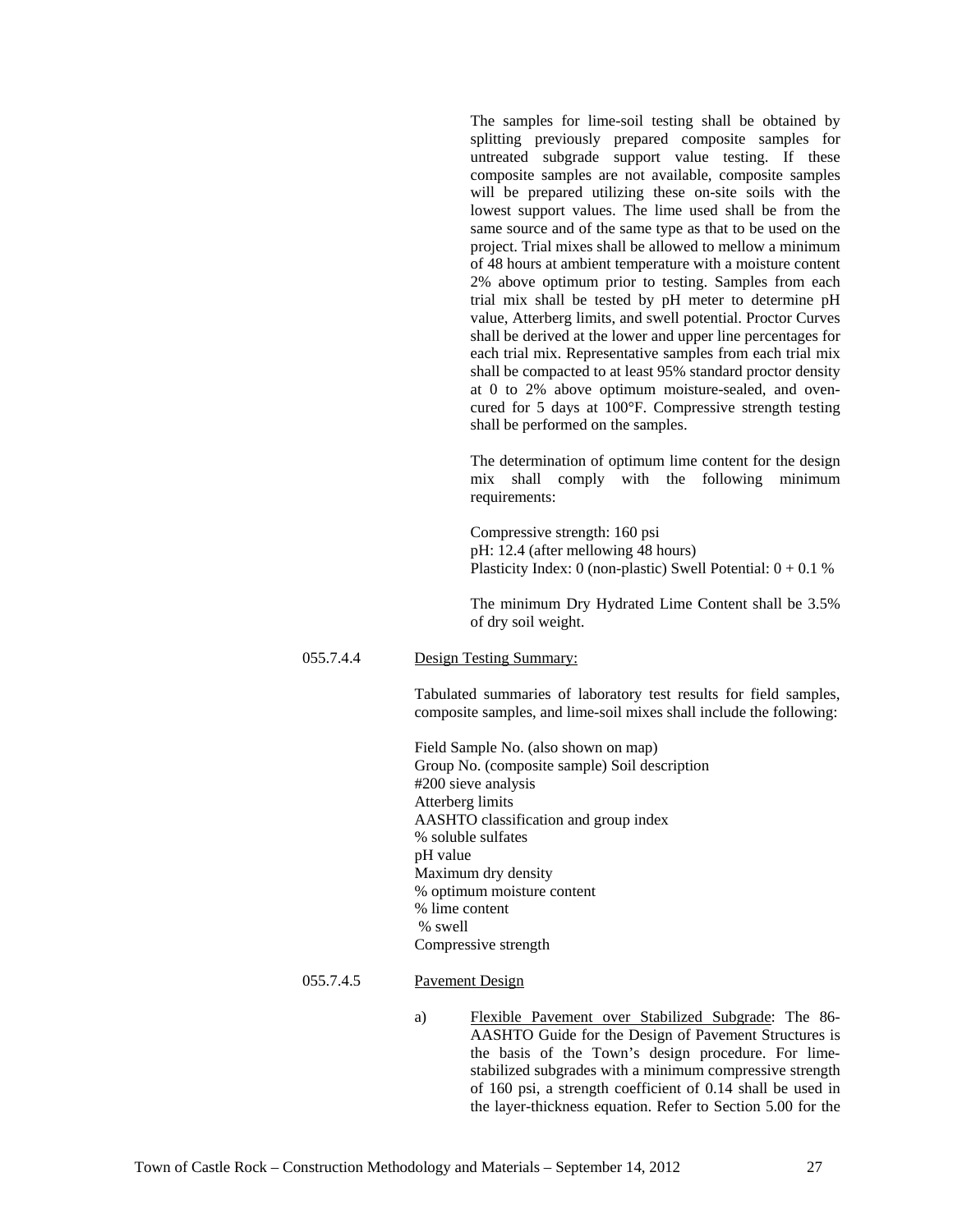The samples for lime-soil testing shall be obtained by splitting previously prepared composite samples for untreated subgrade support value testing. If these composite samples are not available, composite samples will be prepared utilizing these on-site soils with the lowest support values. The lime used shall be from the same source and of the same type as that to be used on the project. Trial mixes shall be allowed to mellow a minimum of 48 hours at ambient temperature with a moisture content 2% above optimum prior to testing. Samples from each trial mix shall be tested by pH meter to determine pH value, Atterberg limits, and swell potential. Proctor Curves shall be derived at the lower and upper line percentages for each trial mix. Representative samples from each trial mix shall be compacted to at least 95% standard proctor density at 0 to 2% above optimum moisture-sealed, and oven-cured for 5 days at 100°F. Compressive strength testing shall be performed on the samples.

The determination of optimum lime content for the design mix shall comply with the following minimum requirements:

Compressive strength: 160 psi
pH: 12.4 (after mellowing 48 hours)
Plasticity Index: 0 (non-plastic) Swell Potential: 0 + 0.1 %

The minimum Dry Hydrated Lime Content shall be 3.5% of dry soil weight.

055.7.4.4 Design Testing Summary:

Tabulated summaries of laboratory test results for field samples, composite samples, and lime-soil mixes shall include the following:

Field Sample No. (also shown on map)
Group No. (composite sample) Soil description
#200 sieve analysis
Atterberg limits
AASHTO classification and group index
% soluble sulfates
pH value
Maximum dry density
% optimum moisture content
% lime content
% swell
Compressive strength

055.7.4.5 Pavement Design

a) Flexible Pavement over Stabilized Subgrade: The 86-AASHTO Guide for the Design of Pavement Structures is the basis of the Town's design procedure. For lime-stabilized subgrades with a minimum compressive strength of 160 psi, a strength coefficient of 0.14 shall be used in the layer-thickness equation. Refer to Section 5.00 for the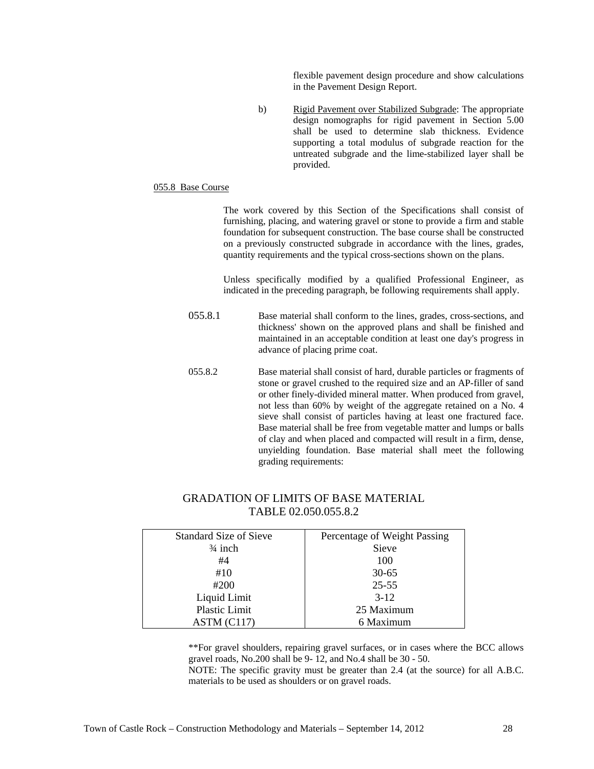flexible pavement design procedure and show calculations in the Pavement Design Report.

b) Rigid Pavement over Stabilized Subgrade: The appropriate design nomographs for rigid pavement in Section 5.00 shall be used to determine slab thickness. Evidence supporting a total modulus of subgrade reaction for the untreated subgrade and the lime-stabilized layer shall be provided.

055.8 Base Course

The work covered by this Section of the Specifications shall consist of furnishing, placing, and watering gravel or stone to provide a firm and stable foundation for subsequent construction. The base course shall be constructed on a previously constructed subgrade in accordance with the lines, grades, quantity requirements and the typical cross-sections shown on the plans.

Unless specifically modified by a qualified Professional Engineer, as indicated in the preceding paragraph, be following requirements shall apply.

055.8.1 Base material shall conform to the lines, grades, cross-sections, and thickness' shown on the approved plans and shall be finished and maintained in an acceptable condition at least one day's progress in advance of placing prime coat.

055.8.2 Base material shall consist of hard, durable particles or fragments of stone or gravel crushed to the required size and an AP-filler of sand or other finely-divided mineral matter. When produced from gravel, not less than 60% by weight of the aggregate retained on a No. 4 sieve shall consist of particles having at least one fractured face. Base material shall be free from vegetable matter and lumps or balls of clay and when placed and compacted will result in a firm, dense, unyielding foundation. Base material shall meet the following grading requirements:

GRADATION OF LIMITS OF BASE MATERIAL
TABLE 02.050.055.8.2

| Standard Size of Sieve | Percentage of Weight Passing |
|---|---|
| ¾ inch | Sieve |
| #4 | 100 |
| #10 | 30-65 |
| #200 | 25-55 |
| Liquid Limit | 3-12 |
| Plastic Limit | 25 Maximum |
| ASTM (C117) | 6 Maximum |

**For gravel shoulders, repairing gravel surfaces, or in cases where the BCC allows gravel roads, No.200 shall be 9- 12, and No.4 shall be 30 - 50.
NOTE: The specific gravity must be greater than 2.4 (at the source) for all A.B.C. materials to be used as shoulders or on gravel roads.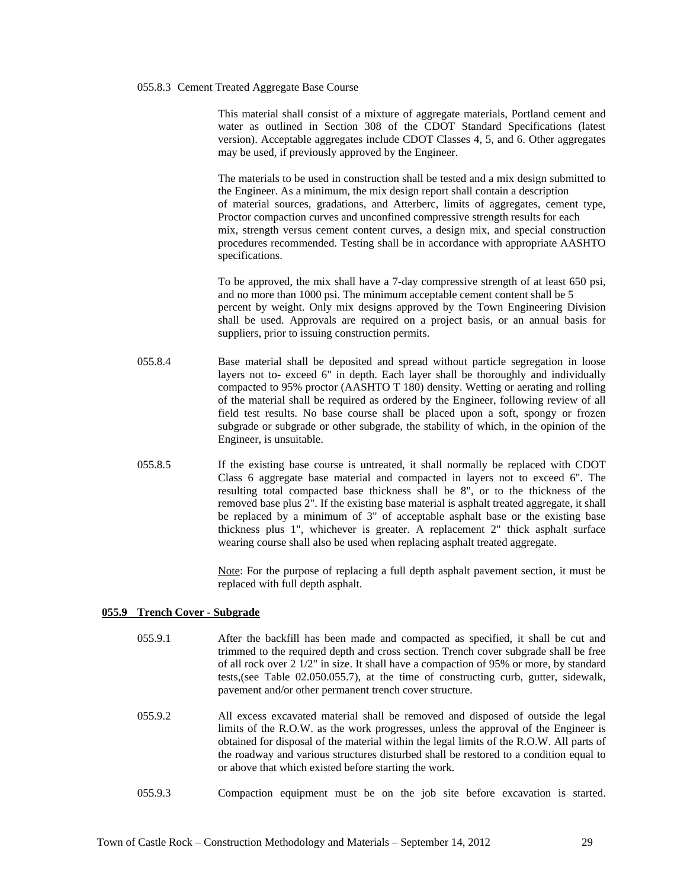055.8.3 Cement Treated Aggregate Base Course

This material shall consist of a mixture of aggregate materials, Portland cement and water as outlined in Section 308 of the CDOT Standard Specifications (latest version). Acceptable aggregates include CDOT Classes 4, 5, and 6. Other aggregates may be used, if previously approved by the Engineer.

The materials to be used in construction shall be tested and a mix design submitted to the Engineer. As a minimum, the mix design report shall contain a description of material sources, gradations, and Atterberc, limits of aggregates, cement type, Proctor compaction curves and unconfined compressive strength results for each mix, strength versus cement content curves, a design mix, and special construction procedures recommended. Testing shall be in accordance with appropriate AASHTO specifications.

To be approved, the mix shall have a 7-day compressive strength of at least 650 psi, and no more than 1000 psi. The minimum acceptable cement content shall be 5 percent by weight. Only mix designs approved by the Town Engineering Division shall be used. Approvals are required on a project basis, or an annual basis for suppliers, prior to issuing construction permits.

055.8.4 Base material shall be deposited and spread without particle segregation in loose layers not to- exceed 6" in depth. Each layer shall be thoroughly and individually compacted to 95% proctor (AASHTO T 180) density. Wetting or aerating and rolling of the material shall be required as ordered by the Engineer, following review of all field test results. No base course shall be placed upon a soft, spongy or frozen subgrade or subgrade or other subgrade, the stability of which, in the opinion of the Engineer, is unsuitable.

055.8.5 If the existing base course is untreated, it shall normally be replaced with CDOT Class 6 aggregate base material and compacted in layers not to exceed 6". The resulting total compacted base thickness shall be 8", or to the thickness of the removed base plus 2". If the existing base material is asphalt treated aggregate, it shall be replaced by a minimum of 3" of acceptable asphalt base or the existing base thickness plus 1", whichever is greater. A replacement 2" thick asphalt surface wearing course shall also be used when replacing asphalt treated aggregate.

Note: For the purpose of replacing a full depth asphalt pavement section, it must be replaced with full depth asphalt.

## 055.9 Trench Cover - Subgrade

055.9.1 After the backfill has been made and compacted as specified, it shall be cut and trimmed to the required depth and cross section. Trench cover subgrade shall be free of all rock over 2 1/2" in size. It shall have a compaction of 95% or more, by standard tests,(see Table 02.050.055.7), at the time of constructing curb, gutter, sidewalk, pavement and/or other permanent trench cover structure.

055.9.2 All excess excavated material shall be removed and disposed of outside the legal limits of the R.O.W. as the work progresses, unless the approval of the Engineer is obtained for disposal of the material within the legal limits of the R.O.W. All parts of the roadway and various structures disturbed shall be restored to a condition equal to or above that which existed before starting the work.

055.9.3 Compaction equipment must be on the job site before excavation is started.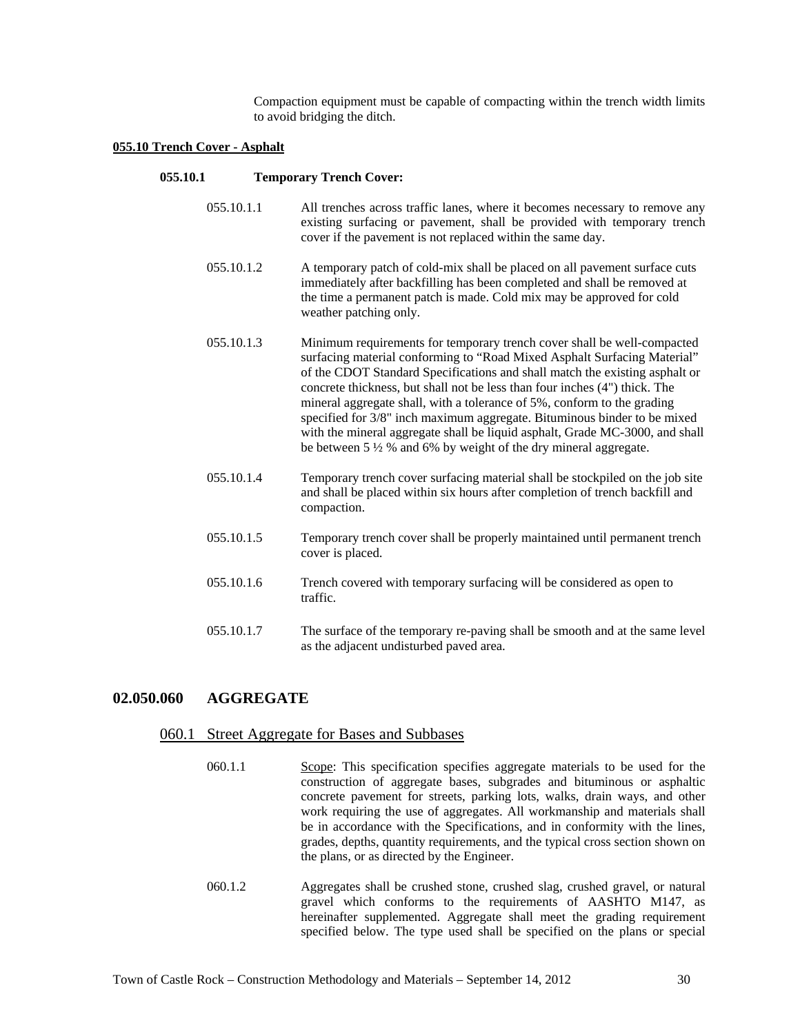Compaction equipment must be capable of compacting within the trench width limits to avoid bridging the ditch.

**055.10 Trench Cover - Asphalt**

**055.10.1 Temporary Trench Cover:**

055.10.1.1 All trenches across traffic lanes, where it becomes necessary to remove any existing surfacing or pavement, shall be provided with temporary trench cover if the pavement is not replaced within the same day.

055.10.1.2 A temporary patch of cold-mix shall be placed on all pavement surface cuts immediately after backfilling has been completed and shall be removed at the time a permanent patch is made. Cold mix may be approved for cold weather patching only.

055.10.1.3 Minimum requirements for temporary trench cover shall be well-compacted surfacing material conforming to "Road Mixed Asphalt Surfacing Material" of the CDOT Standard Specifications and shall match the existing asphalt or concrete thickness, but shall not be less than four inches (4") thick. The mineral aggregate shall, with a tolerance of 5%, conform to the grading specified for 3/8" inch maximum aggregate. Bituminous binder to be mixed with the mineral aggregate shall be liquid asphalt, Grade MC-3000, and shall be between 5 ½ % and 6% by weight of the dry mineral aggregate.

055.10.1.4 Temporary trench cover surfacing material shall be stockpiled on the job site and shall be placed within six hours after completion of trench backfill and compaction.

055.10.1.5 Temporary trench cover shall be properly maintained until permanent trench cover is placed.

055.10.1.6 Trench covered with temporary surfacing will be considered as open to traffic.

055.10.1.7 The surface of the temporary re-paving shall be smooth and at the same level as the adjacent undisturbed paved area.

## 02.050.060 AGGREGATE

### 060.1 Street Aggregate for Bases and Subbases

060.1.1 Scope: This specification specifies aggregate materials to be used for the construction of aggregate bases, subgrades and bituminous or asphaltic concrete pavement for streets, parking lots, walks, drain ways, and other work requiring the use of aggregates. All workmanship and materials shall be in accordance with the Specifications, and in conformity with the lines, grades, depths, quantity requirements, and the typical cross section shown on the plans, or as directed by the Engineer.

060.1.2 Aggregates shall be crushed stone, crushed slag, crushed gravel, or natural gravel which conforms to the requirements of AASHTO M147, as hereinafter supplemented. Aggregate shall meet the grading requirement specified below. The type used shall be specified on the plans or special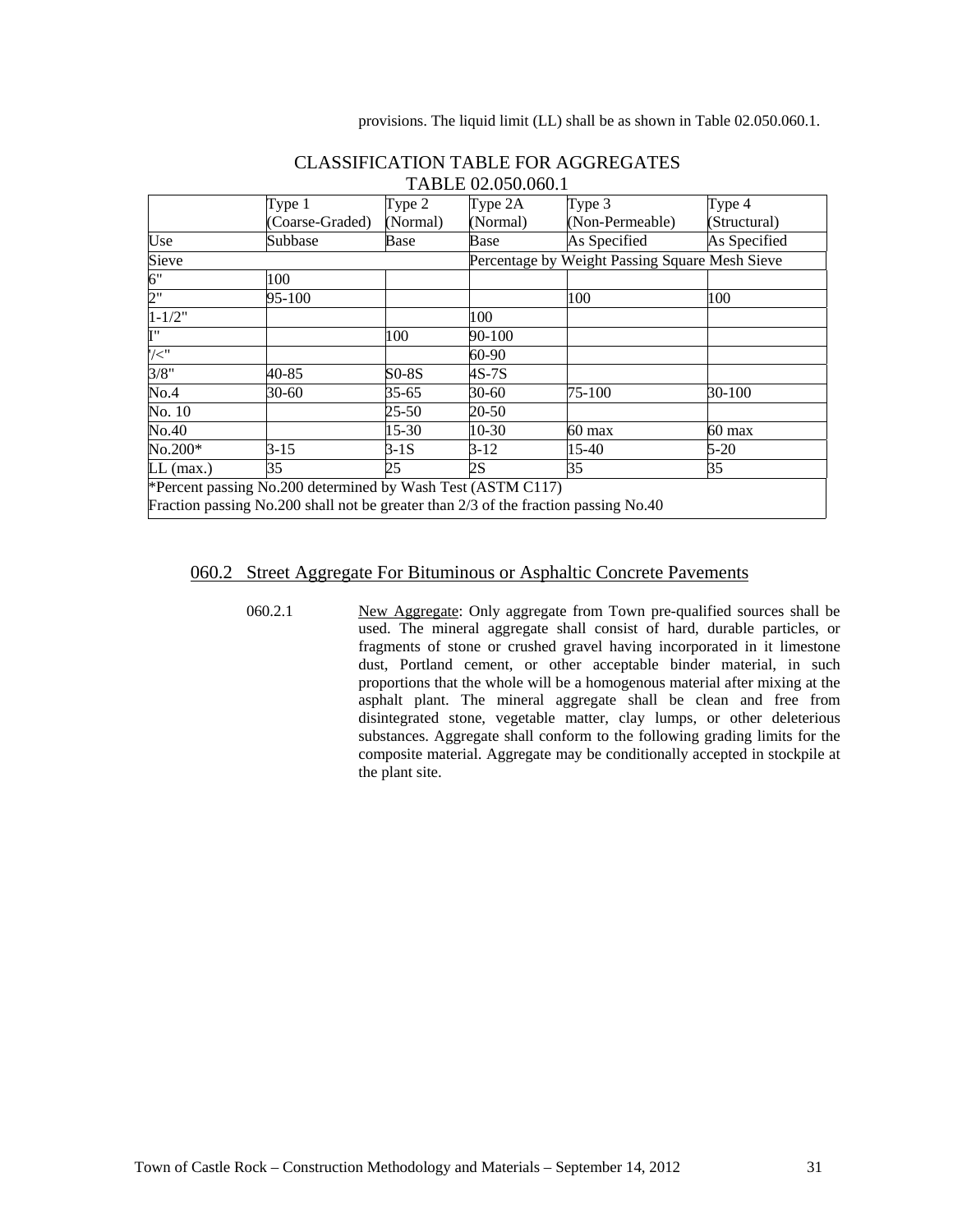provisions. The liquid limit (LL) shall be as shown in Table 02.050.060.1.

CLASSIFICATION TABLE FOR AGGREGATES
TABLE 02.050.060.1

| | Type 1 (Coarse-Graded) | Type 2 (Normal) | Type 2A (Normal) | Type 3 (Non-Permeable) | Type 4 (Structural) |
|---|---|---|---|---|---|
| Use | Subbase | Base | Base | As Specified | As Specified |
| Sieve | | | Percentage by Weight Passing Square Mesh Sieve | | |
| 6" | 100 | | | | |
| 2" | 95-100 | | | 100 | 100 |
| 1-1/2" | | | 100 | | |
| I" | | 100 | 90-100 | | |
| '/<" | | | 60-90 | | |
| 3/8" | 40-85 | S0-8S | 4S-7S | | |
| No.4 | 30-60 | 35-65 | 30-60 | 75-100 | 30-100 |
| No. 10 | | 25-50 | 20-50 | | |
| No.40 | | 15-30 | 10-30 | 60 max | 60 max |
| No.200* | 3-15 | 3-1S | 3-12 | 15-40 | 5-20 |
| LL (max.) | 35 | 25 | 2S | 35 | 35 |
| *Percent passing No.200 determined by Wash Test (ASTM C117) Fraction passing No.200 shall not be greater than 2/3 of the fraction passing No.40 | | | | | |

## 060.2 Street Aggregate For Bituminous or Asphaltic Concrete Pavements

060.2.1 New Aggregate: Only aggregate from Town pre-qualified sources shall be used. The mineral aggregate shall consist of hard, durable particles, or fragments of stone or crushed gravel having incorporated in it limestone dust, Portland cement, or other acceptable binder material, in such proportions that the whole will be a homogenous material after mixing at the asphalt plant. The mineral aggregate shall be clean and free from disintegrated stone, vegetable matter, clay lumps, or other deleterious substances. Aggregate shall conform to the following grading limits for the composite material. Aggregate may be conditionally accepted in stockpile at the plant site.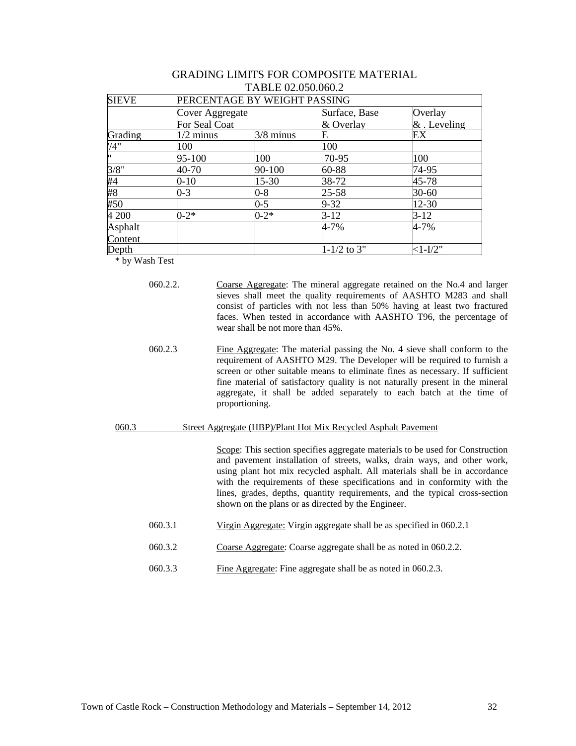GRADING LIMITS FOR COMPOSITE MATERIAL
TABLE 02.050.060.2

| SIEVE | PERCENTAGE BY WEIGHT PASSING | | | |
|---|---|---|---|---|
| | Cover Aggregate For Seal Coat | | Surface, Base & Overlay | Overlay & . Leveling |
| Grading | 1/2 minus | 3/8 minus | E | EX |
| '/4" | 100 | | 100 | |
| " | 95-100 | 100 | 70-95 | 100 |
| 3/8" | 40-70 | 90-100 | 60-88 | 74-95 |
| #4 | 0-10 | 15-30 | 38-72 | 45-78 |
| #8 | 0-3 | 0-8 | 25-58 | 30-60 |
| #50 | | 0-5 | 9-32 | 12-30 |
| 4 200 | 0-2* | 0-2* | 3-12 | 3-12 |
| Asphalt Content | | | 4-7% | 4-7% |
| Depth | | | 1-1/2 to 3" | <1-I/2" |

\* by Wash Test

060.2.2. Coarse Aggregate: The mineral aggregate retained on the No.4 and larger sieves shall meet the quality requirements of AASHTO M283 and shall consist of particles with not less than 50% having at least two fractured faces. When tested in accordance with AASHTO T96, the percentage of wear shall be not more than 45%.

060.2.3 Fine Aggregate: The material passing the No. 4 sieve shall conform to the requirement of AASHTO M29. The Developer will be required to furnish a screen or other suitable means to eliminate fines as necessary. If sufficient fine material of satisfactory quality is not naturally present in the mineral aggregate, it shall be added separately to each batch at the time of proportioning.

060.3 Street Aggregate (HBP)/Plant Hot Mix Recycled Asphalt Pavement

Scope: This section specifies aggregate materials to be used for Construction and pavement installation of streets, walks, drain ways, and other work, using plant hot mix recycled asphalt. All materials shall be in accordance with the requirements of these specifications and in conformity with the lines, grades, depths, quantity requirements, and the typical cross-section shown on the plans or as directed by the Engineer.

060.3.1 Virgin Aggregate: Virgin aggregate shall be as specified in 060.2.1

060.3.2 Coarse Aggregate: Coarse aggregate shall be as noted in 060.2.2.

060.3.3 Fine Aggregate: Fine aggregate shall be as noted in 060.2.3.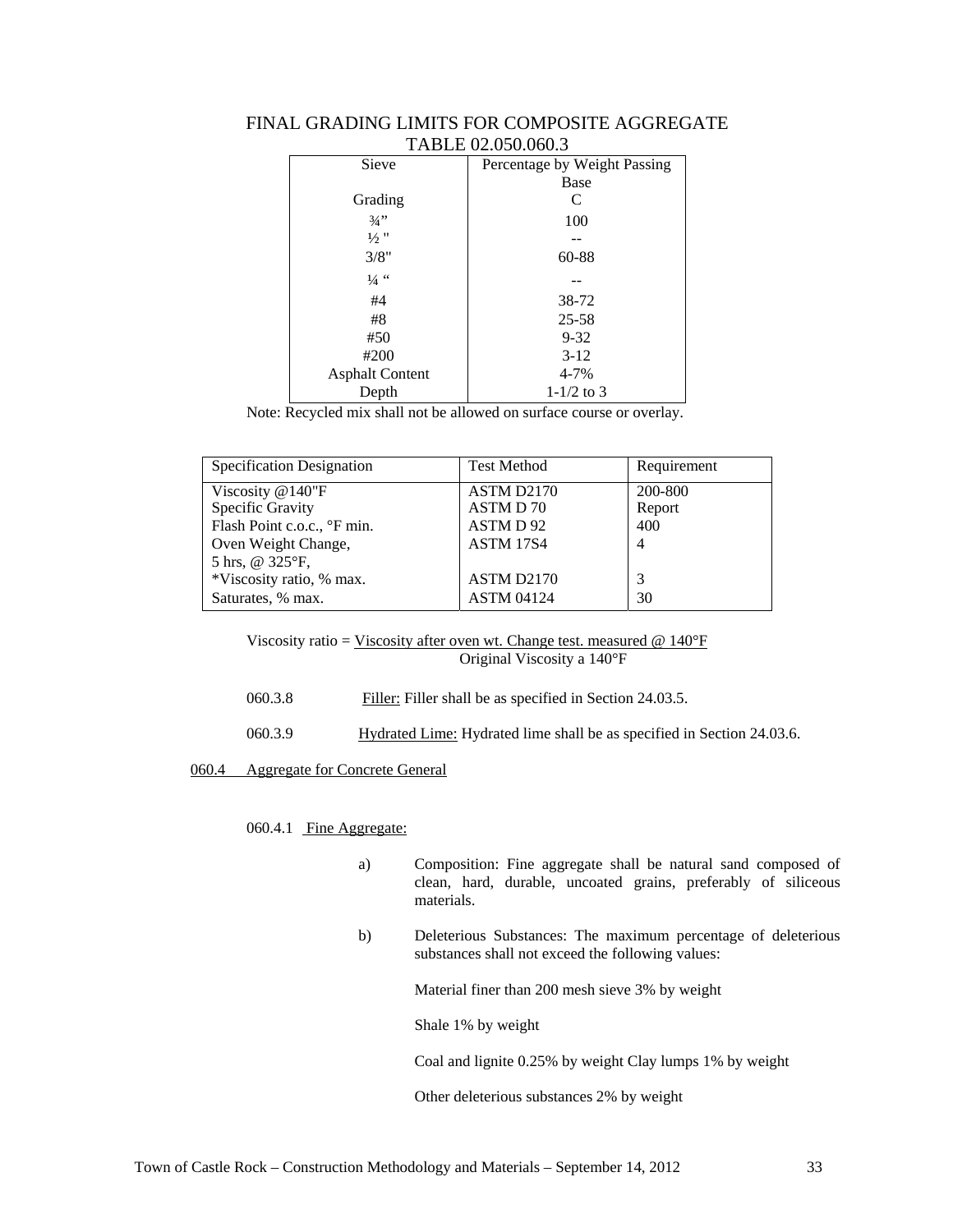## FINAL GRADING LIMITS FOR COMPOSITE AGGREGATE
### TABLE 02.050.060.3

| Sieve | Percentage by Weight Passing |
|---|---|
| | Base |
| Grading | C |
| ¾” | 100 |
| ½ " | -- |
| 3/8" | 60-88 |
| ¼ “ | -- |
| #4 | 38-72 |
| #8 | 25-58 |
| #50 | 9-32 |
| #200 | 3-12 |
| Asphalt Content | 4-7% |
| Depth | 1-1/2 to 3 |

Note: Recycled mix shall not be allowed on surface course or overlay.

| Specification Designation | Test Method | Requirement |
|---|---|---|
| Viscosity @140"F | ASTM D2170 | 200-800 |
| Specific Gravity | ASTM D 70 | Report |
| Flash Point c.o.c., °F min. | ASTM D 92 | 400 |
| Oven Weight Change, 5 hrs, @ 325°F, | ASTM 17S4 | 4 |
| *Viscosity ratio, % max. | ASTM D2170 | 3 |
| Saturates, % max. | ASTM 04124 | 30 |

$$\text{Viscosity ratio} = \frac{\text{Viscosity after oven wt. Change test. measured @ 140°F}}{\text{Original Viscosity a 140°F}}$$

060.3.8 Filler: Filler shall be as specified in Section 24.03.5.

060.3.9 Hydrated Lime: Hydrated lime shall be as specified in Section 24.03.6.

### 060.4 Aggregate for Concrete General

060.4.1 Fine Aggregate:

a) Composition: Fine aggregate shall be natural sand composed of clean, hard, durable, uncoated grains, preferably of siliceous materials.

b) Deleterious Substances: The maximum percentage of deleterious substances shall not exceed the following values:

Material finer than 200 mesh sieve 3% by weight

Shale 1% by weight

Coal and lignite 0.25% by weight Clay lumps 1% by weight

Other deleterious substances 2% by weight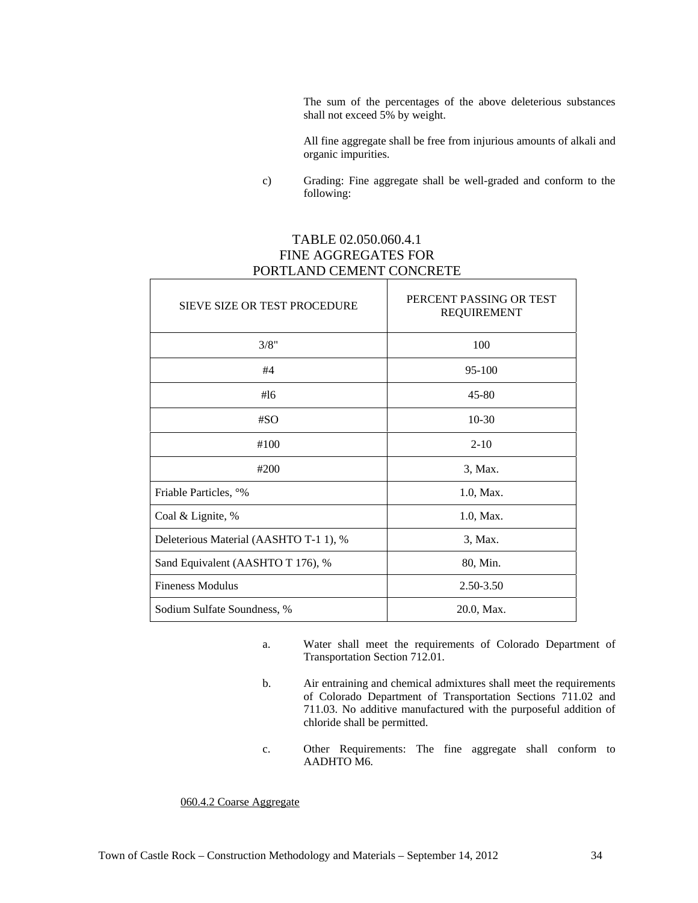The sum of the percentages of the above deleterious substances shall not exceed 5% by weight.

All fine aggregate shall be free from injurious amounts of alkali and organic impurities.

c) Grading: Fine aggregate shall be well-graded and conform to the following:

TABLE 02.050.060.4.1
FINE AGGREGATES FOR
PORTLAND CEMENT CONCRETE

| SIEVE SIZE OR TEST PROCEDURE | PERCENT PASSING OR TEST REQUIREMENT |
|---|---|
| 3/8" | 100 |
| #4 | 95-100 |
| #l6 | 45-80 |
| #SO | 10-30 |
| #100 | 2-10 |
| #200 | 3, Max. |
| Friable Particles, °% | 1.0, Max. |
| Coal & Lignite, % | 1.0, Max. |
| Deleterious Material (AASHTO T-1 1), % | 3, Max. |
| Sand Equivalent (AASHTO T 176), % | 80, Min. |
| Fineness Modulus | 2.50-3.50 |
| Sodium Sulfate Soundness, % | 20.0, Max. |

a. Water shall meet the requirements of Colorado Department of Transportation Section 712.01.

b. Air entraining and chemical admixtures shall meet the requirements of Colorado Department of Transportation Sections 711.02 and 711.03. No additive manufactured with the purposeful addition of chloride shall be permitted.

c. Other Requirements: The fine aggregate shall conform to AADHTO M6.

060.4.2 Coarse Aggregate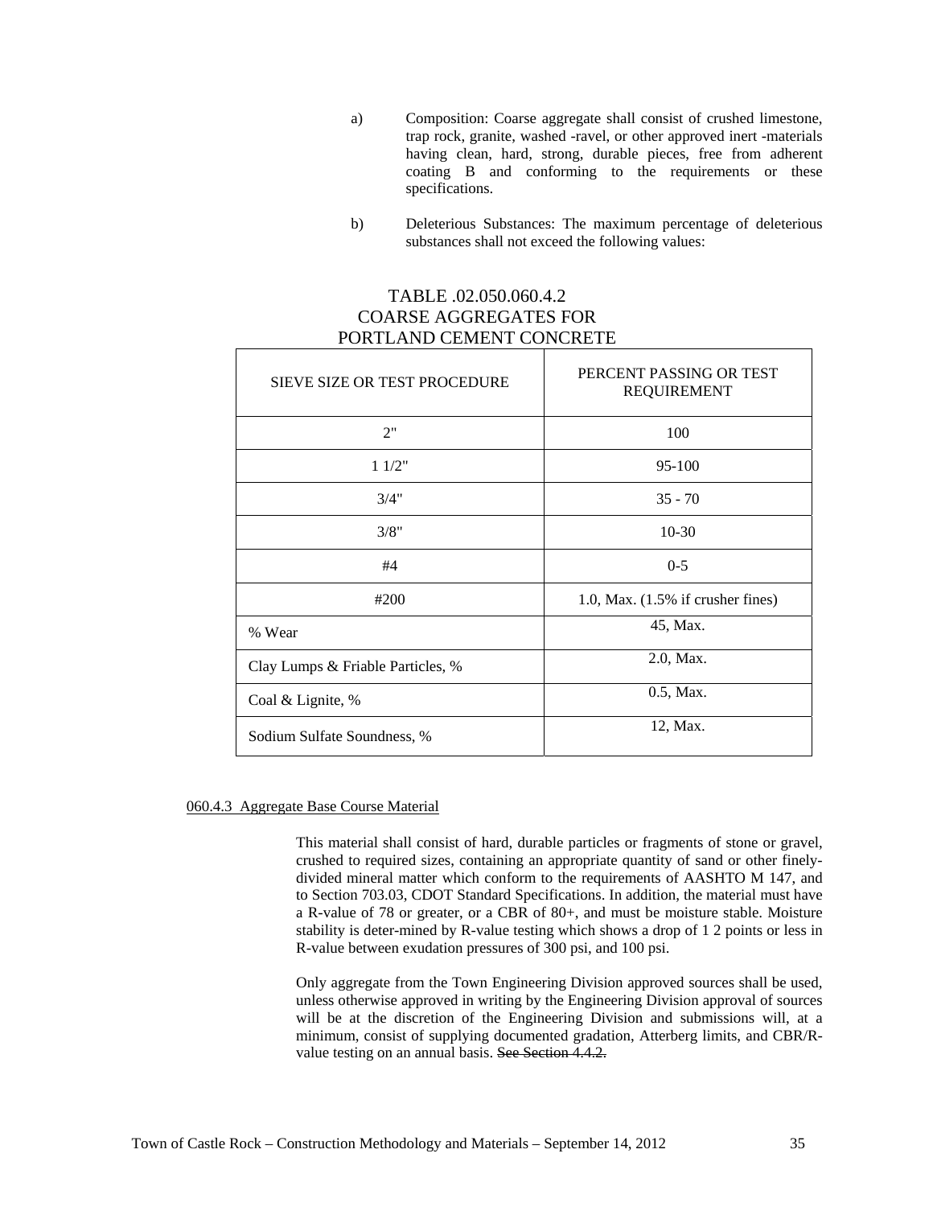a) Composition: Coarse aggregate shall consist of crushed limestone, trap rock, granite, washed -ravel, or other approved inert -materials having clean, hard, strong, durable pieces, free from adherent coating B and conforming to the requirements or these specifications.

b) Deleterious Substances: The maximum percentage of deleterious substances shall not exceed the following values:

TABLE .02.050.060.4.2
COARSE AGGREGATES FOR
PORTLAND CEMENT CONCRETE

| SIEVE SIZE OR TEST PROCEDURE | PERCENT PASSING OR TEST REQUIREMENT |
|---|---|
| 2" | 100 |
| 1 1/2" | 95-100 |
| 3/4" | 35 - 70 |
| 3/8" | 10-30 |
| #4 | 0-5 |
| #200 | 1.0, Max. (1.5% if crusher fines) |
| % Wear | 45, Max. |
| Clay Lumps & Friable Particles, % | 2.0, Max. |
| Coal & Lignite, % | 0.5, Max. |
| Sodium Sulfate Soundness, % | 12, Max. |

060.4.3 Aggregate Base Course Material

This material shall consist of hard, durable particles or fragments of stone or gravel, crushed to required sizes, containing an appropriate quantity of sand or other finely-divided mineral matter which conform to the requirements of AASHTO M 147, and to Section 703.03, CDOT Standard Specifications. In addition, the material must have a R-value of 78 or greater, or a CBR of 80+, and must be moisture stable. Moisture stability is deter-mined by R-value testing which shows a drop of 1 2 points or less in R-value between exudation pressures of 300 psi, and 100 psi.

Only aggregate from the Town Engineering Division approved sources shall be used, unless otherwise approved in writing by the Engineering Division approval of sources will be at the discretion of the Engineering Division and submissions will, at a minimum, consist of supplying documented gradation, Atterberg limits, and CBR/R-value testing on an annual basis. ~~See Section 4.4.2.~~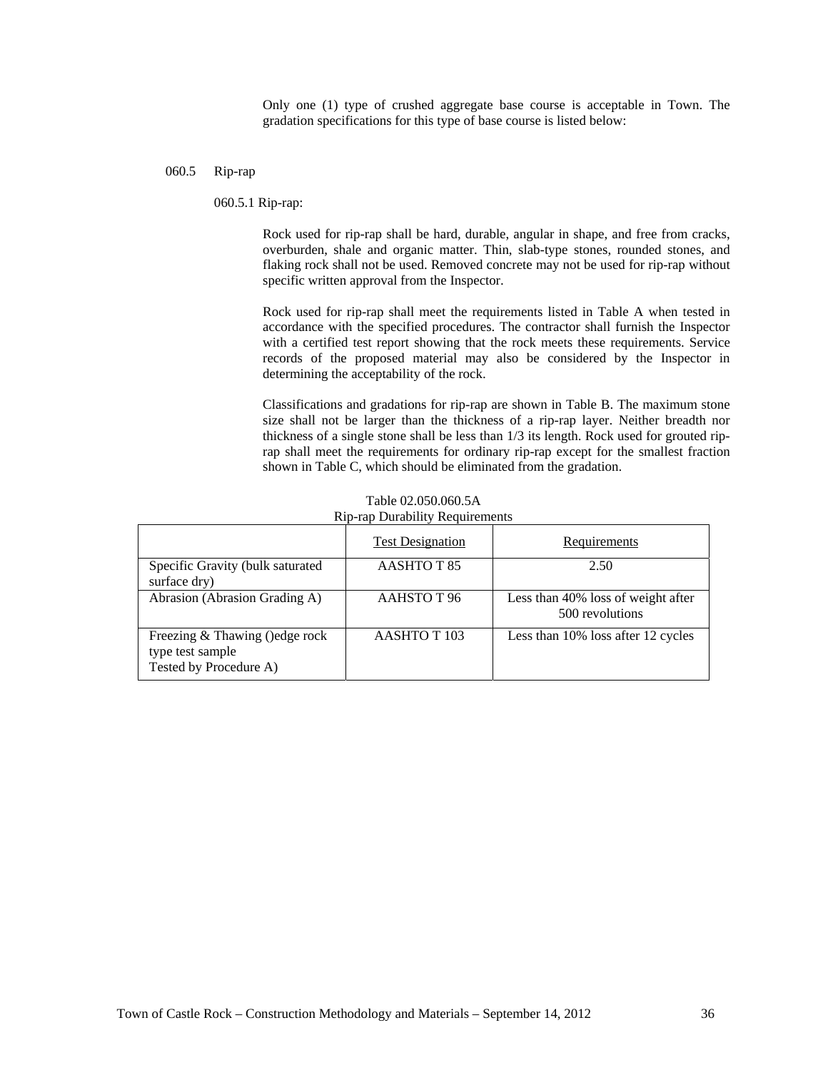Only one (1) type of crushed aggregate base course is acceptable in Town. The gradation specifications for this type of base course is listed below:

## 060.5 Rip-rap

### 060.5.1 Rip-rap:

Rock used for rip-rap shall be hard, durable, angular in shape, and free from cracks, overburden, shale and organic matter. Thin, slab-type stones, rounded stones, and flaking rock shall not be used. Removed concrete may not be used for rip-rap without specific written approval from the Inspector.

Rock used for rip-rap shall meet the requirements listed in Table A when tested in accordance with the specified procedures. The contractor shall furnish the Inspector with a certified test report showing that the rock meets these requirements. Service records of the proposed material may also be considered by the Inspector in determining the acceptability of the rock.

Classifications and gradations for rip-rap are shown in Table B. The maximum stone size shall not be larger than the thickness of a rip-rap layer. Neither breadth nor thickness of a single stone shall be less than 1/3 its length. Rock used for grouted rip-rap shall meet the requirements for ordinary rip-rap except for the smallest fraction shown in Table C, which should be eliminated from the gradation.

Table 02.050.060.5A
Rip-rap Durability Requirements

| | Test Designation | Requirements |
|---|---|---|
| Specific Gravity (bulk saturated surface dry) | AASHTO T 85 | 2.50 |
| Abrasion (Abrasion Grading A) | AAHSTO T 96 | Less than 40% loss of weight after 500 revolutions |
| Freezing & Thawing ()edge rock type test sample Tested by Procedure A) | AASHTO T 103 | Less than 10% loss after 12 cycles |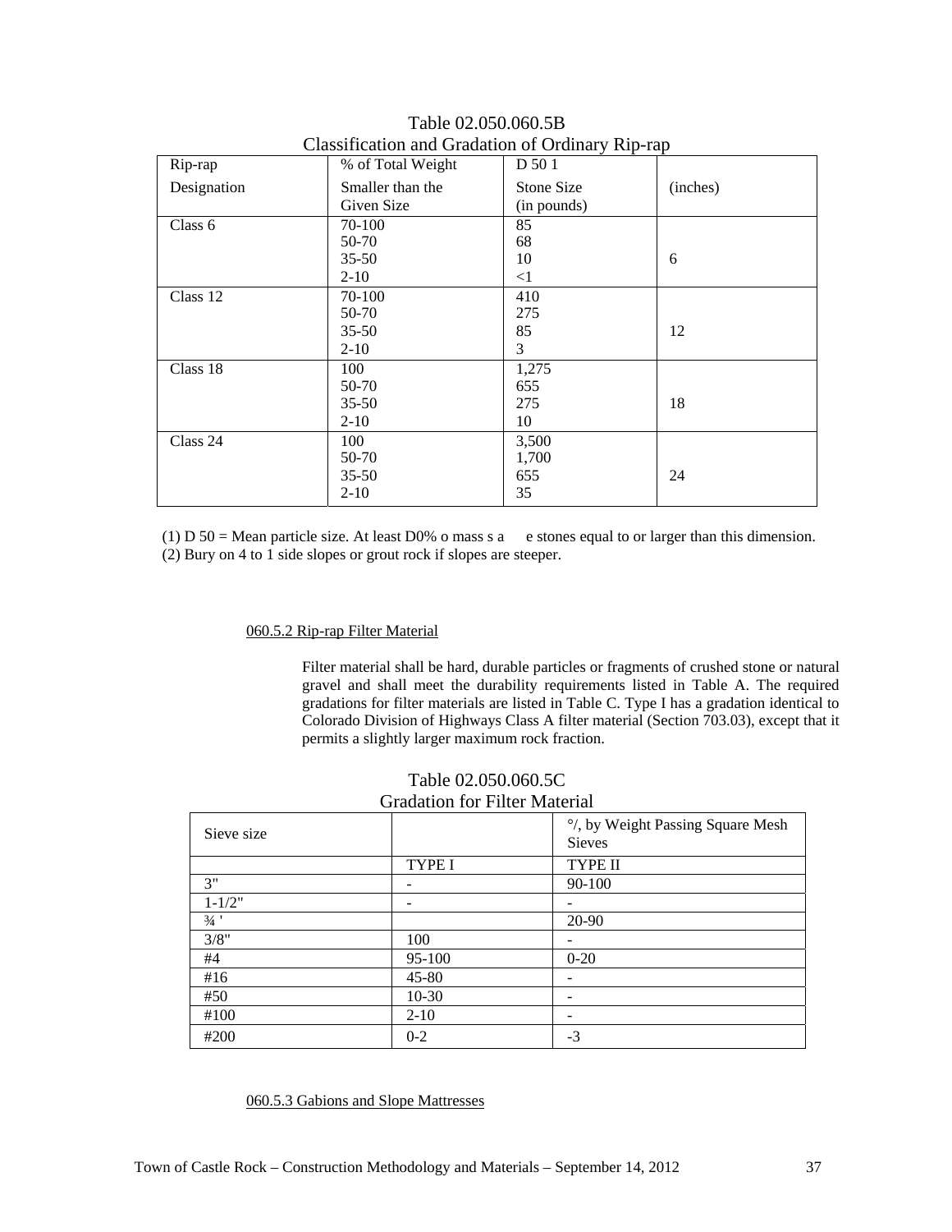Table 02.050.060.5B
Classification and Gradation of Ordinary Rip-rap

| Rip-rap Designation | % of Total Weight Smaller than the Given Size | D 50 1 Stone Size (in pounds) | (inches) |
|---|---|---|---|
| Class 6 | 70-100<br>50-70<br>35-50<br>2-10 | 85<br>68<br>10<br><1 | 6 |
| Class 12 | 70-100<br>50-70<br>35-50<br>2-10 | 410<br>275<br>85<br>3 | 12 |
| Class 18 | 100<br>50-70<br>35-50<br>2-10 | 1,275<br>655<br>275<br>10 | 18 |
| Class 24 | 100<br>50-70<br>35-50<br>2-10 | 3,500<br>1,700<br>655<br>35 | 24 |

(1) D 50 = Mean particle size. At least D0% o mass s a e stones equal to or larger than this dimension.
(2) Bury on 4 to 1 side slopes or grout rock if slopes are steeper.

060.5.2 Rip-rap Filter Material

Filter material shall be hard, durable particles or fragments of crushed stone or natural gravel and shall meet the durability requirements listed in Table A. The required gradations for filter materials are listed in Table C. Type I has a gradation identical to Colorado Division of Highways Class A filter material (Section 703.03), except that it permits a slightly larger maximum rock fraction.

Table 02.050.060.5C
Gradation for Filter Material

| Sieve size | | °/, by Weight Passing Square Mesh Sieves |
|---|---|---|
| | TYPE I | TYPE II |
| 3" | - | 90-100 |
| 1-1/2" | - | - |
| ¾ ' | | 20-90 |
| 3/8" | 100 | - |
| #4 | 95-100 | 0-20 |
| #16 | 45-80 | - |
| #50 | 10-30 | - |
| #100 | 2-10 | - |
| #200 | 0-2 | -3 |

060.5.3 Gabions and Slope Mattresses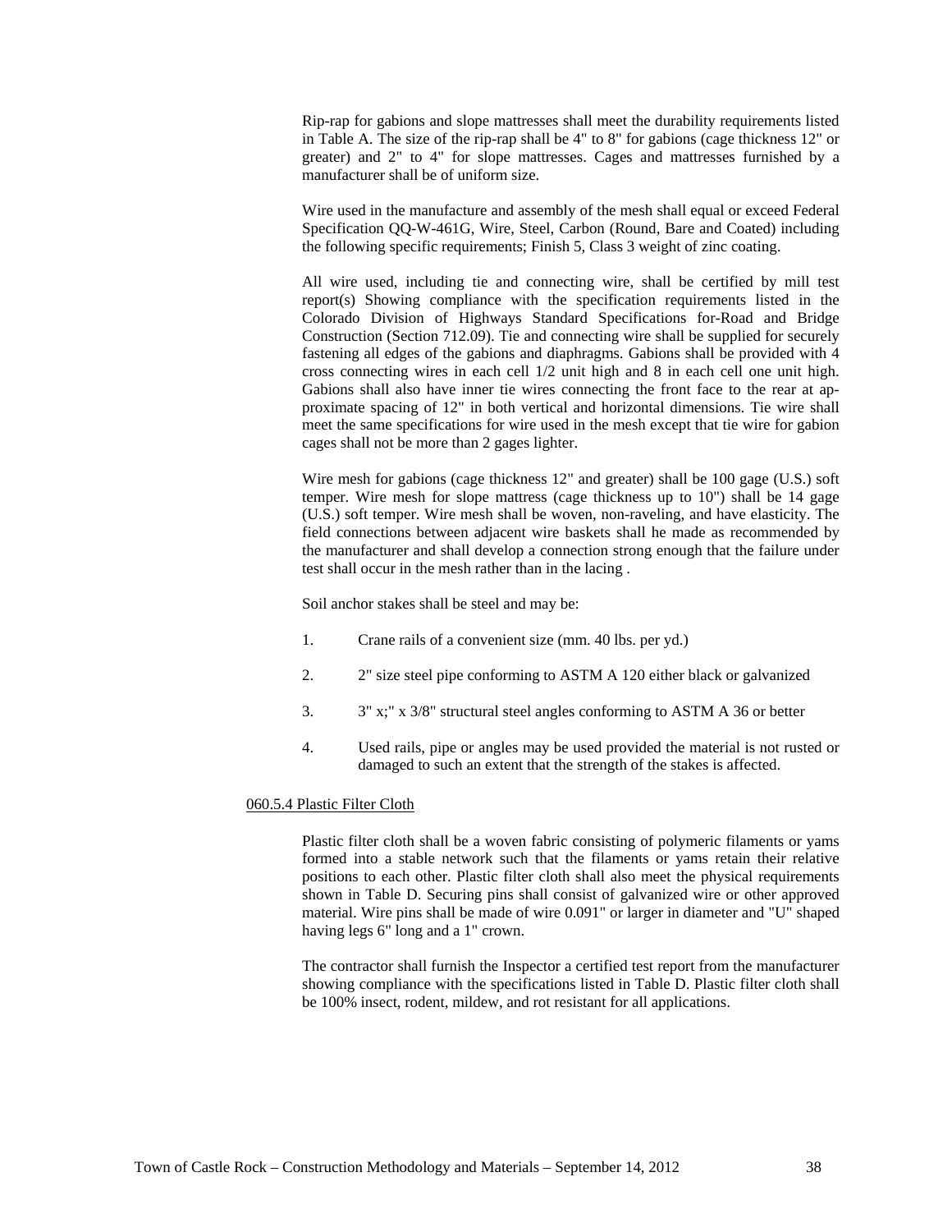Rip-rap for gabions and slope mattresses shall meet the durability requirements listed in Table A. The size of the rip-rap shall be 4" to 8" for gabions (cage thickness 12" or greater) and 2" to 4" for slope mattresses. Cages and mattresses furnished by a manufacturer shall be of uniform size.

Wire used in the manufacture and assembly of the mesh shall equal or exceed Federal Specification QQ-W-461G, Wire, Steel, Carbon (Round, Bare and Coated) including the following specific requirements; Finish 5, Class 3 weight of zinc coating.

All wire used, including tie and connecting wire, shall be certified by mill test report(s) Showing compliance with the specification requirements listed in the Colorado Division of Highways Standard Specifications for-Road and Bridge Construction (Section 712.09). Tie and connecting wire shall be supplied for securely fastening all edges of the gabions and diaphragms. Gabions shall be provided with 4 cross connecting wires in each cell 1/2 unit high and 8 in each cell one unit high. Gabions shall also have inner tie wires connecting the front face to the rear at approximate spacing of 12" in both vertical and horizontal dimensions. Tie wire shall meet the same specifications for wire used in the mesh except that tie wire for gabion cages shall not be more than 2 gages lighter.

Wire mesh for gabions (cage thickness 12" and greater) shall be 100 gage (U.S.) soft temper. Wire mesh for slope mattress (cage thickness up to 10") shall be 14 gage (U.S.) soft temper. Wire mesh shall be woven, non-raveling, and have elasticity. The field connections between adjacent wire baskets shall he made as recommended by the manufacturer and shall develop a connection strong enough that the failure under test shall occur in the mesh rather than in the lacing .

Soil anchor stakes shall be steel and may be:

1. Crane rails of a convenient size (mm. 40 lbs. per yd.)
2. 2" size steel pipe conforming to ASTM A 120 either black or galvanized
3. 3" x;" x 3/8" structural steel angles conforming to ASTM A 36 or better
4. Used rails, pipe or angles may be used provided the material is not rusted or damaged to such an extent that the strength of the stakes is affected.

060.5.4 Plastic Filter Cloth

Plastic filter cloth shall be a woven fabric consisting of polymeric filaments or yams formed into a stable network such that the filaments or yams retain their relative positions to each other. Plastic filter cloth shall also meet the physical requirements shown in Table D. Securing pins shall consist of galvanized wire or other approved material. Wire pins shall be made of wire 0.091" or larger in diameter and "U" shaped having legs 6" long and a 1" crown.

The contractor shall furnish the Inspector a certified test report from the manufacturer showing compliance with the specifications listed in Table D. Plastic filter cloth shall be 100% insect, rodent, mildew, and rot resistant for all applications.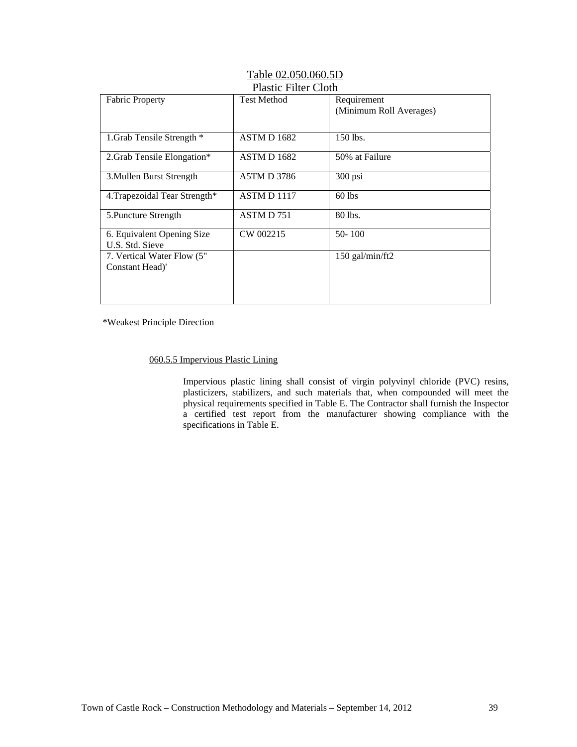Table 02.050.060.5D

Plastic Filter Cloth

| Fabric Property | Test Method | Requirement (Minimum Roll Averages) |
| --- | --- | --- |
| 1.Grab Tensile Strength * | ASTM D 1682 | 150 lbs. |
| 2.Grab Tensile Elongation* | ASTM D 1682 | 50% at Failure |
| 3.Mullen Burst Strength | A5TM D 3786 | 300 psi |
| 4.Trapezoidal Tear Strength* | ASTM D 1117 | 60 lbs |
| 5.Puncture Strength | ASTM D 751 | 80 lbs. |
| 6. Equivalent Opening Size U.S. Std. Sieve | CW 002215 | 50- 100 |
| 7. Vertical Water Flow (5" Constant Head)' | | 150 gal/min/ft2 |

*Weakest Principle Direction

060.5.5 Impervious Plastic Lining

Impervious plastic lining shall consist of virgin polyvinyl chloride (PVC) resins, plasticizers, stabilizers, and such materials that, when compounded will meet the physical requirements specified in Table E. The Contractor shall furnish the Inspector a certified test report from the manufacturer showing compliance with the specifications in Table E.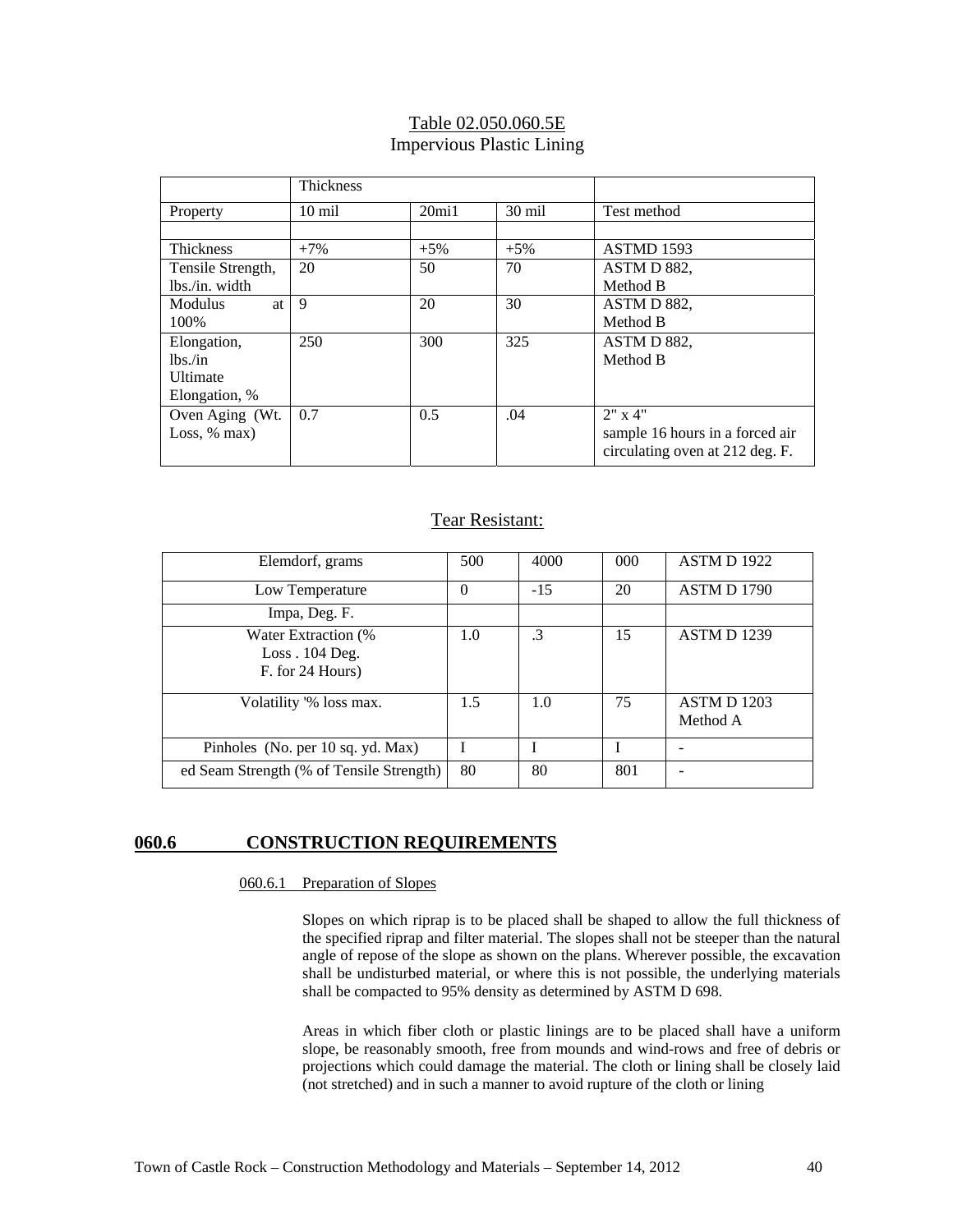Table 02.050.060.5E
Impervious Plastic Lining

| | Thickness | | | |
|---|---|---|---|---|
| Property | 10 mil | 20mi1 | 30 mil | Test method |
| | | | | |
| Thickness | +7% | +5% | +5% | ASTMD 1593 |
| Tensile Strength, lbs./in. width | 20 | 50 | 70 | ASTM D 882, Method B |
| Modulus at 100% | 9 | 20 | 30 | ASTM D 882, Method B |
| Elongation, lbs./in Ultimate Elongation, % | 250 | 300 | 325 | ASTM D 882, Method B |
| Oven Aging (Wt. Loss, % max) | 0.7 | 0.5 | .04 | 2" x 4" sample 16 hours in a forced air circulating oven at 212 deg. F. |

Tear Resistant:

| Elemdorf, grams | 500 | 4000 | 000 | ASTM D 1922 |
|---|---|---|---|---|
| Low Temperature | 0 | -15 | 20 | ASTM D 1790 |
| Impa, Deg. F. | | | | |
| Water Extraction (% Loss . 104 Deg. F. for 24 Hours) | 1.0 | .3 | 15 | ASTM D 1239 |
| Volatility '% loss max. | 1.5 | 1.0 | 75 | ASTM D 1203 Method A |
| Pinholes (No. per 10 sq. yd. Max) | I | I | I | - |
| ed Seam Strength (% of Tensile Strength) | 80 | 80 | 801 | - |

## 060.6 CONSTRUCTION REQUIREMENTS

### 060.6.1 Preparation of Slopes

Slopes on which riprap is to be placed shall be shaped to allow the full thickness of the specified riprap and filter material. The slopes shall not be steeper than the natural angle of repose of the slope as shown on the plans. Wherever possible, the excavation shall be undisturbed material, or where this is not possible, the underlying materials shall be compacted to 95% density as determined by ASTM D 698.

Areas in which fiber cloth or plastic linings are to be placed shall have a uniform slope, be reasonably smooth, free from mounds and wind-rows and free of debris or projections which could damage the material. The cloth or lining shall be closely laid (not stretched) and in such a manner to avoid rupture of the cloth or lining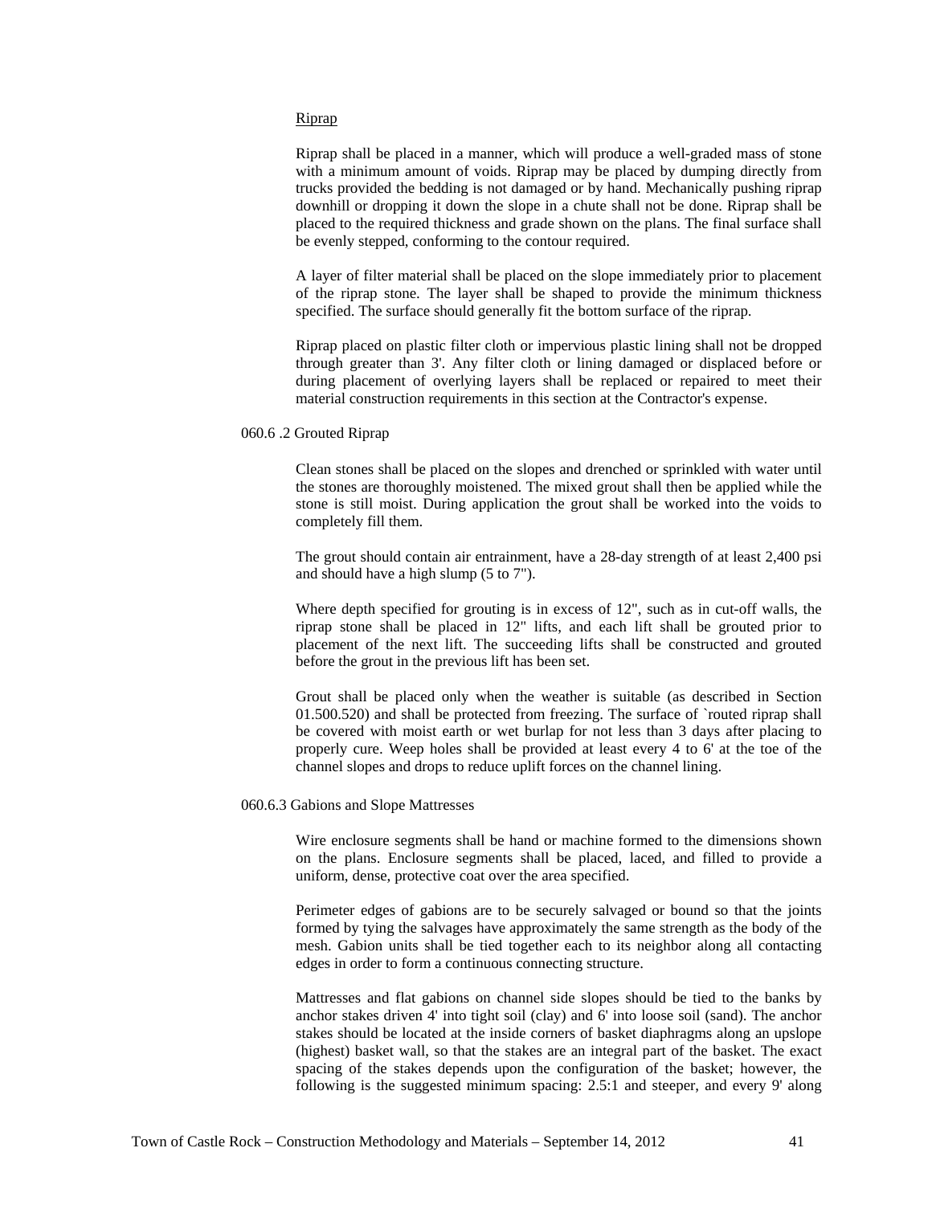Riprap

Riprap shall be placed in a manner, which will produce a well-graded mass of stone with a minimum amount of voids. Riprap may be placed by dumping directly from trucks provided the bedding is not damaged or by hand. Mechanically pushing riprap downhill or dropping it down the slope in a chute shall not be done. Riprap shall be placed to the required thickness and grade shown on the plans. The final surface shall be evenly stepped, conforming to the contour required.

A layer of filter material shall be placed on the slope immediately prior to placement of the riprap stone. The layer shall be shaped to provide the minimum thickness specified. The surface should generally fit the bottom surface of the riprap.

Riprap placed on plastic filter cloth or impervious plastic lining shall not be dropped through greater than 3'. Any filter cloth or lining damaged or displaced before or during placement of overlying layers shall be replaced or repaired to meet their material construction requirements in this section at the Contractor's expense.

060.6 .2 Grouted Riprap

Clean stones shall be placed on the slopes and drenched or sprinkled with water until the stones are thoroughly moistened. The mixed grout shall then be applied while the stone is still moist. During application the grout shall be worked into the voids to completely fill them.

The grout should contain air entrainment, have a 28-day strength of at least 2,400 psi and should have a high slump (5 to 7").

Where depth specified for grouting is in excess of 12", such as in cut-off walls, the riprap stone shall be placed in 12" lifts, and each lift shall be grouted prior to placement of the next lift. The succeeding lifts shall be constructed and grouted before the grout in the previous lift has been set.

Grout shall be placed only when the weather is suitable (as described in Section 01.500.520) and shall be protected from freezing. The surface of `routed riprap shall be covered with moist earth or wet burlap for not less than 3 days after placing to properly cure. Weep holes shall be provided at least every 4 to 6' at the toe of the channel slopes and drops to reduce uplift forces on the channel lining.

060.6.3 Gabions and Slope Mattresses

Wire enclosure segments shall be hand or machine formed to the dimensions shown on the plans. Enclosure segments shall be placed, laced, and filled to provide a uniform, dense, protective coat over the area specified.

Perimeter edges of gabions are to be securely salvaged or bound so that the joints formed by tying the salvages have approximately the same strength as the body of the mesh. Gabion units shall be tied together each to its neighbor along all contacting edges in order to form a continuous connecting structure.

Mattresses and flat gabions on channel side slopes should be tied to the banks by anchor stakes driven 4' into tight soil (clay) and 6' into loose soil (sand). The anchor stakes should be located at the inside corners of basket diaphragms along an upslope (highest) basket wall, so that the stakes are an integral part of the basket. The exact spacing of the stakes depends upon the configuration of the basket; however, the following is the suggested minimum spacing: 2.5:1 and steeper, and every 9' along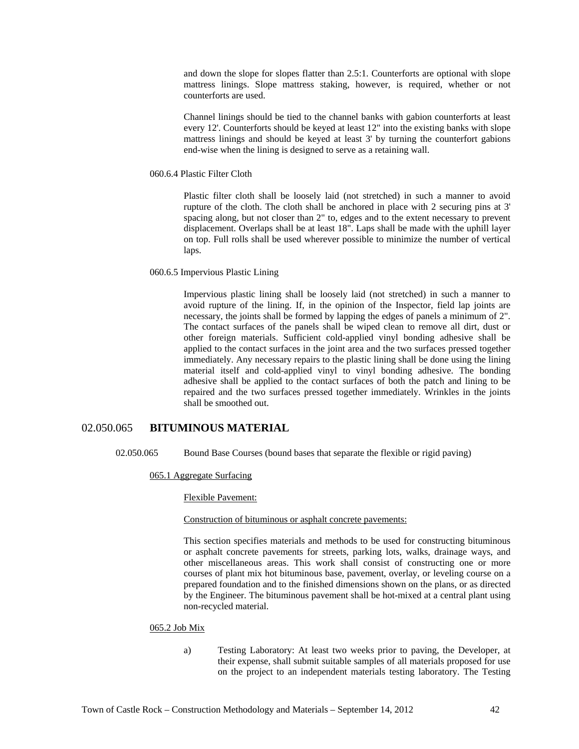and down the slope for slopes flatter than 2.5:1. Counterforts are optional with slope mattress linings. Slope mattress staking, however, is required, whether or not counterforts are used.

Channel linings should be tied to the channel banks with gabion counterforts at least every 12'. Counterforts should be keyed at least 12" into the existing banks with slope mattress linings and should be keyed at least 3' by turning the counterfort gabions end-wise when the lining is designed to serve as a retaining wall.

060.6.4 Plastic Filter Cloth

Plastic filter cloth shall be loosely laid (not stretched) in such a manner to avoid rupture of the cloth. The cloth shall be anchored in place with 2 securing pins at 3' spacing along, but not closer than 2" to, edges and to the extent necessary to prevent displacement. Overlaps shall be at least 18". Laps shall be made with the uphill layer on top. Full rolls shall be used wherever possible to minimize the number of vertical laps.

060.6.5 Impervious Plastic Lining

Impervious plastic lining shall be loosely laid (not stretched) in such a manner to avoid rupture of the lining. If, in the opinion of the Inspector, field lap joints are necessary, the joints shall be formed by lapping the edges of panels a minimum of 2". The contact surfaces of the panels shall be wiped clean to remove all dirt, dust or other foreign materials. Sufficient cold-applied vinyl bonding adhesive shall be applied to the contact surfaces in the joint area and the two surfaces pressed together immediately. Any necessary repairs to the plastic lining shall be done using the lining material itself and cold-applied vinyl to vinyl bonding adhesive. The bonding adhesive shall be applied to the contact surfaces of both the patch and lining to be repaired and the two surfaces pressed together immediately. Wrinkles in the joints shall be smoothed out.

## 02.050.065 **BITUMINOUS MATERIAL**

02.050.065 Bound Base Courses (bound bases that separate the flexible or rigid paving)

065.1 Aggregate Surfacing

Flexible Pavement:

Construction of bituminous or asphalt concrete pavements:

This section specifies materials and methods to be used for constructing bituminous or asphalt concrete pavements for streets, parking lots, walks, drainage ways, and other miscellaneous areas. This work shall consist of constructing one or more courses of plant mix hot bituminous base, pavement, overlay, or leveling course on a prepared foundation and to the finished dimensions shown on the plans, or as directed by the Engineer. The bituminous pavement shall be hot-mixed at a central plant using non-recycled material.

065.2 Job Mix

a) Testing Laboratory: At least two weeks prior to paving, the Developer, at their expense, shall submit suitable samples of all materials proposed for use on the project to an independent materials testing laboratory. The Testing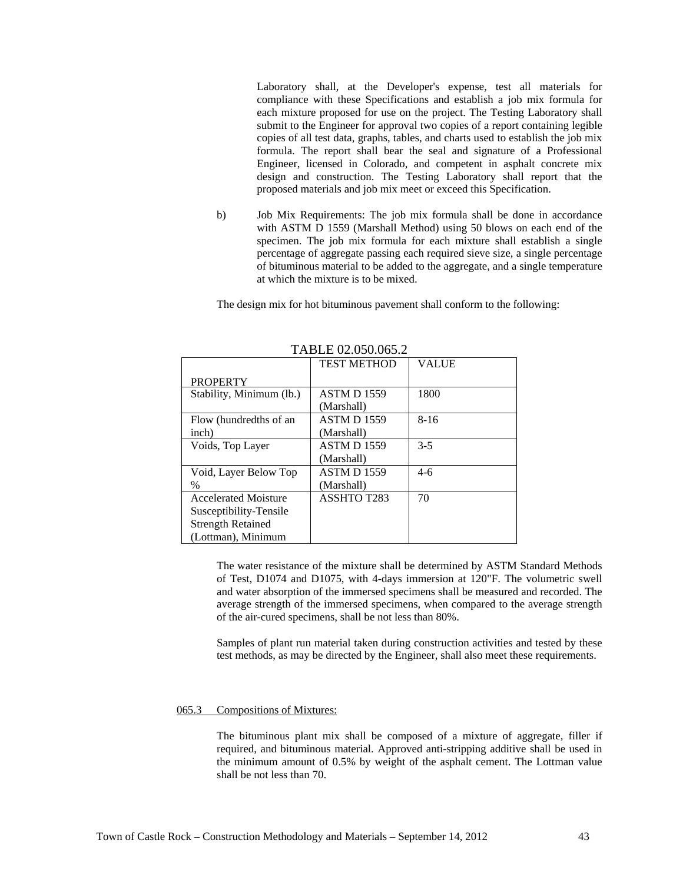Laboratory shall, at the Developer's expense, test all materials for compliance with these Specifications and establish a job mix formula for each mixture proposed for use on the project. The Testing Laboratory shall submit to the Engineer for approval two copies of a report containing legible copies of all test data, graphs, tables, and charts used to establish the job mix formula. The report shall bear the seal and signature of a Professional Engineer, licensed in Colorado, and competent in asphalt concrete mix design and construction. The Testing Laboratory shall report that the proposed materials and job mix meet or exceed this Specification.

b) Job Mix Requirements: The job mix formula shall be done in accordance with ASTM D 1559 (Marshall Method) using 50 blows on each end of the specimen. The job mix formula for each mixture shall establish a single percentage of aggregate passing each required sieve size, a single percentage of bituminous material to be added to the aggregate, and a single temperature at which the mixture is to be mixed.

The design mix for hot bituminous pavement shall conform to the following:

TABLE 02.050.065.2

| PROPERTY | TEST METHOD | VALUE |
|---|---|---|
| Stability, Minimum (lb.) | ASTM D 1559 (Marshall) | 1800 |
| Flow (hundredths of an inch) | ASTM D 1559 (Marshall) | 8-16 |
| Voids, Top Layer | ASTM D 1559 (Marshall) | 3-5 |
| Void, Layer Below Top % | ASTM D 1559 (Marshall) | 4-6 |
| Accelerated Moisture Susceptibility-Tensile Strength Retained (Lottman), Minimum | ASSHTO T283 | 70 |

The water resistance of the mixture shall be determined by ASTM Standard Methods of Test, D1074 and D1075, with 4-days immersion at 120"F. The volumetric swell and water absorption of the immersed specimens shall be measured and recorded. The average strength of the immersed specimens, when compared to the average strength of the air-cured specimens, shall be not less than 80%.

Samples of plant run material taken during construction activities and tested by these test methods, as may be directed by the Engineer, shall also meet these requirements.

065.3 Compositions of Mixtures:

The bituminous plant mix shall be composed of a mixture of aggregate, filler if required, and bituminous material. Approved anti-stripping additive shall be used in the minimum amount of 0.5% by weight of the asphalt cement. The Lottman value shall be not less than 70.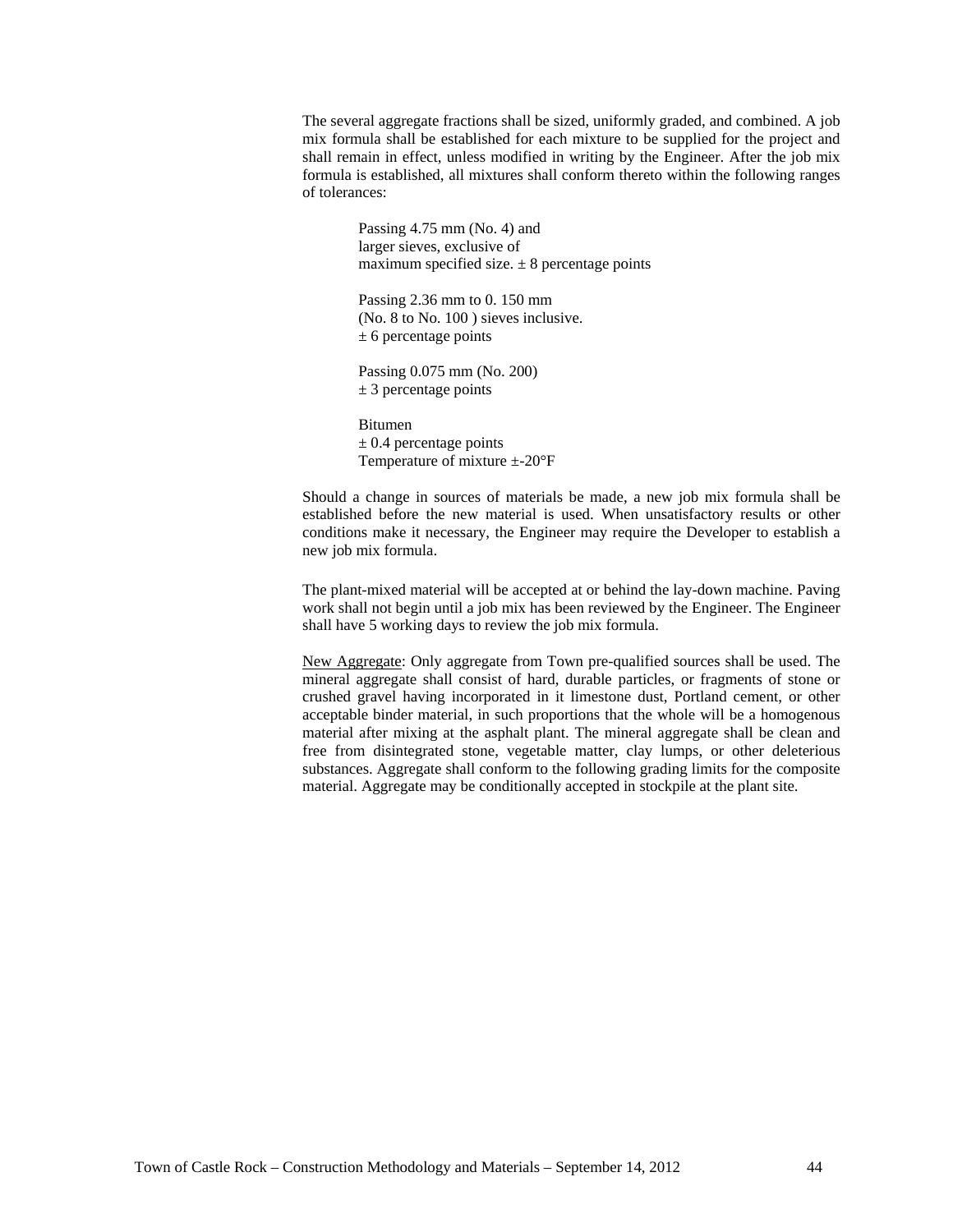The several aggregate fractions shall be sized, uniformly graded, and combined. A job mix formula shall be established for each mixture to be supplied for the project and shall remain in effect, unless modified in writing by the Engineer. After the job mix formula is established, all mixtures shall conform thereto within the following ranges of tolerances:

Passing 4.75 mm (No. 4) and
larger sieves, exclusive of
maximum specified size. ± 8 percentage points

Passing 2.36 mm to 0. 150 mm
(No. 8 to No. 100 ) sieves inclusive.
± 6 percentage points

Passing 0.075 mm (No. 200)
± 3 percentage points

Bitumen
± 0.4 percentage points
Temperature of mixture ±-20°F

Should a change in sources of materials be made, a new job mix formula shall be established before the new material is used. When unsatisfactory results or other conditions make it necessary, the Engineer may require the Developer to establish a new job mix formula.

The plant-mixed material will be accepted at or behind the lay-down machine. Paving work shall not begin until a job mix has been reviewed by the Engineer. The Engineer shall have 5 working days to review the job mix formula.

<u>New Aggregate</u>: Only aggregate from Town pre-qualified sources shall be used. The mineral aggregate shall consist of hard, durable particles, or fragments of stone or crushed gravel having incorporated in it limestone dust, Portland cement, or other acceptable binder material, in such proportions that the whole will be a homogenous material after mixing at the asphalt plant. The mineral aggregate shall be clean and free from disintegrated stone, vegetable matter, clay lumps, or other deleterious substances. Aggregate shall conform to the following grading limits for the composite material. Aggregate may be conditionally accepted in stockpile at the plant site.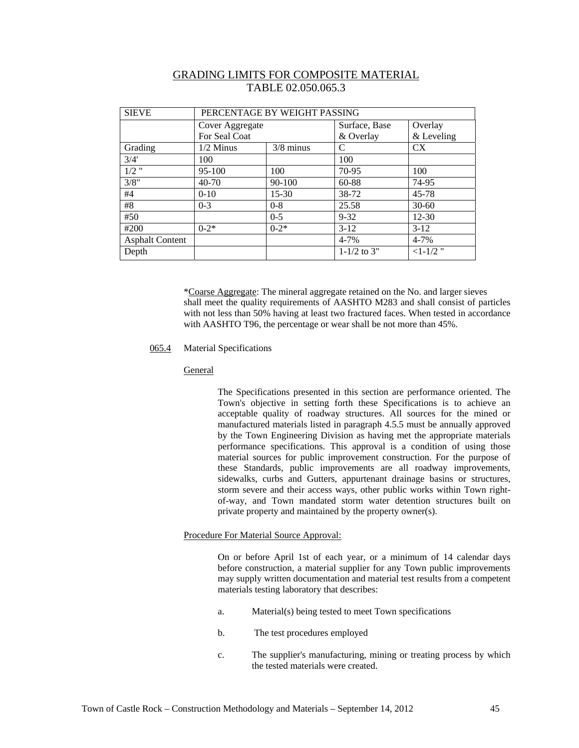## GRADING LIMITS FOR COMPOSITE MATERIAL
TABLE 02.050.065.3

| SIEVE | PERCENTAGE BY WEIGHT PASSING | | | |
|---|---|---|---|---|
| | Cover Aggregate For Seal Coat | | Surface, Base & Overlay | Overlay & Leveling |
| Grading | 1/2 Minus | 3/8 minus | C | CX |
| 3/4' | 100 | | 100 | |
| 1/2 " | 95-100 | 100 | 70-95 | 100 |
| 3/8" | 40-70 | 90-100 | 60-88 | 74-95 |
| #4 | 0-10 | 15-30 | 38-72 | 45-78 |
| #8 | 0-3 | 0-8 | 25.58 | 30-60 |
| #50 | | 0-5 | 9-32 | 12-30 |
| #200 | 0-2* | 0-2* | 3-12 | 3-12 |
| Asphalt Content | | | 4-7% | 4-7% |
| Depth | | | 1-1/2 to 3" | <1-1/2 " |

*Coarse Aggregate: The mineral aggregate retained on the No. and larger sieves shall meet the quality requirements of AASHTO M283 and shall consist of particles with not less than 50% having at least two fractured faces. When tested in accordance with AASHTO T96, the percentage or wear shall be not more than 45%.

065.4 Material Specifications

General

The Specifications presented in this section are performance oriented. The Town's objective in setting forth these Specifications is to achieve an acceptable quality of roadway structures. All sources for the mined or manufactured materials listed in paragraph 4.5.5 must be annually approved by the Town Engineering Division as having met the appropriate materials performance specifications. This approval is a condition of using those material sources for public improvement construction. For the purpose of these Standards, public improvements are all roadway improvements, sidewalks, curbs and Gutters, appurtenant drainage basins or structures, storm severe and their access ways, other public works within Town right-of-way, and Town mandated storm water detention structures built on private property and maintained by the property owner(s).

Procedure For Material Source Approval:

On or before April 1st of each year, or a minimum of 14 calendar days before construction, a material supplier for any Town public improvements may supply written documentation and material test results from a competent materials testing laboratory that describes:

a. Material(s) being tested to meet Town specifications

b. The test procedures employed

c. The supplier's manufacturing, mining or treating process by which the tested materials were created.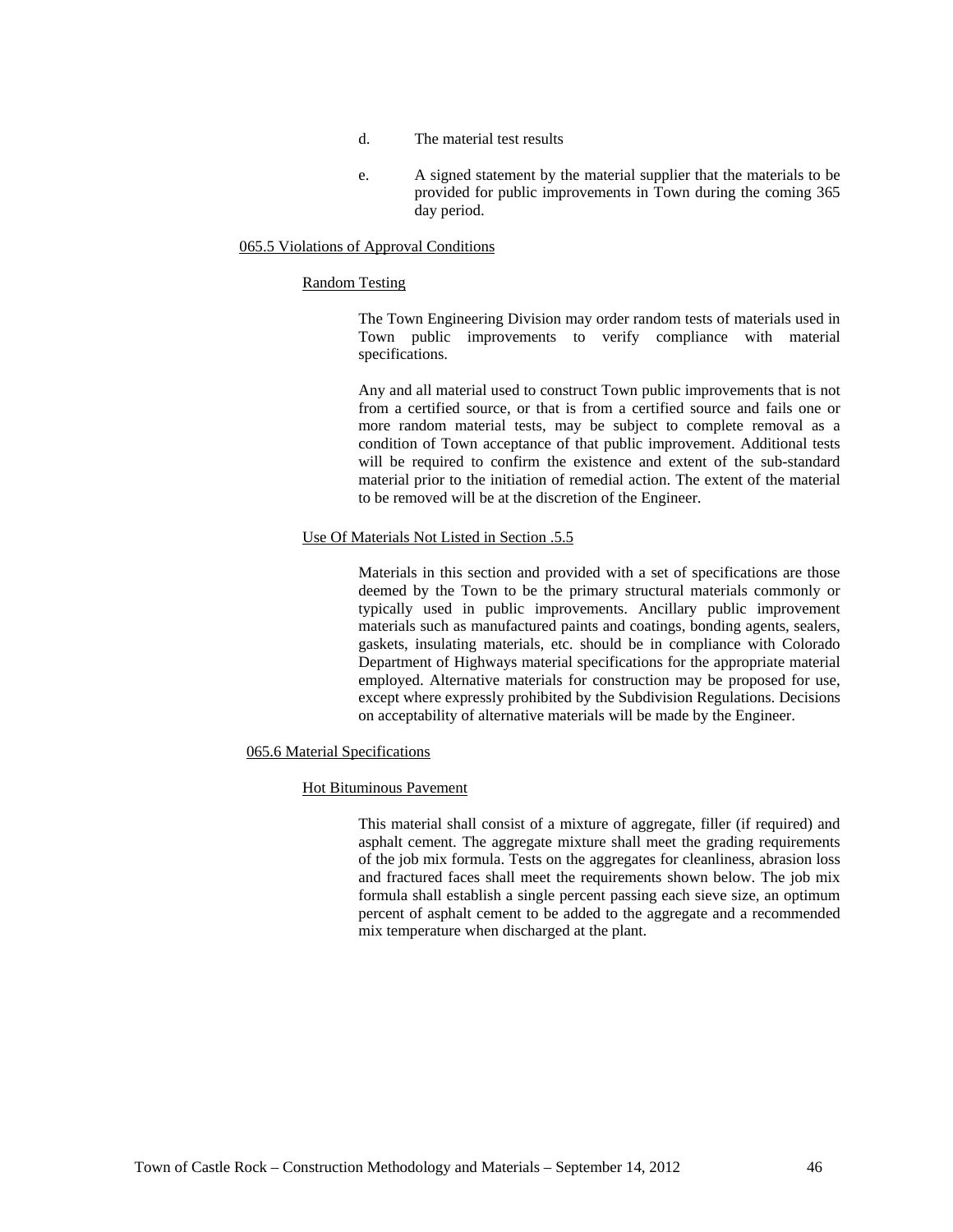d. The material test results

e. A signed statement by the material supplier that the materials to be provided for public improvements in Town during the coming 365 day period.

## 065.5 Violations of Approval Conditions

### Random Testing

The Town Engineering Division may order random tests of materials used in Town public improvements to verify compliance with material specifications.

Any and all material used to construct Town public improvements that is not from a certified source, or that is from a certified source and fails one or more random material tests, may be subject to complete removal as a condition of Town acceptance of that public improvement. Additional tests will be required to confirm the existence and extent of the sub-standard material prior to the initiation of remedial action. The extent of the material to be removed will be at the discretion of the Engineer.

### Use Of Materials Not Listed in Section .5.5

Materials in this section and provided with a set of specifications are those deemed by the Town to be the primary structural materials commonly or typically used in public improvements. Ancillary public improvement materials such as manufactured paints and coatings, bonding agents, sealers, gaskets, insulating materials, etc. should be in compliance with Colorado Department of Highways material specifications for the appropriate material employed. Alternative materials for construction may be proposed for use, except where expressly prohibited by the Subdivision Regulations. Decisions on acceptability of alternative materials will be made by the Engineer.

## 065.6 Material Specifications

### Hot Bituminous Pavement

This material shall consist of a mixture of aggregate, filler (if required) and asphalt cement. The aggregate mixture shall meet the grading requirements of the job mix formula. Tests on the aggregates for cleanliness, abrasion loss and fractured faces shall meet the requirements shown below. The job mix formula shall establish a single percent passing each sieve size, an optimum percent of asphalt cement to be added to the aggregate and a recommended mix temperature when discharged at the plant.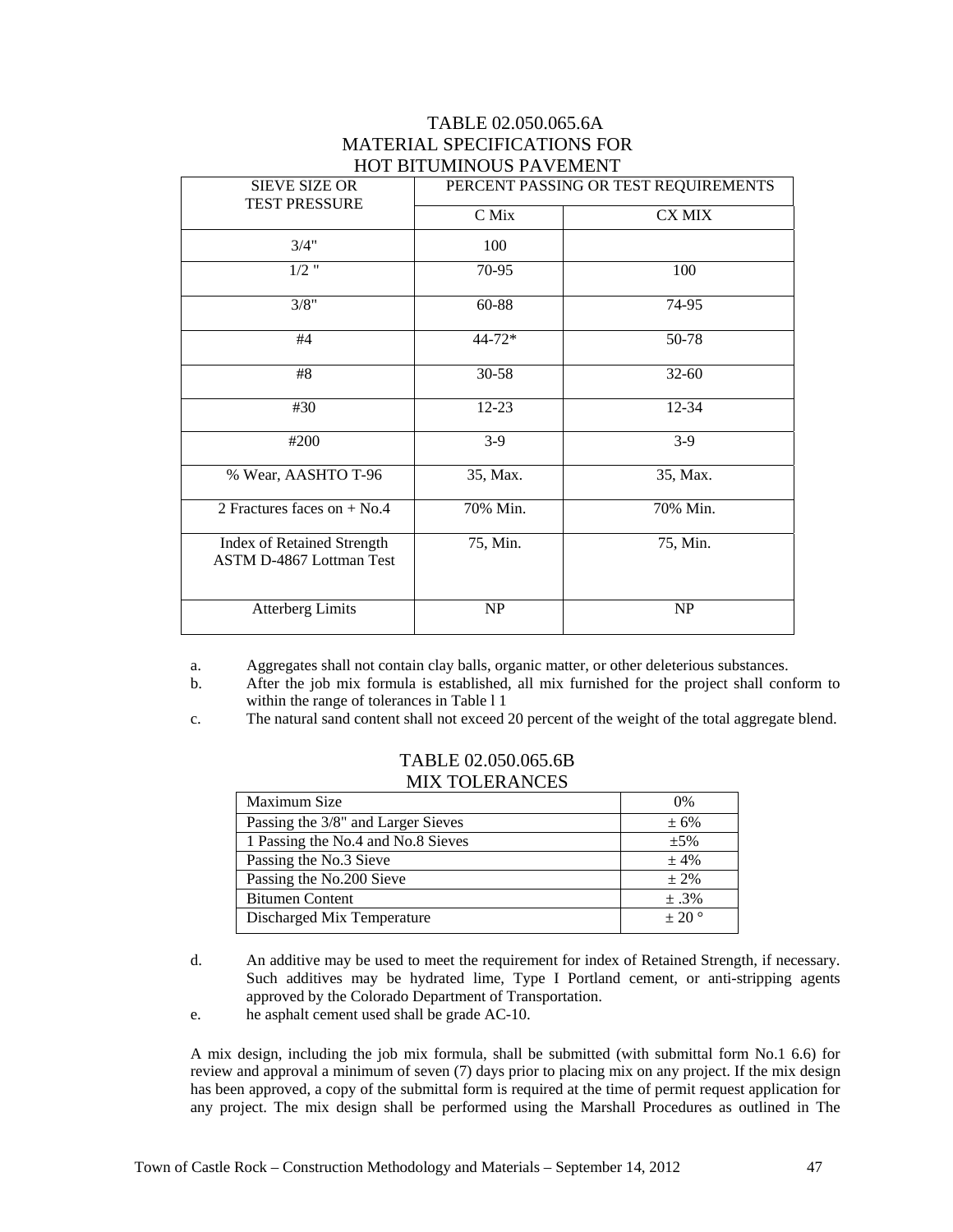## TABLE 02.050.065.6A
## MATERIAL SPECIFICATIONS FOR
## HOT BITUMINOUS PAVEMENT

| SIEVE SIZE OR TEST PRESSURE | PERCENT PASSING OR TEST REQUIREMENTS | |
|---|---|---|
| | C Mix | CX MIX |
| 3/4" | 100 | |
| 1/2 " | 70-95 | 100 |
| 3/8" | 60-88 | 74-95 |
| #4 | 44-72* | 50-78 |
| #8 | 30-58 | 32-60 |
| #30 | 12-23 | 12-34 |
| #200 | 3-9 | 3-9 |
| % Wear, AASHTO T-96 | 35, Max. | 35, Max. |
| 2 Fractures faces on + No.4 | 70% Min. | 70% Min. |
| Index of Retained Strength ASTM D-4867 Lottman Test | 75, Min. | 75, Min. |
| Atterberg Limits | NP | NP |

a. Aggregates shall not contain clay balls, organic matter, or other deleterious substances.

b. After the job mix formula is established, all mix furnished for the project shall conform to within the range of tolerances in Table l 1

c. The natural sand content shall not exceed 20 percent of the weight of the total aggregate blend.

## TABLE 02.050.065.6B
## MIX TOLERANCES

| | |
|---|---|
| Maximum Size | 0% |
| Passing the 3/8" and Larger Sieves | ± 6% |
| 1 Passing the No.4 and No.8 Sieves | ±5% |
| Passing the No.3 Sieve | ± 4% |
| Passing the No.200 Sieve | ± 2% |
| Bitumen Content | ± .3% |
| Discharged Mix Temperature | ± 20 ° |

d. An additive may be used to meet the requirement for index of Retained Strength, if necessary. Such additives may be hydrated lime, Type I Portland cement, or anti-stripping agents approved by the Colorado Department of Transportation.

e. he asphalt cement used shall be grade AC-10.

A mix design, including the job mix formula, shall be submitted (with submittal form No.1 6.6) for review and approval a minimum of seven (7) days prior to placing mix on any project. If the mix design has been approved, a copy of the submittal form is required at the time of permit request application for any project. The mix design shall be performed using the Marshall Procedures as outlined in The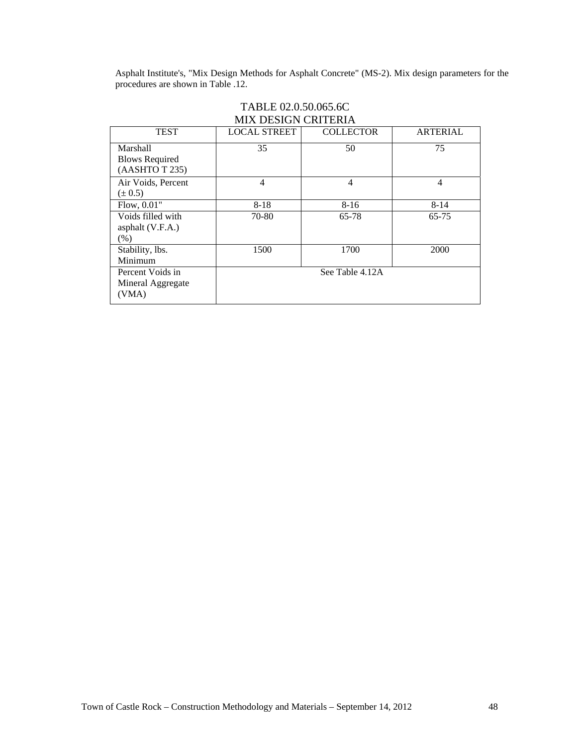Asphalt Institute's, "Mix Design Methods for Asphalt Concrete" (MS-2). Mix design parameters for the procedures are shown in Table .12.

TABLE 02.0.50.065.6C
MIX DESIGN CRITERIA

| TEST | LOCAL STREET | COLLECTOR | ARTERIAL |
|---|---|---|---|
| Marshall Blows Required (AASHTO T 235) | 35 | 50 | 75 |
| Air Voids, Percent (± 0.5) | 4 | 4 | 4 |
| Flow, 0.01" | 8-18 | 8-16 | 8-14 |
| Voids filled with asphalt (V.F.A.) (%) | 70-80 | 65-78 | 65-75 |
| Stability, lbs. Minimum | 1500 | 1700 | 2000 |
| Percent Voids in Mineral Aggregate (VMA) | See Table 4.12A | | |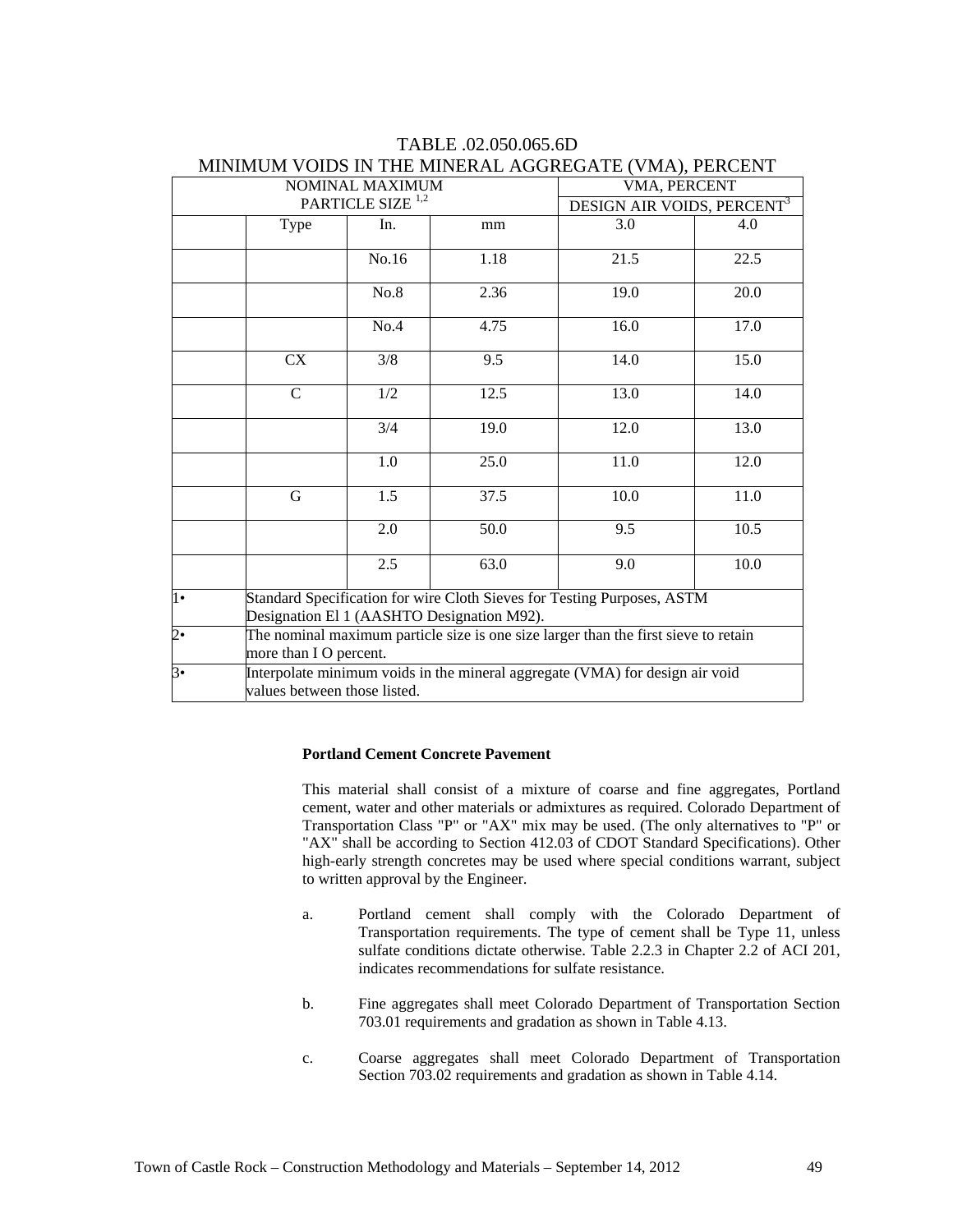TABLE .02.050.065.6D
MINIMUM VOIDS IN THE MINERAL AGGREGATE (VMA), PERCENT

| NOMINAL MAXIMUM PARTICLE SIZE [1,2] | | | | VMA, PERCENT | |
|---|---|---|---|---|---|
| | | | | DESIGN AIR VOIDS, PERCENT[3] | |
| | Type | In. | mm | 3.0 | 4.0 |
| | | No.16 | 1.18 | 21.5 | 22.5 |
| | | No.8 | 2.36 | 19.0 | 20.0 |
| | | No.4 | 4.75 | 16.0 | 17.0 |
| | CX | 3/8 | 9.5 | 14.0 | 15.0 |
| | C | 1/2 | 12.5 | 13.0 | 14.0 |
| | | 3/4 | 19.0 | 12.0 | 13.0 |
| | | 1.0 | 25.0 | 11.0 | 12.0 |
| | G | 1.5 | 37.5 | 10.0 | 11.0 |
| | | 2.0 | 50.0 | 9.5 | 10.5 |
| | | 2.5 | 63.0 | 9.0 | 10.0 |
| 1• | Standard Specification for wire Cloth Sieves for Testing Purposes, ASTM Designation El 1 (AASHTO Designation M92). | | | | |
| 2• | The nominal maximum particle size is one size larger than the first sieve to retain more than I O percent. | | | | |
| 3• | Interpolate minimum voids in the mineral aggregate (VMA) for design air void values between those listed. | | | | |

**Portland Cement Concrete Pavement**

This material shall consist of a mixture of coarse and fine aggregates, Portland cement, water and other materials or admixtures as required. Colorado Department of Transportation Class "P" or "AX" mix may be used. (The only alternatives to "P" or "AX" shall be according to Section 412.03 of CDOT Standard Specifications). Other high-early strength concretes may be used where special conditions warrant, subject to written approval by the Engineer.

a. Portland cement shall comply with the Colorado Department of Transportation requirements. The type of cement shall be Type 11, unless sulfate conditions dictate otherwise. Table 2.2.3 in Chapter 2.2 of ACI 201, indicates recommendations for sulfate resistance.

b. Fine aggregates shall meet Colorado Department of Transportation Section 703.01 requirements and gradation as shown in Table 4.13.

c. Coarse aggregates shall meet Colorado Department of Transportation Section 703.02 requirements and gradation as shown in Table 4.14.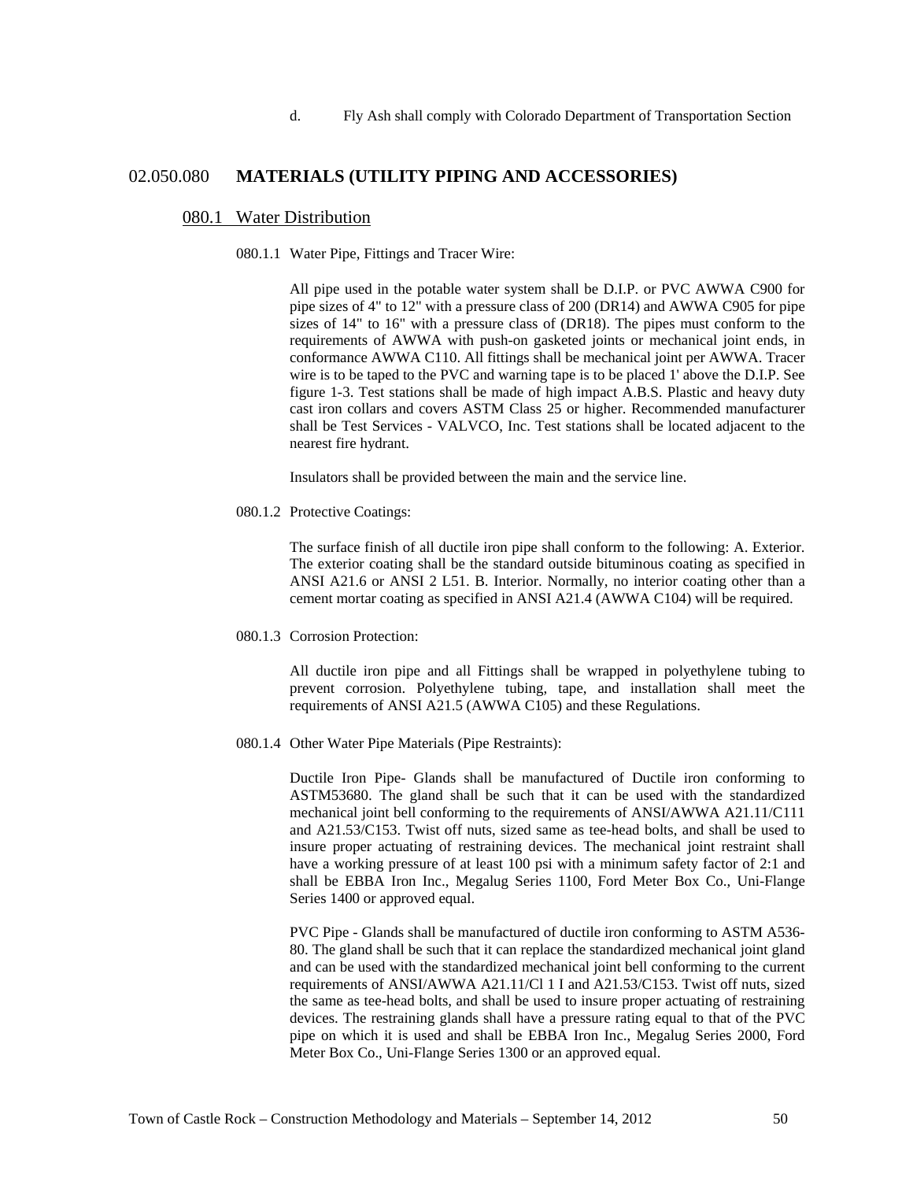d. Fly Ash shall comply with Colorado Department of Transportation Section

## 02.050.080 MATERIALS (UTILITY PIPING AND ACCESSORIES)

### 080.1 Water Distribution

080.1.1 Water Pipe, Fittings and Tracer Wire:

All pipe used in the potable water system shall be D.I.P. or PVC AWWA C900 for pipe sizes of 4" to 12" with a pressure class of 200 (DR14) and AWWA C905 for pipe sizes of 14" to 16" with a pressure class of (DR18). The pipes must conform to the requirements of AWWA with push-on gasketed joints or mechanical joint ends, in conformance AWWA C110. All fittings shall be mechanical joint per AWWA. Tracer wire is to be taped to the PVC and warning tape is to be placed 1' above the D.I.P. See figure 1-3. Test stations shall be made of high impact A.B.S. Plastic and heavy duty cast iron collars and covers ASTM Class 25 or higher. Recommended manufacturer shall be Test Services - VALVCO, Inc. Test stations shall be located adjacent to the nearest fire hydrant.

Insulators shall be provided between the main and the service line.

080.1.2 Protective Coatings:

The surface finish of all ductile iron pipe shall conform to the following: A. Exterior. The exterior coating shall be the standard outside bituminous coating as specified in ANSI A21.6 or ANSI 2 L51. B. Interior. Normally, no interior coating other than a cement mortar coating as specified in ANSI A21.4 (AWWA C104) will be required.

080.1.3 Corrosion Protection:

All ductile iron pipe and all Fittings shall be wrapped in polyethylene tubing to prevent corrosion. Polyethylene tubing, tape, and installation shall meet the requirements of ANSI A21.5 (AWWA C105) and these Regulations.

080.1.4 Other Water Pipe Materials (Pipe Restraints):

Ductile Iron Pipe- Glands shall be manufactured of Ductile iron conforming to ASTM53680. The gland shall be such that it can be used with the standardized mechanical joint bell conforming to the requirements of ANSI/AWWA A21.11/C111 and A21.53/C153. Twist off nuts, sized same as tee-head bolts, and shall be used to insure proper actuating of restraining devices. The mechanical joint restraint shall have a working pressure of at least 100 psi with a minimum safety factor of 2:1 and shall be EBBA Iron Inc., Megalug Series 1100, Ford Meter Box Co., Uni-Flange Series 1400 or approved equal.

PVC Pipe - Glands shall be manufactured of ductile iron conforming to ASTM A536-80. The gland shall be such that it can replace the standardized mechanical joint gland and can be used with the standardized mechanical joint bell conforming to the current requirements of ANSI/AWWA A21.11/Cl 1 I and A21.53/C153. Twist off nuts, sized the same as tee-head bolts, and shall be used to insure proper actuating of restraining devices. The restraining glands shall have a pressure rating equal to that of the PVC pipe on which it is used and shall be EBBA Iron Inc., Megalug Series 2000, Ford Meter Box Co., Uni-Flange Series 1300 or an approved equal.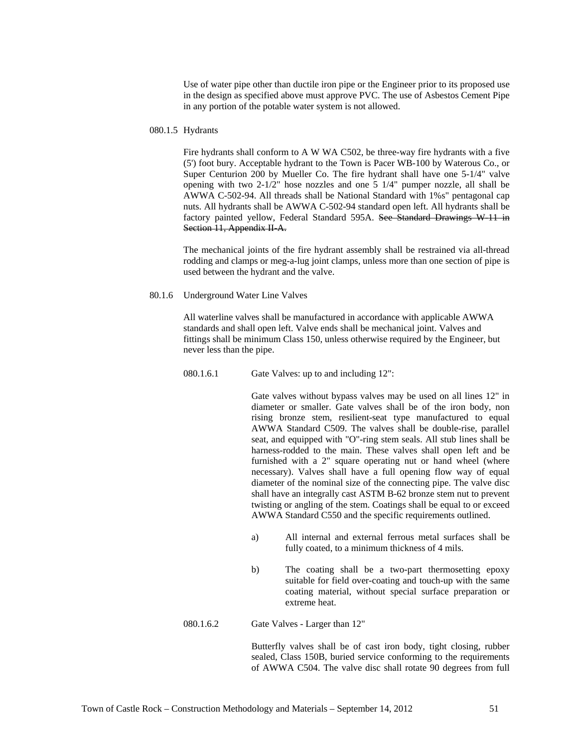Use of water pipe other than ductile iron pipe or the Engineer prior to its proposed use in the design as specified above must approve PVC. The use of Asbestos Cement Pipe in any portion of the potable water system is not allowed.

080.1.5 Hydrants

Fire hydrants shall conform to A W WA C502, be three-way fire hydrants with a five (5') foot bury. Acceptable hydrant to the Town is Pacer WB-100 by Waterous Co., or Super Centurion 200 by Mueller Co. The fire hydrant shall have one 5-1/4" valve opening with two 2-1/2" hose nozzles and one 5 1/4" pumper nozzle, all shall be AWWA C-502-94. All threads shall be National Standard with 1%s" pentagonal cap nuts. All hydrants shall be AWWA C-502-94 standard open left. All hydrants shall be factory painted yellow, Federal Standard 595A. ~~See Standard Drawings W-11 in Section 11, Appendix II-A.~~

The mechanical joints of the fire hydrant assembly shall be restrained via all-thread rodding and clamps or meg-a-lug joint clamps, unless more than one section of pipe is used between the hydrant and the valve.

80.1.6 Underground Water Line Valves

All waterline valves shall be manufactured in accordance with applicable AWWA standards and shall open left. Valve ends shall be mechanical joint. Valves and fittings shall be minimum Class 150, unless otherwise required by the Engineer, but never less than the pipe.

080.1.6.1 Gate Valves: up to and including 12":

Gate valves without bypass valves may be used on all lines 12" in diameter or smaller. Gate valves shall be of the iron body, non rising bronze stem, resilient-seat type manufactured to equal AWWA Standard C509. The valves shall be double-rise, parallel seat, and equipped with "O"-ring stem seals. All stub lines shall be harness-rodded to the main. These valves shall open left and be furnished with a 2" square operating nut or hand wheel (where necessary). Valves shall have a full opening flow way of equal diameter of the nominal size of the connecting pipe. The valve disc shall have an integrally cast ASTM B-62 bronze stem nut to prevent twisting or angling of the stem. Coatings shall be equal to or exceed AWWA Standard C550 and the specific requirements outlined.

a) All internal and external ferrous metal surfaces shall be fully coated, to a minimum thickness of 4 mils.

b) The coating shall be a two-part thermosetting epoxy suitable for field over-coating and touch-up with the same coating material, without special surface preparation or extreme heat.

080.1.6.2 Gate Valves - Larger than 12"

Butterfly valves shall be of cast iron body, tight closing, rubber sealed, Class 150B, buried service conforming to the requirements of AWWA C504. The valve disc shall rotate 90 degrees from full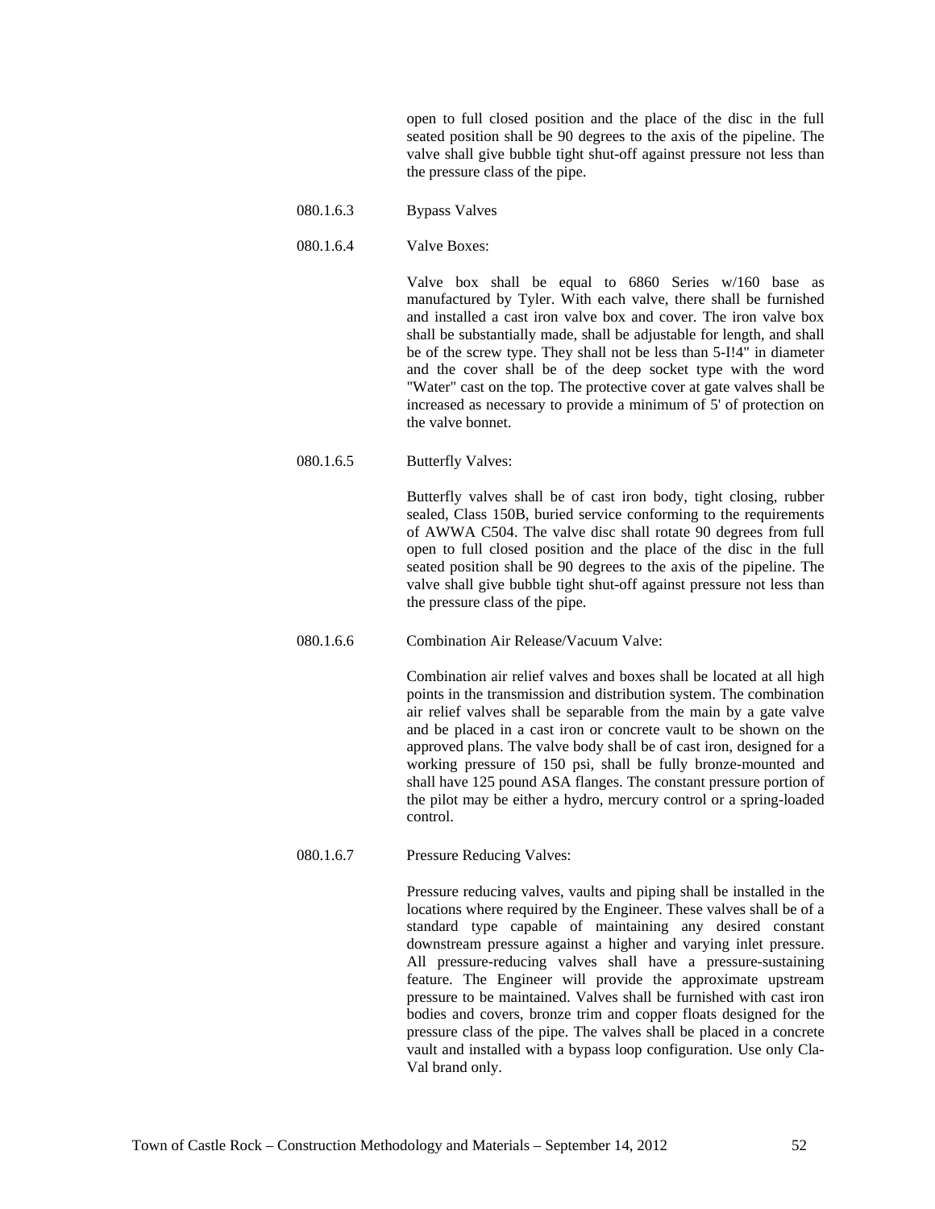open to full closed position and the place of the disc in the full seated position shall be 90 degrees to the axis of the pipeline. The valve shall give bubble tight shut-off against pressure not less than the pressure class of the pipe.

080.1.6.3 Bypass Valves

080.1.6.4 Valve Boxes:

Valve box shall be equal to 6860 Series w/160 base as manufactured by Tyler. With each valve, there shall be furnished and installed a cast iron valve box and cover. The iron valve box shall be substantially made, shall be adjustable for length, and shall be of the screw type. They shall not be less than 5-I!4" in diameter and the cover shall be of the deep socket type with the word "Water" cast on the top. The protective cover at gate valves shall be increased as necessary to provide a minimum of 5' of protection on the valve bonnet.

080.1.6.5 Butterfly Valves:

Butterfly valves shall be of cast iron body, tight closing, rubber sealed, Class 150B, buried service conforming to the requirements of AWWA C504. The valve disc shall rotate 90 degrees from full open to full closed position and the place of the disc in the full seated position shall be 90 degrees to the axis of the pipeline. The valve shall give bubble tight shut-off against pressure not less than the pressure class of the pipe.

080.1.6.6 Combination Air Release/Vacuum Valve:

Combination air relief valves and boxes shall be located at all high points in the transmission and distribution system. The combination air relief valves shall be separable from the main by a gate valve and be placed in a cast iron or concrete vault to be shown on the approved plans. The valve body shall be of cast iron, designed for a working pressure of 150 psi, shall be fully bronze-mounted and shall have 125 pound ASA flanges. The constant pressure portion of the pilot may be either a hydro, mercury control or a spring-loaded control.

080.1.6.7 Pressure Reducing Valves:

Pressure reducing valves, vaults and piping shall be installed in the locations where required by the Engineer. These valves shall be of a standard type capable of maintaining any desired constant downstream pressure against a higher and varying inlet pressure. All pressure-reducing valves shall have a pressure-sustaining feature. The Engineer will provide the approximate upstream pressure to be maintained. Valves shall be furnished with cast iron bodies and covers, bronze trim and copper floats designed for the pressure class of the pipe. The valves shall be placed in a concrete vault and installed with a bypass loop configuration. Use only Cla-Val brand only.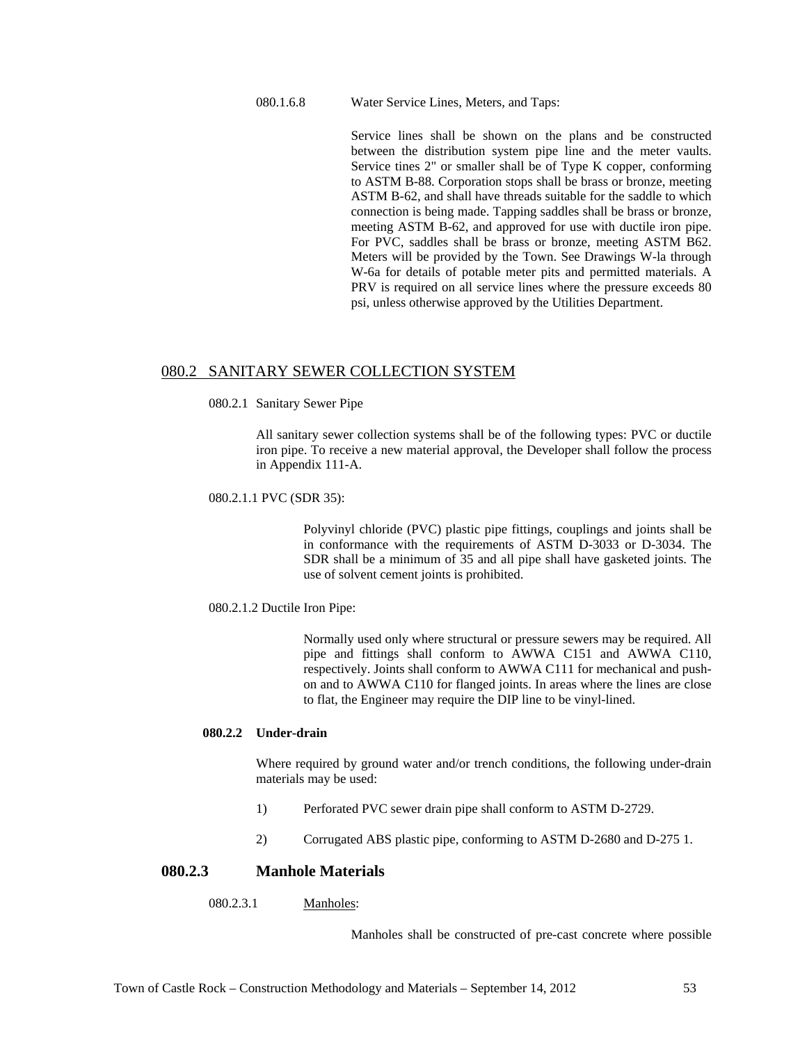080.1.6.8 Water Service Lines, Meters, and Taps:

Service lines shall be shown on the plans and be constructed between the distribution system pipe line and the meter vaults. Service tines 2" or smaller shall be of Type K copper, conforming to ASTM B-88. Corporation stops shall be brass or bronze, meeting ASTM B-62, and shall have threads suitable for the saddle to which connection is being made. Tapping saddles shall be brass or bronze, meeting ASTM B-62, and approved for use with ductile iron pipe. For PVC, saddles shall be brass or bronze, meeting ASTM B62. Meters will be provided by the Town. See Drawings W-la through W-6a for details of potable meter pits and permitted materials. A PRV is required on all service lines where the pressure exceeds 80 psi, unless otherwise approved by the Utilities Department.

## 080.2 SANITARY SEWER COLLECTION SYSTEM

080.2.1 Sanitary Sewer Pipe

All sanitary sewer collection systems shall be of the following types: PVC or ductile iron pipe. To receive a new material approval, the Developer shall follow the process in Appendix 111-A.

080.2.1.1 PVC (SDR 35):

Polyvinyl chloride (PVC) plastic pipe fittings, couplings and joints shall be in conformance with the requirements of ASTM D-3033 or D-3034. The SDR shall be a minimum of 35 and all pipe shall have gasketed joints. The use of solvent cement joints is prohibited.

080.2.1.2 Ductile Iron Pipe:

Normally used only where structural or pressure sewers may be required. All pipe and fittings shall conform to AWWA C151 and AWWA C110, respectively. Joints shall conform to AWWA C111 for mechanical and push-on and to AWWA C110 for flanged joints. In areas where the lines are close to flat, the Engineer may require the DIP line to be vinyl-lined.

**080.2.2 Under-drain**

Where required by ground water and/or trench conditions, the following under-drain materials may be used:

1) Perforated PVC sewer drain pipe shall conform to ASTM D-2729.

2) Corrugated ABS plastic pipe, conforming to ASTM D-2680 and D-275 1.

### 080.2.3 Manhole Materials

080.2.3.1 Manholes:

Manholes shall be constructed of pre-cast concrete where possible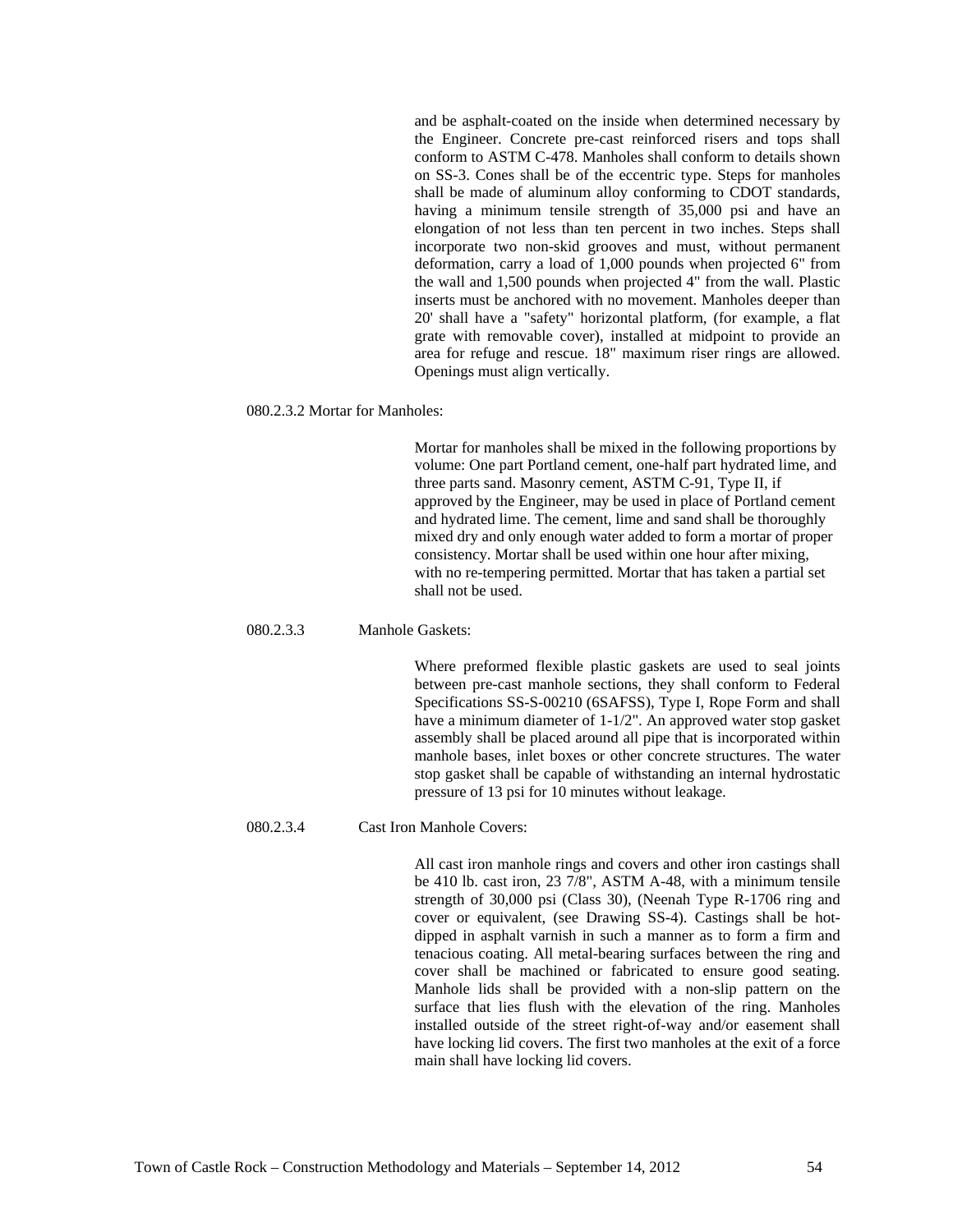and be asphalt-coated on the inside when determined necessary by the Engineer. Concrete pre-cast reinforced risers and tops shall conform to ASTM C-478. Manholes shall conform to details shown on SS-3. Cones shall be of the eccentric type. Steps for manholes shall be made of aluminum alloy conforming to CDOT standards, having a minimum tensile strength of 35,000 psi and have an elongation of not less than ten percent in two inches. Steps shall incorporate two non-skid grooves and must, without permanent deformation, carry a load of 1,000 pounds when projected 6" from the wall and 1,500 pounds when projected 4" from the wall. Plastic inserts must be anchored with no movement. Manholes deeper than 20' shall have a "safety" horizontal platform, (for example, a flat grate with removable cover), installed at midpoint to provide an area for refuge and rescue. 18" maximum riser rings are allowed. Openings must align vertically.

#### 080.2.3.2 Mortar for Manholes:

Mortar for manholes shall be mixed in the following proportions by volume: One part Portland cement, one-half part hydrated lime, and three parts sand. Masonry cement, ASTM C-91, Type II, if approved by the Engineer, may be used in place of Portland cement and hydrated lime. The cement, lime and sand shall be thoroughly mixed dry and only enough water added to form a mortar of proper consistency. Mortar shall be used within one hour after mixing, with no re-tempering permitted. Mortar that has taken a partial set shall not be used.

#### 080.2.3.3 Manhole Gaskets:

Where preformed flexible plastic gaskets are used to seal joints between pre-cast manhole sections, they shall conform to Federal Specifications SS-S-00210 (6SAFSS), Type I, Rope Form and shall have a minimum diameter of 1-1/2". An approved water stop gasket assembly shall be placed around all pipe that is incorporated within manhole bases, inlet boxes or other concrete structures. The water stop gasket shall be capable of withstanding an internal hydrostatic pressure of 13 psi for 10 minutes without leakage.

#### 080.2.3.4 Cast Iron Manhole Covers:

All cast iron manhole rings and covers and other iron castings shall be 410 lb. cast iron, 23 7/8", ASTM A-48, with a minimum tensile strength of 30,000 psi (Class 30), (Neenah Type R-1706 ring and cover or equivalent, (see Drawing SS-4). Castings shall be hot-dipped in asphalt varnish in such a manner as to form a firm and tenacious coating. All metal-bearing surfaces between the ring and cover shall be machined or fabricated to ensure good seating. Manhole lids shall be provided with a non-slip pattern on the surface that lies flush with the elevation of the ring. Manholes installed outside of the street right-of-way and/or easement shall have locking lid covers. The first two manholes at the exit of a force main shall have locking lid covers.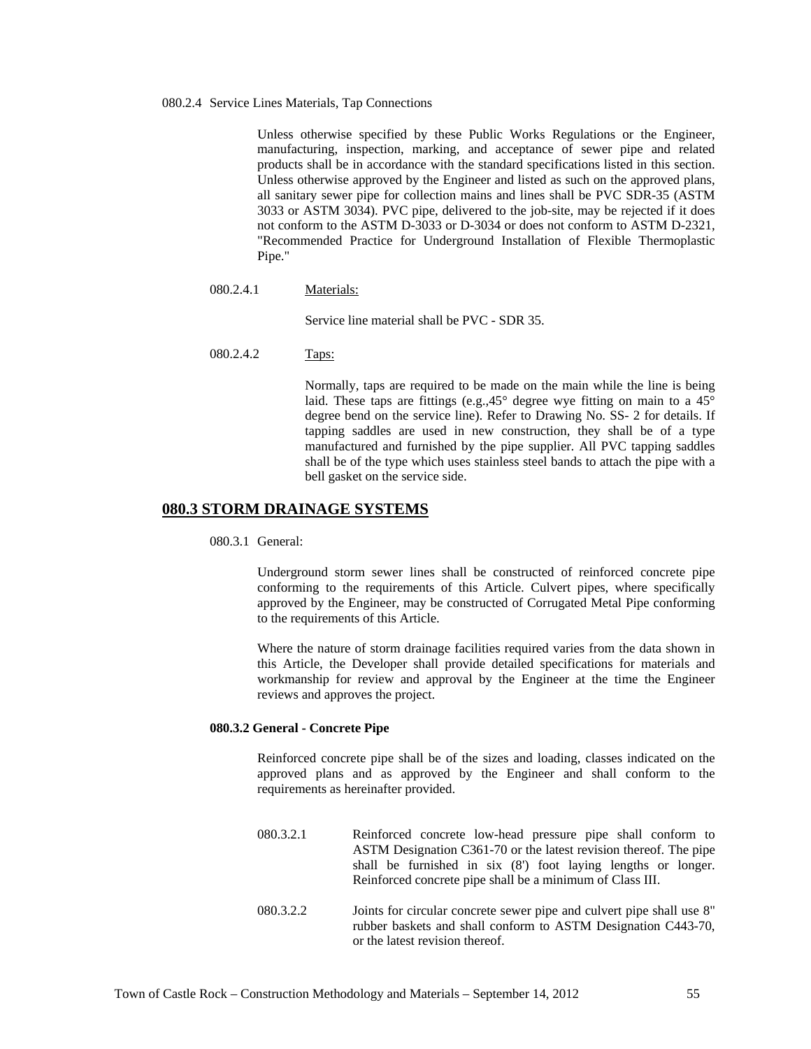080.2.4 Service Lines Materials, Tap Connections

Unless otherwise specified by these Public Works Regulations or the Engineer, manufacturing, inspection, marking, and acceptance of sewer pipe and related products shall be in accordance with the standard specifications listed in this section. Unless otherwise approved by the Engineer and listed as such on the approved plans, all sanitary sewer pipe for collection mains and lines shall be PVC SDR-35 (ASTM 3033 or ASTM 3034). PVC pipe, delivered to the job-site, may be rejected if it does not conform to the ASTM D-3033 or D-3034 or does not conform to ASTM D-2321, "Recommended Practice for Underground Installation of Flexible Thermoplastic Pipe."

080.2.4.1 Materials:

Service line material shall be PVC - SDR 35.

080.2.4.2 Taps:

Normally, taps are required to be made on the main while the line is being laid. These taps are fittings (e.g.,45° degree wye fitting on main to a 45° degree bend on the service line). Refer to Drawing No. SS- 2 for details. If tapping saddles are used in new construction, they shall be of a type manufactured and furnished by the pipe supplier. All PVC tapping saddles shall be of the type which uses stainless steel bands to attach the pipe with a bell gasket on the service side.

## 080.3 STORM DRAINAGE SYSTEMS

080.3.1 General:

Underground storm sewer lines shall be constructed of reinforced concrete pipe conforming to the requirements of this Article. Culvert pipes, where specifically approved by the Engineer, may be constructed of Corrugated Metal Pipe conforming to the requirements of this Article.

Where the nature of storm drainage facilities required varies from the data shown in this Article, the Developer shall provide detailed specifications for materials and workmanship for review and approval by the Engineer at the time the Engineer reviews and approves the project.

**080.3.2 General - Concrete Pipe**

Reinforced concrete pipe shall be of the sizes and loading, classes indicated on the approved plans and as approved by the Engineer and shall conform to the requirements as hereinafter provided.

080.3.2.1 Reinforced concrete low-head pressure pipe shall conform to ASTM Designation C361-70 or the latest revision thereof. The pipe shall be furnished in six (8') foot laying lengths or longer. Reinforced concrete pipe shall be a minimum of Class III.

080.3.2.2 Joints for circular concrete sewer pipe and culvert pipe shall use 8" rubber baskets and shall conform to ASTM Designation C443-70, or the latest revision thereof.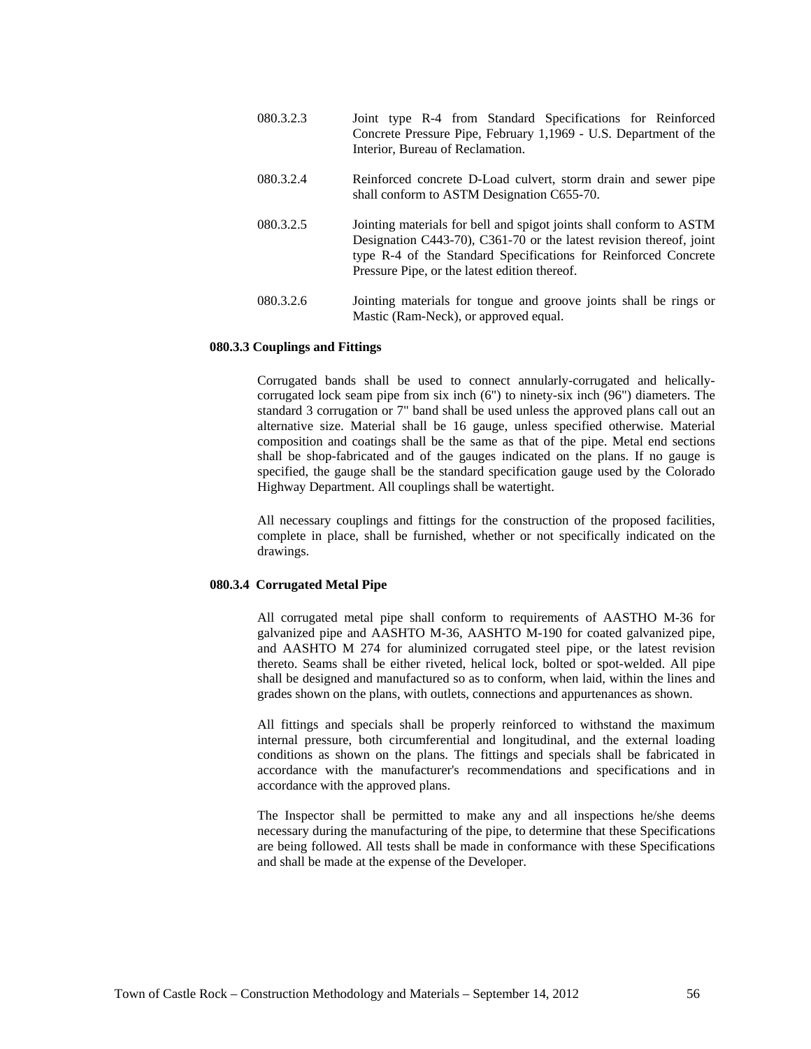080.3.2.3 Joint type R-4 from Standard Specifications for Reinforced Concrete Pressure Pipe, February 1,1969 - U.S. Department of the Interior, Bureau of Reclamation.

080.3.2.4 Reinforced concrete D-Load culvert, storm drain and sewer pipe shall conform to ASTM Designation C655-70.

080.3.2.5 Jointing materials for bell and spigot joints shall conform to ASTM Designation C443-70), C361-70 or the latest revision thereof, joint type R-4 of the Standard Specifications for Reinforced Concrete Pressure Pipe, or the latest edition thereof.

080.3.2.6 Jointing materials for tongue and groove joints shall be rings or Mastic (Ram-Neck), or approved equal.

**080.3.3 Couplings and Fittings**

Corrugated bands shall be used to connect annularly-corrugated and helically-corrugated lock seam pipe from six inch (6") to ninety-six inch (96") diameters. The standard 3 corrugation or 7" band shall be used unless the approved plans call out an alternative size. Material shall be 16 gauge, unless specified otherwise. Material composition and coatings shall be the same as that of the pipe. Metal end sections shall be shop-fabricated and of the gauges indicated on the plans. If no gauge is specified, the gauge shall be the standard specification gauge used by the Colorado Highway Department. All couplings shall be watertight.

All necessary couplings and fittings for the construction of the proposed facilities, complete in place, shall be furnished, whether or not specifically indicated on the drawings.

**080.3.4 Corrugated Metal Pipe**

All corrugated metal pipe shall conform to requirements of AASTHO M-36 for galvanized pipe and AASHTO M-36, AASHTO M-190 for coated galvanized pipe, and AASHTO M 274 for aluminized corrugated steel pipe, or the latest revision thereto. Seams shall be either riveted, helical lock, bolted or spot-welded. All pipe shall be designed and manufactured so as to conform, when laid, within the lines and grades shown on the plans, with outlets, connections and appurtenances as shown.

All fittings and specials shall be properly reinforced to withstand the maximum internal pressure, both circumferential and longitudinal, and the external loading conditions as shown on the plans. The fittings and specials shall be fabricated in accordance with the manufacturer's recommendations and specifications and in accordance with the approved plans.

The Inspector shall be permitted to make any and all inspections he/she deems necessary during the manufacturing of the pipe, to determine that these Specifications are being followed. All tests shall be made in conformance with these Specifications and shall be made at the expense of the Developer.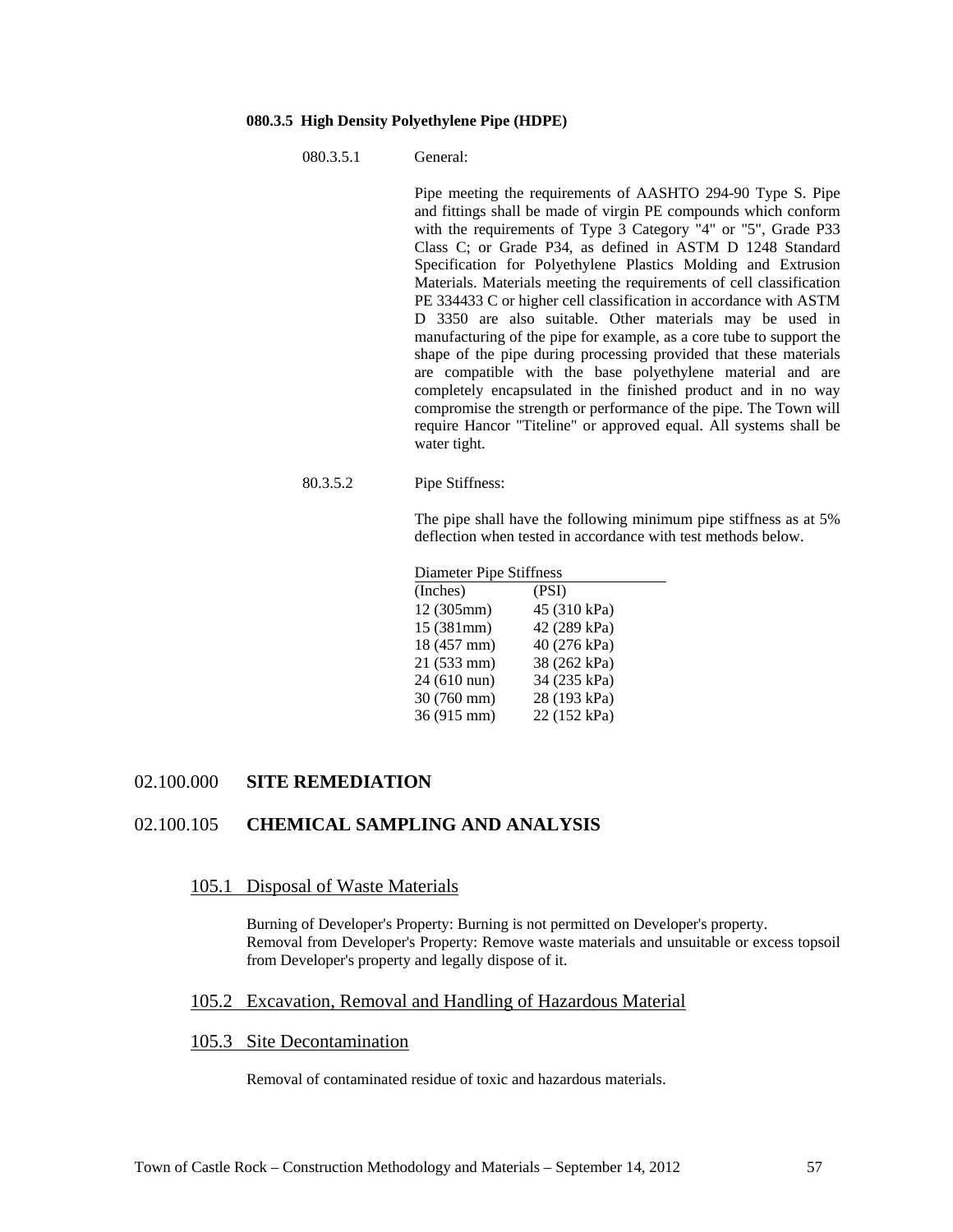**080.3.5 High Density Polyethylene Pipe (HDPE)**

080.3.5.1 General:

Pipe meeting the requirements of AASHTO 294-90 Type S. Pipe and fittings shall be made of virgin PE compounds which conform with the requirements of Type 3 Category "4" or "5", Grade P33 Class C; or Grade P34, as defined in ASTM D 1248 Standard Specification for Polyethylene Plastics Molding and Extrusion Materials. Materials meeting the requirements of cell classification PE 334433 C or higher cell classification in accordance with ASTM D 3350 are also suitable. Other materials may be used in manufacturing of the pipe for example, as a core tube to support the shape of the pipe during processing provided that these materials are compatible with the base polyethylene material and are completely encapsulated in the finished product and in no way compromise the strength or performance of the pipe. The Town will require Hancor "Titeline" or approved equal. All systems shall be water tight.

80.3.5.2 Pipe Stiffness:

The pipe shall have the following minimum pipe stiffness as at 5% deflection when tested in accordance with test methods below.

| Diameter (Inches) | Pipe Stiffness (PSI) |
|---|---|
| 12 (305mm) | 45 (310 kPa) |
| 15 (381mm) | 42 (289 kPa) |
| 18 (457 mm) | 40 (276 kPa) |
| 21 (533 mm) | 38 (262 kPa) |
| 24 (610 nun) | 34 (235 kPa) |
| 30 (760 mm) | 28 (193 kPa) |
| 36 (915 mm) | 22 (152 kPa) |

# 02.100.000 SITE REMEDIATION

# 02.100.105 CHEMICAL SAMPLING AND ANALYSIS

## 105.1 Disposal of Waste Materials

Burning of Developer's Property: Burning is not permitted on Developer's property.
Removal from Developer's Property: Remove waste materials and unsuitable or excess topsoil from Developer's property and legally dispose of it.

## 105.2 Excavation, Removal and Handling of Hazardous Material

## 105.3 Site Decontamination

Removal of contaminated residue of toxic and hazardous materials.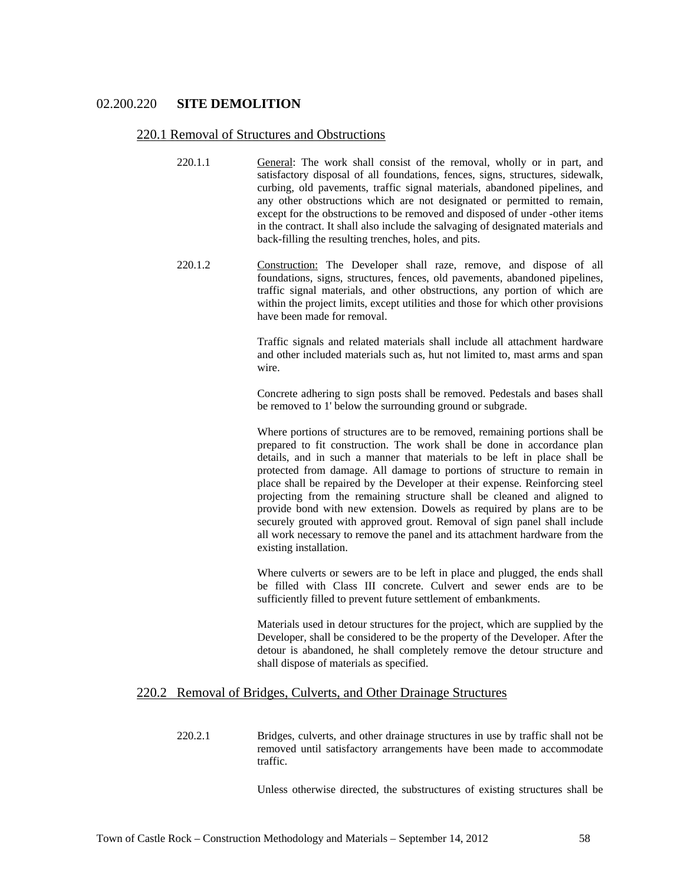## 02.200.220 **SITE DEMOLITION**

### 220.1 Removal of Structures and Obstructions

220.1.1 General: The work shall consist of the removal, wholly or in part, and satisfactory disposal of all foundations, fences, signs, structures, sidewalk, curbing, old pavements, traffic signal materials, abandoned pipelines, and any other obstructions which are not designated or permitted to remain, except for the obstructions to be removed and disposed of under -other items in the contract. It shall also include the salvaging of designated materials and back-filling the resulting trenches, holes, and pits.

220.1.2 Construction: The Developer shall raze, remove, and dispose of all foundations, signs, structures, fences, old pavements, abandoned pipelines, traffic signal materials, and other obstructions, any portion of which are within the project limits, except utilities and those for which other provisions have been made for removal.

Traffic signals and related materials shall include all attachment hardware and other included materials such as, hut not limited to, mast arms and span wire.

Concrete adhering to sign posts shall be removed. Pedestals and bases shall be removed to 1' below the surrounding ground or subgrade.

Where portions of structures are to be removed, remaining portions shall be prepared to fit construction. The work shall be done in accordance plan details, and in such a manner that materials to be left in place shall be protected from damage. All damage to portions of structure to remain in place shall be repaired by the Developer at their expense. Reinforcing steel projecting from the remaining structure shall be cleaned and aligned to provide bond with new extension. Dowels as required by plans are to be securely grouted with approved grout. Removal of sign panel shall include all work necessary to remove the panel and its attachment hardware from the existing installation.

Where culverts or sewers are to be left in place and plugged, the ends shall be filled with Class III concrete. Culvert and sewer ends are to be sufficiently filled to prevent future settlement of embankments.

Materials used in detour structures for the project, which are supplied by the Developer, shall be considered to be the property of the Developer. After the detour is abandoned, he shall completely remove the detour structure and shall dispose of materials as specified.

### 220.2 Removal of Bridges, Culverts, and Other Drainage Structures

220.2.1 Bridges, culverts, and other drainage structures in use by traffic shall not be removed until satisfactory arrangements have been made to accommodate traffic.

Unless otherwise directed, the substructures of existing structures shall be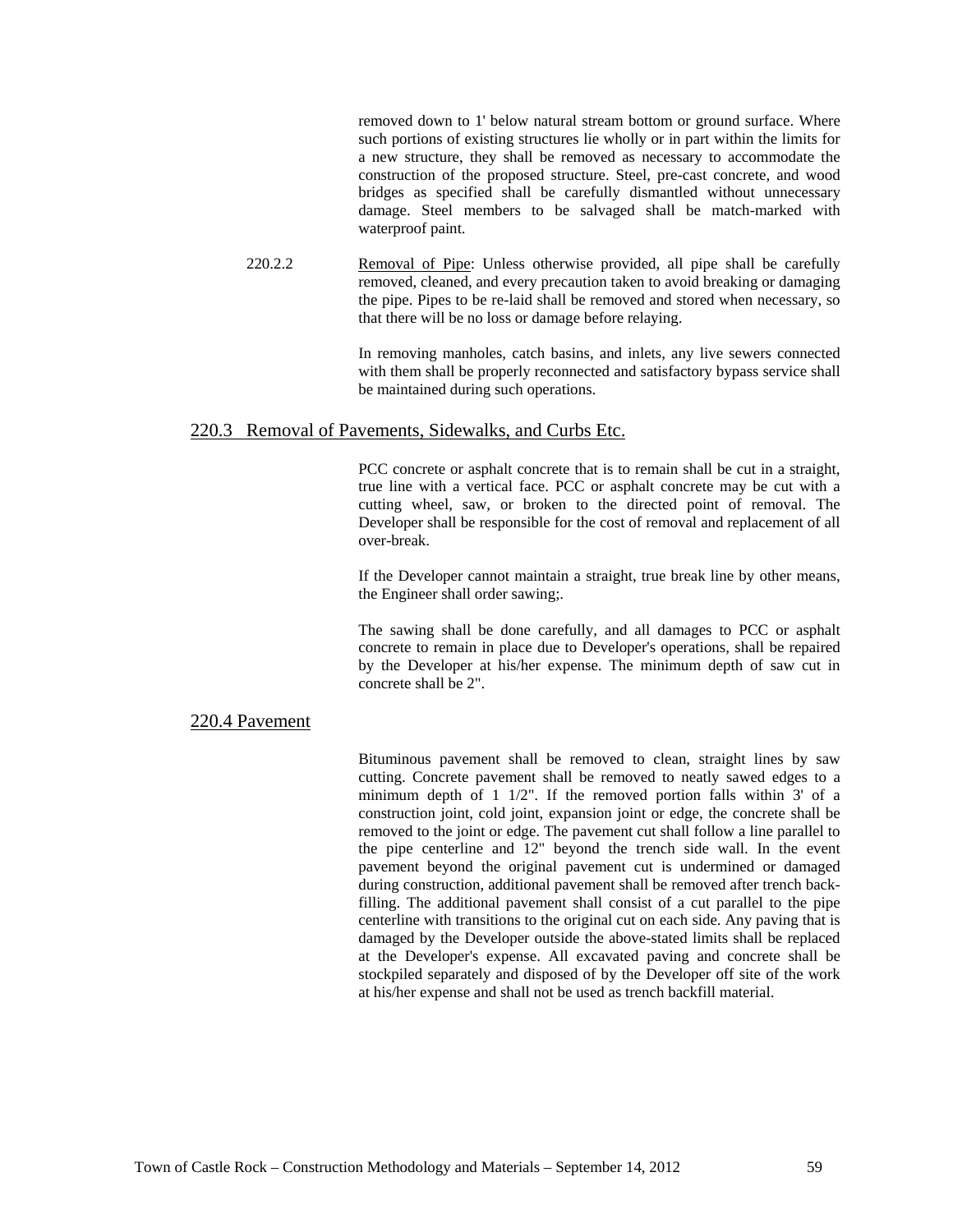removed down to 1' below natural stream bottom or ground surface. Where such portions of existing structures lie wholly or in part within the limits for a new structure, they shall be removed as necessary to accommodate the construction of the proposed structure. Steel, pre-cast concrete, and wood bridges as specified shall be carefully dismantled without unnecessary damage. Steel members to be salvaged shall be match-marked with waterproof paint.

220.2.2 Removal of Pipe: Unless otherwise provided, all pipe shall be carefully removed, cleaned, and every precaution taken to avoid breaking or damaging the pipe. Pipes to be re-laid shall be removed and stored when necessary, so that there will be no loss or damage before relaying.

In removing manholes, catch basins, and inlets, any live sewers connected with them shall be properly reconnected and satisfactory bypass service shall be maintained during such operations.

## 220.3 Removal of Pavements, Sidewalks, and Curbs Etc.

PCC concrete or asphalt concrete that is to remain shall be cut in a straight, true line with a vertical face. PCC or asphalt concrete may be cut with a cutting wheel, saw, or broken to the directed point of removal. The Developer shall be responsible for the cost of removal and replacement of all over-break.

If the Developer cannot maintain a straight, true break line by other means, the Engineer shall order sawing;.

The sawing shall be done carefully, and all damages to PCC or asphalt concrete to remain in place due to Developer's operations, shall be repaired by the Developer at his/her expense. The minimum depth of saw cut in concrete shall be 2".

## 220.4 Pavement

Bituminous pavement shall be removed to clean, straight lines by saw cutting. Concrete pavement shall be removed to neatly sawed edges to a minimum depth of 1 1/2". If the removed portion falls within 3' of a construction joint, cold joint, expansion joint or edge, the concrete shall be removed to the joint or edge. The pavement cut shall follow a line parallel to the pipe centerline and 12" beyond the trench side wall. In the event pavement beyond the original pavement cut is undermined or damaged during construction, additional pavement shall be removed after trench back-filling. The additional pavement shall consist of a cut parallel to the pipe centerline with transitions to the original cut on each side. Any paving that is damaged by the Developer outside the above-stated limits shall be replaced at the Developer's expense. All excavated paving and concrete shall be stockpiled separately and disposed of by the Developer off site of the work at his/her expense and shall not be used as trench backfill material.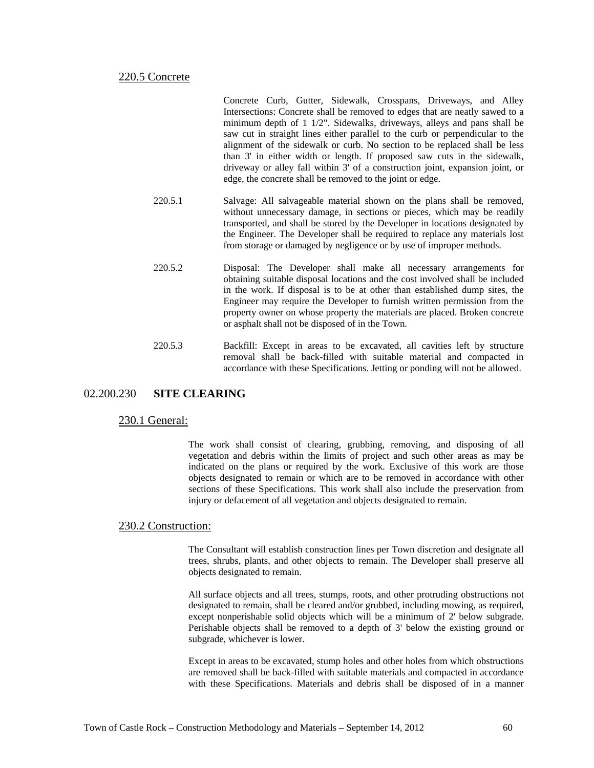### 220.5 Concrete

Concrete Curb, Gutter, Sidewalk, Crosspans, Driveways, and Alley Intersections: Concrete shall be removed to edges that are neatly sawed to a minimum depth of 1 1/2". Sidewalks, driveways, alleys and pans shall be saw cut in straight lines either parallel to the curb or perpendicular to the alignment of the sidewalk or curb. No section to be replaced shall be less than 3' in either width or length. If proposed saw cuts in the sidewalk, driveway or alley fall within 3' of a construction joint, expansion joint, or edge, the concrete shall be removed to the joint or edge.

220.5.1 Salvage: All salvageable material shown on the plans shall be removed, without unnecessary damage, in sections or pieces, which may be readily transported, and shall be stored by the Developer in locations designated by the Engineer. The Developer shall be required to replace any materials lost from storage or damaged by negligence or by use of improper methods.

220.5.2 Disposal: The Developer shall make all necessary arrangements for obtaining suitable disposal locations and the cost involved shall be included in the work. If disposal is to be at other than established dump sites, the Engineer may require the Developer to furnish written permission from the property owner on whose property the materials are placed. Broken concrete or asphalt shall not be disposed of in the Town.

220.5.3 Backfill: Except in areas to be excavated, all cavities left by structure removal shall be back-filled with suitable material and compacted in accordance with these Specifications. Jetting or ponding will not be allowed.

## 02.200.230 **SITE CLEARING**

### 230.1 General:

The work shall consist of clearing, grubbing, removing, and disposing of all vegetation and debris within the limits of project and such other areas as may be indicated on the plans or required by the work. Exclusive of this work are those objects designated to remain or which are to be removed in accordance with other sections of these Specifications. This work shall also include the preservation from injury or defacement of all vegetation and objects designated to remain.

### 230.2 Construction:

The Consultant will establish construction lines per Town discretion and designate all trees, shrubs, plants, and other objects to remain. The Developer shall preserve all objects designated to remain.

All surface objects and all trees, stumps, roots, and other protruding obstructions not designated to remain, shall be cleared and/or grubbed, including mowing, as required, except nonperishable solid objects which will be a minimum of 2' below subgrade. Perishable objects shall be removed to a depth of 3' below the existing ground or subgrade, whichever is lower.

Except in areas to be excavated, stump holes and other holes from which obstructions are removed shall be back-filled with suitable materials and compacted in accordance with these Specifications. Materials and debris shall be disposed of in a manner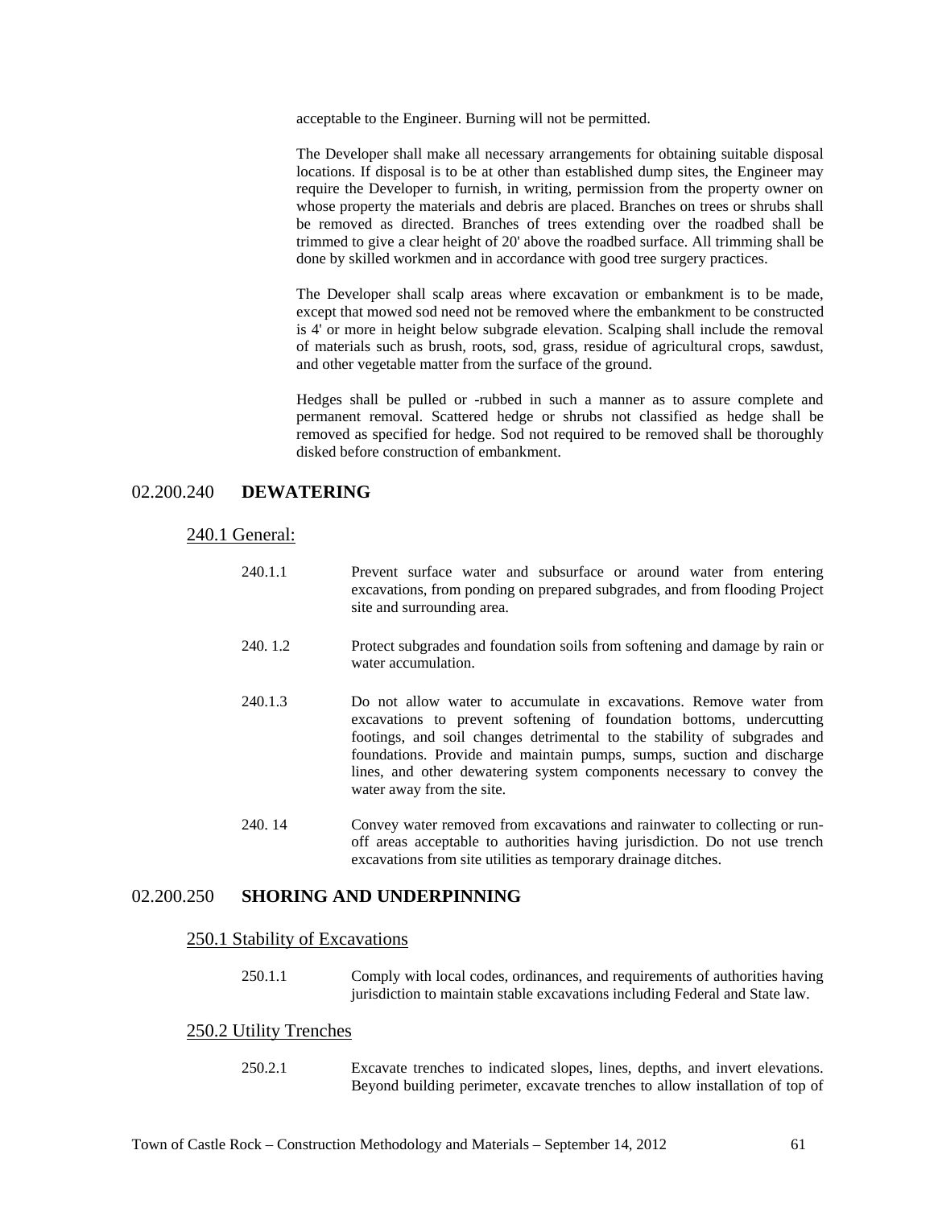acceptable to the Engineer. Burning will not be permitted.

The Developer shall make all necessary arrangements for obtaining suitable disposal locations. If disposal is to be at other than established dump sites, the Engineer may require the Developer to furnish, in writing, permission from the property owner on whose property the materials and debris are placed. Branches on trees or shrubs shall be removed as directed. Branches of trees extending over the roadbed shall be trimmed to give a clear height of 20' above the roadbed surface. All trimming shall be done by skilled workmen and in accordance with good tree surgery practices.

The Developer shall scalp areas where excavation or embankment is to be made, except that mowed sod need not be removed where the embankment to be constructed is 4' or more in height below subgrade elevation. Scalping shall include the removal of materials such as brush, roots, sod, grass, residue of agricultural crops, sawdust, and other vegetable matter from the surface of the ground.

Hedges shall be pulled or -rubbed in such a manner as to assure complete and permanent removal. Scattered hedge or shrubs not classified as hedge shall be removed as specified for hedge. Sod not required to be removed shall be thoroughly disked before construction of embankment.

## 02.200.240 **DEWATERING**

### 240.1 General:

240.1.1 Prevent surface water and subsurface or around water from entering excavations, from ponding on prepared subgrades, and from flooding Project site and surrounding area.

240. 1.2 Protect subgrades and foundation soils from softening and damage by rain or water accumulation.

240.1.3 Do not allow water to accumulate in excavations. Remove water from excavations to prevent softening of foundation bottoms, undercutting footings, and soil changes detrimental to the stability of subgrades and foundations. Provide and maintain pumps, sumps, suction and discharge lines, and other dewatering system components necessary to convey the water away from the site.

240. 14 Convey water removed from excavations and rainwater to collecting or run-off areas acceptable to authorities having jurisdiction. Do not use trench excavations from site utilities as temporary drainage ditches.

## 02.200.250 **SHORING AND UNDERPINNING**

### 250.1 Stability of Excavations

250.1.1 Comply with local codes, ordinances, and requirements of authorities having jurisdiction to maintain stable excavations including Federal and State law.

### 250.2 Utility Trenches

250.2.1 Excavate trenches to indicated slopes, lines, depths, and invert elevations. Beyond building perimeter, excavate trenches to allow installation of top of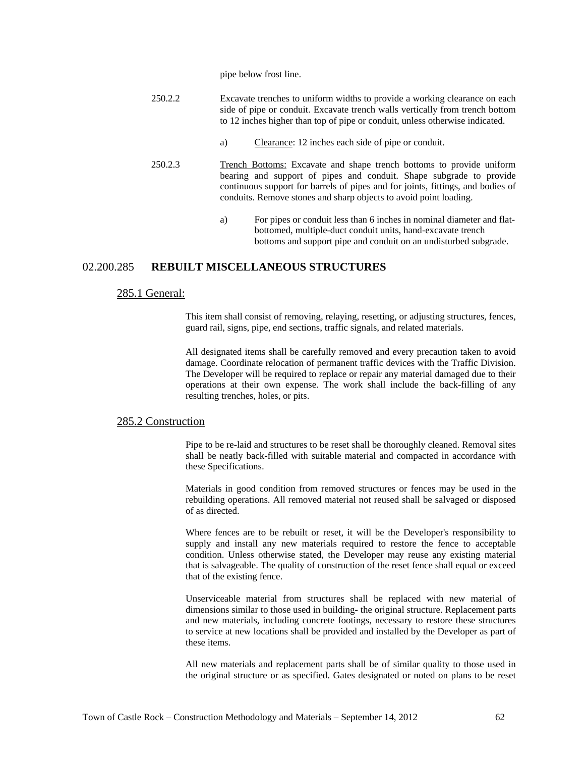pipe below frost line.

250.2.2 Excavate trenches to uniform widths to provide a working clearance on each side of pipe or conduit. Excavate trench walls vertically from trench bottom to 12 inches higher than top of pipe or conduit, unless otherwise indicated.

a) Clearance: 12 inches each side of pipe or conduit.

250.2.3 Trench Bottoms: Excavate and shape trench bottoms to provide uniform bearing and support of pipes and conduit. Shape subgrade to provide continuous support for barrels of pipes and for joints, fittings, and bodies of conduits. Remove stones and sharp objects to avoid point loading.

a) For pipes or conduit less than 6 inches in nominal diameter and flat-bottomed, multiple-duct conduit units, hand-excavate trench bottoms and support pipe and conduit on an undisturbed subgrade.

## 02.200.285 **REBUILT MISCELLANEOUS STRUCTURES**

### 285.1 General:

This item shall consist of removing, relaying, resetting, or adjusting structures, fences, guard rail, signs, pipe, end sections, traffic signals, and related materials.

All designated items shall be carefully removed and every precaution taken to avoid damage. Coordinate relocation of permanent traffic devices with the Traffic Division. The Developer will be required to replace or repair any material damaged due to their operations at their own expense. The work shall include the back-filling of any resulting trenches, holes, or pits.

### 285.2 Construction

Pipe to be re-laid and structures to be reset shall be thoroughly cleaned. Removal sites shall be neatly back-filled with suitable material and compacted in accordance with these Specifications.

Materials in good condition from removed structures or fences may be used in the rebuilding operations. All removed material not reused shall be salvaged or disposed of as directed.

Where fences are to be rebuilt or reset, it will be the Developer's responsibility to supply and install any new materials required to restore the fence to acceptable condition. Unless otherwise stated, the Developer may reuse any existing material that is salvageable. The quality of construction of the reset fence shall equal or exceed that of the existing fence.

Unserviceable material from structures shall be replaced with new material of dimensions similar to those used in building- the original structure. Replacement parts and new materials, including concrete footings, necessary to restore these structures to service at new locations shall be provided and installed by the Developer as part of these items.

All new materials and replacement parts shall be of similar quality to those used in the original structure or as specified. Gates designated or noted on plans to be reset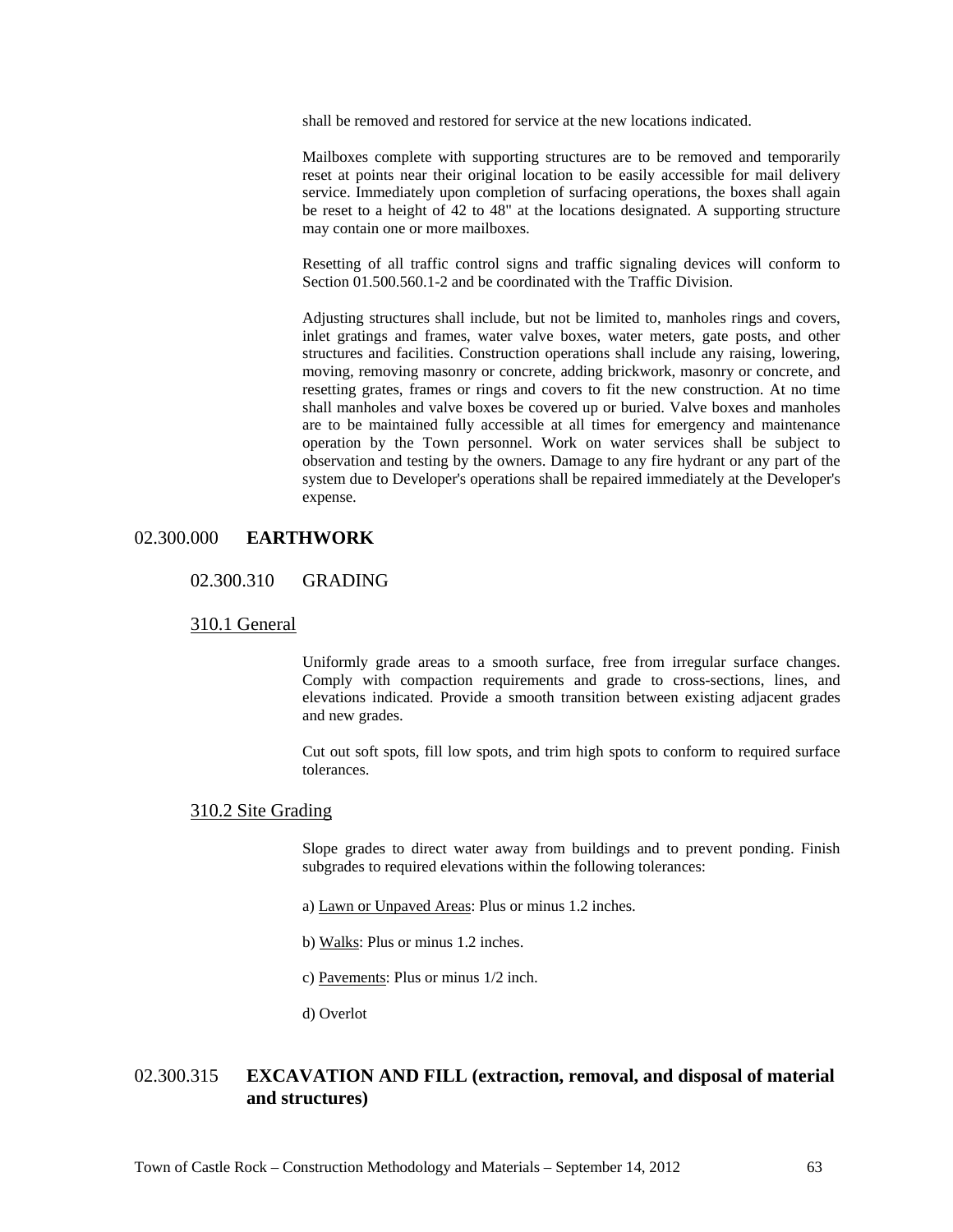shall be removed and restored for service at the new locations indicated.

Mailboxes complete with supporting structures are to be removed and temporarily reset at points near their original location to be easily accessible for mail delivery service. Immediately upon completion of surfacing operations, the boxes shall again be reset to a height of 42 to 48" at the locations designated. A supporting structure may contain one or more mailboxes.

Resetting of all traffic control signs and traffic signaling devices will conform to Section 01.500.560.1-2 and be coordinated with the Traffic Division.

Adjusting structures shall include, but not be limited to, manholes rings and covers, inlet gratings and frames, water valve boxes, water meters, gate posts, and other structures and facilities. Construction operations shall include any raising, lowering, moving, removing masonry or concrete, adding brickwork, masonry or concrete, and resetting grates, frames or rings and covers to fit the new construction. At no time shall manholes and valve boxes be covered up or buried. Valve boxes and manholes are to be maintained fully accessible at all times for emergency and maintenance operation by the Town personnel. Work on water services shall be subject to observation and testing by the owners. Damage to any fire hydrant or any part of the system due to Developer's operations shall be repaired immediately at the Developer's expense.

## 02.300.000 **EARTHWORK**

### 02.300.310 GRADING

#### 310.1 General

Uniformly grade areas to a smooth surface, free from irregular surface changes. Comply with compaction requirements and grade to cross-sections, lines, and elevations indicated. Provide a smooth transition between existing adjacent grades and new grades.

Cut out soft spots, fill low spots, and trim high spots to conform to required surface tolerances.

#### 310.2 Site Grading

Slope grades to direct water away from buildings and to prevent ponding. Finish subgrades to required elevations within the following tolerances:

a) Lawn or Unpaved Areas: Plus or minus 1.2 inches.

b) Walks: Plus or minus 1.2 inches.

c) Pavements: Plus or minus 1/2 inch.

d) Overlot

## 02.300.315 **EXCAVATION AND FILL (extraction, removal, and disposal of material and structures)**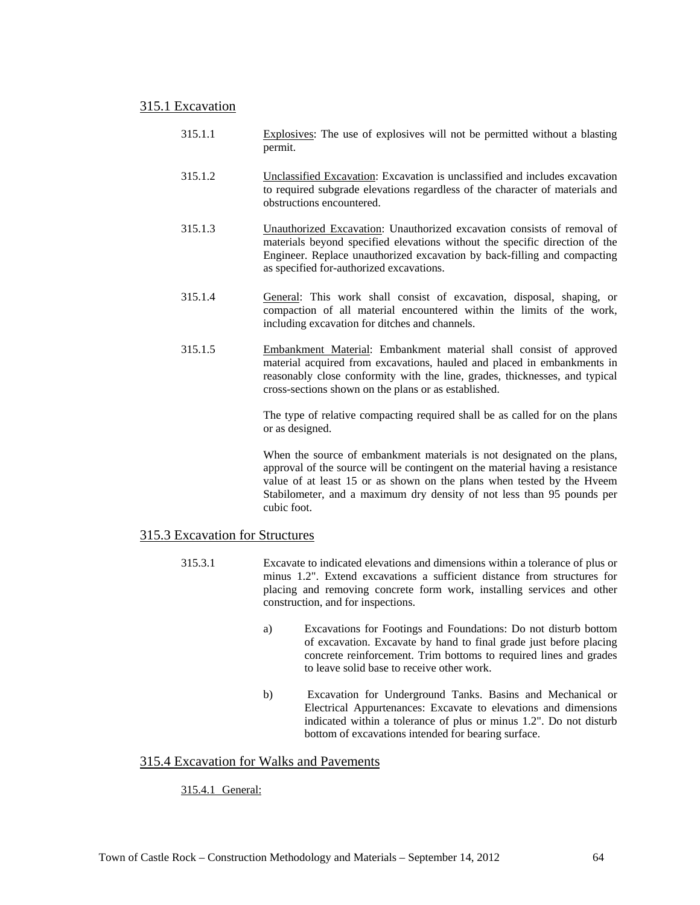## 315.1 Excavation

315.1.1 Explosives: The use of explosives will not be permitted without a blasting permit.

315.1.2 Unclassified Excavation: Excavation is unclassified and includes excavation to required subgrade elevations regardless of the character of materials and obstructions encountered.

315.1.3 Unauthorized Excavation: Unauthorized excavation consists of removal of materials beyond specified elevations without the specific direction of the Engineer. Replace unauthorized excavation by back-filling and compacting as specified for-authorized excavations.

315.1.4 General: This work shall consist of excavation, disposal, shaping, or compaction of all material encountered within the limits of the work, including excavation for ditches and channels.

315.1.5 Embankment Material: Embankment material shall consist of approved material acquired from excavations, hauled and placed in embankments in reasonably close conformity with the line, grades, thicknesses, and typical cross-sections shown on the plans or as established.

The type of relative compacting required shall be as called for on the plans or as designed.

When the source of embankment materials is not designated on the plans, approval of the source will be contingent on the material having a resistance value of at least 15 or as shown on the plans when tested by the Hveem Stabilometer, and a maximum dry density of not less than 95 pounds per cubic foot.

## 315.3 Excavation for Structures

315.3.1 Excavate to indicated elevations and dimensions within a tolerance of plus or minus 1.2". Extend excavations a sufficient distance from structures for placing and removing concrete form work, installing services and other construction, and for inspections.

a) Excavations for Footings and Foundations: Do not disturb bottom of excavation. Excavate by hand to final grade just before placing concrete reinforcement. Trim bottoms to required lines and grades to leave solid base to receive other work.

b) Excavation for Underground Tanks. Basins and Mechanical or Electrical Appurtenances: Excavate to elevations and dimensions indicated within a tolerance of plus or minus 1.2". Do not disturb bottom of excavations intended for bearing surface.

## 315.4 Excavation for Walks and Pavements

315.4.1 General: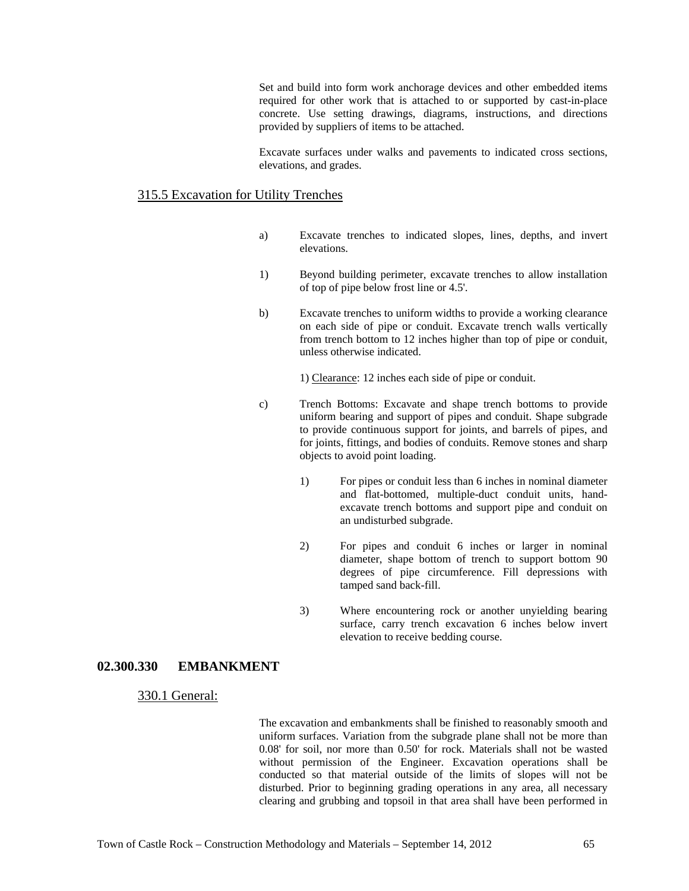Set and build into form work anchorage devices and other embedded items required for other work that is attached to or supported by cast-in-place concrete. Use setting drawings, diagrams, instructions, and directions provided by suppliers of items to be attached.

Excavate surfaces under walks and pavements to indicated cross sections, elevations, and grades.

### 315.5 Excavation for Utility Trenches

a) Excavate trenches to indicated slopes, lines, depths, and invert elevations.

1) Beyond building perimeter, excavate trenches to allow installation of top of pipe below frost line or 4.5'.

b) Excavate trenches to uniform widths to provide a working clearance on each side of pipe or conduit. Excavate trench walls vertically from trench bottom to 12 inches higher than top of pipe or conduit, unless otherwise indicated.

1) Clearance: 12 inches each side of pipe or conduit.

c) Trench Bottoms: Excavate and shape trench bottoms to provide uniform bearing and support of pipes and conduit. Shape subgrade to provide continuous support for joints, and barrels of pipes, and for joints, fittings, and bodies of conduits. Remove stones and sharp objects to avoid point loading.

1) For pipes or conduit less than 6 inches in nominal diameter and flat-bottomed, multiple-duct conduit units, hand-excavate trench bottoms and support pipe and conduit on an undisturbed subgrade.

2) For pipes and conduit 6 inches or larger in nominal diameter, shape bottom of trench to support bottom 90 degrees of pipe circumference. Fill depressions with tamped sand back-fill.

3) Where encountering rock or another unyielding bearing surface, carry trench excavation 6 inches below invert elevation to receive bedding course.

## 02.300.330 EMBANKMENT

### 330.1 General:

The excavation and embankments shall be finished to reasonably smooth and uniform surfaces. Variation from the subgrade plane shall not be more than 0.08' for soil, nor more than 0.50' for rock. Materials shall not be wasted without permission of the Engineer. Excavation operations shall be conducted so that material outside of the limits of slopes will not be disturbed. Prior to beginning grading operations in any area, all necessary clearing and grubbing and topsoil in that area shall have been performed in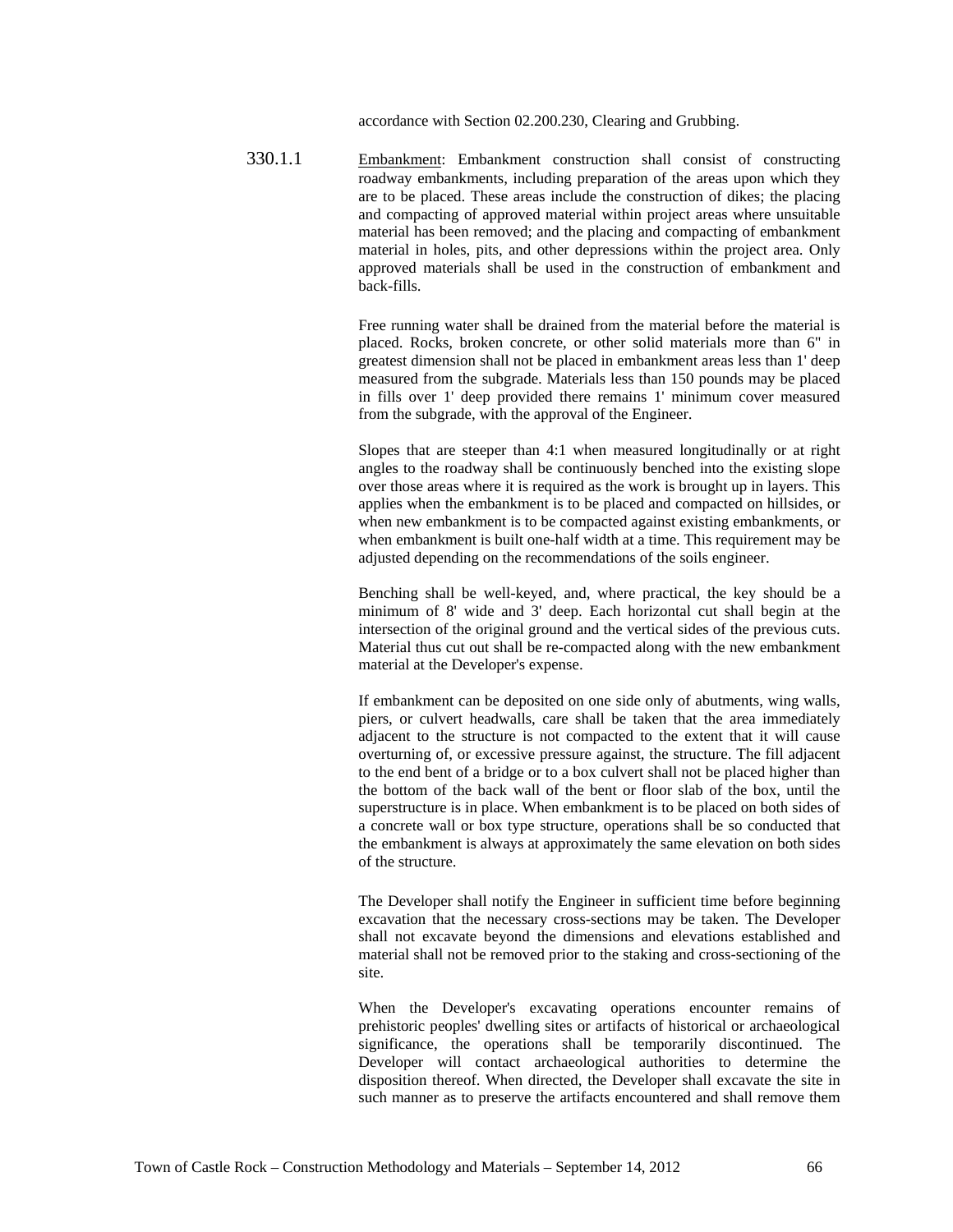accordance with Section 02.200.230, Clearing and Grubbing.

330.1.1 Embankment: Embankment construction shall consist of constructing roadway embankments, including preparation of the areas upon which they are to be placed. These areas include the construction of dikes; the placing and compacting of approved material within project areas where unsuitable material has been removed; and the placing and compacting of embankment material in holes, pits, and other depressions within the project area. Only approved materials shall be used in the construction of embankment and back-fills.

Free running water shall be drained from the material before the material is placed. Rocks, broken concrete, or other solid materials more than 6" in greatest dimension shall not be placed in embankment areas less than 1' deep measured from the subgrade. Materials less than 150 pounds may be placed in fills over 1' deep provided there remains 1' minimum cover measured from the subgrade, with the approval of the Engineer.

Slopes that are steeper than 4:1 when measured longitudinally or at right angles to the roadway shall be continuously benched into the existing slope over those areas where it is required as the work is brought up in layers. This applies when the embankment is to be placed and compacted on hillsides, or when new embankment is to be compacted against existing embankments, or when embankment is built one-half width at a time. This requirement may be adjusted depending on the recommendations of the soils engineer.

Benching shall be well-keyed, and, where practical, the key should be a minimum of 8' wide and 3' deep. Each horizontal cut shall begin at the intersection of the original ground and the vertical sides of the previous cuts. Material thus cut out shall be re-compacted along with the new embankment material at the Developer's expense.

If embankment can be deposited on one side only of abutments, wing walls, piers, or culvert headwalls, care shall be taken that the area immediately adjacent to the structure is not compacted to the extent that it will cause overturning of, or excessive pressure against, the structure. The fill adjacent to the end bent of a bridge or to a box culvert shall not be placed higher than the bottom of the back wall of the bent or floor slab of the box, until the superstructure is in place. When embankment is to be placed on both sides of a concrete wall or box type structure, operations shall be so conducted that the embankment is always at approximately the same elevation on both sides of the structure.

The Developer shall notify the Engineer in sufficient time before beginning excavation that the necessary cross-sections may be taken. The Developer shall not excavate beyond the dimensions and elevations established and material shall not be removed prior to the staking and cross-sectioning of the site.

When the Developer's excavating operations encounter remains of prehistoric peoples' dwelling sites or artifacts of historical or archaeological significance, the operations shall be temporarily discontinued. The Developer will contact archaeological authorities to determine the disposition thereof. When directed, the Developer shall excavate the site in such manner as to preserve the artifacts encountered and shall remove them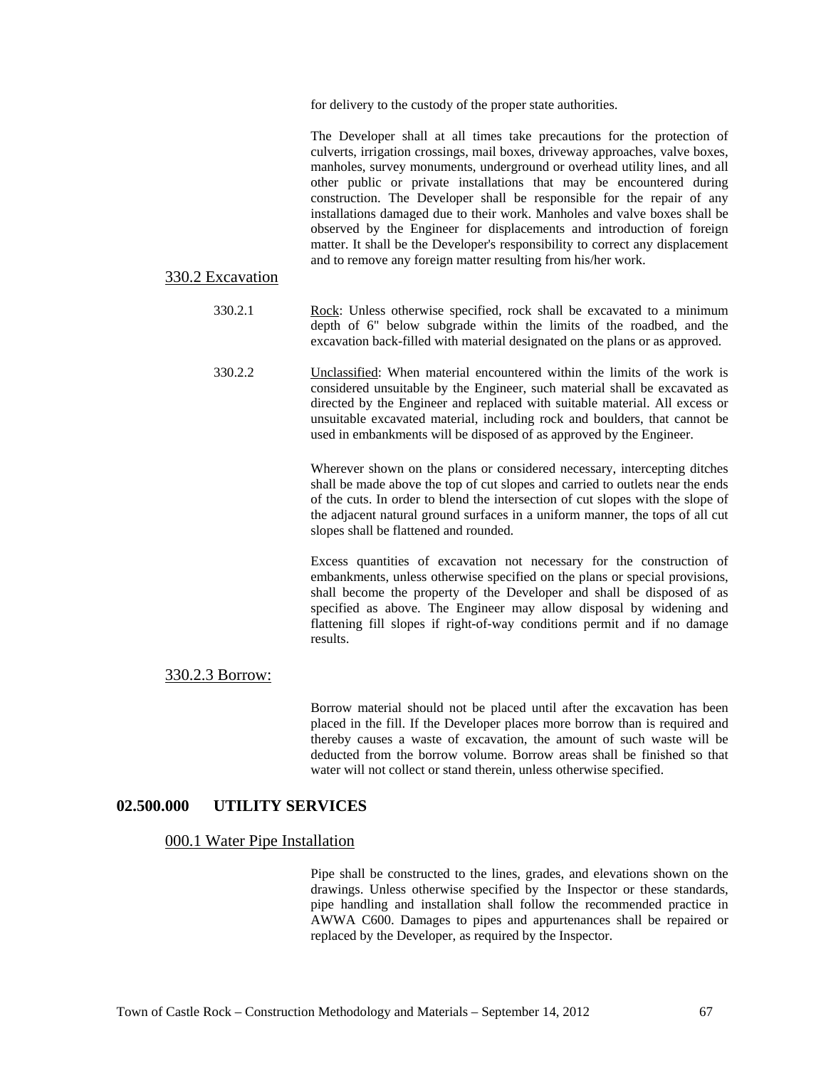for delivery to the custody of the proper state authorities.

The Developer shall at all times take precautions for the protection of culverts, irrigation crossings, mail boxes, driveway approaches, valve boxes, manholes, survey monuments, underground or overhead utility lines, and all other public or private installations that may be encountered during construction. The Developer shall be responsible for the repair of any installations damaged due to their work. Manholes and valve boxes shall be observed by the Engineer for displacements and introduction of foreign matter. It shall be the Developer's responsibility to correct any displacement and to remove any foreign matter resulting from his/her work.

### 330.2 Excavation

330.2.1 Rock: Unless otherwise specified, rock shall be excavated to a minimum depth of 6" below subgrade within the limits of the roadbed, and the excavation back-filled with material designated on the plans or as approved.

330.2.2 Unclassified: When material encountered within the limits of the work is considered unsuitable by the Engineer, such material shall be excavated as directed by the Engineer and replaced with suitable material. All excess or unsuitable excavated material, including rock and boulders, that cannot be used in embankments will be disposed of as approved by the Engineer.

Wherever shown on the plans or considered necessary, intercepting ditches shall be made above the top of cut slopes and carried to outlets near the ends of the cuts. In order to blend the intersection of cut slopes with the slope of the adjacent natural ground surfaces in a uniform manner, the tops of all cut slopes shall be flattened and rounded.

Excess quantities of excavation not necessary for the construction of embankments, unless otherwise specified on the plans or special provisions, shall become the property of the Developer and shall be disposed of as specified as above. The Engineer may allow disposal by widening and flattening fill slopes if right-of-way conditions permit and if no damage results.

### 330.2.3 Borrow:

Borrow material should not be placed until after the excavation has been placed in the fill. If the Developer places more borrow than is required and thereby causes a waste of excavation, the amount of such waste will be deducted from the borrow volume. Borrow areas shall be finished so that water will not collect or stand therein, unless otherwise specified.

## 02.500.000 UTILITY SERVICES

### 000.1 Water Pipe Installation

Pipe shall be constructed to the lines, grades, and elevations shown on the drawings. Unless otherwise specified by the Inspector or these standards, pipe handling and installation shall follow the recommended practice in AWWA C600. Damages to pipes and appurtenances shall be repaired or replaced by the Developer, as required by the Inspector.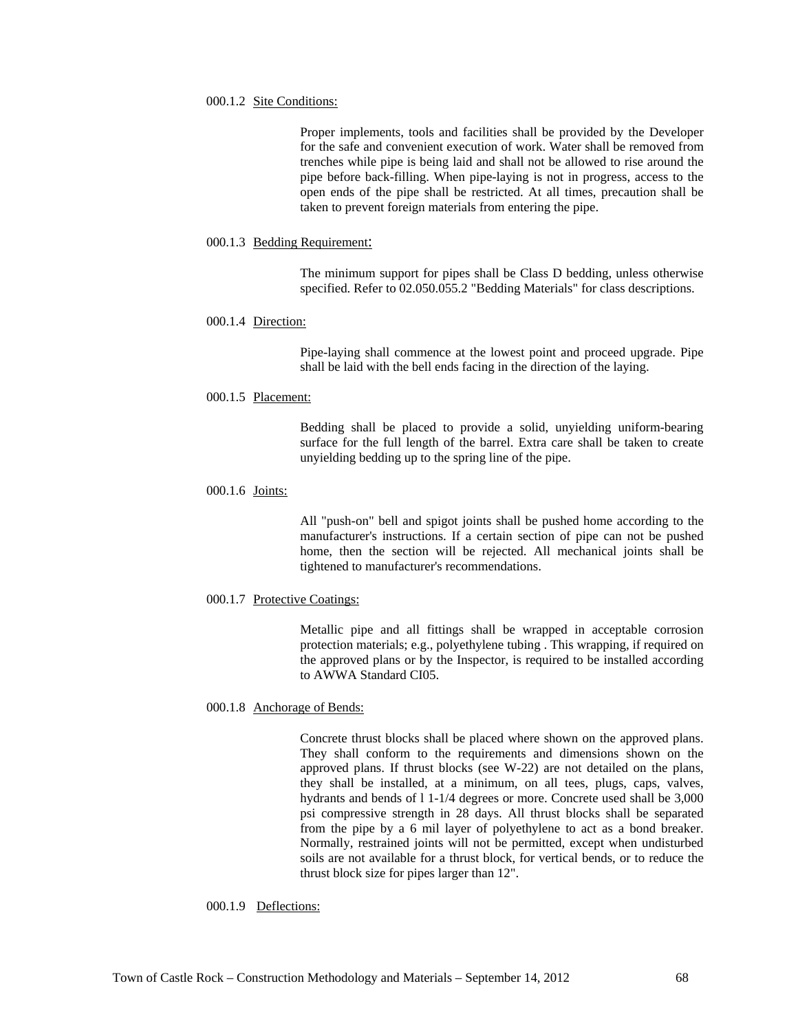000.1.2 Site Conditions:

Proper implements, tools and facilities shall be provided by the Developer for the safe and convenient execution of work. Water shall be removed from trenches while pipe is being laid and shall not be allowed to rise around the pipe before back-filling. When pipe-laying is not in progress, access to the open ends of the pipe shall be restricted. At all times, precaution shall be taken to prevent foreign materials from entering the pipe.

000.1.3 Bedding Requirement:

The minimum support for pipes shall be Class D bedding, unless otherwise specified. Refer to 02.050.055.2 "Bedding Materials" for class descriptions.

000.1.4 Direction:

Pipe-laying shall commence at the lowest point and proceed upgrade. Pipe shall be laid with the bell ends facing in the direction of the laying.

000.1.5 Placement:

Bedding shall be placed to provide a solid, unyielding uniform-bearing surface for the full length of the barrel. Extra care shall be taken to create unyielding bedding up to the spring line of the pipe.

000.1.6 Joints:

All "push-on" bell and spigot joints shall be pushed home according to the manufacturer's instructions. If a certain section of pipe can not be pushed home, then the section will be rejected. All mechanical joints shall be tightened to manufacturer's recommendations.

000.1.7 Protective Coatings:

Metallic pipe and all fittings shall be wrapped in acceptable corrosion protection materials; e.g., polyethylene tubing . This wrapping, if required on the approved plans or by the Inspector, is required to be installed according to AWWA Standard CI05.

000.1.8 Anchorage of Bends:

Concrete thrust blocks shall be placed where shown on the approved plans. They shall conform to the requirements and dimensions shown on the approved plans. If thrust blocks (see W-22) are not detailed on the plans, they shall be installed, at a minimum, on all tees, plugs, caps, valves, hydrants and bends of l 1-1/4 degrees or more. Concrete used shall be 3,000 psi compressive strength in 28 days. All thrust blocks shall be separated from the pipe by a 6 mil layer of polyethylene to act as a bond breaker. Normally, restrained joints will not be permitted, except when undisturbed soils are not available for a thrust block, for vertical bends, or to reduce the thrust block size for pipes larger than 12".

000.1.9 Deflections: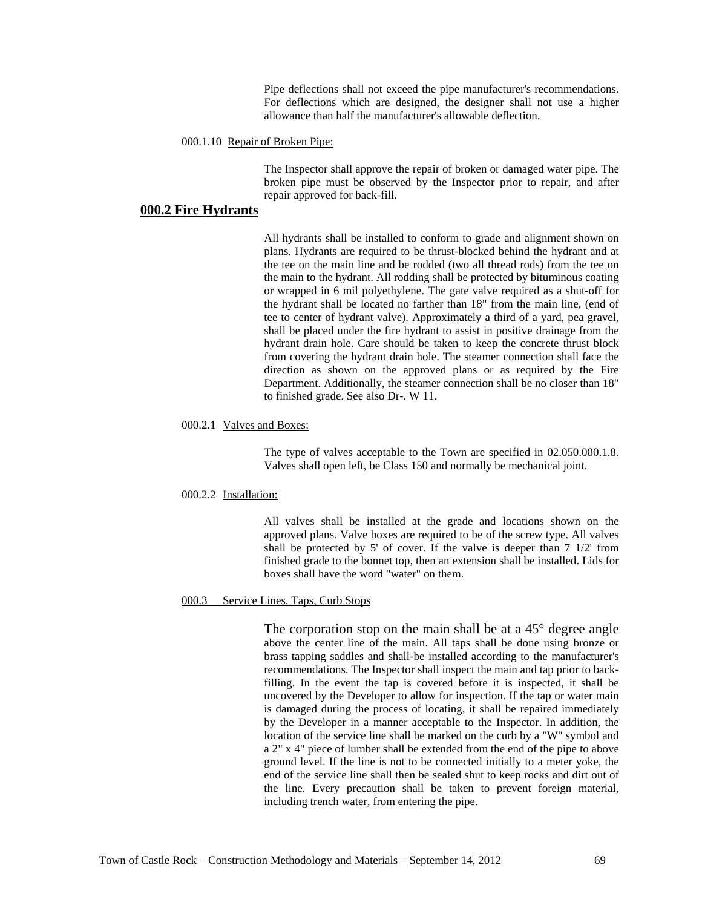Pipe deflections shall not exceed the pipe manufacturer's recommendations. For deflections which are designed, the designer shall not use a higher allowance than half the manufacturer's allowable deflection.

000.1.10 Repair of Broken Pipe:

The Inspector shall approve the repair of broken or damaged water pipe. The broken pipe must be observed by the Inspector prior to repair, and after repair approved for back-fill.

## 000.2 Fire Hydrants

All hydrants shall be installed to conform to grade and alignment shown on plans. Hydrants are required to be thrust-blocked behind the hydrant and at the tee on the main line and be rodded (two all thread rods) from the tee on the main to the hydrant. All rodding shall be protected by bituminous coating or wrapped in 6 mil polyethylene. The gate valve required as a shut-off for the hydrant shall be located no farther than 18" from the main line, (end of tee to center of hydrant valve). Approximately a third of a yard, pea gravel, shall be placed under the fire hydrant to assist in positive drainage from the hydrant drain hole. Care should be taken to keep the concrete thrust block from covering the hydrant drain hole. The steamer connection shall face the direction as shown on the approved plans or as required by the Fire Department. Additionally, the steamer connection shall be no closer than 18" to finished grade. See also Dr-. W 11.

000.2.1 Valves and Boxes:

The type of valves acceptable to the Town are specified in 02.050.080.1.8. Valves shall open left, be Class 150 and normally be mechanical joint.

000.2.2 Installation:

All valves shall be installed at the grade and locations shown on the approved plans. Valve boxes are required to be of the screw type. All valves shall be protected by 5' of cover. If the valve is deeper than 7 1/2' from finished grade to the bonnet top, then an extension shall be installed. Lids for boxes shall have the word "water" on them.

000.3 Service Lines. Taps, Curb Stops

The corporation stop on the main shall be at a 45° degree angle above the center line of the main. All taps shall be done using bronze or brass tapping saddles and shall-be installed according to the manufacturer's recommendations. The Inspector shall inspect the main and tap prior to back-filling. In the event the tap is covered before it is inspected, it shall be uncovered by the Developer to allow for inspection. If the tap or water main is damaged during the process of locating, it shall be repaired immediately by the Developer in a manner acceptable to the Inspector. In addition, the location of the service line shall be marked on the curb by a "W" symbol and a 2" x 4" piece of lumber shall be extended from the end of the pipe to above ground level. If the line is not to be connected initially to a meter yoke, the end of the service line shall then be sealed shut to keep rocks and dirt out of the line. Every precaution shall be taken to prevent foreign material, including trench water, from entering the pipe.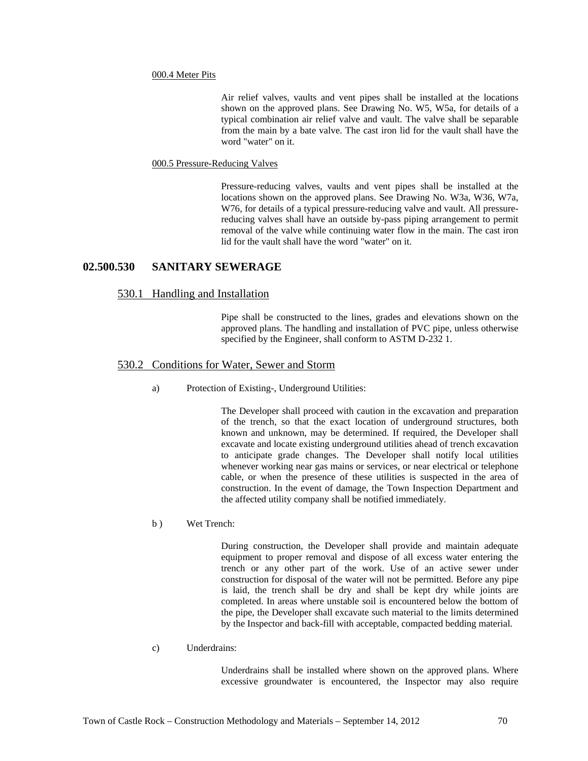000.4 Meter Pits

Air relief valves, vaults and vent pipes shall be installed at the locations shown on the approved plans. See Drawing No. W5, W5a, for details of a typical combination air relief valve and vault. The valve shall be separable from the main by a bate valve. The cast iron lid for the vault shall have the word "water" on it.

000.5 Pressure-Reducing Valves

Pressure-reducing valves, vaults and vent pipes shall be installed at the locations shown on the approved plans. See Drawing No. W3a, W36, W7a, W76, for details of a typical pressure-reducing valve and vault. All pressure-reducing valves shall have an outside by-pass piping arrangement to permit removal of the valve while continuing water flow in the main. The cast iron lid for the vault shall have the word "water" on it.

## 02.500.530 SANITARY SEWERAGE

### 530.1 Handling and Installation

Pipe shall be constructed to the lines, grades and elevations shown on the approved plans. The handling and installation of PVC pipe, unless otherwise specified by the Engineer, shall conform to ASTM D-232 1.

### 530.2 Conditions for Water, Sewer and Storm

a) Protection of Existing-, Underground Utilities:

The Developer shall proceed with caution in the excavation and preparation of the trench, so that the exact location of underground structures, both known and unknown, may be determined. If required, the Developer shall excavate and locate existing underground utilities ahead of trench excavation to anticipate grade changes. The Developer shall notify local utilities whenever working near gas mains or services, or near electrical or telephone cable, or when the presence of these utilities is suspected in the area of construction. In the event of damage, the Town Inspection Department and the affected utility company shall be notified immediately.

b ) Wet Trench:

During construction, the Developer shall provide and maintain adequate equipment to proper removal and dispose of all excess water entering the trench or any other part of the work. Use of an active sewer under construction for disposal of the water will not be permitted. Before any pipe is laid, the trench shall be dry and shall be kept dry while joints are completed. In areas where unstable soil is encountered below the bottom of the pipe, the Developer shall excavate such material to the limits determined by the Inspector and back-fill with acceptable, compacted bedding material.

c) Underdrains:

Underdrains shall be installed where shown on the approved plans. Where excessive groundwater is encountered, the Inspector may also require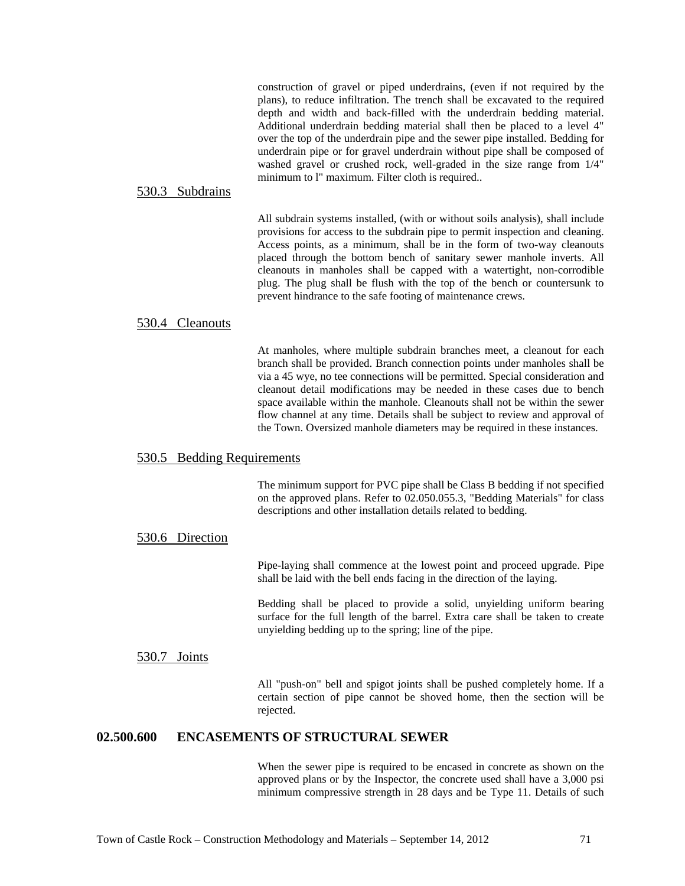construction of gravel or piped underdrains, (even if not required by the plans), to reduce infiltration. The trench shall be excavated to the required depth and width and back-filled with the underdrain bedding material. Additional underdrain bedding material shall then be placed to a level 4" over the top of the underdrain pipe and the sewer pipe installed. Bedding for underdrain pipe or for gravel underdrain without pipe shall be composed of washed gravel or crushed rock, well-graded in the size range from 1/4" minimum to l" maximum. Filter cloth is required..

### 530.3 Subdrains

All subdrain systems installed, (with or without soils analysis), shall include provisions for access to the subdrain pipe to permit inspection and cleaning. Access points, as a minimum, shall be in the form of two-way cleanouts placed through the bottom bench of sanitary sewer manhole inverts. All cleanouts in manholes shall be capped with a watertight, non-corrodible plug. The plug shall be flush with the top of the bench or countersunk to prevent hindrance to the safe footing of maintenance crews.

### 530.4 Cleanouts

At manholes, where multiple subdrain branches meet, a cleanout for each branch shall be provided. Branch connection points under manholes shall be via a 45 wye, no tee connections will be permitted. Special consideration and cleanout detail modifications may be needed in these cases due to bench space available within the manhole. Cleanouts shall not be within the sewer flow channel at any time. Details shall be subject to review and approval of the Town. Oversized manhole diameters may be required in these instances.

### 530.5 Bedding Requirements

The minimum support for PVC pipe shall be Class B bedding if not specified on the approved plans. Refer to 02.050.055.3, "Bedding Materials" for class descriptions and other installation details related to bedding.

### 530.6 Direction

Pipe-laying shall commence at the lowest point and proceed upgrade. Pipe shall be laid with the bell ends facing in the direction of the laying.

Bedding shall be placed to provide a solid, unyielding uniform bearing surface for the full length of the barrel. Extra care shall be taken to create unyielding bedding up to the spring; line of the pipe.

### 530.7 Joints

All "push-on" bell and spigot joints shall be pushed completely home. If a certain section of pipe cannot be shoved home, then the section will be rejected.

## 02.500.600 ENCASEMENTS OF STRUCTURAL SEWER

When the sewer pipe is required to be encased in concrete as shown on the approved plans or by the Inspector, the concrete used shall have a 3,000 psi minimum compressive strength in 28 days and be Type 11. Details of such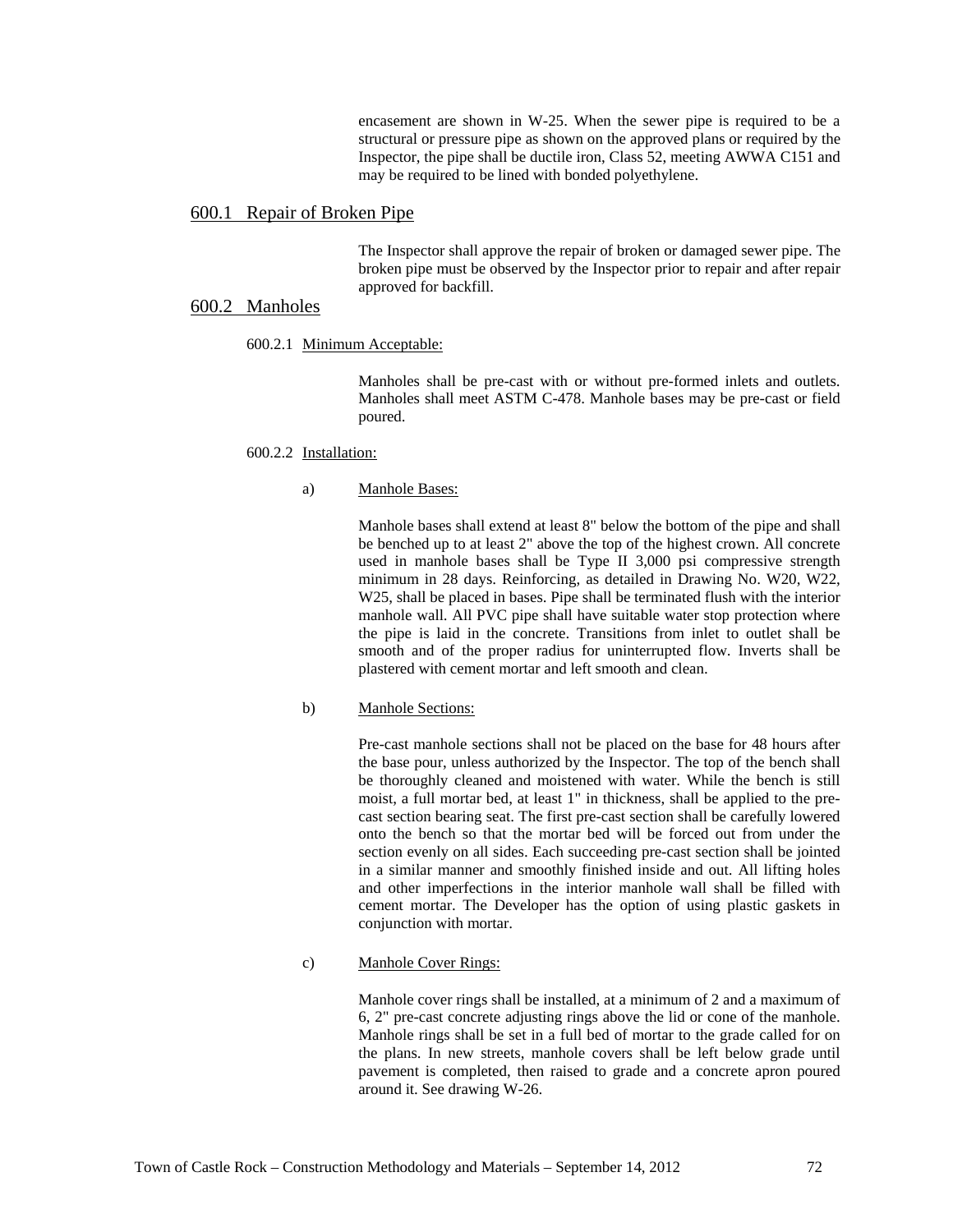encasement are shown in W-25. When the sewer pipe is required to be a structural or pressure pipe as shown on the approved plans or required by the Inspector, the pipe shall be ductile iron, Class 52, meeting AWWA C151 and may be required to be lined with bonded polyethylene.

## 600.1 Repair of Broken Pipe

The Inspector shall approve the repair of broken or damaged sewer pipe. The broken pipe must be observed by the Inspector prior to repair and after repair approved for backfill.

## 600.2 Manholes

### 600.2.1 Minimum Acceptable:

Manholes shall be pre-cast with or without pre-formed inlets and outlets. Manholes shall meet ASTM C-478. Manhole bases may be pre-cast or field poured.

### 600.2.2 Installation:

a) Manhole Bases:

Manhole bases shall extend at least 8" below the bottom of the pipe and shall be benched up to at least 2" above the top of the highest crown. All concrete used in manhole bases shall be Type II 3,000 psi compressive strength minimum in 28 days. Reinforcing, as detailed in Drawing No. W20, W22, W25, shall be placed in bases. Pipe shall be terminated flush with the interior manhole wall. All PVC pipe shall have suitable water stop protection where the pipe is laid in the concrete. Transitions from inlet to outlet shall be smooth and of the proper radius for uninterrupted flow. Inverts shall be plastered with cement mortar and left smooth and clean.

b) Manhole Sections:

Pre-cast manhole sections shall not be placed on the base for 48 hours after the base pour, unless authorized by the Inspector. The top of the bench shall be thoroughly cleaned and moistened with water. While the bench is still moist, a full mortar bed, at least 1" in thickness, shall be applied to the pre-cast section bearing seat. The first pre-cast section shall be carefully lowered onto the bench so that the mortar bed will be forced out from under the section evenly on all sides. Each succeeding pre-cast section shall be jointed in a similar manner and smoothly finished inside and out. All lifting holes and other imperfections in the interior manhole wall shall be filled with cement mortar. The Developer has the option of using plastic gaskets in conjunction with mortar.

c) Manhole Cover Rings:

Manhole cover rings shall be installed, at a minimum of 2 and a maximum of 6, 2" pre-cast concrete adjusting rings above the lid or cone of the manhole. Manhole rings shall be set in a full bed of mortar to the grade called for on the plans. In new streets, manhole covers shall be left below grade until pavement is completed, then raised to grade and a concrete apron poured around it. See drawing W-26.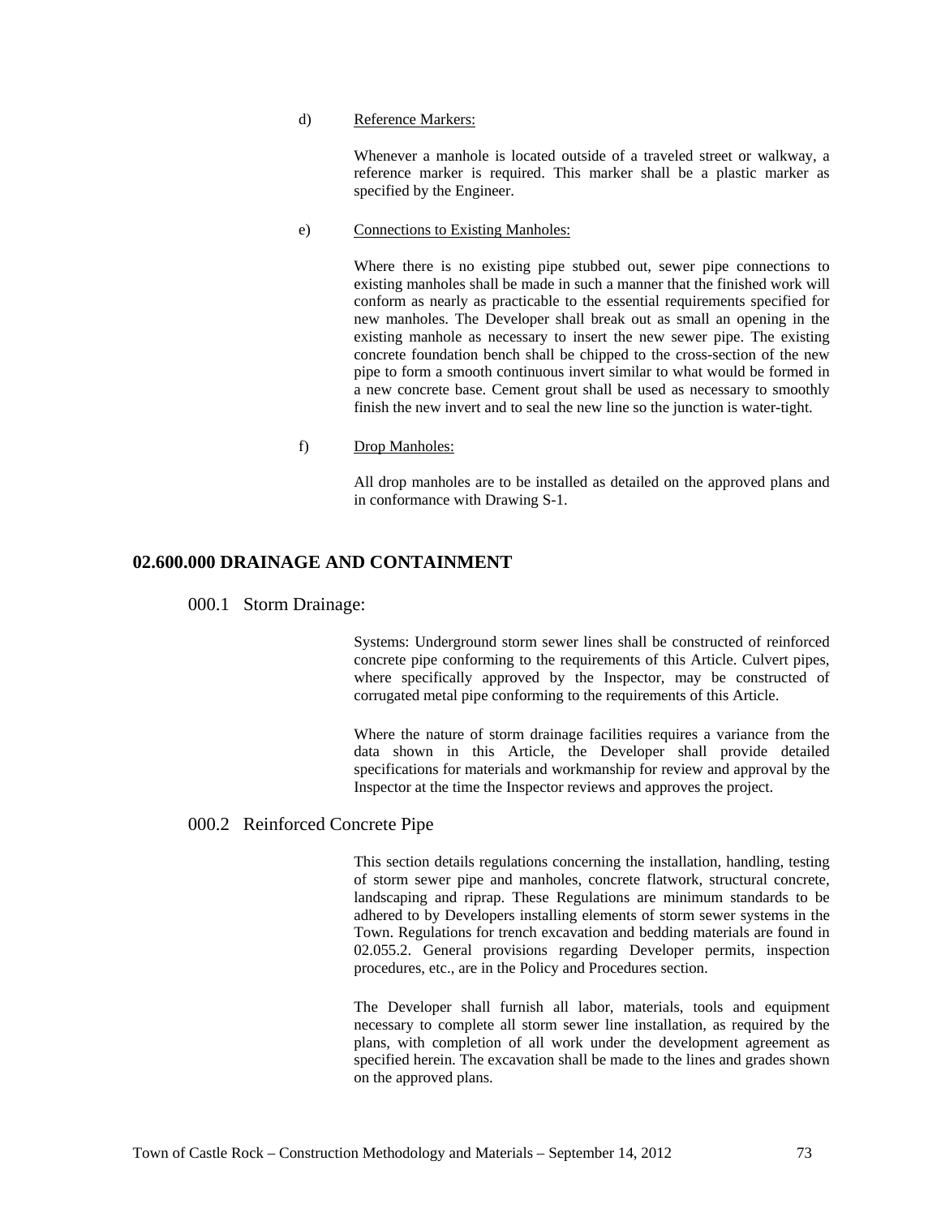d) <u>Reference Markers:</u>

Whenever a manhole is located outside of a traveled street or walkway, a reference marker is required. This marker shall be a plastic marker as specified by the Engineer.

e) <u>Connections to Existing Manholes:</u>

Where there is no existing pipe stubbed out, sewer pipe connections to existing manholes shall be made in such a manner that the finished work will conform as nearly as practicable to the essential requirements specified for new manholes. The Developer shall break out as small an opening in the existing manhole as necessary to insert the new sewer pipe. The existing concrete foundation bench shall be chipped to the cross-section of the new pipe to form a smooth continuous invert similar to what would be formed in a new concrete base. Cement grout shall be used as necessary to smoothly finish the new invert and to seal the new line so the junction is water-tight.

f) <u>Drop Manholes:</u>

All drop manholes are to be installed as detailed on the approved plans and in conformance with Drawing S-1.

## 02.600.000 DRAINAGE AND CONTAINMENT

### 000.1 Storm Drainage:

Systems: Underground storm sewer lines shall be constructed of reinforced concrete pipe conforming to the requirements of this Article. Culvert pipes, where specifically approved by the Inspector, may be constructed of corrugated metal pipe conforming to the requirements of this Article.

Where the nature of storm drainage facilities requires a variance from the data shown in this Article, the Developer shall provide detailed specifications for materials and workmanship for review and approval by the Inspector at the time the Inspector reviews and approves the project.

### 000.2 Reinforced Concrete Pipe

This section details regulations concerning the installation, handling, testing of storm sewer pipe and manholes, concrete flatwork, structural concrete, landscaping and riprap. These Regulations are minimum standards to be adhered to by Developers installing elements of storm sewer systems in the Town. Regulations for trench excavation and bedding materials are found in 02.055.2. General provisions regarding Developer permits, inspection procedures, etc., are in the Policy and Procedures section.

The Developer shall furnish all labor, materials, tools and equipment necessary to complete all storm sewer line installation, as required by the plans, with completion of all work under the development agreement as specified herein. The excavation shall be made to the lines and grades shown on the approved plans.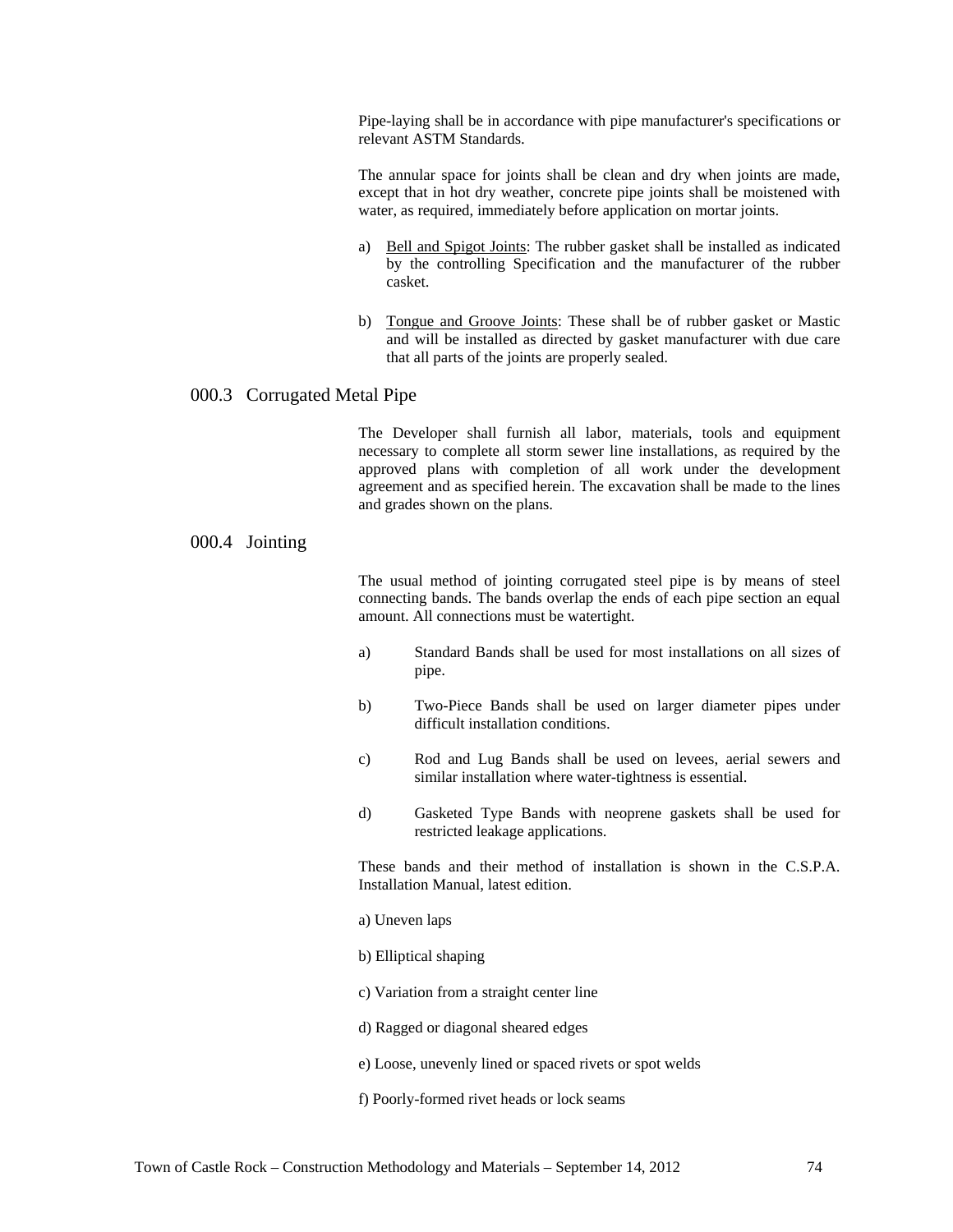Pipe-laying shall be in accordance with pipe manufacturer's specifications or relevant ASTM Standards.

The annular space for joints shall be clean and dry when joints are made, except that in hot dry weather, concrete pipe joints shall be moistened with water, as required, immediately before application on mortar joints.

a) Bell and Spigot Joints: The rubber gasket shall be installed as indicated by the controlling Specification and the manufacturer of the rubber casket.

b) Tongue and Groove Joints: These shall be of rubber gasket or Mastic and will be installed as directed by gasket manufacturer with due care that all parts of the joints are properly sealed.

## 000.3 Corrugated Metal Pipe

The Developer shall furnish all labor, materials, tools and equipment necessary to complete all storm sewer line installations, as required by the approved plans with completion of all work under the development agreement and as specified herein. The excavation shall be made to the lines and grades shown on the plans.

## 000.4 Jointing

The usual method of jointing corrugated steel pipe is by means of steel connecting bands. The bands overlap the ends of each pipe section an equal amount. All connections must be watertight.

a) Standard Bands shall be used for most installations on all sizes of pipe.

b) Two-Piece Bands shall be used on larger diameter pipes under difficult installation conditions.

c) Rod and Lug Bands shall be used on levees, aerial sewers and similar installation where water-tightness is essential.

d) Gasketed Type Bands with neoprene gaskets shall be used for restricted leakage applications.

These bands and their method of installation is shown in the C.S.P.A. Installation Manual, latest edition.

a) Uneven laps

b) Elliptical shaping

c) Variation from a straight center line

d) Ragged or diagonal sheared edges

e) Loose, unevenly lined or spaced rivets or spot welds

f) Poorly-formed rivet heads or lock seams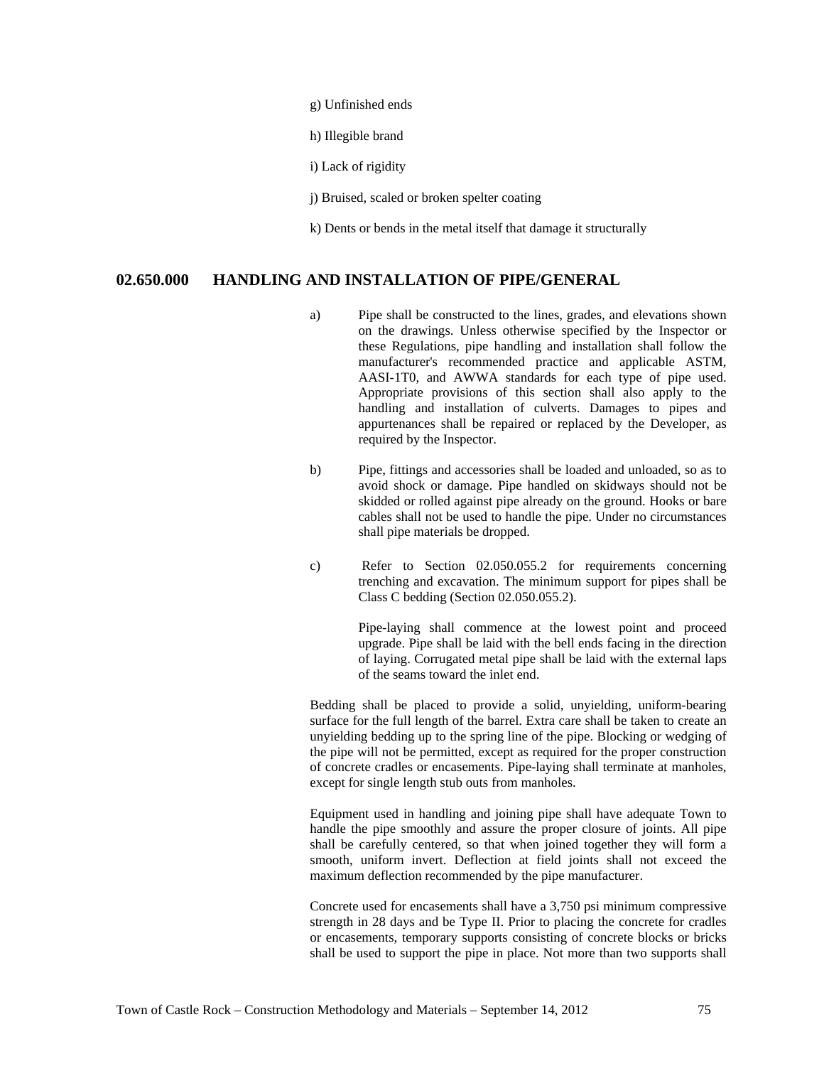g) Unfinished ends

h) Illegible brand

i) Lack of rigidity

j) Bruised, scaled or broken spelter coating

k) Dents or bends in the metal itself that damage it structurally

## 02.650.000 HANDLING AND INSTALLATION OF PIPE/GENERAL

a) Pipe shall be constructed to the lines, grades, and elevations shown on the drawings. Unless otherwise specified by the Inspector or these Regulations, pipe handling and installation shall follow the manufacturer's recommended practice and applicable ASTM, AASI-1T0, and AWWA standards for each type of pipe used. Appropriate provisions of this section shall also apply to the handling and installation of culverts. Damages to pipes and appurtenances shall be repaired or replaced by the Developer, as required by the Inspector.

b) Pipe, fittings and accessories shall be loaded and unloaded, so as to avoid shock or damage. Pipe handled on skidways should not be skidded or rolled against pipe already on the ground. Hooks or bare cables shall not be used to handle the pipe. Under no circumstances shall pipe materials be dropped.

c) Refer to Section 02.050.055.2 for requirements concerning trenching and excavation. The minimum support for pipes shall be Class C bedding (Section 02.050.055.2).

Pipe-laying shall commence at the lowest point and proceed upgrade. Pipe shall be laid with the bell ends facing in the direction of laying. Corrugated metal pipe shall be laid with the external laps of the seams toward the inlet end.

Bedding shall be placed to provide a solid, unyielding, uniform-bearing surface for the full length of the barrel. Extra care shall be taken to create an unyielding bedding up to the spring line of the pipe. Blocking or wedging of the pipe will not be permitted, except as required for the proper construction of concrete cradles or encasements. Pipe-laying shall terminate at manholes, except for single length stub outs from manholes.

Equipment used in handling and joining pipe shall have adequate Town to handle the pipe smoothly and assure the proper closure of joints. All pipe shall be carefully centered, so that when joined together they will form a smooth, uniform invert. Deflection at field joints shall not exceed the maximum deflection recommended by the pipe manufacturer.

Concrete used for encasements shall have a 3,750 psi minimum compressive strength in 28 days and be Type II. Prior to placing the concrete for cradles or encasements, temporary supports consisting of concrete blocks or bricks shall be used to support the pipe in place. Not more than two supports shall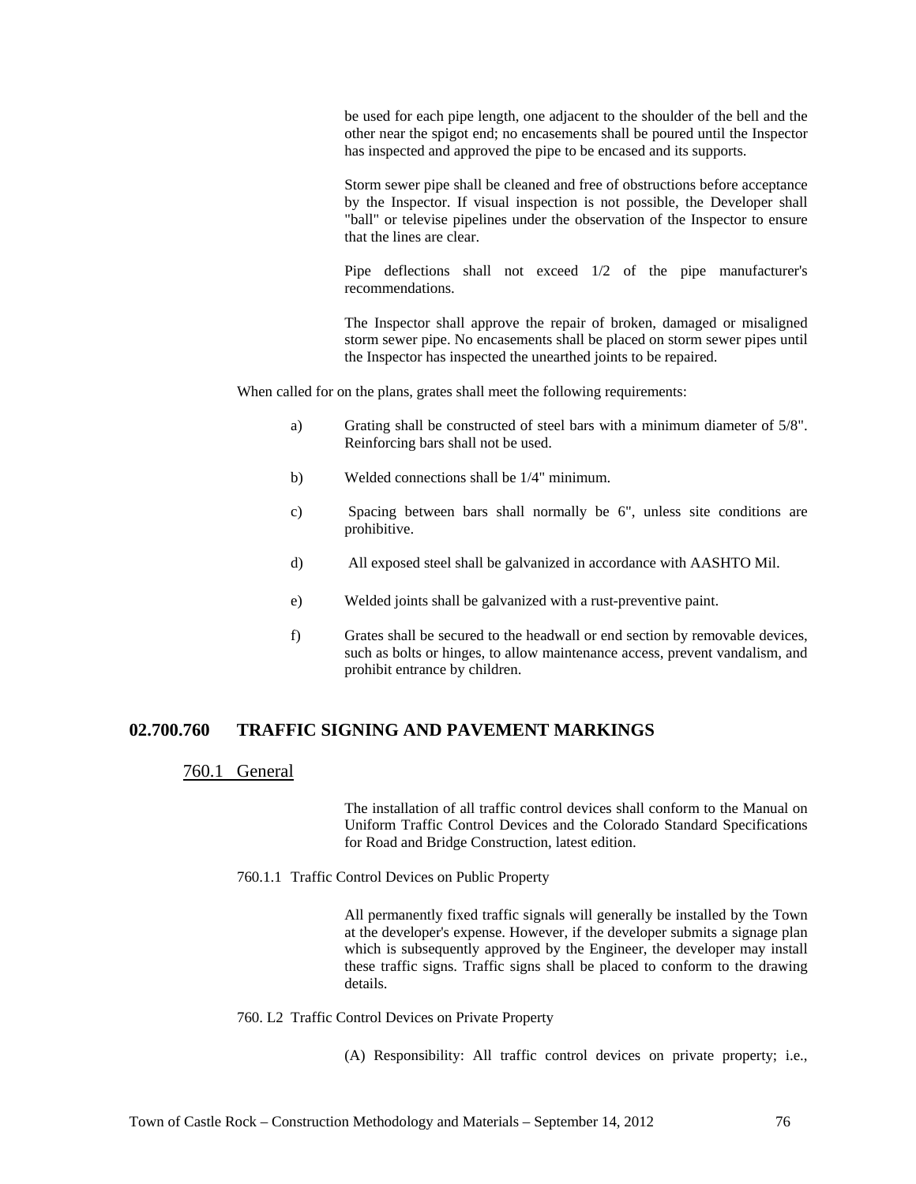be used for each pipe length, one adjacent to the shoulder of the bell and the other near the spigot end; no encasements shall be poured until the Inspector has inspected and approved the pipe to be encased and its supports.

Storm sewer pipe shall be cleaned and free of obstructions before acceptance by the Inspector. If visual inspection is not possible, the Developer shall "ball" or televise pipelines under the observation of the Inspector to ensure that the lines are clear.

Pipe deflections shall not exceed 1/2 of the pipe manufacturer's recommendations.

The Inspector shall approve the repair of broken, damaged or misaligned storm sewer pipe. No encasements shall be placed on storm sewer pipes until the Inspector has inspected the unearthed joints to be repaired.

When called for on the plans, grates shall meet the following requirements:

a) Grating shall be constructed of steel bars with a minimum diameter of 5/8". Reinforcing bars shall not be used.

b) Welded connections shall be 1/4" minimum.

c) Spacing between bars shall normally be 6", unless site conditions are prohibitive.

d) All exposed steel shall be galvanized in accordance with AASHTO Mil.

e) Welded joints shall be galvanized with a rust-preventive paint.

f) Grates shall be secured to the headwall or end section by removable devices, such as bolts or hinges, to allow maintenance access, prevent vandalism, and prohibit entrance by children.

## 02.700.760 TRAFFIC SIGNING AND PAVEMENT MARKINGS

### 760.1 General

The installation of all traffic control devices shall conform to the Manual on Uniform Traffic Control Devices and the Colorado Standard Specifications for Road and Bridge Construction, latest edition.

760.1.1 Traffic Control Devices on Public Property

All permanently fixed traffic signals will generally be installed by the Town at the developer's expense. However, if the developer submits a signage plan which is subsequently approved by the Engineer, the developer may install these traffic signs. Traffic signs shall be placed to conform to the drawing details.

760. L2 Traffic Control Devices on Private Property

(A) Responsibility: All traffic control devices on private property; i.e.,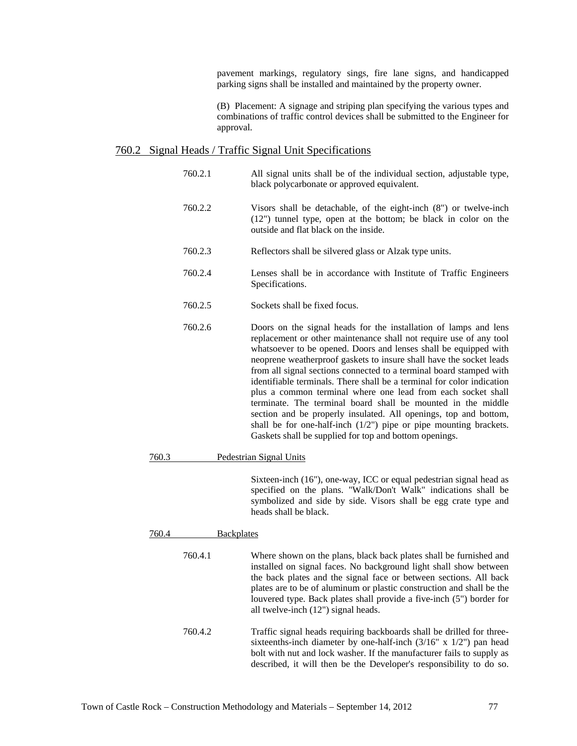pavement markings, regulatory sings, fire lane signs, and handicapped parking signs shall be installed and maintained by the property owner.

(B) Placement: A signage and striping plan specifying the various types and combinations of traffic control devices shall be submitted to the Engineer for approval.

## 760.2 Signal Heads / Traffic Signal Unit Specifications

760.2.1 All signal units shall be of the individual section, adjustable type, black polycarbonate or approved equivalent.

760.2.2 Visors shall be detachable, of the eight-inch (8") or twelve-inch (12") tunnel type, open at the bottom; be black in color on the outside and flat black on the inside.

760.2.3 Reflectors shall be silvered glass or Alzak type units.

760.2.4 Lenses shall be in accordance with Institute of Traffic Engineers Specifications.

760.2.5 Sockets shall be fixed focus.

760.2.6 Doors on the signal heads for the installation of lamps and lens replacement or other maintenance shall not require use of any tool whatsoever to be opened. Doors and lenses shall be equipped with neoprene weatherproof gaskets to insure shall have the socket leads from all signal sections connected to a terminal board stamped with identifiable terminals. There shall be a terminal for color indication plus a common terminal where one lead from each socket shall terminate. The terminal board shall be mounted in the middle section and be properly insulated. All openings, top and bottom, shall be for one-half-inch (1/2") pipe or pipe mounting brackets. Gaskets shall be supplied for top and bottom openings.

### 760.3 Pedestrian Signal Units

Sixteen-inch (16"), one-way, ICC or equal pedestrian signal head as specified on the plans. "Walk/Don't Walk" indications shall be symbolized and side by side. Visors shall be egg crate type and heads shall be black.

### 760.4 Backplates

760.4.1 Where shown on the plans, black back plates shall be furnished and installed on signal faces. No background light shall show between the back plates and the signal face or between sections. All back plates are to be of aluminum or plastic construction and shall be the louvered type. Back plates shall provide a five-inch (5") border for all twelve-inch (12") signal heads.

760.4.2 Traffic signal heads requiring backboards shall be drilled for three-sixteenths-inch diameter by one-half-inch (3/16" x 1/2") pan head bolt with nut and lock washer. If the manufacturer fails to supply as described, it will then be the Developer's responsibility to do so.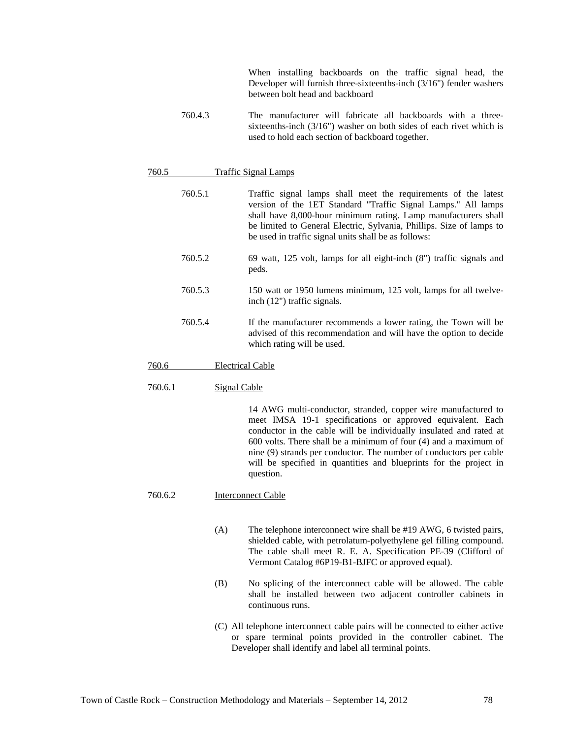When installing backboards on the traffic signal head, the Developer will furnish three-sixteenths-inch (3/16") fender washers between bolt head and backboard

760.4.3 The manufacturer will fabricate all backboards with a three-sixteenths-inch (3/16") washer on both sides of each rivet which is used to hold each section of backboard together.

## 760.5 Traffic Signal Lamps

760.5.1 Traffic signal lamps shall meet the requirements of the latest version of the 1ET Standard "Traffic Signal Lamps." All lamps shall have 8,000-hour minimum rating. Lamp manufacturers shall be limited to General Electric, Sylvania, Phillips. Size of lamps to be used in traffic signal units shall be as follows:

760.5.2 69 watt, 125 volt, lamps for all eight-inch (8") traffic signals and peds.

760.5.3 150 watt or 1950 lumens minimum, 125 volt, lamps for all twelve-inch (12") traffic signals.

760.5.4 If the manufacturer recommends a lower rating, the Town will be advised of this recommendation and will have the option to decide which rating will be used.

## 760.6 Electrical Cable

### 760.6.1 Signal Cable

14 AWG multi-conductor, stranded, copper wire manufactured to meet IMSA 19-1 specifications or approved equivalent. Each conductor in the cable will be individually insulated and rated at 600 volts. There shall be a minimum of four (4) and a maximum of nine (9) strands per conductor. The number of conductors per cable will be specified in quantities and blueprints for the project in question.

### 760.6.2 Interconnect Cable

(A) The telephone interconnect wire shall be #19 AWG, 6 twisted pairs, shielded cable, with petrolatum-polyethylene gel filling compound. The cable shall meet R. E. A. Specification PE-39 (Clifford of Vermont Catalog #6P19-B1-BJFC or approved equal).

(B) No splicing of the interconnect cable will be allowed. The cable shall be installed between two adjacent controller cabinets in continuous runs.

(C) All telephone interconnect cable pairs will be connected to either active or spare terminal points provided in the controller cabinet. The Developer shall identify and label all terminal points.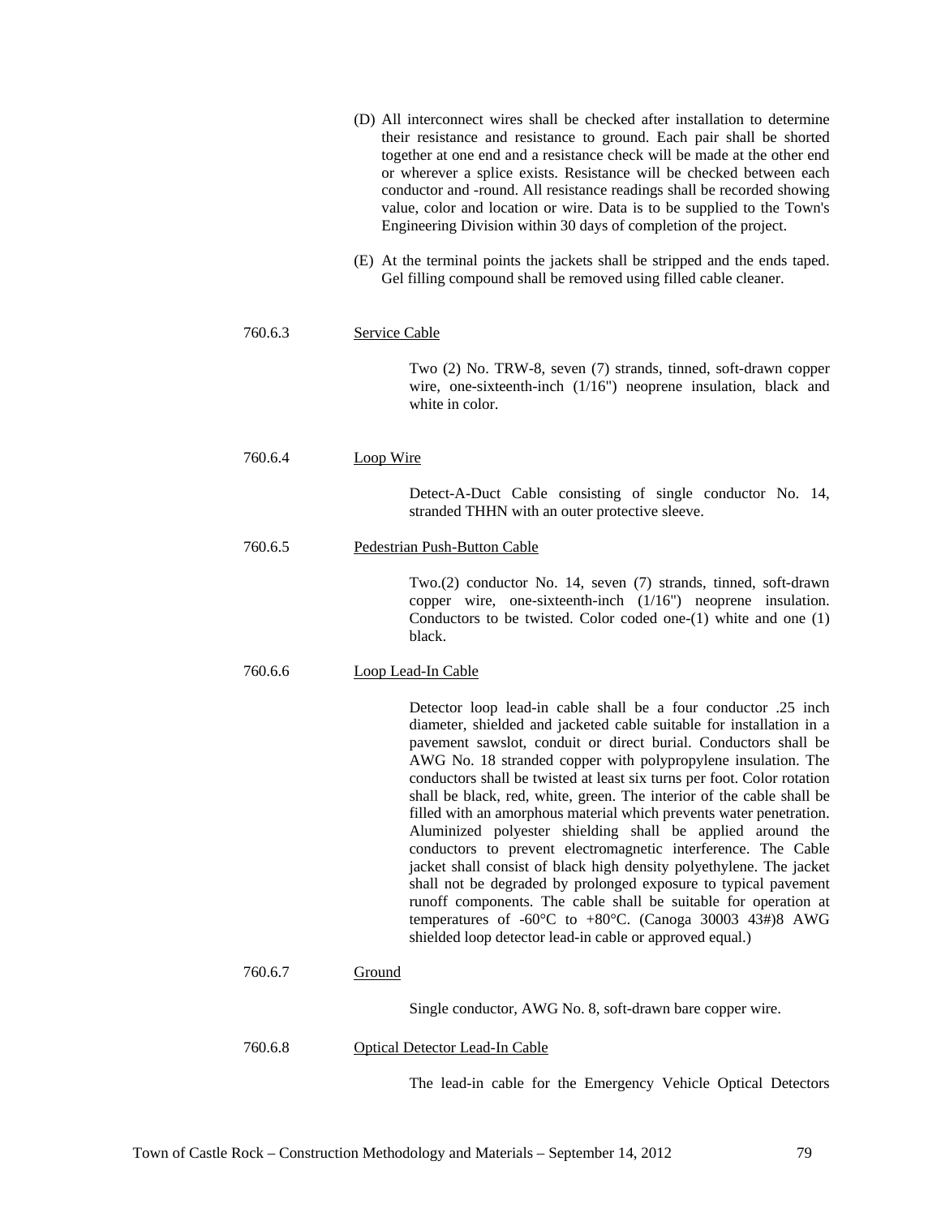(D) All interconnect wires shall be checked after installation to determine their resistance and resistance to ground. Each pair shall be shorted together at one end and a resistance check will be made at the other end or wherever a splice exists. Resistance will be checked between each conductor and -round. All resistance readings shall be recorded showing value, color and location or wire. Data is to be supplied to the Town's Engineering Division within 30 days of completion of the project.

(E) At the terminal points the jackets shall be stripped and the ends taped. Gel filling compound shall be removed using filled cable cleaner.

760.6.3 Service Cable

Two (2) No. TRW-8, seven (7) strands, tinned, soft-drawn copper wire, one-sixteenth-inch (1/16") neoprene insulation, black and white in color.

760.6.4 Loop Wire

Detect-A-Duct Cable consisting of single conductor No. 14, stranded THHN with an outer protective sleeve.

760.6.5 Pedestrian Push-Button Cable

Two.(2) conductor No. 14, seven (7) strands, tinned, soft-drawn copper wire, one-sixteenth-inch (1/16") neoprene insulation. Conductors to be twisted. Color coded one-(1) white and one (1) black.

760.6.6 Loop Lead-In Cable

Detector loop lead-in cable shall be a four conductor .25 inch diameter, shielded and jacketed cable suitable for installation in a pavement sawslot, conduit or direct burial. Conductors shall be AWG No. 18 stranded copper with polypropylene insulation. The conductors shall be twisted at least six turns per foot. Color rotation shall be black, red, white, green. The interior of the cable shall be filled with an amorphous material which prevents water penetration. Aluminized polyester shielding shall be applied around the conductors to prevent electromagnetic interference. The Cable jacket shall consist of black high density polyethylene. The jacket shall not be degraded by prolonged exposure to typical pavement runoff components. The cable shall be suitable for operation at temperatures of -60°C to +80°C. (Canoga 30003 43#)8 AWG shielded loop detector lead-in cable or approved equal.)

760.6.7 Ground

Single conductor, AWG No. 8, soft-drawn bare copper wire.

760.6.8 Optical Detector Lead-In Cable

The lead-in cable for the Emergency Vehicle Optical Detectors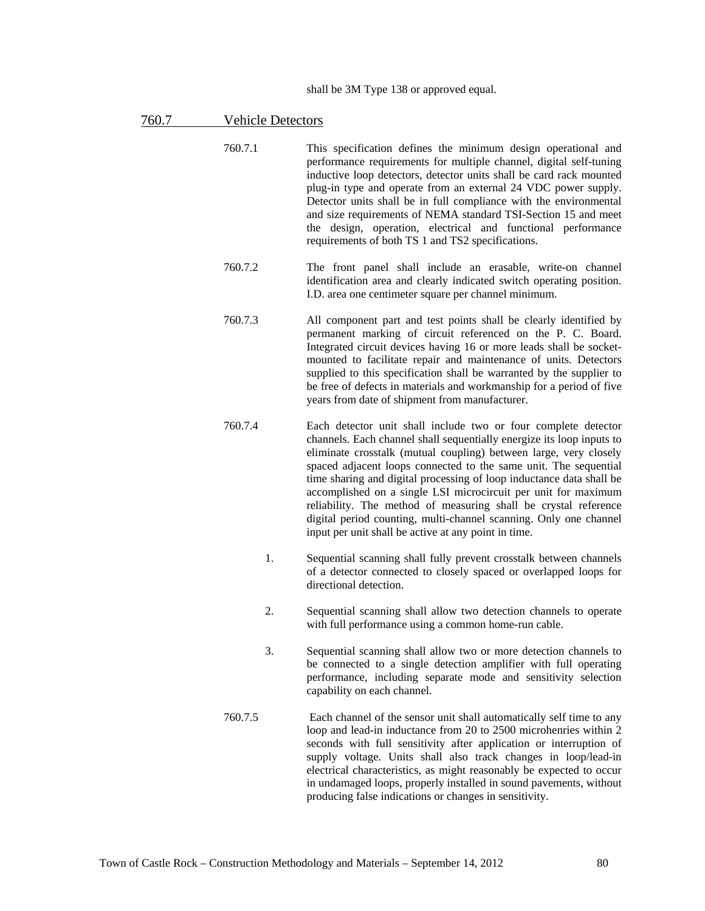shall be 3M Type 138 or approved equal.

## 760.7 Vehicle Detectors

760.7.1 This specification defines the minimum design operational and performance requirements for multiple channel, digital self-tuning inductive loop detectors, detector units shall be card rack mounted plug-in type and operate from an external 24 VDC power supply. Detector units shall be in full compliance with the environmental and size requirements of NEMA standard TSI-Section 15 and meet the design, operation, electrical and functional performance requirements of both TS 1 and TS2 specifications.

760.7.2 The front panel shall include an erasable, write-on channel identification area and clearly indicated switch operating position. I.D. area one centimeter square per channel minimum.

760.7.3 All component part and test points shall be clearly identified by permanent marking of circuit referenced on the P. C. Board. Integrated circuit devices having 16 or more leads shall be socket-mounted to facilitate repair and maintenance of units. Detectors supplied to this specification shall be warranted by the supplier to be free of defects in materials and workmanship for a period of five years from date of shipment from manufacturer.

760.7.4 Each detector unit shall include two or four complete detector channels. Each channel shall sequentially energize its loop inputs to eliminate crosstalk (mutual coupling) between large, very closely spaced adjacent loops connected to the same unit. The sequential time sharing and digital processing of loop inductance data shall be accomplished on a single LSI microcircuit per unit for maximum reliability. The method of measuring shall be crystal reference digital period counting, multi-channel scanning. Only one channel input per unit shall be active at any point in time.

1. Sequential scanning shall fully prevent crosstalk between channels of a detector connected to closely spaced or overlapped loops for directional detection.

2. Sequential scanning shall allow two detection channels to operate with full performance using a common home-run cable.

3. Sequential scanning shall allow two or more detection channels to be connected to a single detection amplifier with full operating performance, including separate mode and sensitivity selection capability on each channel.

760.7.5 Each channel of the sensor unit shall automatically self time to any loop and lead-in inductance from 20 to 2500 microhenries within 2 seconds with full sensitivity after application or interruption of supply voltage. Units shall also track changes in loop/lead-in electrical characteristics, as might reasonably be expected to occur in undamaged loops, properly installed in sound pavements, without producing false indications or changes in sensitivity.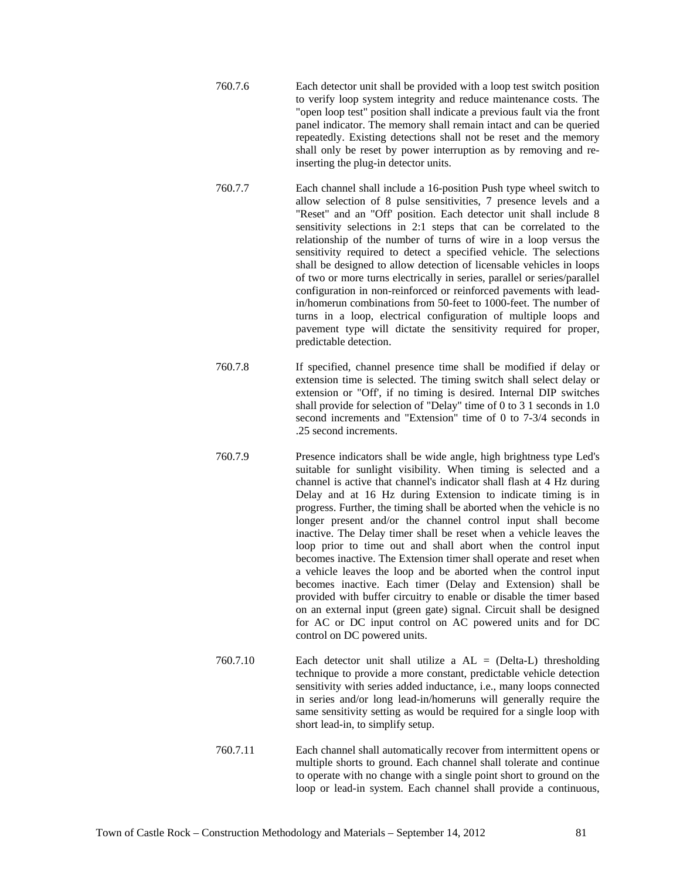760.7.6 Each detector unit shall be provided with a loop test switch position to verify loop system integrity and reduce maintenance costs. The "open loop test" position shall indicate a previous fault via the front panel indicator. The memory shall remain intact and can be queried repeatedly. Existing detections shall not be reset and the memory shall only be reset by power interruption as by removing and re-inserting the plug-in detector units.

760.7.7 Each channel shall include a 16-position Push type wheel switch to allow selection of 8 pulse sensitivities, 7 presence levels and a "Reset" and an "Off' position. Each detector unit shall include 8 sensitivity selections in 2:1 steps that can be correlated to the relationship of the number of turns of wire in a loop versus the sensitivity required to detect a specified vehicle. The selections shall be designed to allow detection of licensable vehicles in loops of two or more turns electrically in series, parallel or series/parallel configuration in non-reinforced or reinforced pavements with lead-in/homerun combinations from 50-feet to 1000-feet. The number of turns in a loop, electrical configuration of multiple loops and pavement type will dictate the sensitivity required for proper, predictable detection.

760.7.8 If specified, channel presence time shall be modified if delay or extension time is selected. The timing switch shall select delay or extension or "Off', if no timing is desired. Internal DIP switches shall provide for selection of "Delay" time of 0 to 3 1 seconds in 1.0 second increments and "Extension" time of 0 to 7-3/4 seconds in .25 second increments.

760.7.9 Presence indicators shall be wide angle, high brightness type Led's suitable for sunlight visibility. When timing is selected and a channel is active that channel's indicator shall flash at 4 Hz during Delay and at 16 Hz during Extension to indicate timing is in progress. Further, the timing shall be aborted when the vehicle is no longer present and/or the channel control input shall become inactive. The Delay timer shall be reset when a vehicle leaves the loop prior to time out and shall abort when the control input becomes inactive. The Extension timer shall operate and reset when a vehicle leaves the loop and be aborted when the control input becomes inactive. Each timer (Delay and Extension) shall be provided with buffer circuitry to enable or disable the timer based on an external input (green gate) signal. Circuit shall be designed for AC or DC input control on AC powered units and for DC control on DC powered units.

760.7.10 Each detector unit shall utilize a AL = (Delta-L) thresholding technique to provide a more constant, predictable vehicle detection sensitivity with series added inductance, i.e., many loops connected in series and/or long lead-in/homeruns will generally require the same sensitivity setting as would be required for a single loop with short lead-in, to simplify setup.

760.7.11 Each channel shall automatically recover from intermittent opens or multiple shorts to ground. Each channel shall tolerate and continue to operate with no change with a single point short to ground on the loop or lead-in system. Each channel shall provide a continuous,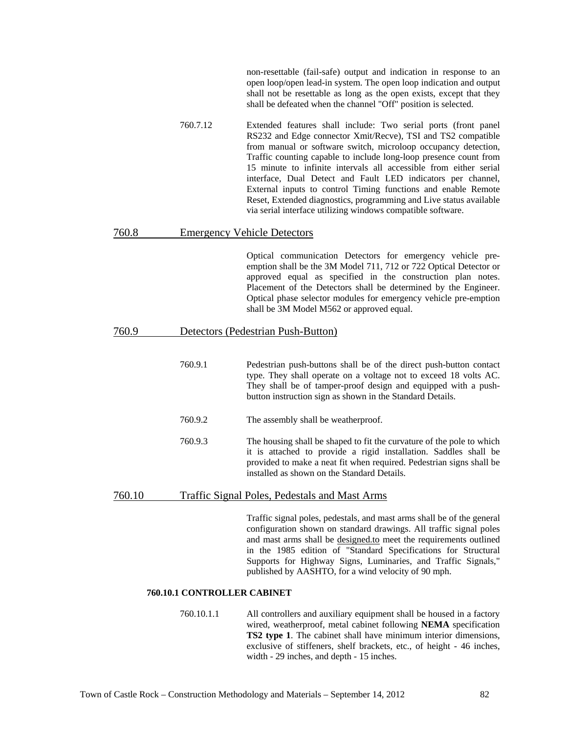non-resettable (fail-safe) output and indication in response to an open loop/open lead-in system. The open loop indication and output shall not be resettable as long as the open exists, except that they shall be defeated when the channel "Off" position is selected.

760.7.12 Extended features shall include: Two serial ports (front panel RS232 and Edge connector Xmit/Recve), TSI and TS2 compatible from manual or software switch, microloop occupancy detection, Traffic counting capable to include long-loop presence count from 15 minute to infinite intervals all accessible from either serial interface, Dual Detect and Fault LED indicators per channel, External inputs to control Timing functions and enable Remote Reset, Extended diagnostics, programming and Live status available via serial interface utilizing windows compatible software.

## 760.8 Emergency Vehicle Detectors

Optical communication Detectors for emergency vehicle pre-emption shall be the 3M Model 711, 712 or 722 Optical Detector or approved equal as specified in the construction plan notes. Placement of the Detectors shall be determined by the Engineer. Optical phase selector modules for emergency vehicle pre-emption shall be 3M Model M562 or approved equal.

## 760.9 Detectors (Pedestrian Push-Button)

760.9.1 Pedestrian push-buttons shall be of the direct push-button contact type. They shall operate on a voltage not to exceed 18 volts AC. They shall be of tamper-proof design and equipped with a push-button instruction sign as shown in the Standard Details.

760.9.2 The assembly shall be weatherproof.

760.9.3 The housing shall be shaped to fit the curvature of the pole to which it is attached to provide a rigid installation. Saddles shall be provided to make a neat fit when required. Pedestrian signs shall be installed as shown on the Standard Details.

## 760.10 Traffic Signal Poles, Pedestals and Mast Arms

Traffic signal poles, pedestals, and mast arms shall be of the general configuration shown on standard drawings. All traffic signal poles and mast arms shall be designed.to meet the requirements outlined in the 1985 edition of "Standard Specifications for Structural Supports for Highway Signs, Luminaries, and Traffic Signals," published by AASHTO, for a wind velocity of 90 mph.

### 760.10.1 CONTROLLER CABINET

760.10.1.1 All controllers and auxiliary equipment shall be housed in a factory wired, weatherproof, metal cabinet following **NEMA** specification **TS2 type 1**. The cabinet shall have minimum interior dimensions, exclusive of stiffeners, shelf brackets, etc., of height - 46 inches, width - 29 inches, and depth - 15 inches.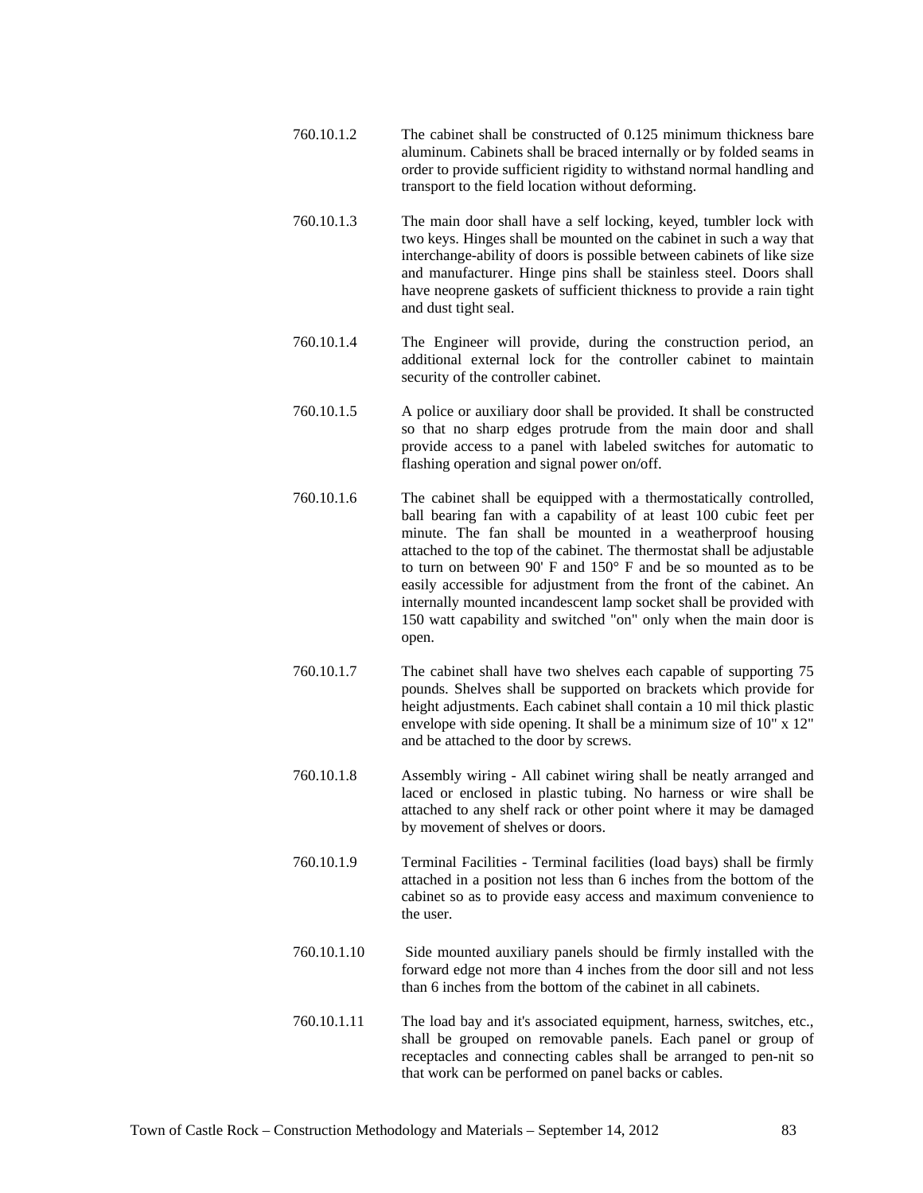760.10.1.2 The cabinet shall be constructed of 0.125 minimum thickness bare aluminum. Cabinets shall be braced internally or by folded seams in order to provide sufficient rigidity to withstand normal handling and transport to the field location without deforming.

760.10.1.3 The main door shall have a self locking, keyed, tumbler lock with two keys. Hinges shall be mounted on the cabinet in such a way that interchange-ability of doors is possible between cabinets of like size and manufacturer. Hinge pins shall be stainless steel. Doors shall have neoprene gaskets of sufficient thickness to provide a rain tight and dust tight seal.

760.10.1.4 The Engineer will provide, during the construction period, an additional external lock for the controller cabinet to maintain security of the controller cabinet.

760.10.1.5 A police or auxiliary door shall be provided. It shall be constructed so that no sharp edges protrude from the main door and shall provide access to a panel with labeled switches for automatic to flashing operation and signal power on/off.

760.10.1.6 The cabinet shall be equipped with a thermostatically controlled, ball bearing fan with a capability of at least 100 cubic feet per minute. The fan shall be mounted in a weatherproof housing attached to the top of the cabinet. The thermostat shall be adjustable to turn on between 90' F and 150° F and be so mounted as to be easily accessible for adjustment from the front of the cabinet. An internally mounted incandescent lamp socket shall be provided with 150 watt capability and switched "on" only when the main door is open.

760.10.1.7 The cabinet shall have two shelves each capable of supporting 75 pounds. Shelves shall be supported on brackets which provide for height adjustments. Each cabinet shall contain a 10 mil thick plastic envelope with side opening. It shall be a minimum size of 10" x 12" and be attached to the door by screws.

760.10.1.8 Assembly wiring - All cabinet wiring shall be neatly arranged and laced or enclosed in plastic tubing. No harness or wire shall be attached to any shelf rack or other point where it may be damaged by movement of shelves or doors.

760.10.1.9 Terminal Facilities - Terminal facilities (load bays) shall be firmly attached in a position not less than 6 inches from the bottom of the cabinet so as to provide easy access and maximum convenience to the user.

760.10.1.10 Side mounted auxiliary panels should be firmly installed with the forward edge not more than 4 inches from the door sill and not less than 6 inches from the bottom of the cabinet in all cabinets.

760.10.1.11 The load bay and it's associated equipment, harness, switches, etc., shall be grouped on removable panels. Each panel or group of receptacles and connecting cables shall be arranged to pen-nit so that work can be performed on panel backs or cables.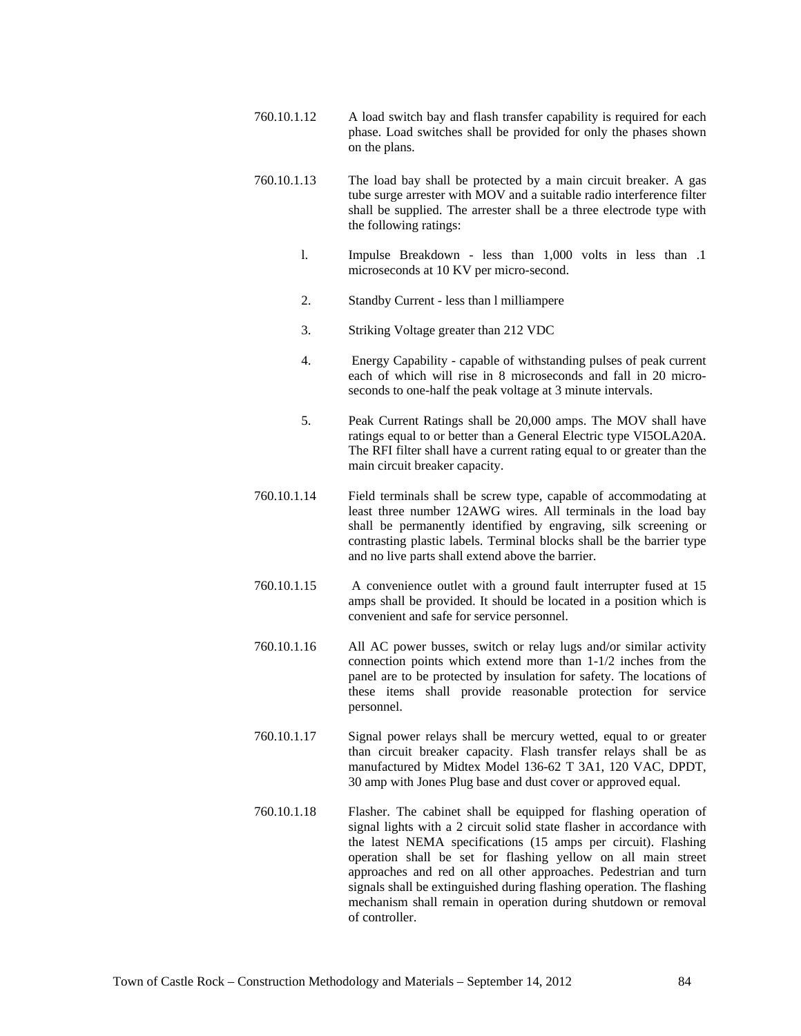760.10.1.12 A load switch bay and flash transfer capability is required for each phase. Load switches shall be provided for only the phases shown on the plans.

760.10.1.13 The load bay shall be protected by a main circuit breaker. A gas tube surge arrester with MOV and a suitable radio interference filter shall be supplied. The arrester shall be a three electrode type with the following ratings:

l. Impulse Breakdown - less than 1,000 volts in less than .1 microseconds at 10 KV per micro-second.

2. Standby Current - less than l milliampere

3. Striking Voltage greater than 212 VDC

4. Energy Capability - capable of withstanding pulses of peak current each of which will rise in 8 microseconds and fall in 20 micro-seconds to one-half the peak voltage at 3 minute intervals.

5. Peak Current Ratings shall be 20,000 amps. The MOV shall have ratings equal to or better than a General Electric type VI5OLA20A. The RFI filter shall have a current rating equal to or greater than the main circuit breaker capacity.

760.10.1.14 Field terminals shall be screw type, capable of accommodating at least three number 12AWG wires. All terminals in the load bay shall be permanently identified by engraving, silk screening or contrasting plastic labels. Terminal blocks shall be the barrier type and no live parts shall extend above the barrier.

760.10.1.15 A convenience outlet with a ground fault interrupter fused at 15 amps shall be provided. It should be located in a position which is convenient and safe for service personnel.

760.10.1.16 All AC power busses, switch or relay lugs and/or similar activity connection points which extend more than 1-1/2 inches from the panel are to be protected by insulation for safety. The locations of these items shall provide reasonable protection for service personnel.

760.10.1.17 Signal power relays shall be mercury wetted, equal to or greater than circuit breaker capacity. Flash transfer relays shall be as manufactured by Midtex Model 136-62 T 3A1, 120 VAC, DPDT, 30 amp with Jones Plug base and dust cover or approved equal.

760.10.1.18 Flasher. The cabinet shall be equipped for flashing operation of signal lights with a 2 circuit solid state flasher in accordance with the latest NEMA specifications (15 amps per circuit). Flashing operation shall be set for flashing yellow on all main street approaches and red on all other approaches. Pedestrian and turn signals shall be extinguished during flashing operation. The flashing mechanism shall remain in operation during shutdown or removal of controller.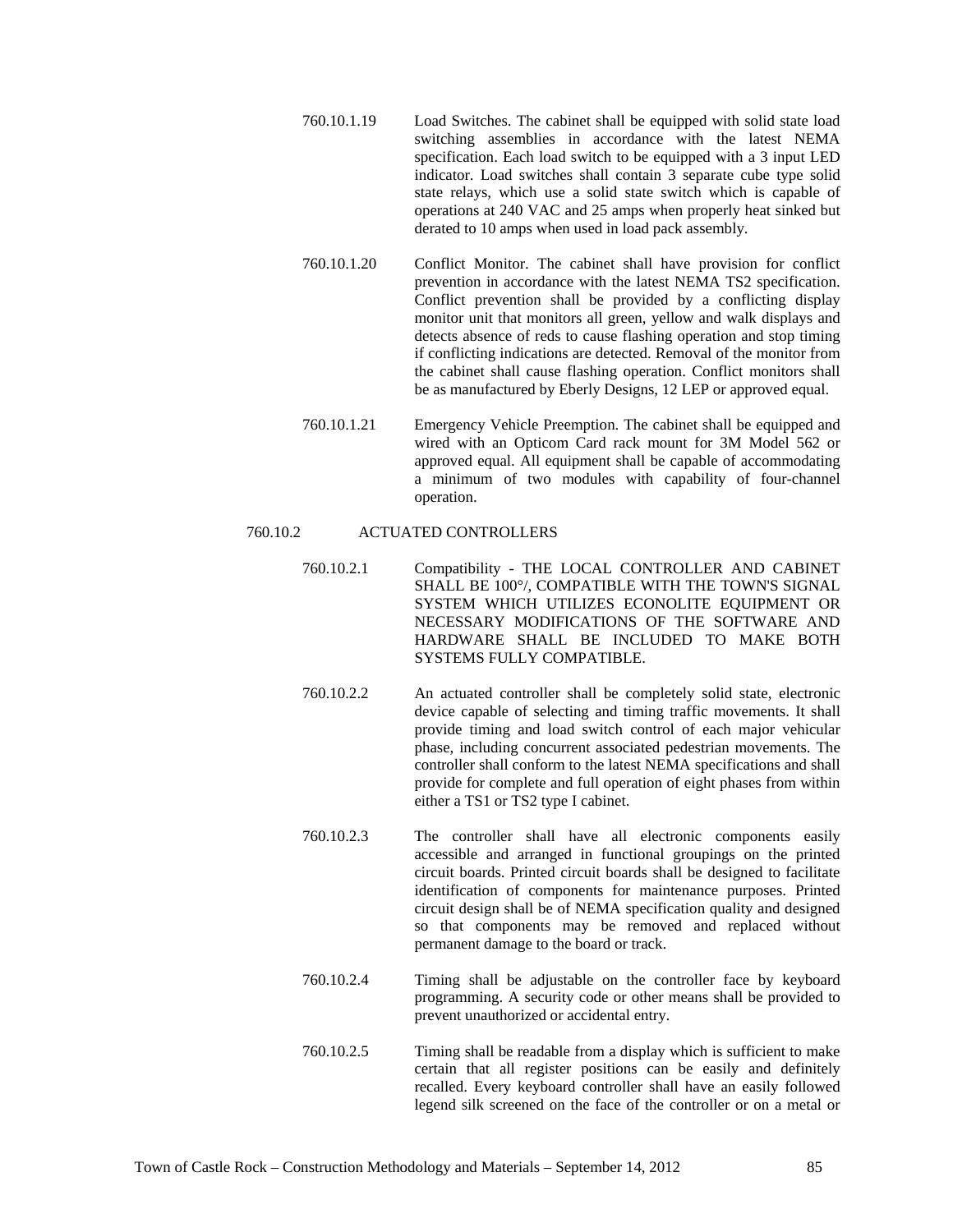760.10.1.19 Load Switches. The cabinet shall be equipped with solid state load switching assemblies in accordance with the latest NEMA specification. Each load switch to be equipped with a 3 input LED indicator. Load switches shall contain 3 separate cube type solid state relays, which use a solid state switch which is capable of operations at 240 VAC and 25 amps when properly heat sinked but derated to 10 amps when used in load pack assembly.

760.10.1.20 Conflict Monitor. The cabinet shall have provision for conflict prevention in accordance with the latest NEMA TS2 specification. Conflict prevention shall be provided by a conflicting display monitor unit that monitors all green, yellow and walk displays and detects absence of reds to cause flashing operation and stop timing if conflicting indications are detected. Removal of the monitor from the cabinet shall cause flashing operation. Conflict monitors shall be as manufactured by Eberly Designs, 12 LEP or approved equal.

760.10.1.21 Emergency Vehicle Preemption. The cabinet shall be equipped and wired with an Opticom Card rack mount for 3M Model 562 or approved equal. All equipment shall be capable of accommodating a minimum of two modules with capability of four-channel operation.

760.10.2 ACTUATED CONTROLLERS

760.10.2.1 Compatibility - THE LOCAL CONTROLLER AND CABINET SHALL BE 100°/, COMPATIBLE WITH THE TOWN'S SIGNAL SYSTEM WHICH UTILIZES ECONOLITE EQUIPMENT OR NECESSARY MODIFICATIONS OF THE SOFTWARE AND HARDWARE SHALL BE INCLUDED TO MAKE BOTH SYSTEMS FULLY COMPATIBLE.

760.10.2.2 An actuated controller shall be completely solid state, electronic device capable of selecting and timing traffic movements. It shall provide timing and load switch control of each major vehicular phase, including concurrent associated pedestrian movements. The controller shall conform to the latest NEMA specifications and shall provide for complete and full operation of eight phases from within either a TS1 or TS2 type I cabinet.

760.10.2.3 The controller shall have all electronic components easily accessible and arranged in functional groupings on the printed circuit boards. Printed circuit boards shall be designed to facilitate identification of components for maintenance purposes. Printed circuit design shall be of NEMA specification quality and designed so that components may be removed and replaced without permanent damage to the board or track.

760.10.2.4 Timing shall be adjustable on the controller face by keyboard programming. A security code or other means shall be provided to prevent unauthorized or accidental entry.

760.10.2.5 Timing shall be readable from a display which is sufficient to make certain that all register positions can be easily and definitely recalled. Every keyboard controller shall have an easily followed legend silk screened on the face of the controller or on a metal or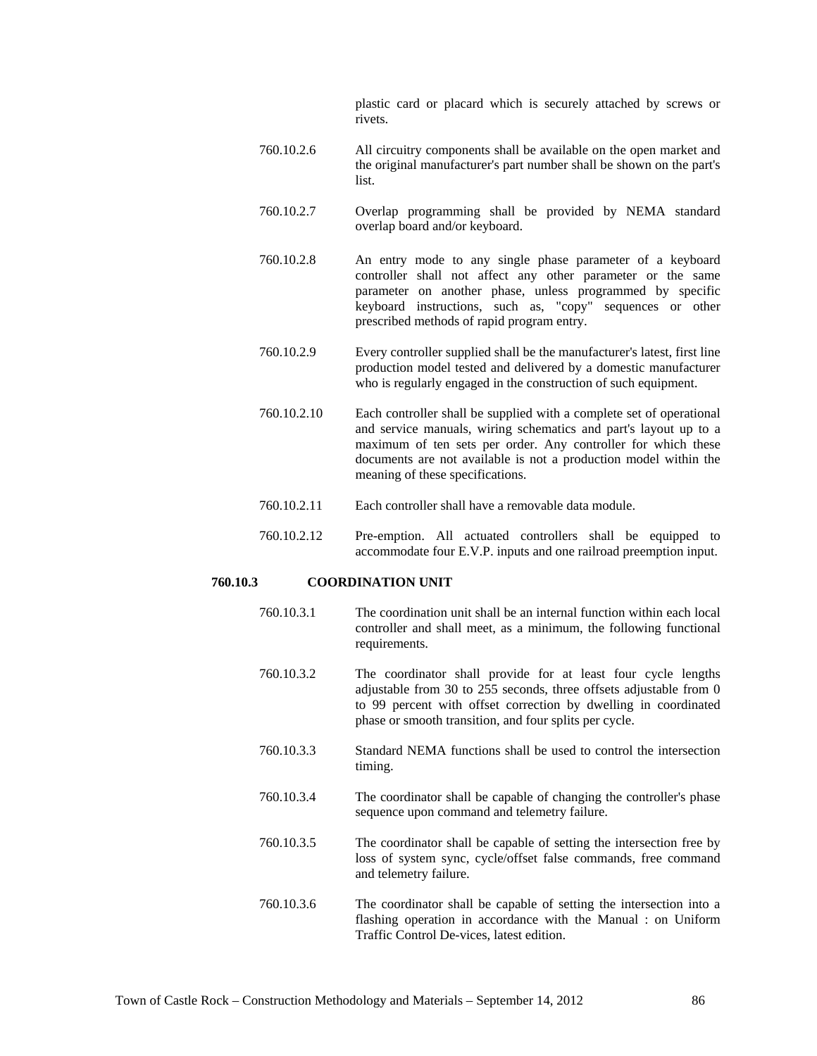plastic card or placard which is securely attached by screws or rivets.

760.10.2.6 All circuitry components shall be available on the open market and the original manufacturer's part number shall be shown on the part's list.

760.10.2.7 Overlap programming shall be provided by NEMA standard overlap board and/or keyboard.

760.10.2.8 An entry mode to any single phase parameter of a keyboard controller shall not affect any other parameter or the same parameter on another phase, unless programmed by specific keyboard instructions, such as, "copy" sequences or other prescribed methods of rapid program entry.

760.10.2.9 Every controller supplied shall be the manufacturer's latest, first line production model tested and delivered by a domestic manufacturer who is regularly engaged in the construction of such equipment.

760.10.2.10 Each controller shall be supplied with a complete set of operational and service manuals, wiring schematics and part's layout up to a maximum of ten sets per order. Any controller for which these documents are not available is not a production model within the meaning of these specifications.

760.10.2.11 Each controller shall have a removable data module.

760.10.2.12 Pre-emption. All actuated controllers shall be equipped to accommodate four E.V.P. inputs and one railroad preemption input.

**760.10.3 COORDINATION UNIT**

760.10.3.1 The coordination unit shall be an internal function within each local controller and shall meet, as a minimum, the following functional requirements.

760.10.3.2 The coordinator shall provide for at least four cycle lengths adjustable from 30 to 255 seconds, three offsets adjustable from 0 to 99 percent with offset correction by dwelling in coordinated phase or smooth transition, and four splits per cycle.

760.10.3.3 Standard NEMA functions shall be used to control the intersection timing.

760.10.3.4 The coordinator shall be capable of changing the controller's phase sequence upon command and telemetry failure.

760.10.3.5 The coordinator shall be capable of setting the intersection free by loss of system sync, cycle/offset false commands, free command and telemetry failure.

760.10.3.6 The coordinator shall be capable of setting the intersection into a flashing operation in accordance with the Manual : on Uniform Traffic Control De-vices, latest edition.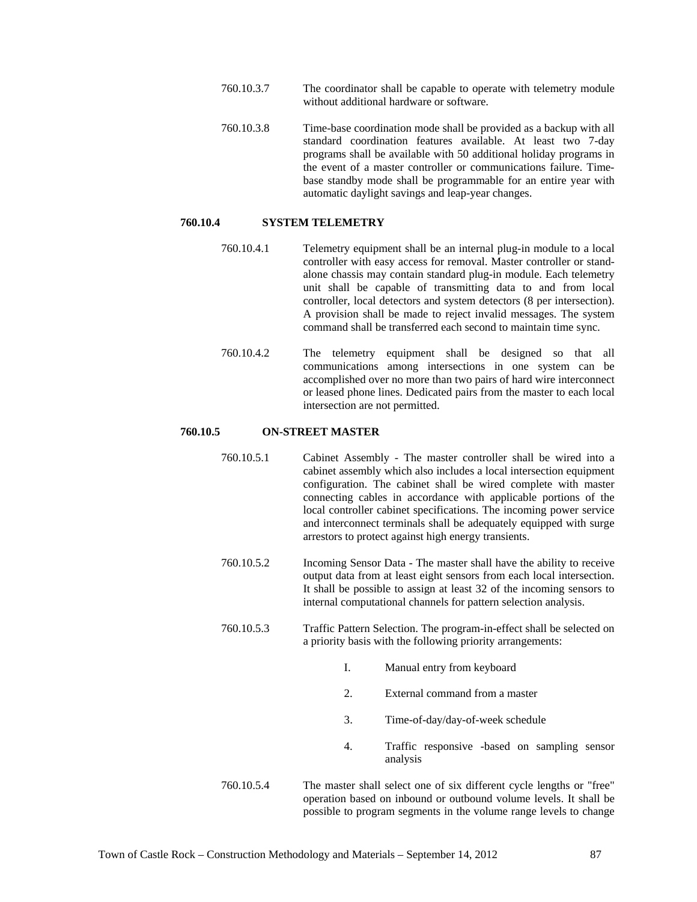760.10.3.7 The coordinator shall be capable to operate with telemetry module without additional hardware or software.

760.10.3.8 Time-base coordination mode shall be provided as a backup with all standard coordination features available. At least two 7-day programs shall be available with 50 additional holiday programs in the event of a master controller or communications failure. Time-base standby mode shall be programmable for an entire year with automatic daylight savings and leap-year changes.

**760.10.4 SYSTEM TELEMETRY**

760.10.4.1 Telemetry equipment shall be an internal plug-in module to a local controller with easy access for removal. Master controller or stand-alone chassis may contain standard plug-in module. Each telemetry unit shall be capable of transmitting data to and from local controller, local detectors and system detectors (8 per intersection). A provision shall be made to reject invalid messages. The system command shall be transferred each second to maintain time sync.

760.10.4.2 The telemetry equipment shall be designed so that all communications among intersections in one system can be accomplished over no more than two pairs of hard wire interconnect or leased phone lines. Dedicated pairs from the master to each local intersection are not permitted.

**760.10.5 ON-STREET MASTER**

760.10.5.1 Cabinet Assembly - The master controller shall be wired into a cabinet assembly which also includes a local intersection equipment configuration. The cabinet shall be wired complete with master connecting cables in accordance with applicable portions of the local controller cabinet specifications. The incoming power service and interconnect terminals shall be adequately equipped with surge arrestors to protect against high energy transients.

760.10.5.2 Incoming Sensor Data - The master shall have the ability to receive output data from at least eight sensors from each local intersection. It shall be possible to assign at least 32 of the incoming sensors to internal computational channels for pattern selection analysis.

760.10.5.3 Traffic Pattern Selection. The program-in-effect shall be selected on a priority basis with the following priority arrangements:

I. Manual entry from keyboard

2. External command from a master

3. Time-of-day/day-of-week schedule

4. Traffic responsive -based on sampling sensor analysis

760.10.5.4 The master shall select one of six different cycle lengths or "free" operation based on inbound or outbound volume levels. It shall be possible to program segments in the volume range levels to change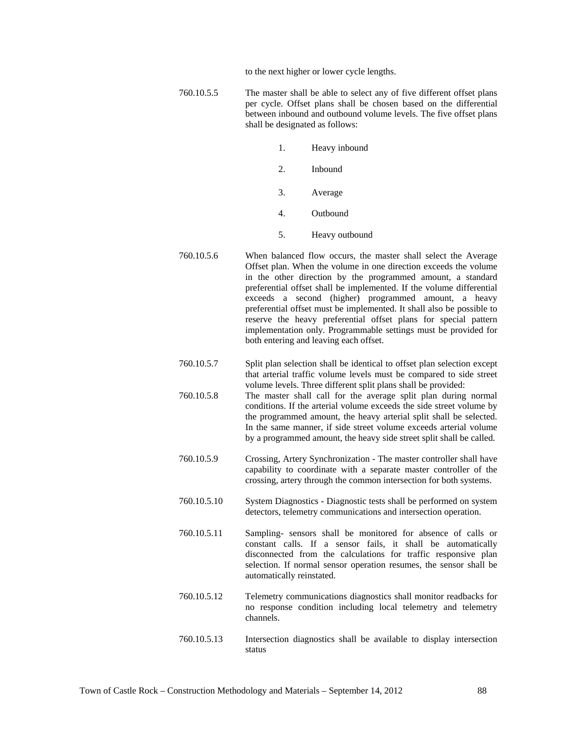to the next higher or lower cycle lengths.

760.10.5.5 The master shall be able to select any of five different offset plans per cycle. Offset plans shall be chosen based on the differential between inbound and outbound volume levels. The five offset plans shall be designated as follows:

1. Heavy inbound
2. Inbound
3. Average
4. Outbound
5. Heavy outbound

760.10.5.6 When balanced flow occurs, the master shall select the Average Offset plan. When the volume in one direction exceeds the volume in the other direction by the programmed amount, a standard preferential offset shall be implemented. If the volume differential exceeds a second (higher) programmed amount, a heavy preferential offset must be implemented. It shall also be possible to reserve the heavy preferential offset plans for special pattern implementation only. Programmable settings must be provided for both entering and leaving each offset.

760.10.5.7 Split plan selection shall be identical to offset plan selection except that arterial traffic volume levels must be compared to side street volume levels. Three different split plans shall be provided:

760.10.5.8 The master shall call for the average split plan during normal conditions. If the arterial volume exceeds the side street volume by the programmed amount, the heavy arterial split shall be selected. In the same manner, if side street volume exceeds arterial volume by a programmed amount, the heavy side street split shall be called.

760.10.5.9 Crossing, Artery Synchronization - The master controller shall have capability to coordinate with a separate master controller of the crossing, artery through the common intersection for both systems.

760.10.5.10 System Diagnostics - Diagnostic tests shall be performed on system detectors, telemetry communications and intersection operation.

760.10.5.11 Sampling- sensors shall be monitored for absence of calls or constant calls. If a sensor fails, it shall be automatically disconnected from the calculations for traffic responsive plan selection. If normal sensor operation resumes, the sensor shall be automatically reinstated.

760.10.5.12 Telemetry communications diagnostics shall monitor readbacks for no response condition including local telemetry and telemetry channels.

760.10.5.13 Intersection diagnostics shall be available to display intersection status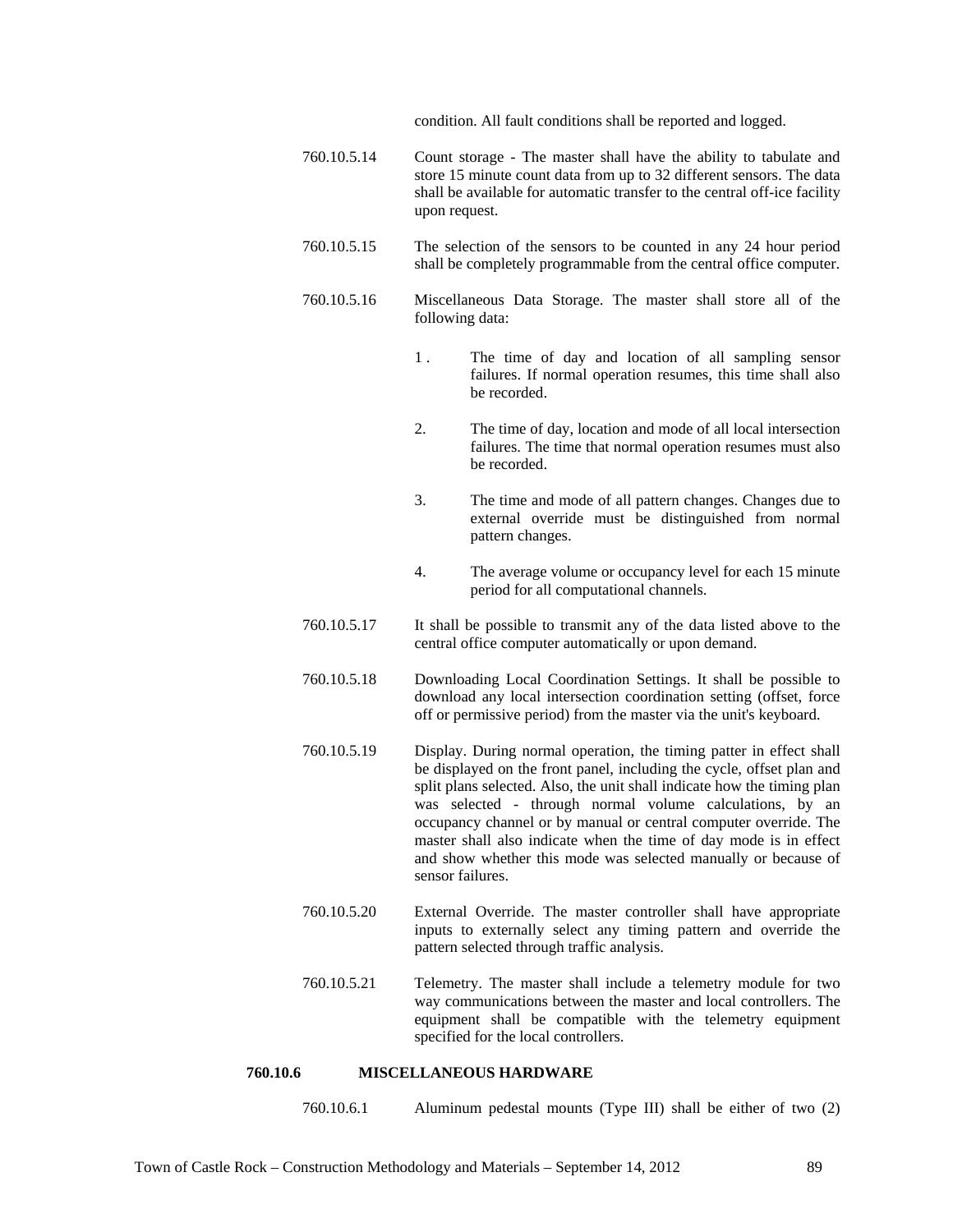condition. All fault conditions shall be reported and logged.

760.10.5.14 Count storage - The master shall have the ability to tabulate and store 15 minute count data from up to 32 different sensors. The data shall be available for automatic transfer to the central off-ice facility upon request.

760.10.5.15 The selection of the sensors to be counted in any 24 hour period shall be completely programmable from the central office computer.

760.10.5.16 Miscellaneous Data Storage. The master shall store all of the following data:

1 . The time of day and location of all sampling sensor failures. If normal operation resumes, this time shall also be recorded.

2. The time of day, location and mode of all local intersection failures. The time that normal operation resumes must also be recorded.

3. The time and mode of all pattern changes. Changes due to external override must be distinguished from normal pattern changes.

4. The average volume or occupancy level for each 15 minute period for all computational channels.

760.10.5.17 It shall be possible to transmit any of the data listed above to the central office computer automatically or upon demand.

760.10.5.18 Downloading Local Coordination Settings. It shall be possible to download any local intersection coordination setting (offset, force off or permissive period) from the master via the unit's keyboard.

760.10.5.19 Display. During normal operation, the timing patter in effect shall be displayed on the front panel, including the cycle, offset plan and split plans selected. Also, the unit shall indicate how the timing plan was selected - through normal volume calculations, by an occupancy channel or by manual or central computer override. The master shall also indicate when the time of day mode is in effect and show whether this mode was selected manually or because of sensor failures.

760.10.5.20 External Override. The master controller shall have appropriate inputs to externally select any timing pattern and override the pattern selected through traffic analysis.

760.10.5.21 Telemetry. The master shall include a telemetry module for two way communications between the master and local controllers. The equipment shall be compatible with the telemetry equipment specified for the local controllers.

**760.10.6 MISCELLANEOUS HARDWARE**

760.10.6.1 Aluminum pedestal mounts (Type III) shall be either of two (2)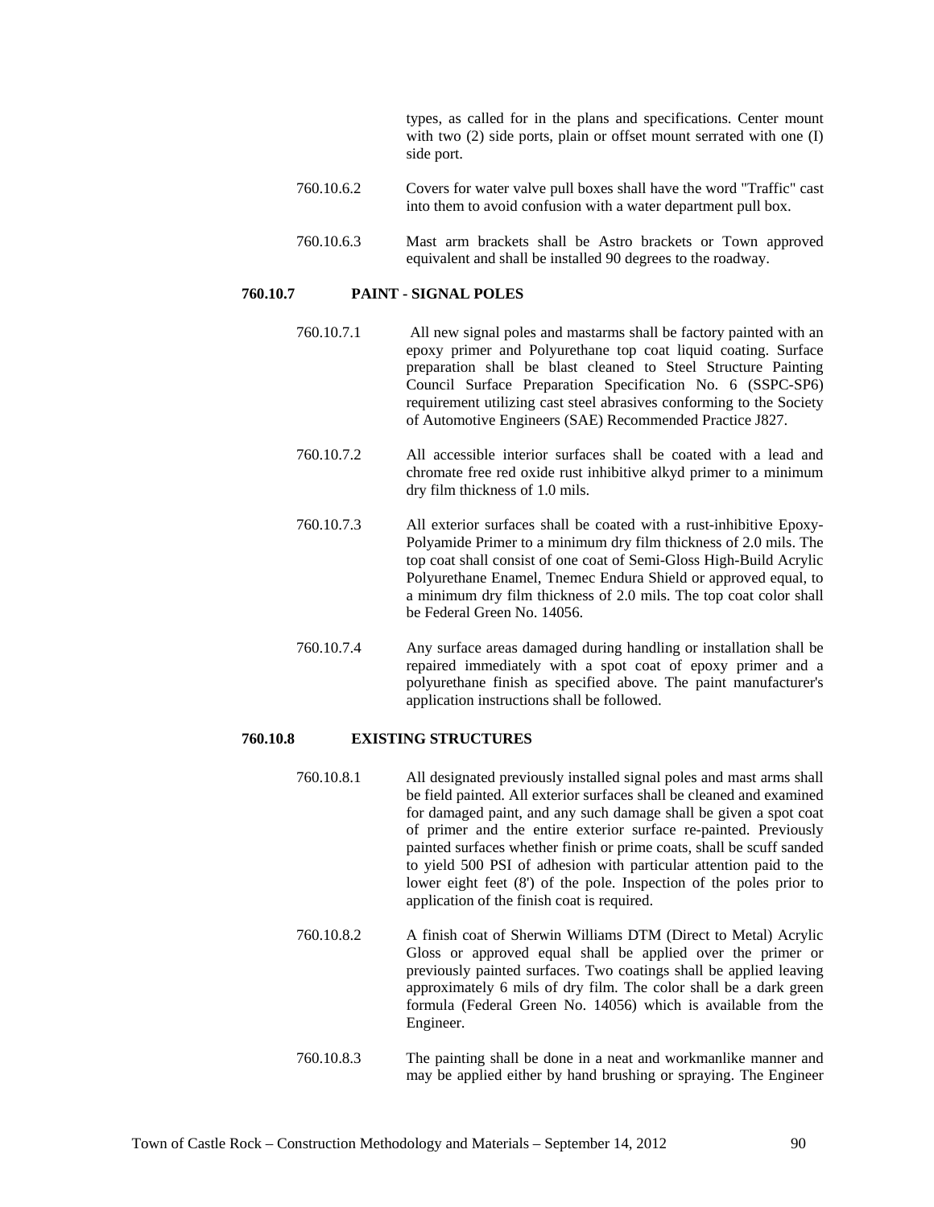types, as called for in the plans and specifications. Center mount with two (2) side ports, plain or offset mount serrated with one (I) side port.

760.10.6.2 Covers for water valve pull boxes shall have the word "Traffic" cast into them to avoid confusion with a water department pull box.

760.10.6.3 Mast arm brackets shall be Astro brackets or Town approved equivalent and shall be installed 90 degrees to the roadway.

### 760.10.7 PAINT - SIGNAL POLES

760.10.7.1 All new signal poles and mastarms shall be factory painted with an epoxy primer and Polyurethane top coat liquid coating. Surface preparation shall be blast cleaned to Steel Structure Painting Council Surface Preparation Specification No. 6 (SSPC-SP6) requirement utilizing cast steel abrasives conforming to the Society of Automotive Engineers (SAE) Recommended Practice J827.

760.10.7.2 All accessible interior surfaces shall be coated with a lead and chromate free red oxide rust inhibitive alkyd primer to a minimum dry film thickness of 1.0 mils.

760.10.7.3 All exterior surfaces shall be coated with a rust-inhibitive Epoxy-Polyamide Primer to a minimum dry film thickness of 2.0 mils. The top coat shall consist of one coat of Semi-Gloss High-Build Acrylic Polyurethane Enamel, Tnemec Endura Shield or approved equal, to a minimum dry film thickness of 2.0 mils. The top coat color shall be Federal Green No. 14056.

760.10.7.4 Any surface areas damaged during handling or installation shall be repaired immediately with a spot coat of epoxy primer and a polyurethane finish as specified above. The paint manufacturer's application instructions shall be followed.

### 760.10.8 EXISTING STRUCTURES

760.10.8.1 All designated previously installed signal poles and mast arms shall be field painted. All exterior surfaces shall be cleaned and examined for damaged paint, and any such damage shall be given a spot coat of primer and the entire exterior surface re-painted. Previously painted surfaces whether finish or prime coats, shall be scuff sanded to yield 500 PSI of adhesion with particular attention paid to the lower eight feet (8') of the pole. Inspection of the poles prior to application of the finish coat is required.

760.10.8.2 A finish coat of Sherwin Williams DTM (Direct to Metal) Acrylic Gloss or approved equal shall be applied over the primer or previously painted surfaces. Two coatings shall be applied leaving approximately 6 mils of dry film. The color shall be a dark green formula (Federal Green No. 14056) which is available from the Engineer.

760.10.8.3 The painting shall be done in a neat and workmanlike manner and may be applied either by hand brushing or spraying. The Engineer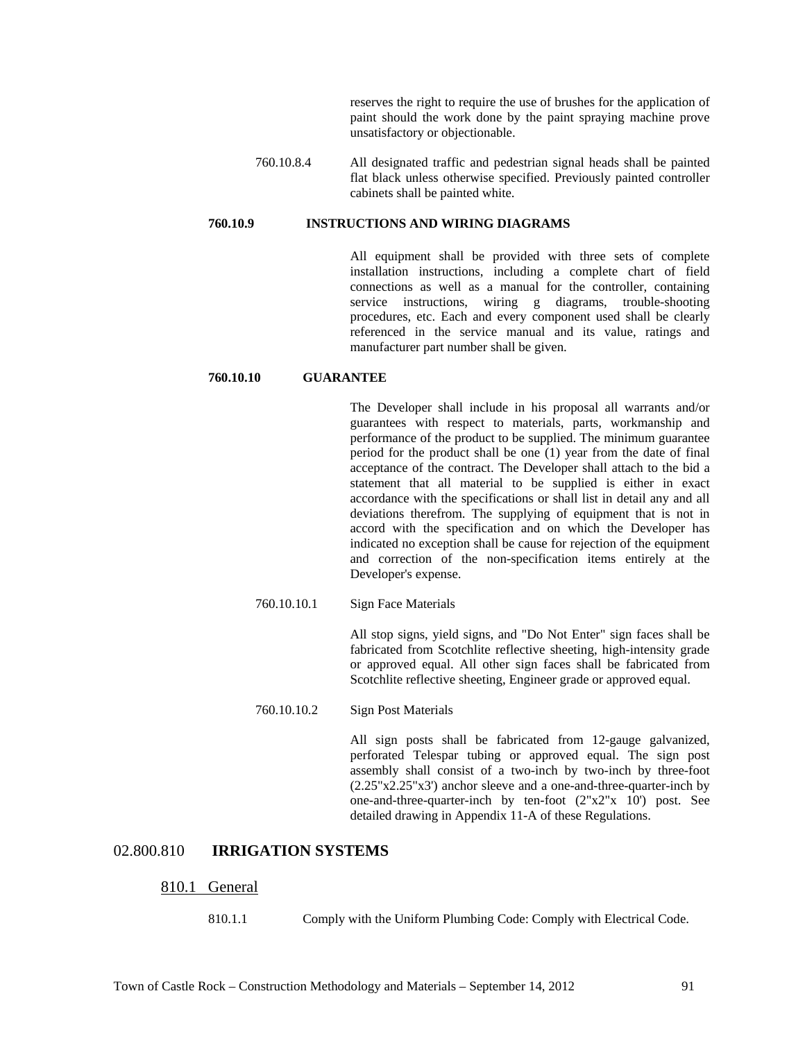reserves the right to require the use of brushes for the application of paint should the work done by the paint spraying machine prove unsatisfactory or objectionable.

760.10.8.4 All designated traffic and pedestrian signal heads shall be painted flat black unless otherwise specified. Previously painted controller cabinets shall be painted white.

**760.10.9 INSTRUCTIONS AND WIRING DIAGRAMS**

All equipment shall be provided with three sets of complete installation instructions, including a complete chart of field connections as well as a manual for the controller, containing service instructions, wiring g diagrams, trouble-shooting procedures, etc. Each and every component used shall be clearly referenced in the service manual and its value, ratings and manufacturer part number shall be given.

**760.10.10 GUARANTEE**

The Developer shall include in his proposal all warrants and/or guarantees with respect to materials, parts, workmanship and performance of the product to be supplied. The minimum guarantee period for the product shall be one (1) year from the date of final acceptance of the contract. The Developer shall attach to the bid a statement that all material to be supplied is either in exact accordance with the specifications or shall list in detail any and all deviations therefrom. The supplying of equipment that is not in accord with the specification and on which the Developer has indicated no exception shall be cause for rejection of the equipment and correction of the non-specification items entirely at the Developer's expense.

760.10.10.1 Sign Face Materials

All stop signs, yield signs, and "Do Not Enter" sign faces shall be fabricated from Scotchlite reflective sheeting, high-intensity grade or approved equal. All other sign faces shall be fabricated from Scotchlite reflective sheeting, Engineer grade or approved equal.

760.10.10.2 Sign Post Materials

All sign posts shall be fabricated from 12-gauge galvanized, perforated Telespar tubing or approved equal. The sign post assembly shall consist of a two-inch by two-inch by three-foot (2.25"x2.25"x3') anchor sleeve and a one-and-three-quarter-inch by one-and-three-quarter-inch by ten-foot (2"x2"x 10') post. See detailed drawing in Appendix 11-A of these Regulations.

## 02.800.810 IRRIGATION SYSTEMS

### 810.1 General

810.1.1 Comply with the Uniform Plumbing Code: Comply with Electrical Code.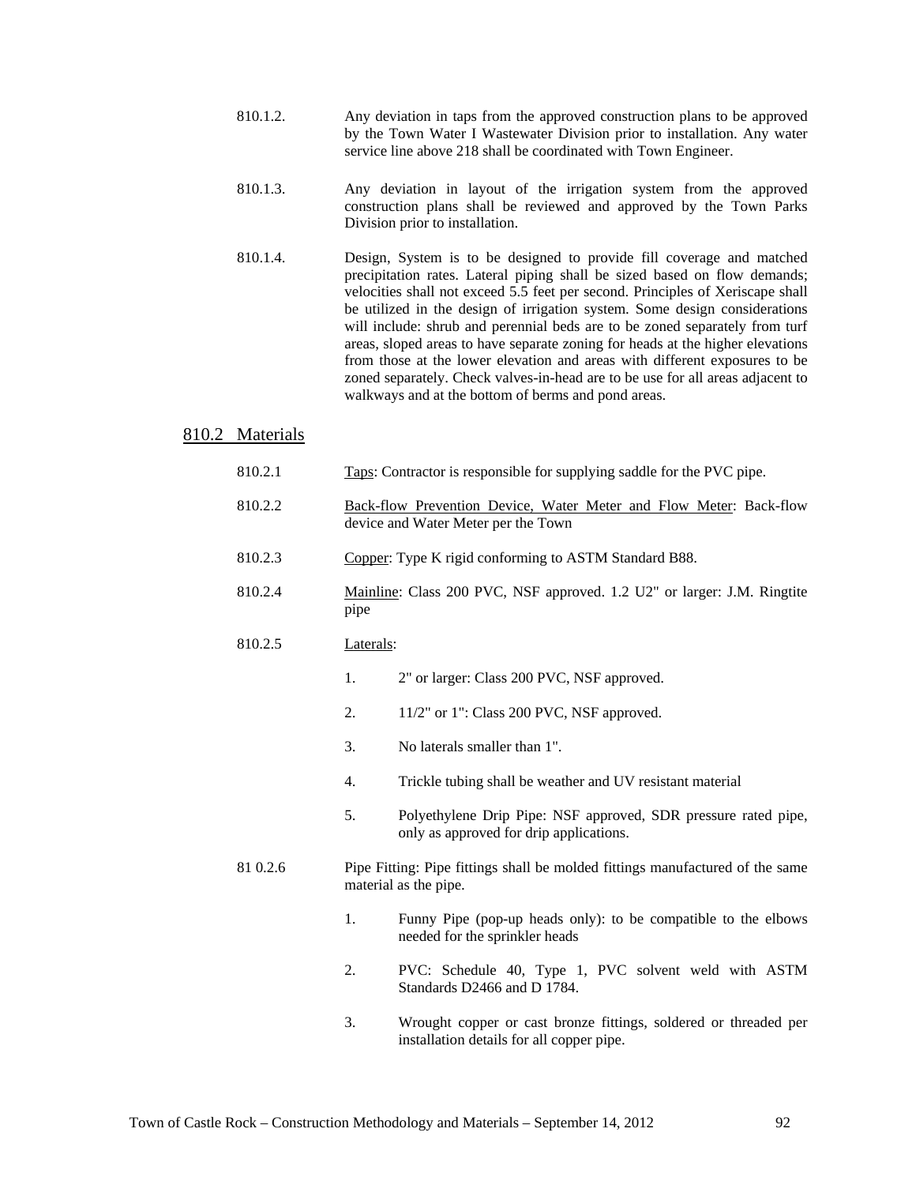810.1.2. Any deviation in taps from the approved construction plans to be approved by the Town Water I Wastewater Division prior to installation. Any water service line above 218 shall be coordinated with Town Engineer.

810.1.3. Any deviation in layout of the irrigation system from the approved construction plans shall be reviewed and approved by the Town Parks Division prior to installation.

810.1.4. Design, System is to be designed to provide fill coverage and matched precipitation rates. Lateral piping shall be sized based on flow demands; velocities shall not exceed 5.5 feet per second. Principles of Xeriscape shall be utilized in the design of irrigation system. Some design considerations will include: shrub and perennial beds are to be zoned separately from turf areas, sloped areas to have separate zoning for heads at the higher elevations from those at the lower elevation and areas with different exposures to be zoned separately. Check valves-in-head are to be use for all areas adjacent to walkways and at the bottom of berms and pond areas.

## 810.2 Materials

810.2.1 Taps: Contractor is responsible for supplying saddle for the PVC pipe.

810.2.2 Back-flow Prevention Device, Water Meter and Flow Meter: Back-flow device and Water Meter per the Town

810.2.3 Copper: Type K rigid conforming to ASTM Standard B88.

810.2.4 Mainline: Class 200 PVC, NSF approved. 1.2 U2" or larger: J.M. Ringtite pipe

810.2.5 Laterals:

1. 2" or larger: Class 200 PVC, NSF approved.
2. 11/2" or 1": Class 200 PVC, NSF approved.
3. No laterals smaller than 1".
4. Trickle tubing shall be weather and UV resistant material
5. Polyethylene Drip Pipe: NSF approved, SDR pressure rated pipe, only as approved for drip applications.

81 0.2.6 Pipe Fitting: Pipe fittings shall be molded fittings manufactured of the same material as the pipe.

1. Funny Pipe (pop-up heads only): to be compatible to the elbows needed for the sprinkler heads
2. PVC: Schedule 40, Type 1, PVC solvent weld with ASTM Standards D2466 and D 1784.
3. Wrought copper or cast bronze fittings, soldered or threaded per installation details for all copper pipe.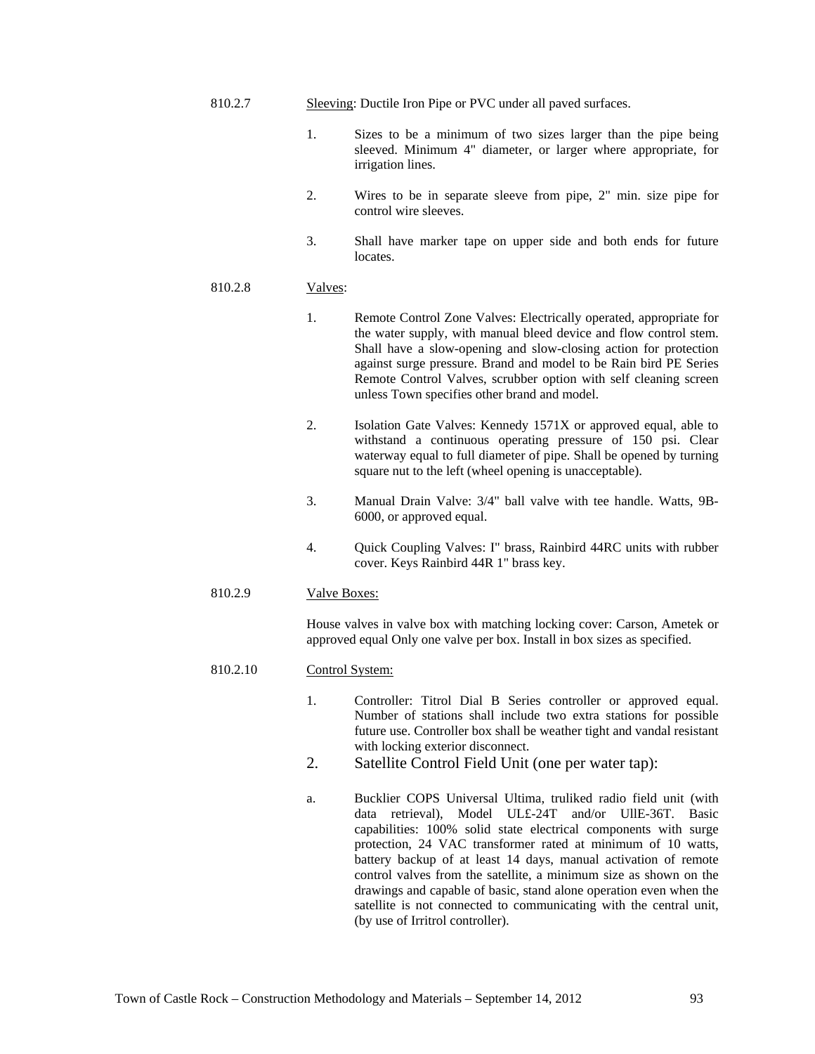810.2.7 Sleeving: Ductile Iron Pipe or PVC under all paved surfaces.

1. Sizes to be a minimum of two sizes larger than the pipe being sleeved. Minimum 4" diameter, or larger where appropriate, for irrigation lines.

2. Wires to be in separate sleeve from pipe, 2" min. size pipe for control wire sleeves.

3. Shall have marker tape on upper side and both ends for future locates.

810.2.8 Valves:

1. Remote Control Zone Valves: Electrically operated, appropriate for the water supply, with manual bleed device and flow control stem. Shall have a slow-opening and slow-closing action for protection against surge pressure. Brand and model to be Rain bird PE Series Remote Control Valves, scrubber option with self cleaning screen unless Town specifies other brand and model.

2. Isolation Gate Valves: Kennedy 1571X or approved equal, able to withstand a continuous operating pressure of 150 psi. Clear waterway equal to full diameter of pipe. Shall be opened by turning square nut to the left (wheel opening is unacceptable).

3. Manual Drain Valve: 3/4" ball valve with tee handle. Watts, 9B-6000, or approved equal.

4. Quick Coupling Valves: I" brass, Rainbird 44RC units with rubber cover. Keys Rainbird 44R 1" brass key.

810.2.9 Valves Boxes:

House valves in valve box with matching locking cover: Carson, Ametek or approved equal Only one valve per box. Install in box sizes as specified.

810.2.10 Control System:

1. Controller: Titrol Dial B Series controller or approved equal. Number of stations shall include two extra stations for possible future use. Controller box shall be weather tight and vandal resistant with locking exterior disconnect.

2. Satellite Control Field Unit (one per water tap):

a. Bucklier COPS Universal Ultima, truliked radio field unit (with data retrieval), Model UL£-24T and/or UllE-36T. Basic capabilities: 100% solid state electrical components with surge protection, 24 VAC transformer rated at minimum of 10 watts, battery backup of at least 14 days, manual activation of remote control valves from the satellite, a minimum size as shown on the drawings and capable of basic, stand alone operation even when the satellite is not connected to communicating with the central unit, (by use of Irritrol controller).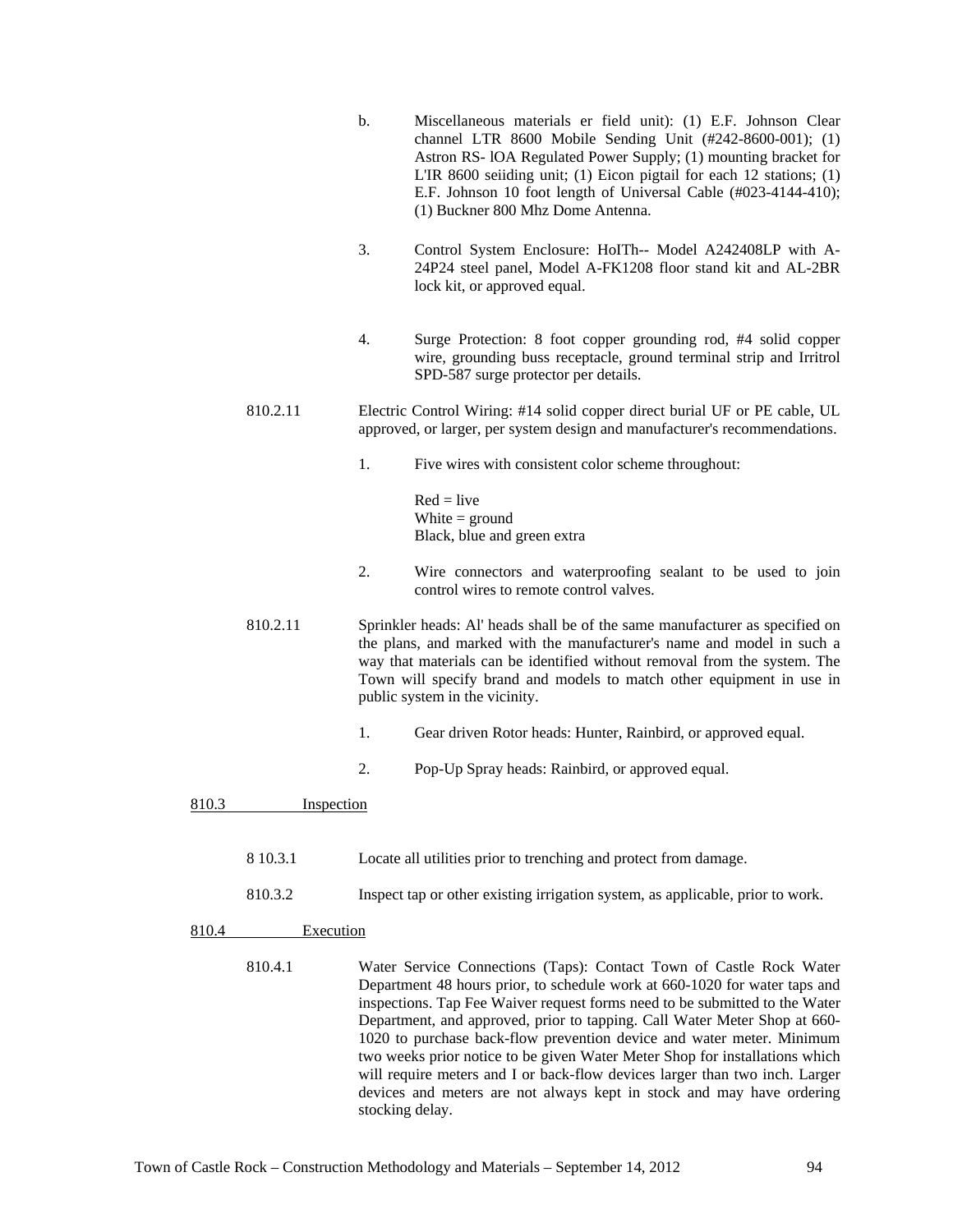b. Miscellaneous materials er field unit): (1) E.F. Johnson Clear channel LTR 8600 Mobile Sending Unit (#242-8600-001); (1) Astron RS- lOA Regulated Power Supply; (1) mounting bracket for L'IR 8600 seiiding unit; (1) Eicon pigtail for each 12 stations; (1) E.F. Johnson 10 foot length of Universal Cable (#023-4144-410); (1) Buckner 800 Mhz Dome Antenna.

3. Control System Enclosure: HoITh-- Model A242408LP with A-24P24 steel panel, Model A-FK1208 floor stand kit and AL-2BR lock kit, or approved equal.

4. Surge Protection: 8 foot copper grounding rod, #4 solid copper wire, grounding buss receptacle, ground terminal strip and Irritrol SPD-587 surge protector per details.

810.2.11 Electric Control Wiring: #14 solid copper direct burial UF or PE cable, UL approved, or larger, per system design and manufacturer's recommendations.

1. Five wires with consistent color scheme throughout:

   Red = live
   White = ground
   Black, blue and green extra

2. Wire connectors and waterproofing sealant to be used to join control wires to remote control valves.

810.2.11 Sprinkler heads: Al' heads shall be of the same manufacturer as specified on the plans, and marked with the manufacturer's name and model in such a way that materials can be identified without removal from the system. The Town will specify brand and models to match other equipment in use in public system in the vicinity.

1. Gear driven Rotor heads: Hunter, Rainbird, or approved equal.

2. Pop-Up Spray heads: Rainbird, or approved equal.

## 810.3 Inspection

8 10.3.1 Locate all utilities prior to trenching and protect from damage.

810.3.2 Inspect tap or other existing irrigation system, as applicable, prior to work.

## 810.4 Execution

810.4.1 Water Service Connections (Taps): Contact Town of Castle Rock Water Department 48 hours prior, to schedule work at 660-1020 for water taps and inspections. Tap Fee Waiver request forms need to be submitted to the Water Department, and approved, prior to tapping. Call Water Meter Shop at 660-1020 to purchase back-flow prevention device and water meter. Minimum two weeks prior notice to be given Water Meter Shop for installations which will require meters and I or back-flow devices larger than two inch. Larger devices and meters are not always kept in stock and may have ordering stocking delay.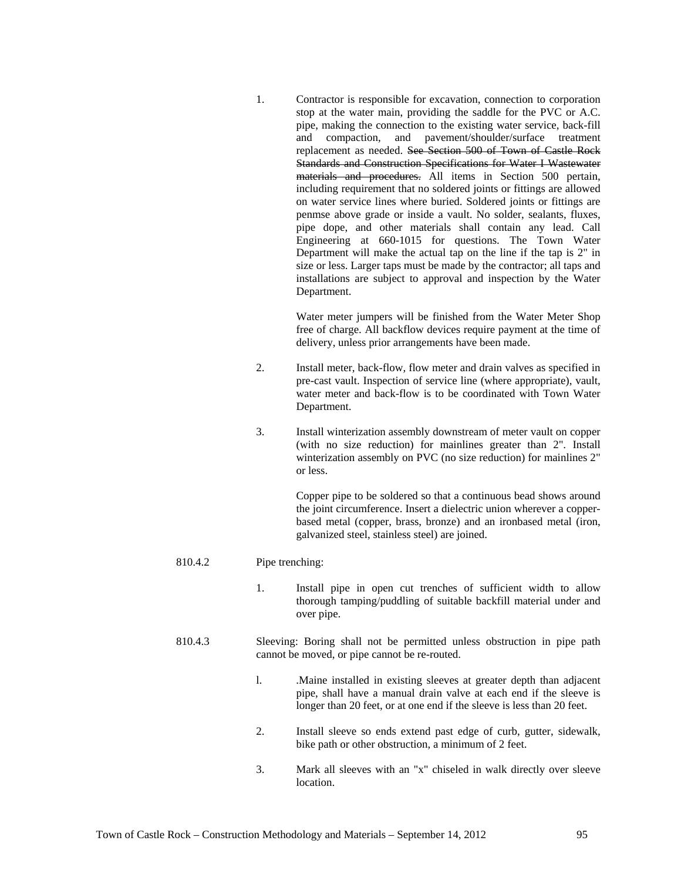1. Contractor is responsible for excavation, connection to corporation stop at the water main, providing the saddle for the PVC or A.C. pipe, making the connection to the existing water service, back-fill and compaction, and pavement/shoulder/surface treatment replacement as needed. ~~See Section 500 of Town of Castle Rock Standards and Construction Specifications for Water I Wastewater materials and procedures.~~ All items in Section 500 pertain, including requirement that no soldered joints or fittings are allowed on water service lines where buried. Soldered joints or fittings are penmse above grade or inside a vault. No solder, sealants, fluxes, pipe dope, and other materials shall contain any lead. Call Engineering at 660-1015 for questions. The Town Water Department will make the actual tap on the line if the tap is 2" in size or less. Larger taps must be made by the contractor; all taps and installations are subject to approval and inspection by the Water Department.

   Water meter jumpers will be finished from the Water Meter Shop free of charge. All backflow devices require payment at the time of delivery, unless prior arrangements have been made.

2. Install meter, back-flow, flow meter and drain valves as specified in pre-cast vault. Inspection of service line (where appropriate), vault, water meter and back-flow is to be coordinated with Town Water Department.

3. Install winterization assembly downstream of meter vault on copper (with no size reduction) for mainlines greater than 2". Install winterization assembly on PVC (no size reduction) for mainlines 2" or less.

   Copper pipe to be soldered so that a continuous bead shows around the joint circumference. Insert a dielectric union wherever a copper-based metal (copper, brass, bronze) and an ironbased metal (iron, galvanized steel, stainless steel) are joined.

810.4.2 Pipe trenching:

1. Install pipe in open cut trenches of sufficient width to allow thorough tamping/puddling of suitable backfill material under and over pipe.

810.4.3 Sleeving: Boring shall not be permitted unless obstruction in pipe path cannot be moved, or pipe cannot be re-routed.

l. .Maine installed in existing sleeves at greater depth than adjacent pipe, shall have a manual drain valve at each end if the sleeve is longer than 20 feet, or at one end if the sleeve is less than 20 feet.

2. Install sleeve so ends extend past edge of curb, gutter, sidewalk, bike path or other obstruction, a minimum of 2 feet.

3. Mark all sleeves with an "x" chiseled in walk directly over sleeve location.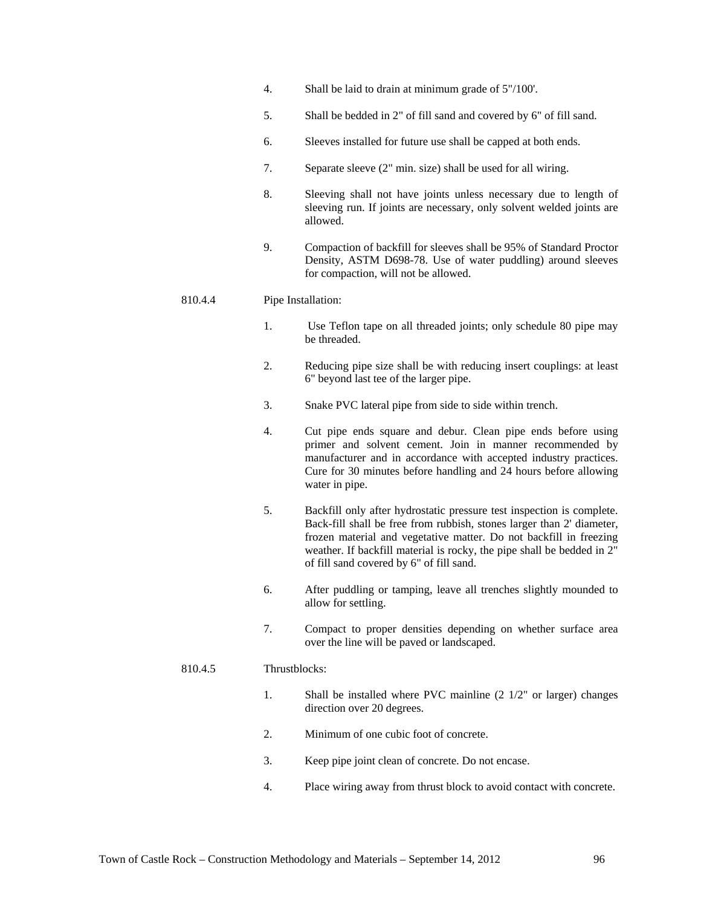4. Shall be laid to drain at minimum grade of 5"/100'.

5. Shall be bedded in 2" of fill sand and covered by 6" of fill sand.

6. Sleeves installed for future use shall be capped at both ends.

7. Separate sleeve (2" min. size) shall be used for all wiring.

8. Sleeving shall not have joints unless necessary due to length of sleeving run. If joints are necessary, only solvent welded joints are allowed.

9. Compaction of backfill for sleeves shall be 95% of Standard Proctor Density, ASTM D698-78. Use of water puddling) around sleeves for compaction, will not be allowed.

810.4.4 Pipe Installation:

1. Use Teflon tape on all threaded joints; only schedule 80 pipe may be threaded.

2. Reducing pipe size shall be with reducing insert couplings: at least 6" beyond last tee of the larger pipe.

3. Snake PVC lateral pipe from side to side within trench.

4. Cut pipe ends square and debur. Clean pipe ends before using primer and solvent cement. Join in manner recommended by manufacturer and in accordance with accepted industry practices. Cure for 30 minutes before handling and 24 hours before allowing water in pipe.

5. Backfill only after hydrostatic pressure test inspection is complete. Back-fill shall be free from rubbish, stones larger than 2' diameter, frozen material and vegetative matter. Do not backfill in freezing weather. If backfill material is rocky, the pipe shall be bedded in 2" of fill sand covered by 6" of fill sand.

6. After puddling or tamping, leave all trenches slightly mounded to allow for settling.

7. Compact to proper densities depending on whether surface area over the line will be paved or landscaped.

810.4.5 Thrustblocks:

1. Shall be installed where PVC mainline (2 1/2" or larger) changes direction over 20 degrees.

2. Minimum of one cubic foot of concrete.

3. Keep pipe joint clean of concrete. Do not encase.

4. Place wiring away from thrust block to avoid contact with concrete.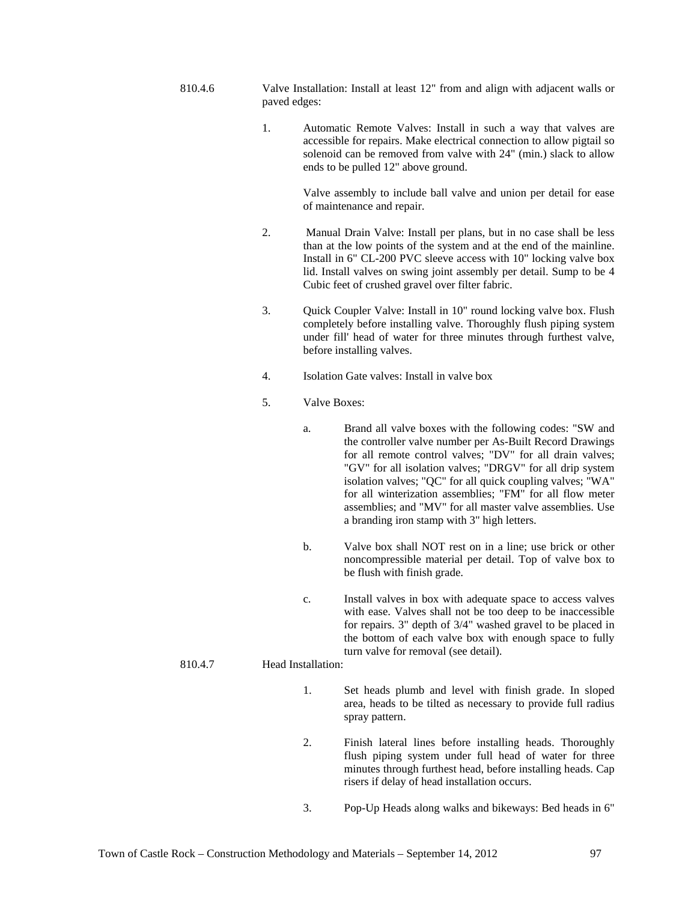810.4.6 Valve Installation: Install at least 12" from and align with adjacent walls or paved edges:

1. Automatic Remote Valves: Install in such a way that valves are accessible for repairs. Make electrical connection to allow pigtail so solenoid can be removed from valve with 24" (min.) slack to allow ends to be pulled 12" above ground.

   Valve assembly to include ball valve and union per detail for ease of maintenance and repair.

2. Manual Drain Valve: Install per plans, but in no case shall be less than at the low points of the system and at the end of the mainline. Install in 6" CL-200 PVC sleeve access with 10" locking valve box lid. Install valves on swing joint assembly per detail. Sump to be 4 Cubic feet of crushed gravel over filter fabric.

3. Quick Coupler Valve: Install in 10" round locking valve box. Flush completely before installing valve. Thoroughly flush piping system under fill' head of water for three minutes through furthest valve, before installing valves.

4. Isolation Gate valves: Install in valve box

5. Valve Boxes:

   a. Brand all valve boxes with the following codes: "SW and the controller valve number per As-Built Record Drawings for all remote control valves; "DV" for all drain valves; "GV" for all isolation valves; "DRGV" for all drip system isolation valves; "QC" for all quick coupling valves; "WA" for all winterization assemblies; "FM" for all flow meter assemblies; and "MV" for all master valve assemblies. Use a branding iron stamp with 3" high letters.

   b. Valve box shall NOT rest on in a line; use brick or other noncompressible material per detail. Top of valve box to be flush with finish grade.

   c. Install valves in box with adequate space to access valves with ease. Valves shall not be too deep to be inaccessible for repairs. 3" depth of 3/4" washed gravel to be placed in the bottom of each valve box with enough space to fully turn valve for removal (see detail).

810.4.7 Head Installation:

1. Set heads plumb and level with finish grade. In sloped area, heads to be tilted as necessary to provide full radius spray pattern.

2. Finish lateral lines before installing heads. Thoroughly flush piping system under full head of water for three minutes through furthest head, before installing heads. Cap risers if delay of head installation occurs.

3. Pop-Up Heads along walks and bikeways: Bed heads in 6"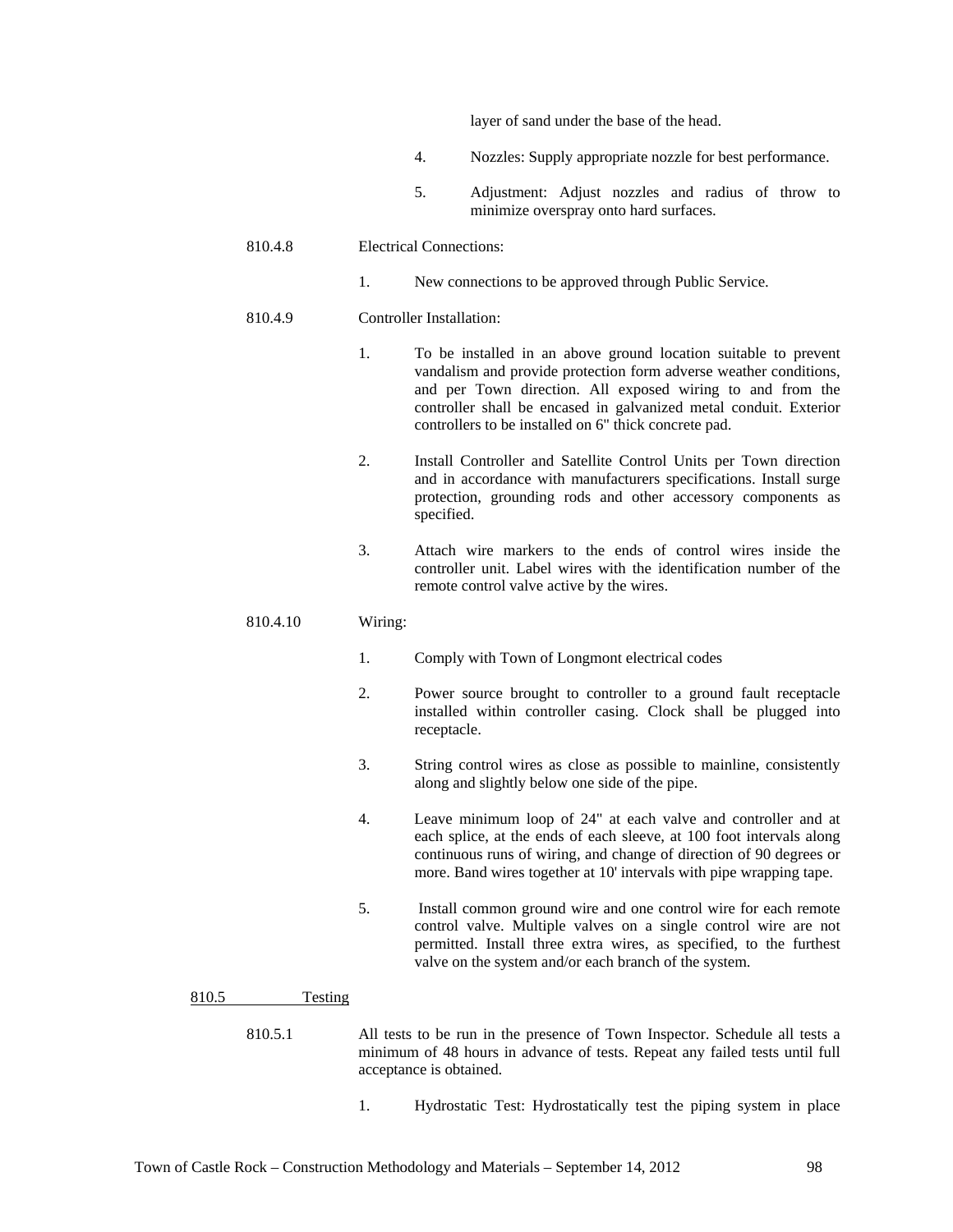layer of sand under the base of the head.

4. Nozzles: Supply appropriate nozzle for best performance.

5. Adjustment: Adjust nozzles and radius of throw to minimize overspray onto hard surfaces.

810.4.8 Electrical Connections:

1. New connections to be approved through Public Service.

810.4.9 Controller Installation:

1. To be installed in an above ground location suitable to prevent vandalism and provide protection form adverse weather conditions, and per Town direction. All exposed wiring to and from the controller shall be encased in galvanized metal conduit. Exterior controllers to be installed on 6" thick concrete pad.

2. Install Controller and Satellite Control Units per Town direction and in accordance with manufacturers specifications. Install surge protection, grounding rods and other accessory components as specified.

3. Attach wire markers to the ends of control wires inside the controller unit. Label wires with the identification number of the remote control valve active by the wires.

810.4.10 Wiring:

1. Comply with Town of Longmont electrical codes

2. Power source brought to controller to a ground fault receptacle installed within controller casing. Clock shall be plugged into receptacle.

3. String control wires as close as possible to mainline, consistently along and slightly below one side of the pipe.

4. Leave minimum loop of 24" at each valve and controller and at each splice, at the ends of each sleeve, at 100 foot intervals along continuous runs of wiring, and change of direction of 90 degrees or more. Band wires together at 10' intervals with pipe wrapping tape.

5. Install common ground wire and one control wire for each remote control valve. Multiple valves on a single control wire are not permitted. Install three extra wires, as specified, to the furthest valve on the system and/or each branch of the system.

## 810.5 Testing

810.5.1 All tests to be run in the presence of Town Inspector. Schedule all tests a minimum of 48 hours in advance of tests. Repeat any failed tests until full acceptance is obtained.

1. Hydrostatic Test: Hydrostatically test the piping system in place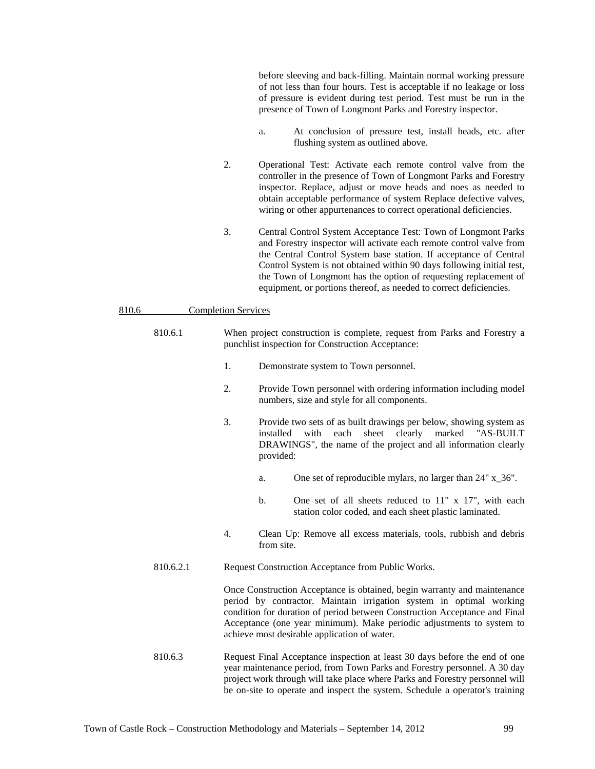before sleeving and back-filling. Maintain normal working pressure of not less than four hours. Test is acceptable if no leakage or loss of pressure is evident during test period. Test must be run in the presence of Town of Longmont Parks and Forestry inspector.

a. At conclusion of pressure test, install heads, etc. after flushing system as outlined above.

2. Operational Test: Activate each remote control valve from the controller in the presence of Town of Longmont Parks and Forestry inspector. Replace, adjust or move heads and noes as needed to obtain acceptable performance of system Replace defective valves, wiring or other appurtenances to correct operational deficiencies.

3. Central Control System Acceptance Test: Town of Longmont Parks and Forestry inspector will activate each remote control valve from the Central Control System base station. If acceptance of Central Control System is not obtained within 90 days following initial test, the Town of Longmont has the option of requesting replacement of equipment, or portions thereof, as needed to correct deficiencies.

810.6 Completion Services

810.6.1 When project construction is complete, request from Parks and Forestry a punchlist inspection for Construction Acceptance:

1. Demonstrate system to Town personnel.

2. Provide Town personnel with ordering information including model numbers, size and style for all components.

3. Provide two sets of as built drawings per below, showing system as installed with each sheet clearly marked "AS-BUILT DRAWINGS", the name of the project and all information clearly provided:

   a. One set of reproducible mylars, no larger than 24" x_36".

   b. One set of all sheets reduced to 11" x 17", with each station color coded, and each sheet plastic laminated.

4. Clean Up: Remove all excess materials, tools, rubbish and debris from site.

810.6.2.1 Request Construction Acceptance from Public Works.

Once Construction Acceptance is obtained, begin warranty and maintenance period by contractor. Maintain irrigation system in optimal working condition for duration of period between Construction Acceptance and Final Acceptance (one year minimum). Make periodic adjustments to system to achieve most desirable application of water.

810.6.3 Request Final Acceptance inspection at least 30 days before the end of one year maintenance period, from Town Parks and Forestry personnel. A 30 day project work through will take place where Parks and Forestry personnel will be on-site to operate and inspect the system. Schedule a operator's training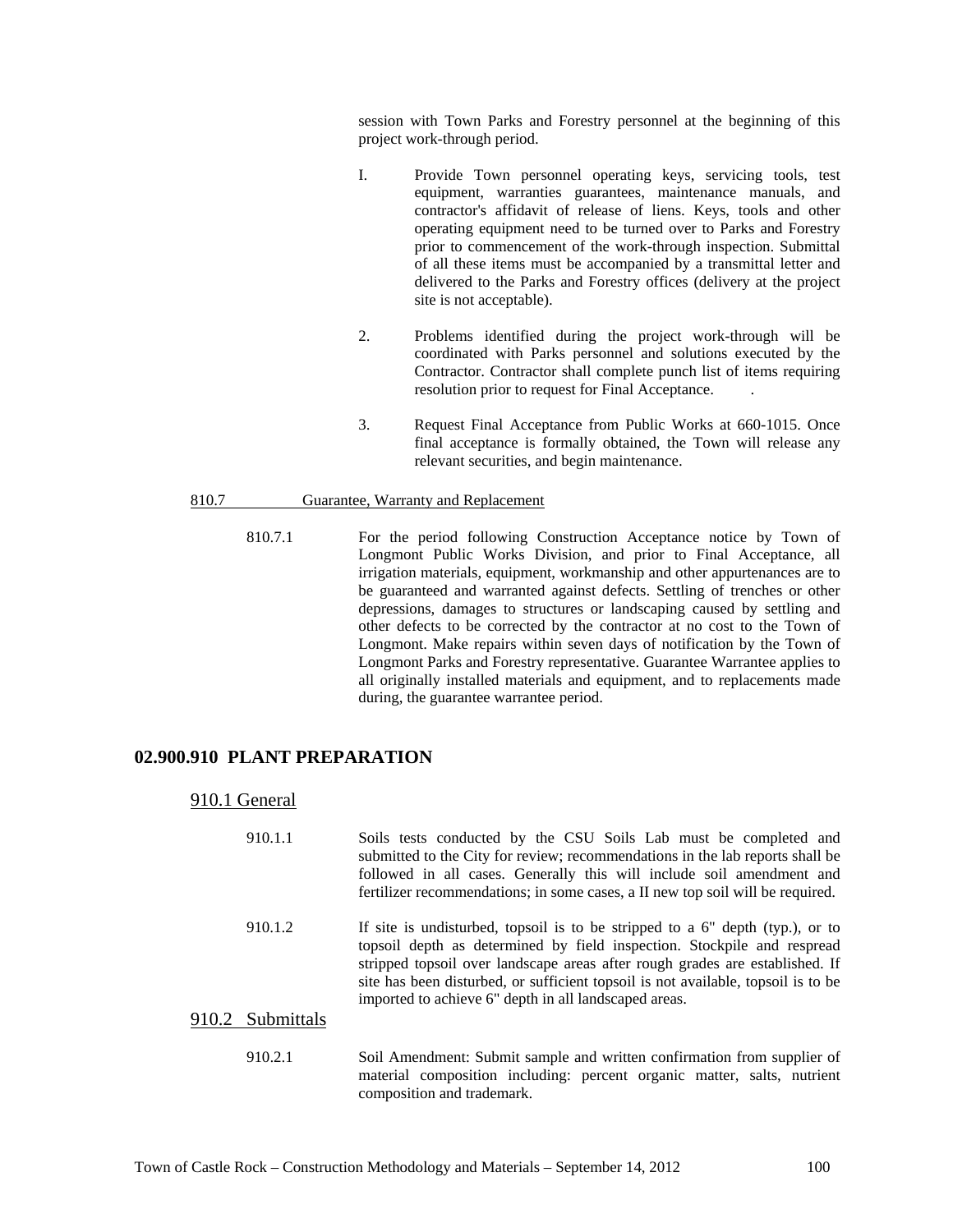session with Town Parks and Forestry personnel at the beginning of this project work-through period.

I. Provide Town personnel operating keys, servicing tools, test equipment, warranties guarantees, maintenance manuals, and contractor's affidavit of release of liens. Keys, tools and other operating equipment need to be turned over to Parks and Forestry prior to commencement of the work-through inspection. Submittal of all these items must be accompanied by a transmittal letter and delivered to the Parks and Forestry offices (delivery at the project site is not acceptable).

2. Problems identified during the project work-through will be coordinated with Parks personnel and solutions executed by the Contractor. Contractor shall complete punch list of items requiring resolution prior to request for Final Acceptance. .

3. Request Final Acceptance from Public Works at 660-1015. Once final acceptance is formally obtained, the Town will release any relevant securities, and begin maintenance.

810.7 Guarantee, Warranty and Replacement

810.7.1 For the period following Construction Acceptance notice by Town of Longmont Public Works Division, and prior to Final Acceptance, all irrigation materials, equipment, workmanship and other appurtenances are to be guaranteed and warranted against defects. Settling of trenches or other depressions, damages to structures or landscaping caused by settling and other defects to be corrected by the contractor at no cost to the Town of Longmont. Make repairs within seven days of notification by the Town of Longmont Parks and Forestry representative. Guarantee Warrantee applies to all originally installed materials and equipment, and to replacements made during, the guarantee warrantee period.

## 02.900.910 PLANT PREPARATION

### 910.1 General

910.1.1 Soils tests conducted by the CSU Soils Lab must be completed and submitted to the City for review; recommendations in the lab reports shall be followed in all cases. Generally this will include soil amendment and fertilizer recommendations; in some cases, a II new top soil will be required.

910.1.2 If site is undisturbed, topsoil is to be stripped to a 6" depth (typ.), or to topsoil depth as determined by field inspection. Stockpile and respread stripped topsoil over landscape areas after rough grades are established. If site has been disturbed, or sufficient topsoil is not available, topsoil is to be imported to achieve 6" depth in all landscaped areas.

### 910.2 Submittals

910.2.1 Soil Amendment: Submit sample and written confirmation from supplier of material composition including: percent organic matter, salts, nutrient composition and trademark.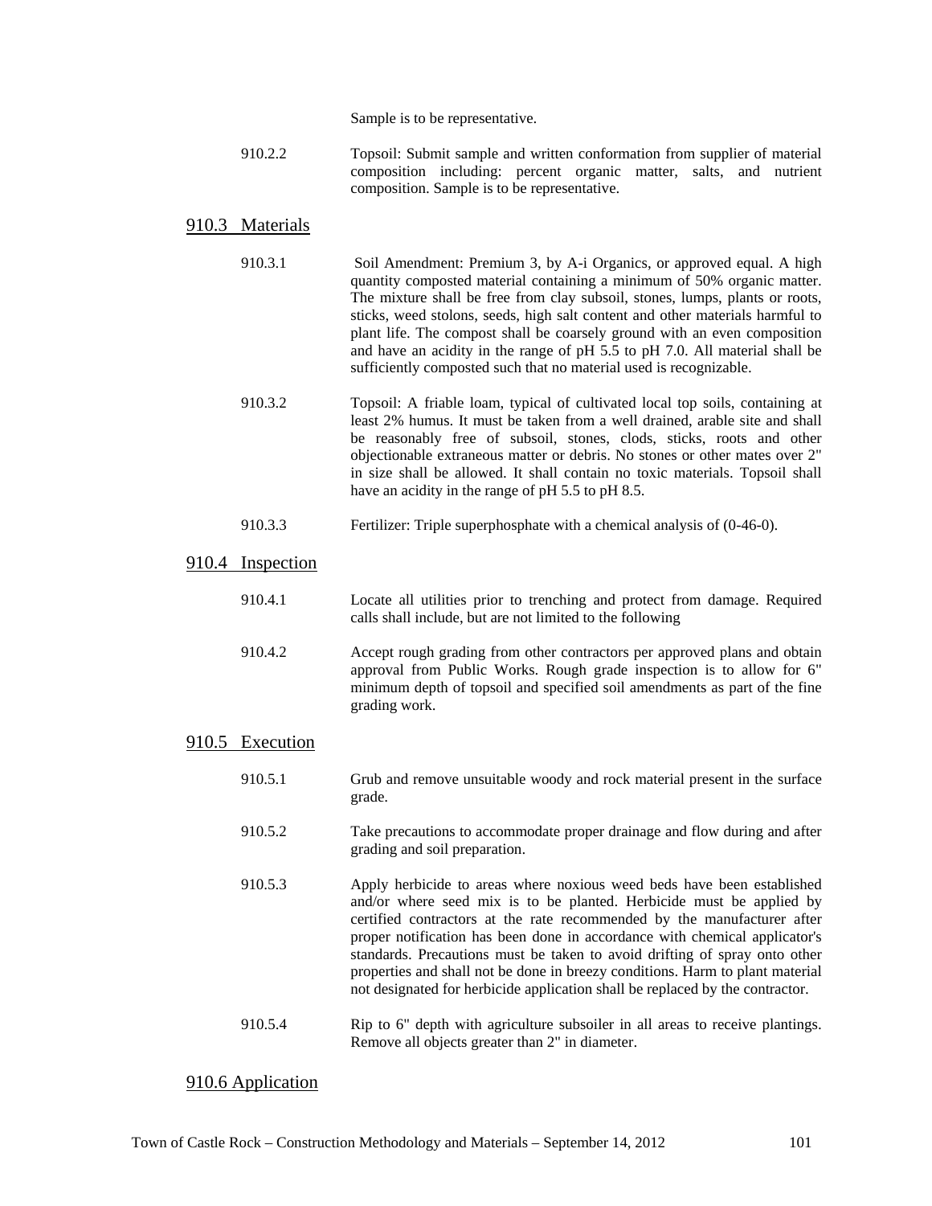Sample is to be representative.

910.2.2 Topsoil: Submit sample and written conformation from supplier of material composition including: percent organic matter, salts, and nutrient composition. Sample is to be representative.

## 910.3 Materials

910.3.1 Soil Amendment: Premium 3, by A-i Organics, or approved equal. A high quantity composted material containing a minimum of 50% organic matter. The mixture shall be free from clay subsoil, stones, lumps, plants or roots, sticks, weed stolons, seeds, high salt content and other materials harmful to plant life. The compost shall be coarsely ground with an even composition and have an acidity in the range of pH 5.5 to pH 7.0. All material shall be sufficiently composted such that no material used is recognizable.

910.3.2 Topsoil: A friable loam, typical of cultivated local top soils, containing at least 2% humus. It must be taken from a well drained, arable site and shall be reasonably free of subsoil, stones, clods, sticks, roots and other objectionable extraneous matter or debris. No stones or other mates over 2" in size shall be allowed. It shall contain no toxic materials. Topsoil shall have an acidity in the range of pH 5.5 to pH 8.5.

910.3.3 Fertilizer: Triple superphosphate with a chemical analysis of (0-46-0).

## 910.4 Inspection

910.4.1 Locate all utilities prior to trenching and protect from damage. Required calls shall include, but are not limited to the following

910.4.2 Accept rough grading from other contractors per approved plans and obtain approval from Public Works. Rough grade inspection is to allow for 6" minimum depth of topsoil and specified soil amendments as part of the fine grading work.

## 910.5 Execution

910.5.1 Grub and remove unsuitable woody and rock material present in the surface grade.

910.5.2 Take precautions to accommodate proper drainage and flow during and after grading and soil preparation.

910.5.3 Apply herbicide to areas where noxious weed beds have been established and/or where seed mix is to be planted. Herbicide must be applied by certified contractors at the rate recommended by the manufacturer after proper notification has been done in accordance with chemical applicator's standards. Precautions must be taken to avoid drifting of spray onto other properties and shall not be done in breezy conditions. Harm to plant material not designated for herbicide application shall be replaced by the contractor.

910.5.4 Rip to 6" depth with agriculture subsoiler in all areas to receive plantings. Remove all objects greater than 2" in diameter.

## 910.6 Application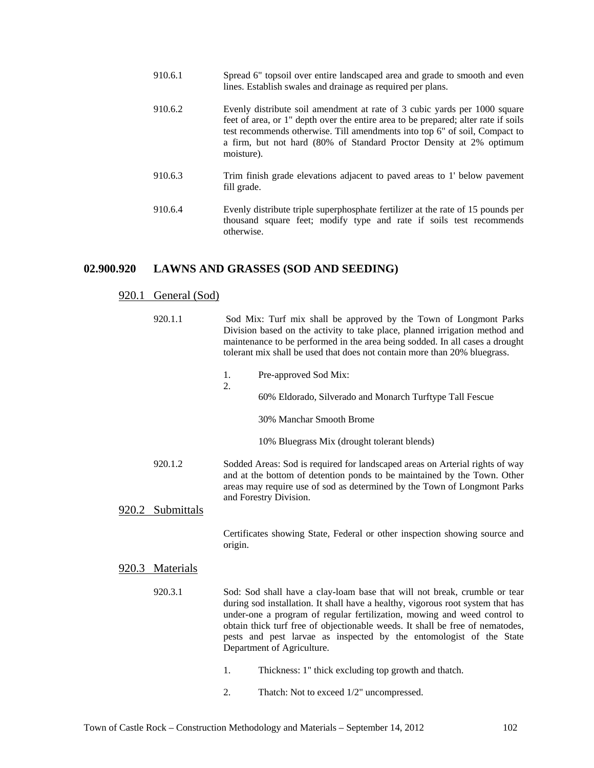910.6.1 Spread 6" topsoil over entire landscaped area and grade to smooth and even lines. Establish swales and drainage as required per plans.

910.6.2 Evenly distribute soil amendment at rate of 3 cubic yards per 1000 square feet of area, or 1" depth over the entire area to be prepared; alter rate if soils test recommends otherwise. Till amendments into top 6" of soil, Compact to a firm, but not hard (80% of Standard Proctor Density at 2% optimum moisture).

910.6.3 Trim finish grade elevations adjacent to paved areas to 1' below pavement fill grade.

910.6.4 Evenly distribute triple superphosphate fertilizer at the rate of 15 pounds per thousand square feet; modify type and rate if soils test recommends otherwise.

## 02.900.920 LAWNS AND GRASSES (SOD AND SEEDING)

### 920.1 General (Sod)

920.1.1 Sod Mix: Turf mix shall be approved by the Town of Longmont Parks Division based on the activity to take place, planned irrigation method and maintenance to be performed in the area being sodded. In all cases a drought tolerant mix shall be used that does not contain more than 20% bluegrass.

1. Pre-approved Sod Mix:
2.

   60% Eldorado, Silverado and Monarch Turftype Tall Fescue

   30% Manchar Smooth Brome

   10% Bluegrass Mix (drought tolerant blends)

920.1.2 Sodded Areas: Sod is required for landscaped areas on Arterial rights of way and at the bottom of detention ponds to be maintained by the Town. Other areas may require use of sod as determined by the Town of Longmont Parks and Forestry Division.

### 920.2 Submittals

Certificates showing State, Federal or other inspection showing source and origin.

### 920.3 Materials

920.3.1 Sod: Sod shall have a clay-loam base that will not break, crumble or tear during sod installation. It shall have a healthy, vigorous root system that has under-one a program of regular fertilization, mowing and weed control to obtain thick turf free of objectionable weeds. It shall be free of nematodes, pests and pest larvae as inspected by the entomologist of the State Department of Agriculture.

1. Thickness: 1" thick excluding top growth and thatch.
2. Thatch: Not to exceed 1/2" uncompressed.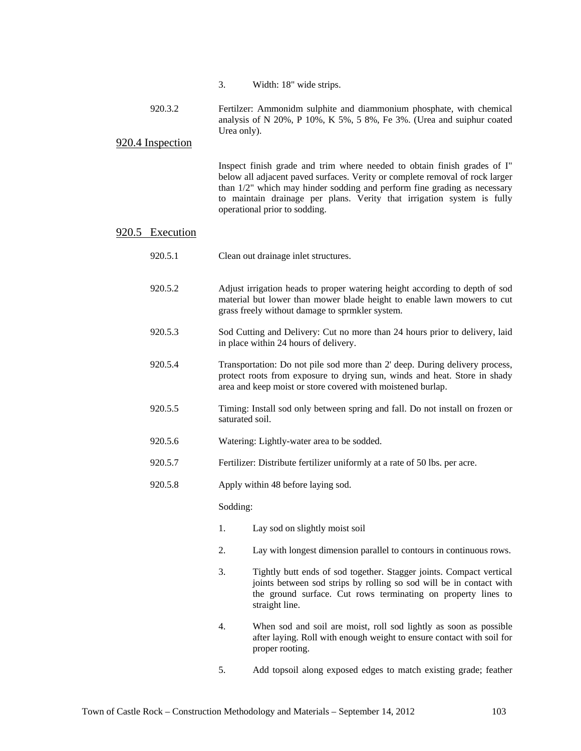3. Width: 18" wide strips.

920.3.2 Fertilzer: Ammonidm sulphite and diammonium phosphate, with chemical analysis of N 20%, P 10%, K 5%, 5 8%, Fe 3%. (Urea and suiphur coated Urea only).

## 920.4 Inspection

Inspect finish grade and trim where needed to obtain finish grades of I" below all adjacent paved surfaces. Verity or complete removal of rock larger than 1/2" which may hinder sodding and perform fine grading as necessary to maintain drainage per plans. Verity that irrigation system is fully operational prior to sodding.

## 920.5 Execution

920.5.1 Clean out drainage inlet structures.

920.5.2 Adjust irrigation heads to proper watering height according to depth of sod material but lower than mower blade height to enable lawn mowers to cut grass freely without damage to sprmkler system.

920.5.3 Sod Cutting and Delivery: Cut no more than 24 hours prior to delivery, laid in place within 24 hours of delivery.

920.5.4 Transportation: Do not pile sod more than 2' deep. During delivery process, protect roots from exposure to drying sun, winds and heat. Store in shady area and keep moist or store covered with moistened burlap.

920.5.5 Timing: Install sod only between spring and fall. Do not install on frozen or saturated soil.

920.5.6 Watering: Lightly-water area to be sodded.

920.5.7 Fertilizer: Distribute fertilizer uniformly at a rate of 50 lbs. per acre.

920.5.8 Apply within 48 before laying sod.

Sodding:

1. Lay sod on slightly moist soil

2. Lay with longest dimension parallel to contours in continuous rows.

3. Tightly butt ends of sod together. Stagger joints. Compact vertical joints between sod strips by rolling so sod will be in contact with the ground surface. Cut rows terminating on property lines to straight line.

4. When sod and soil are moist, roll sod lightly as soon as possible after laying. Roll with enough weight to ensure contact with soil for proper rooting.

5. Add topsoil along exposed edges to match existing grade; feather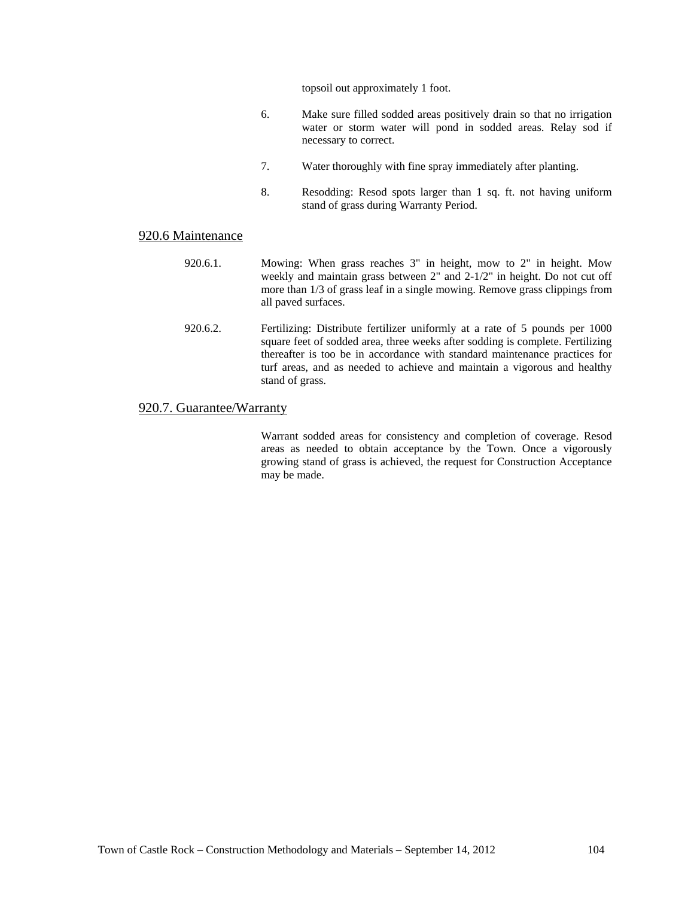topsoil out approximately 1 foot.

6. Make sure filled sodded areas positively drain so that no irrigation water or storm water will pond in sodded areas. Relay sod if necessary to correct.

7. Water thoroughly with fine spray immediately after planting.

8. Resodding: Resod spots larger than 1 sq. ft. not having uniform stand of grass during Warranty Period.

## 920.6 Maintenance

920.6.1. Mowing: When grass reaches 3" in height, mow to 2" in height. Mow weekly and maintain grass between 2" and 2-1/2" in height. Do not cut off more than 1/3 of grass leaf in a single mowing. Remove grass clippings from all paved surfaces.

920.6.2. Fertilizing: Distribute fertilizer uniformly at a rate of 5 pounds per 1000 square feet of sodded area, three weeks after sodding is complete. Fertilizing thereafter is too be in accordance with standard maintenance practices for turf areas, and as needed to achieve and maintain a vigorous and healthy stand of grass.

## 920.7. Guarantee/Warranty

Warrant sodded areas for consistency and completion of coverage. Resod areas as needed to obtain acceptance by the Town. Once a vigorously growing stand of grass is achieved, the request for Construction Acceptance may be made.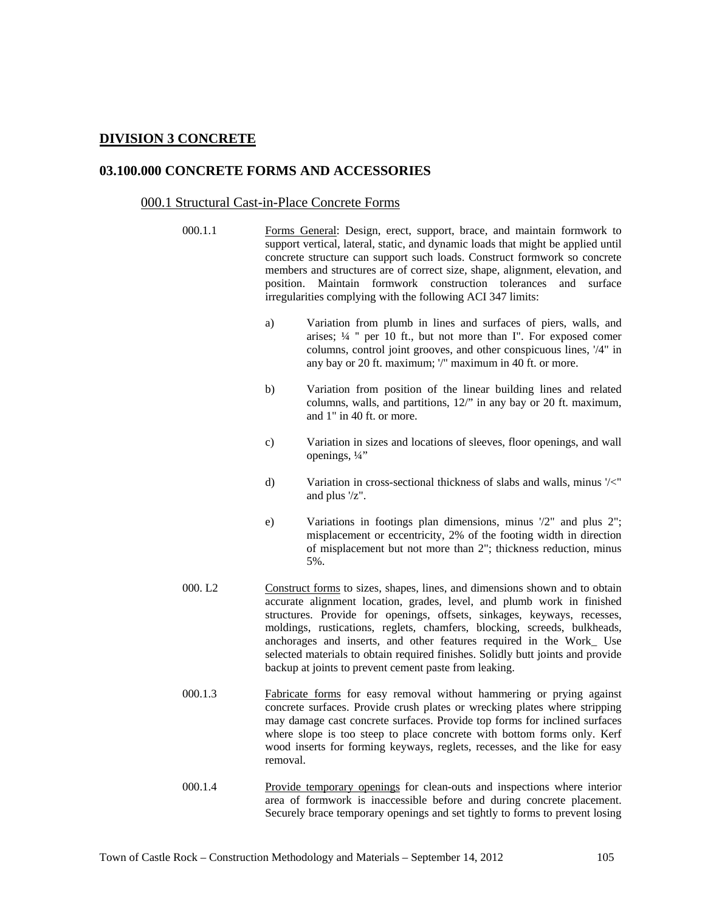## DIVISION 3 CONCRETE

## 03.100.000 CONCRETE FORMS AND ACCESSORIES

### 000.1 Structural Cast-in-Place Concrete Forms

000.1.1 Forms General: Design, erect, support, brace, and maintain formwork to support vertical, lateral, static, and dynamic loads that might be applied until concrete structure can support such loads. Construct formwork so concrete members and structures are of correct size, shape, alignment, elevation, and position. Maintain formwork construction tolerances and surface irregularities complying with the following ACI 347 limits:

a) Variation from plumb in lines and surfaces of piers, walls, and arises; ¼ " per 10 ft., but not more than I". For exposed comer columns, control joint grooves, and other conspicuous lines, '/4" in any bay or 20 ft. maximum; '/" maximum in 40 ft. or more.

b) Variation from position of the linear building lines and related columns, walls, and partitions, 12/" in any bay or 20 ft. maximum, and 1" in 40 ft. or more.

c) Variation in sizes and locations of sleeves, floor openings, and wall openings, ¼"

d) Variation in cross-sectional thickness of slabs and walls, minus '/<" and plus '/z".

e) Variations in footings plan dimensions, minus '/2" and plus 2"; misplacement or eccentricity, 2% of the footing width in direction of misplacement but not more than 2"; thickness reduction, minus 5%.

000. L2 Construct forms to sizes, shapes, lines, and dimensions shown and to obtain accurate alignment location, grades, level, and plumb work in finished structures. Provide for openings, offsets, sinkages, keyways, recesses, moldings, rustications, reglets, chamfers, blocking, screeds, bulkheads, anchorages and inserts, and other features required in the Work_ Use selected materials to obtain required finishes. Solidly butt joints and provide backup at joints to prevent cement paste from leaking.

000.1.3 Fabricate forms for easy removal without hammering or prying against concrete surfaces. Provide crush plates or wrecking plates where stripping may damage cast concrete surfaces. Provide top forms for inclined surfaces where slope is too steep to place concrete with bottom forms only. Kerf wood inserts for forming keyways, reglets, recesses, and the like for easy removal.

000.1.4 Provide temporary openings for clean-outs and inspections where interior area of formwork is inaccessible before and during concrete placement. Securely brace temporary openings and set tightly to forms to prevent losing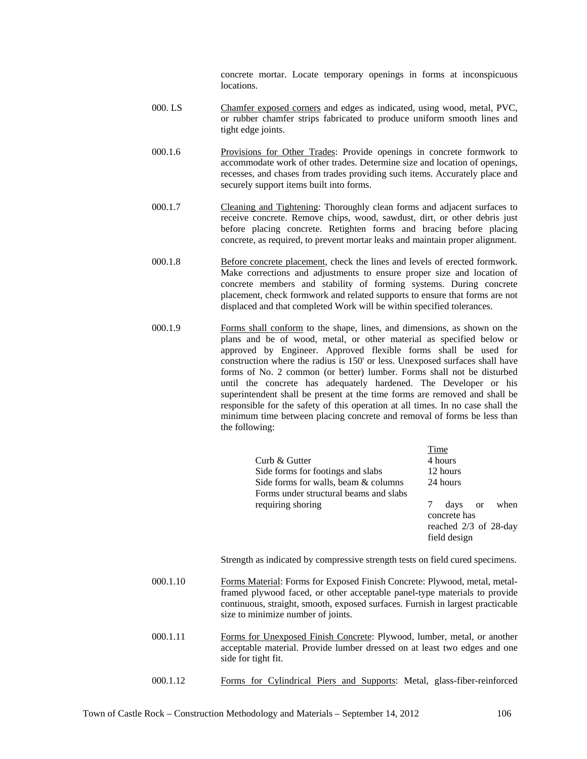concrete mortar. Locate temporary openings in forms at inconspicuous locations.

000. LS Chamfer exposed corners and edges as indicated, using wood, metal, PVC, or rubber chamfer strips fabricated to produce uniform smooth lines and tight edge joints.

000.1.6 Provisions for Other Trades: Provide openings in concrete formwork to accommodate work of other trades. Determine size and location of openings, recesses, and chases from trades providing such items. Accurately place and securely support items built into forms.

000.1.7 Cleaning and Tightening: Thoroughly clean forms and adjacent surfaces to receive concrete. Remove chips, wood, sawdust, dirt, or other debris just before placing concrete. Retighten forms and bracing before placing concrete, as required, to prevent mortar leaks and maintain proper alignment.

000.1.8 Before concrete placement, check the lines and levels of erected formwork. Make corrections and adjustments to ensure proper size and location of concrete members and stability of forming systems. During concrete placement, check formwork and related supports to ensure that forms are not displaced and that completed Work will be within specified tolerances.

000.1.9 Forms shall conform to the shape, lines, and dimensions, as shown on the plans and be of wood, metal, or other material as specified below or approved by Engineer. Approved flexible forms shall be used for construction where the radius is 150' or less. Unexposed surfaces shall have forms of No. 2 common (or better) lumber. Forms shall not be disturbed until the concrete has adequately hardened. The Developer or his superintendent shall be present at the time forms are removed and shall be responsible for the safety of this operation at all times. In no case shall the minimum time between placing concrete and removal of forms be less than the following:

| | Time |
|---|---|
| Curb & Gutter | 4 hours |
| Side forms for footings and slabs | 12 hours |
| Side forms for walls, beam & columns | 24 hours |
| Forms under structural beams and slabs requiring shoring | 7 days or when concrete has reached 2/3 of 28-day field design |

Strength as indicated by compressive strength tests on field cured specimens.

000.1.10 Forms Material: Forms for Exposed Finish Concrete: Plywood, metal, metal-framed plywood faced, or other acceptable panel-type materials to provide continuous, straight, smooth, exposed surfaces. Furnish in largest practicable size to minimize number of joints.

000.1.11 Forms for Unexposed Finish Concrete: Plywood, lumber, metal, or another acceptable material. Provide lumber dressed on at least two edges and one side for tight fit.

000.1.12 Forms for Cylindrical Piers and Supports: Metal, glass-fiber-reinforced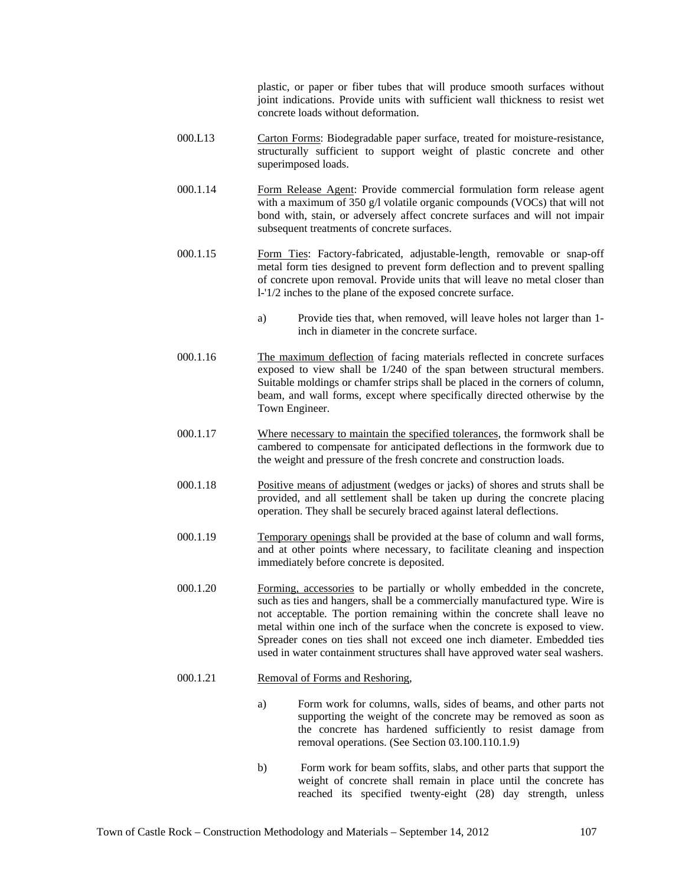plastic, or paper or fiber tubes that will produce smooth surfaces without joint indications. Provide units with sufficient wall thickness to resist wet concrete loads without deformation.

000.L13 Carton Forms: Biodegradable paper surface, treated for moisture-resistance, structurally sufficient to support weight of plastic concrete and other superimposed loads.

000.1.14 Form Release Agent: Provide commercial formulation form release agent with a maximum of 350 g/l volatile organic compounds (VOCs) that will not bond with, stain, or adversely affect concrete surfaces and will not impair subsequent treatments of concrete surfaces.

000.1.15 Form Ties: Factory-fabricated, adjustable-length, removable or snap-off metal form ties designed to prevent form deflection and to prevent spalling of concrete upon removal. Provide units that will leave no metal closer than l-'1/2 inches to the plane of the exposed concrete surface.

a) Provide ties that, when removed, will leave holes not larger than 1-inch in diameter in the concrete surface.

000.1.16 The maximum deflection of facing materials reflected in concrete surfaces exposed to view shall be 1/240 of the span between structural members. Suitable moldings or chamfer strips shall be placed in the corners of column, beam, and wall forms, except where specifically directed otherwise by the Town Engineer.

000.1.17 Where necessary to maintain the specified tolerances, the formwork shall be cambered to compensate for anticipated deflections in the formwork due to the weight and pressure of the fresh concrete and construction loads.

000.1.18 Positive means of adjustment (wedges or jacks) of shores and struts shall be provided, and all settlement shall be taken up during the concrete placing operation. They shall be securely braced against lateral deflections.

000.1.19 Temporary openings shall be provided at the base of column and wall forms, and at other points where necessary, to facilitate cleaning and inspection immediately before concrete is deposited.

000.1.20 Forming, accessories to be partially or wholly embedded in the concrete, such as ties and hangers, shall be a commercially manufactured type. Wire is not acceptable. The portion remaining within the concrete shall leave no metal within one inch of the surface when the concrete is exposed to view. Spreader cones on ties shall not exceed one inch diameter. Embedded ties used in water containment structures shall have approved water seal washers.

000.1.21 Removal of Forms and Reshoring,

a) Form work for columns, walls, sides of beams, and other parts not supporting the weight of the concrete may be removed as soon as the concrete has hardened sufficiently to resist damage from removal operations. (See Section 03.100.110.1.9)

b) Form work for beam soffits, slabs, and other parts that support the weight of concrete shall remain in place until the concrete has reached its specified twenty-eight (28) day strength, unless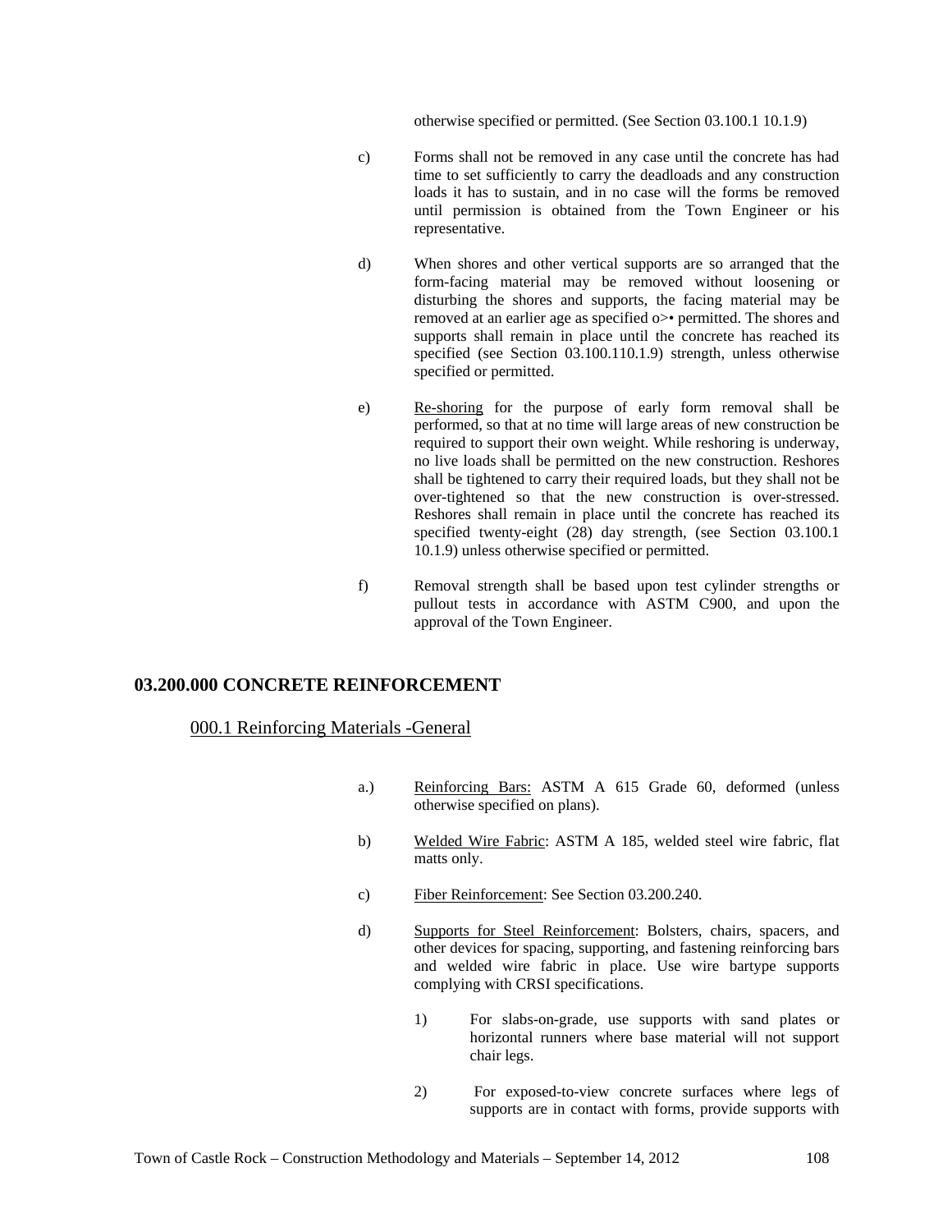otherwise specified or permitted. (See Section 03.100.1 10.1.9)

c) Forms shall not be removed in any case until the concrete has had time to set sufficiently to carry the deadloads and any construction loads it has to sustain, and in no case will the forms be removed until permission is obtained from the Town Engineer or his representative.

d) When shores and other vertical supports are so arranged that the form-facing material may be removed without loosening or disturbing the shores and supports, the facing material may be removed at an earlier age as specified o>• permitted. The shores and supports shall remain in place until the concrete has reached its specified (see Section 03.100.110.1.9) strength, unless otherwise specified or permitted.

e) Re-shoring for the purpose of early form removal shall be performed, so that at no time will large areas of new construction be required to support their own weight. While reshoring is underway, no live loads shall be permitted on the new construction. Reshores shall be tightened to carry their required loads, but they shall not be over-tightened so that the new construction is over-stressed. Reshores shall remain in place until the concrete has reached its specified twenty-eight (28) day strength, (see Section 03.100.1 10.1.9) unless otherwise specified or permitted.

f) Removal strength shall be based upon test cylinder strengths or pullout tests in accordance with ASTM C900, and upon the approval of the Town Engineer.

## 03.200.000 CONCRETE REINFORCEMENT

### 000.1 Reinforcing Materials -General

a.) Reinforcing Bars: ASTM A 615 Grade 60, deformed (unless otherwise specified on plans).

b) Welded Wire Fabric: ASTM A 185, welded steel wire fabric, flat matts only.

c) Fiber Reinforcement: See Section 03.200.240.

d) Supports for Steel Reinforcement: Bolsters, chairs, spacers, and other devices for spacing, supporting, and fastening reinforcing bars and welded wire fabric in place. Use wire bartype supports complying with CRSI specifications.

1) For slabs-on-grade, use supports with sand plates or horizontal runners where base material will not support chair legs.

2) For exposed-to-view concrete surfaces where legs of supports are in contact with forms, provide supports with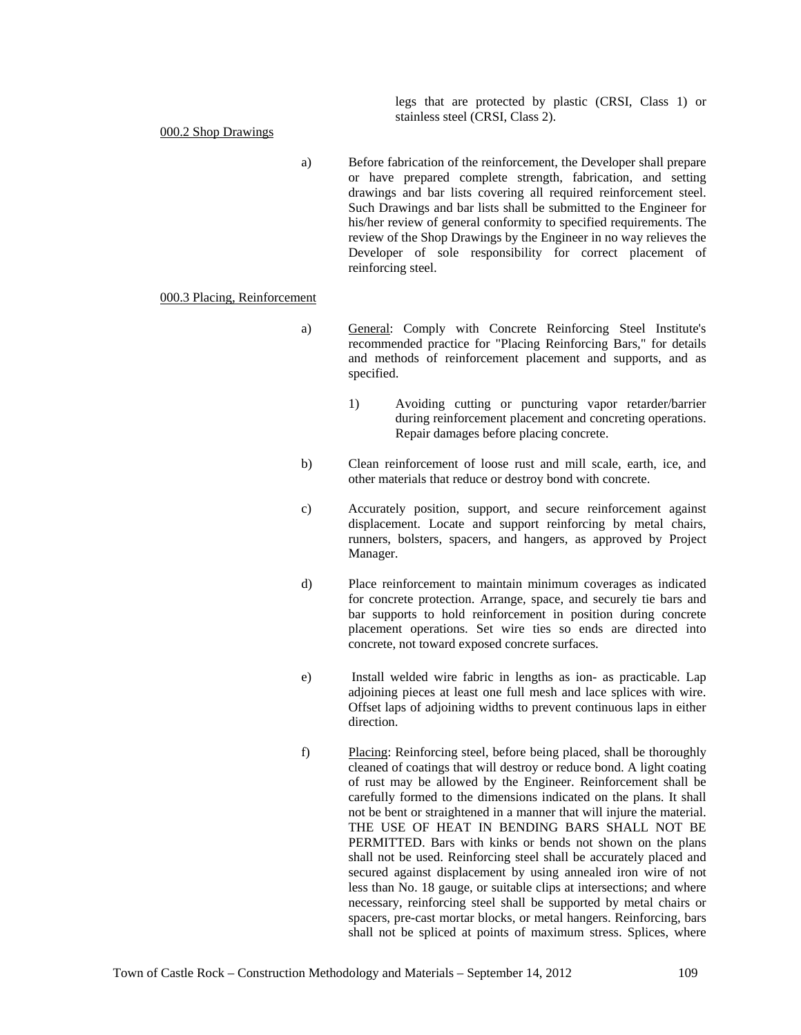legs that are protected by plastic (CRSI, Class 1) or stainless steel (CRSI, Class 2).

<u>000.2 Shop Drawings</u>

a) Before fabrication of the reinforcement, the Developer shall prepare or have prepared complete strength, fabrication, and setting drawings and bar lists covering all required reinforcement steel. Such Drawings and bar lists shall be submitted to the Engineer for his/her review of general conformity to specified requirements. The review of the Shop Drawings by the Engineer in no way relieves the Developer of sole responsibility for correct placement of reinforcing steel.

<u>000.3 Placing, Reinforcement</u>

a) <u>General</u>: Comply with Concrete Reinforcing Steel Institute's recommended practice for "Placing Reinforcing Bars," for details and methods of reinforcement placement and supports, and as specified.

   1) Avoiding cutting or puncturing vapor retarder/barrier during reinforcement placement and concreting operations. Repair damages before placing concrete.

b) Clean reinforcement of loose rust and mill scale, earth, ice, and other materials that reduce or destroy bond with concrete.

c) Accurately position, support, and secure reinforcement against displacement. Locate and support reinforcing by metal chairs, runners, bolsters, spacers, and hangers, as approved by Project Manager.

d) Place reinforcement to maintain minimum coverages as indicated for concrete protection. Arrange, space, and securely tie bars and bar supports to hold reinforcement in position during concrete placement operations. Set wire ties so ends are directed into concrete, not toward exposed concrete surfaces.

e) Install welded wire fabric in lengths as ion- as practicable. Lap adjoining pieces at least one full mesh and lace splices with wire. Offset laps of adjoining widths to prevent continuous laps in either direction.

f) <u>Placing</u>: Reinforcing steel, before being placed, shall be thoroughly cleaned of coatings that will destroy or reduce bond. A light coating of rust may be allowed by the Engineer. Reinforcement shall be carefully formed to the dimensions indicated on the plans. It shall not be bent or straightened in a manner that will injure the material. THE USE OF HEAT IN BENDING BARS SHALL NOT BE PERMITTED. Bars with kinks or bends not shown on the plans shall not be used. Reinforcing steel shall be accurately placed and secured against displacement by using annealed iron wire of not less than No. 18 gauge, or suitable clips at intersections; and where necessary, reinforcing steel shall be supported by metal chairs or spacers, pre-cast mortar blocks, or metal hangers. Reinforcing, bars shall not be spliced at points of maximum stress. Splices, where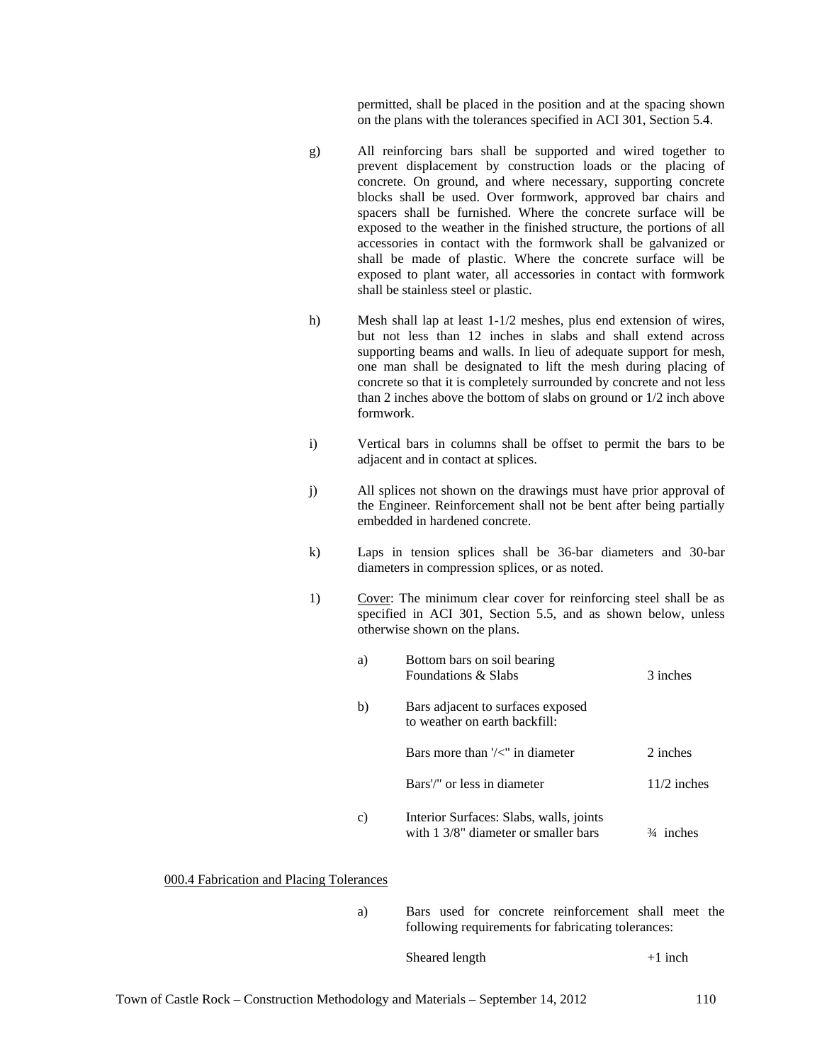permitted, shall be placed in the position and at the spacing shown on the plans with the tolerances specified in ACI 301, Section 5.4.

g) All reinforcing bars shall be supported and wired together to prevent displacement by construction loads or the placing of concrete. On ground, and where necessary, supporting concrete blocks shall be used. Over formwork, approved bar chairs and spacers shall be furnished. Where the concrete surface will be exposed to the weather in the finished structure, the portions of all accessories in contact with the formwork shall be galvanized or shall be made of plastic. Where the concrete surface will be exposed to plant water, all accessories in contact with formwork shall be stainless steel or plastic.

h) Mesh shall lap at least 1-1/2 meshes, plus end extension of wires, but not less than 12 inches in slabs and shall extend across supporting beams and walls. In lieu of adequate support for mesh, one man shall be designated to lift the mesh during placing of concrete so that it is completely surrounded by concrete and not less than 2 inches above the bottom of slabs on ground or 1/2 inch above formwork.

i) Vertical bars in columns shall be offset to permit the bars to be adjacent and in contact at splices.

j) All splices not shown on the drawings must have prior approval of the Engineer. Reinforcement shall not be bent after being partially embedded in hardened concrete.

k) Laps in tension splices shall be 36-bar diameters and 30-bar diameters in compression splices, or as noted.

1) Cover: The minimum clear cover for reinforcing steel shall be as specified in ACI 301, Section 5.5, and as shown below, unless otherwise shown on the plans.

| | | |
|---|---|---|
| a) | Bottom bars on soil bearing Foundations & Slabs | 3 inches |
| b) | Bars adjacent to surfaces exposed to weather on earth backfill: | |
| | Bars more than '/<" in diameter | 2 inches |
| | Bars'/" or less in diameter | 11/2 inches |
| c) | Interior Surfaces: Slabs, walls, joints with 1 3/8" diameter or smaller bars | ¾ inches |

000.4 Fabrication and Placing Tolerances

a) Bars used for concrete reinforcement shall meet the following requirements for fabricating tolerances:

| | |
|---|---|
| Sheared length | +1 inch |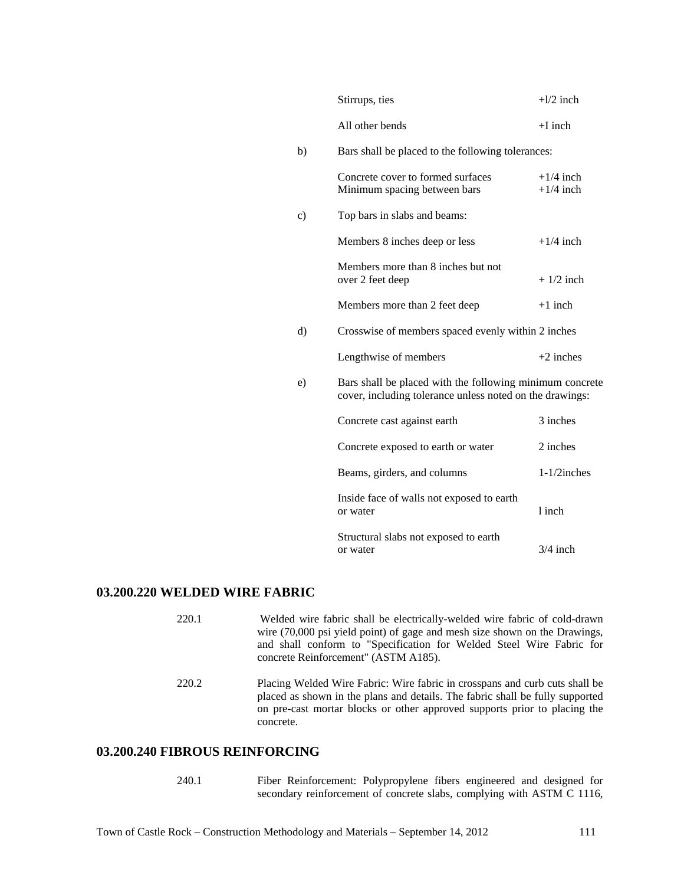| | |
|---|---|
| Stirrups, ties | +l/2 inch |
| All other bends | +I inch |

b) Bars shall be placed to the following tolerances:

| | |
|---|---|
| Concrete cover to formed surfaces | +1/4 inch |
| Minimum spacing between bars | +1/4 inch |

c) Top bars in slabs and beams:

| | |
|---|---|
| Members 8 inches deep or less | +1/4 inch |
| Members more than 8 inches but not over 2 feet deep | + 1/2 inch |
| Members more than 2 feet deep | +1 inch |

d) Crosswise of members spaced evenly within 2 inches

| | |
|---|---|
| Lengthwise of members | +2 inches |

e) Bars shall be placed with the following minimum concrete cover, including tolerance unless noted on the drawings:

| | |
|---|---|
| Concrete cast against earth | 3 inches |
| Concrete exposed to earth or water | 2 inches |
| Beams, girders, and columns | 1-1/2inches |
| Inside face of walls not exposed to earth or water | l inch |
| Structural slabs not exposed to earth or water | 3/4 inch |

## 03.200.220 WELDED WIRE FABRIC

220.1 Welded wire fabric shall be electrically-welded wire fabric of cold-drawn wire (70,000 psi yield point) of gage and mesh size shown on the Drawings, and shall conform to "Specification for Welded Steel Wire Fabric for concrete Reinforcement" (ASTM A185).

220.2 Placing Welded Wire Fabric: Wire fabric in crosspans and curb cuts shall be placed as shown in the plans and details. The fabric shall be fully supported on pre-cast mortar blocks or other approved supports prior to placing the concrete.

## 03.200.240 FIBROUS REINFORCING

240.1 Fiber Reinforcement: Polypropylene fibers engineered and designed for secondary reinforcement of concrete slabs, complying with ASTM C 1116,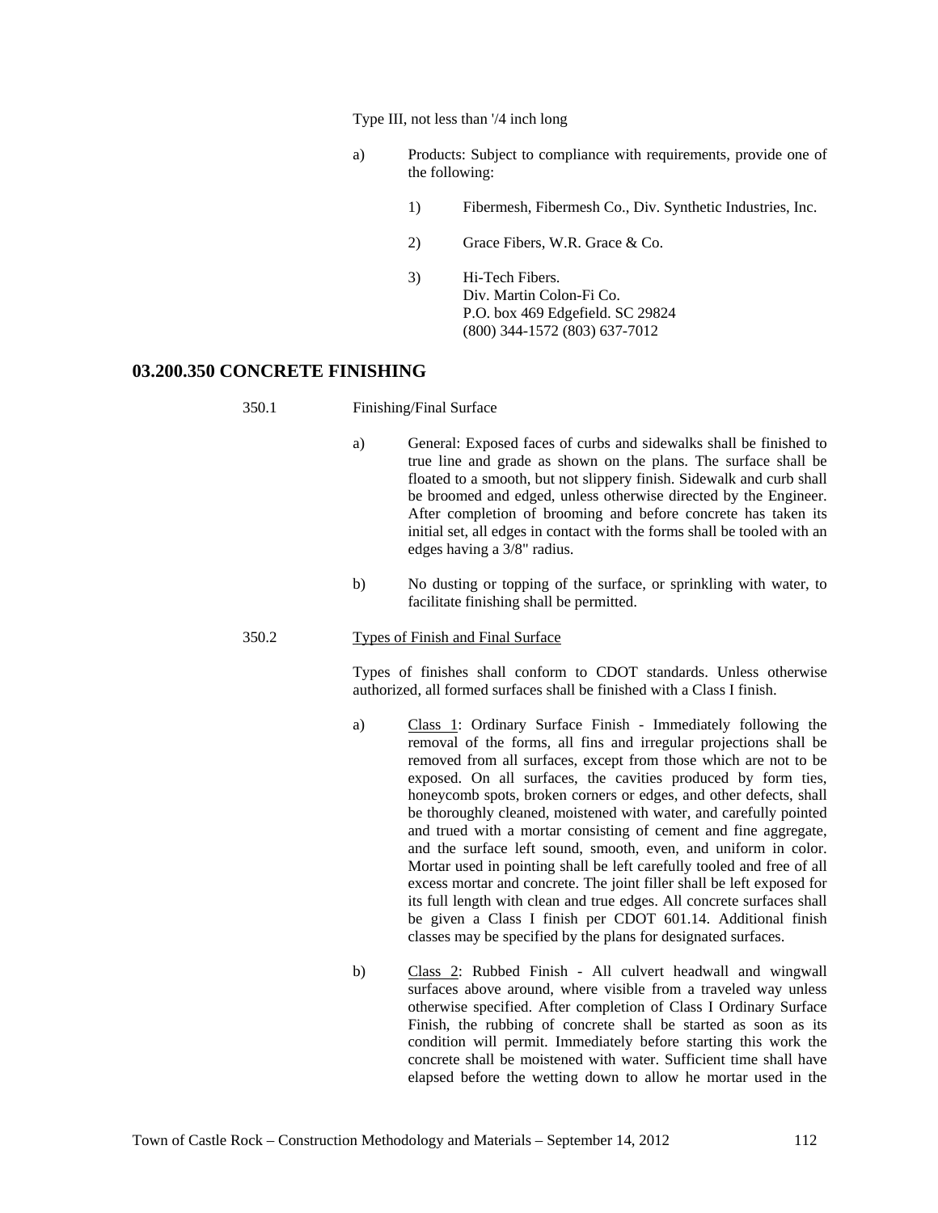Type III, not less than '/4 inch long

a) Products: Subject to compliance with requirements, provide one of the following:

   1) Fibermesh, Fibermesh Co., Div. Synthetic Industries, Inc.

   2) Grace Fibers, W.R. Grace & Co.

   3) Hi-Tech Fibers.
      Div. Martin Colon-Fi Co.
      P.O. box 469 Edgefield. SC 29824
      (800) 344-1572 (803) 637-7012

## 03.200.350 CONCRETE FINISHING

350.1 Finishing/Final Surface

a) General: Exposed faces of curbs and sidewalks shall be finished to true line and grade as shown on the plans. The surface shall be floated to a smooth, but not slippery finish. Sidewalk and curb shall be broomed and edged, unless otherwise directed by the Engineer. After completion of brooming and before concrete has taken its initial set, all edges in contact with the forms shall be tooled with an edges having a 3/8" radius.

b) No dusting or topping of the surface, or sprinkling with water, to facilitate finishing shall be permitted.

350.2 Types of Finish and Final Surface

Types of finishes shall conform to CDOT standards. Unless otherwise authorized, all formed surfaces shall be finished with a Class I finish.

a) Class 1: Ordinary Surface Finish - Immediately following the removal of the forms, all fins and irregular projections shall be removed from all surfaces, except from those which are not to be exposed. On all surfaces, the cavities produced by form ties, honeycomb spots, broken corners or edges, and other defects, shall be thoroughly cleaned, moistened with water, and carefully pointed and trued with a mortar consisting of cement and fine aggregate, and the surface left sound, smooth, even, and uniform in color. Mortar used in pointing shall be left carefully tooled and free of all excess mortar and concrete. The joint filler shall be left exposed for its full length with clean and true edges. All concrete surfaces shall be given a Class I finish per CDOT 601.14. Additional finish classes may be specified by the plans for designated surfaces.

b) Class 2: Rubbed Finish - All culvert headwall and wingwall surfaces above around, where visible from a traveled way unless otherwise specified. After completion of Class I Ordinary Surface Finish, the rubbing of concrete shall be started as soon as its condition will permit. Immediately before starting this work the concrete shall be moistened with water. Sufficient time shall have elapsed before the wetting down to allow he mortar used in the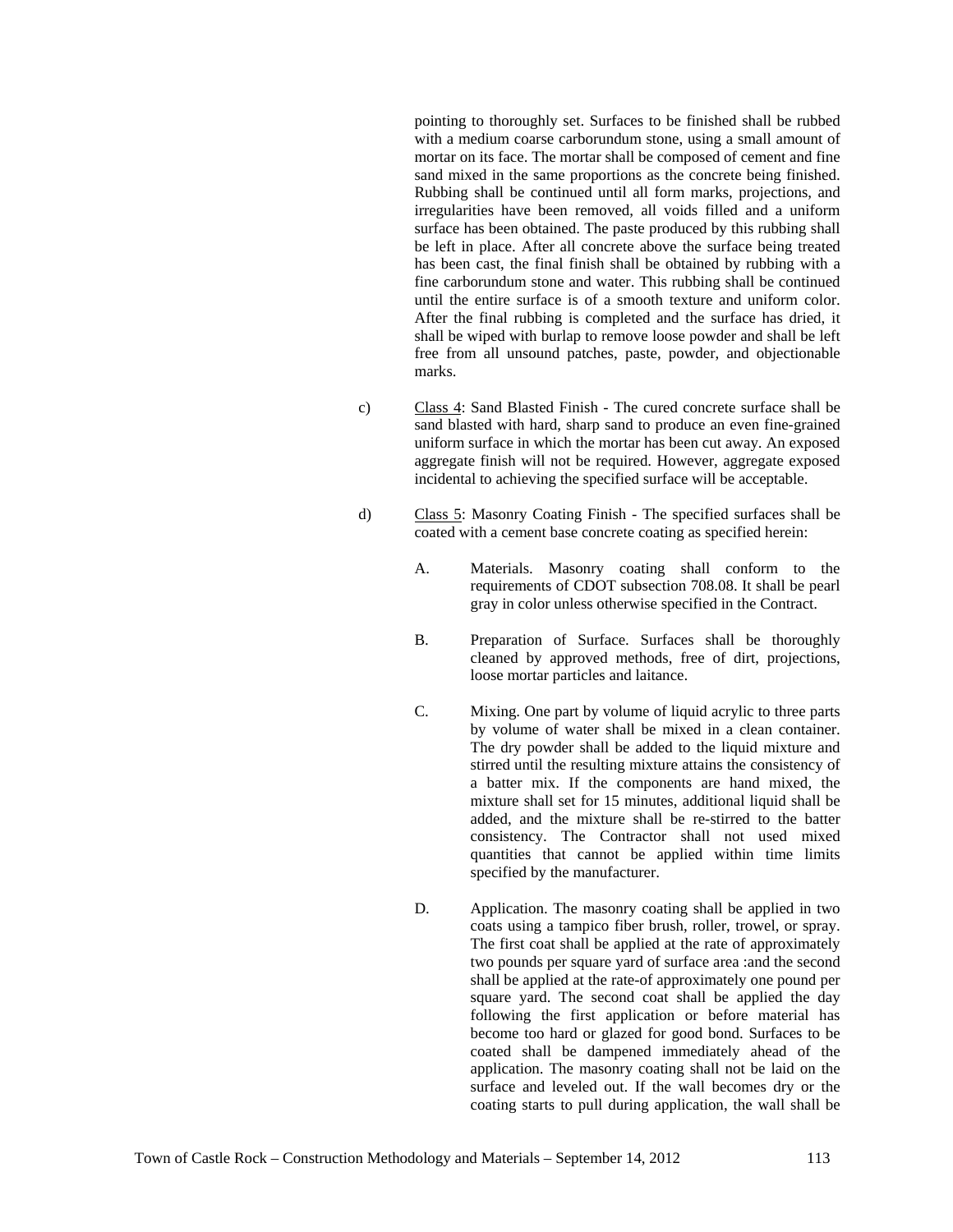pointing to thoroughly set. Surfaces to be finished shall be rubbed with a medium coarse carborundum stone, using a small amount of mortar on its face. The mortar shall be composed of cement and fine sand mixed in the same proportions as the concrete being finished. Rubbing shall be continued until all form marks, projections, and irregularities have been removed, all voids filled and a uniform surface has been obtained. The paste produced by this rubbing shall be left in place. After all concrete above the surface being treated has been cast, the final finish shall be obtained by rubbing with a fine carborundum stone and water. This rubbing shall be continued until the entire surface is of a smooth texture and uniform color. After the final rubbing is completed and the surface has dried, it shall be wiped with burlap to remove loose powder and shall be left free from all unsound patches, paste, powder, and objectionable marks.

c) Class 4: Sand Blasted Finish - The cured concrete surface shall be sand blasted with hard, sharp sand to produce an even fine-grained uniform surface in which the mortar has been cut away. An exposed aggregate finish will not be required. However, aggregate exposed incidental to achieving the specified surface will be acceptable.

d) Class 5: Masonry Coating Finish - The specified surfaces shall be coated with a cement base concrete coating as specified herein:

A. Materials. Masonry coating shall conform to the requirements of CDOT subsection 708.08. It shall be pearl gray in color unless otherwise specified in the Contract.

B. Preparation of Surface. Surfaces shall be thoroughly cleaned by approved methods, free of dirt, projections, loose mortar particles and laitance.

C. Mixing. One part by volume of liquid acrylic to three parts by volume of water shall be mixed in a clean container. The dry powder shall be added to the liquid mixture and stirred until the resulting mixture attains the consistency of a batter mix. If the components are hand mixed, the mixture shall set for 15 minutes, additional liquid shall be added, and the mixture shall be re-stirred to the batter consistency. The Contractor shall not used mixed quantities that cannot be applied within time limits specified by the manufacturer.

D. Application. The masonry coating shall be applied in two coats using a tampico fiber brush, roller, trowel, or spray. The first coat shall be applied at the rate of approximately two pounds per square yard of surface area :and the second shall be applied at the rate-of approximately one pound per square yard. The second coat shall be applied the day following the first application or before material has become too hard or glazed for good bond. Surfaces to be coated shall be dampened immediately ahead of the application. The masonry coating shall not be laid on the surface and leveled out. If the wall becomes dry or the coating starts to pull during application, the wall shall be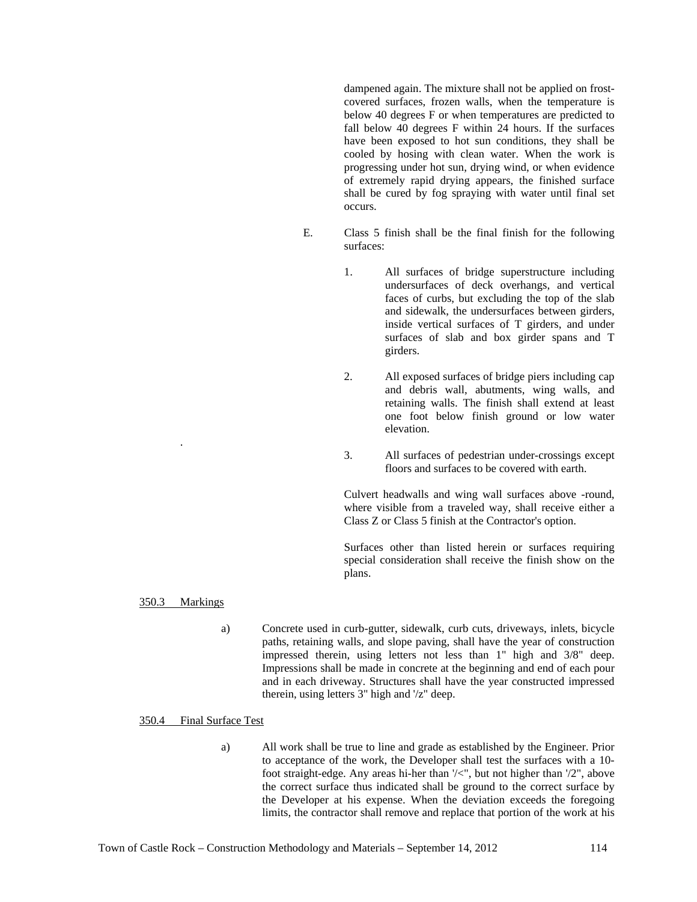dampened again. The mixture shall not be applied on frost-covered surfaces, frozen walls, when the temperature is below 40 degrees F or when temperatures are predicted to fall below 40 degrees F within 24 hours. If the surfaces have been exposed to hot sun conditions, they shall be cooled by hosing with clean water. When the work is progressing under hot sun, drying wind, or when evidence of extremely rapid drying appears, the finished surface shall be cured by fog spraying with water until final set occurs.

E. Class 5 finish shall be the final finish for the following surfaces:

1. All surfaces of bridge superstructure including undersurfaces of deck overhangs, and vertical faces of curbs, but excluding the top of the slab and sidewalk, the undersurfaces between girders, inside vertical surfaces of T girders, and under surfaces of slab and box girder spans and T girders.

2. All exposed surfaces of bridge piers including cap and debris wall, abutments, wing walls, and retaining walls. The finish shall extend at least one foot below finish ground or low water elevation.

3. All surfaces of pedestrian under-crossings except floors and surfaces to be covered with earth.

Culvert headwalls and wing wall surfaces above -round, where visible from a traveled way, shall receive either a Class Z or Class 5 finish at the Contractor's option.

Surfaces other than listed herein or surfaces requiring special consideration shall receive the finish show on the plans.

350.3 Markings

a) Concrete used in curb-gutter, sidewalk, curb cuts, driveways, inlets, bicycle paths, retaining walls, and slope paving, shall have the year of construction impressed therein, using letters not less than 1" high and 3/8" deep. Impressions shall be made in concrete at the beginning and end of each pour and in each driveway. Structures shall have the year constructed impressed therein, using letters 3" high and '/z" deep.

350.4 Final Surface Test

a) All work shall be true to line and grade as established by the Engineer. Prior to acceptance of the work, the Developer shall test the surfaces with a 10-foot straight-edge. Any areas hi-her than '/<", but not higher than '/2", above the correct surface thus indicated shall be ground to the correct surface by the Developer at his expense. When the deviation exceeds the foregoing limits, the contractor shall remove and replace that portion of the work at his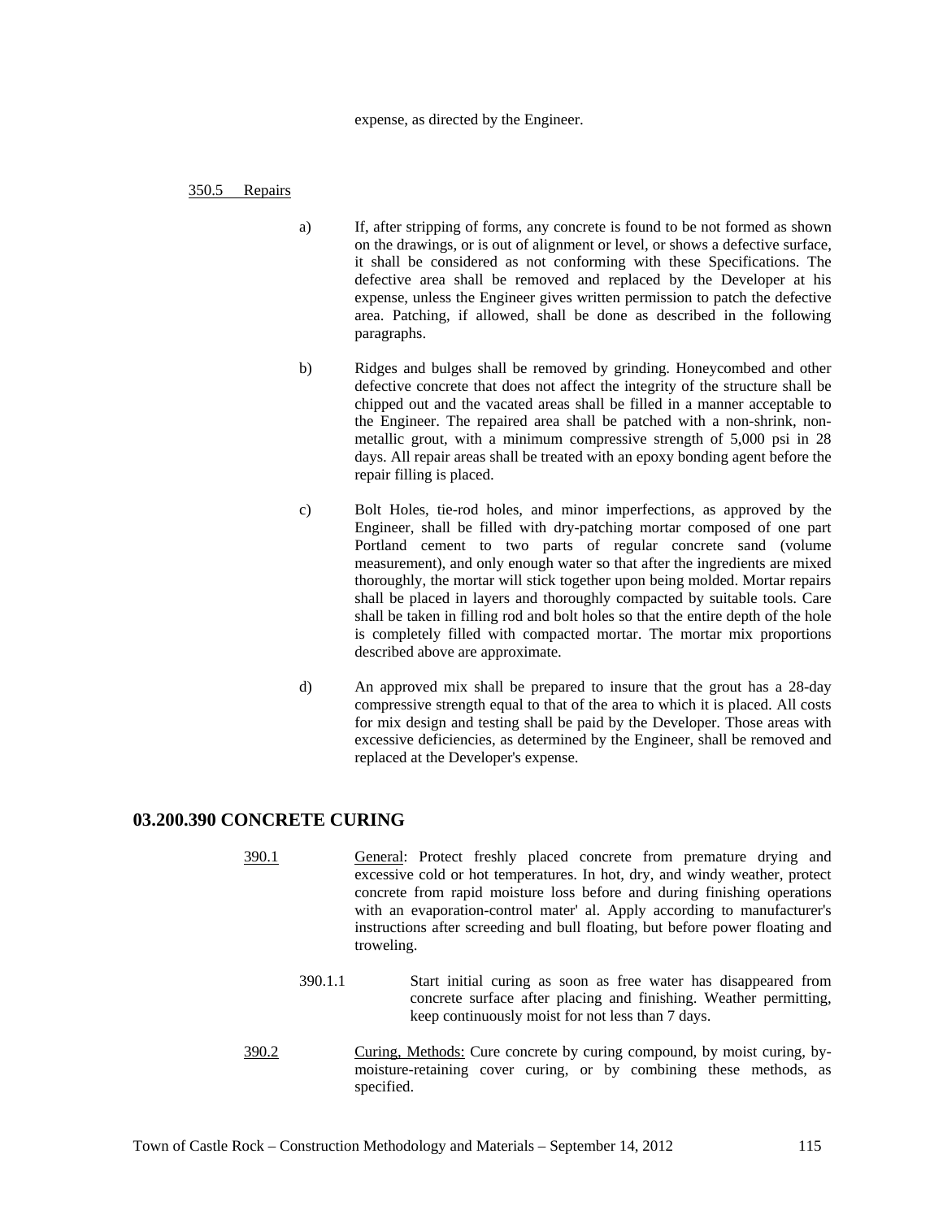expense, as directed by the Engineer.

350.5 Repairs

a) If, after stripping of forms, any concrete is found to be not formed as shown on the drawings, or is out of alignment or level, or shows a defective surface, it shall be considered as not conforming with these Specifications. The defective area shall be removed and replaced by the Developer at his expense, unless the Engineer gives written permission to patch the defective area. Patching, if allowed, shall be done as described in the following paragraphs.

b) Ridges and bulges shall be removed by grinding. Honeycombed and other defective concrete that does not affect the integrity of the structure shall be chipped out and the vacated areas shall be filled in a manner acceptable to the Engineer. The repaired area shall be patched with a non-shrink, non-metallic grout, with a minimum compressive strength of 5,000 psi in 28 days. All repair areas shall be treated with an epoxy bonding agent before the repair filling is placed.

c) Bolt Holes, tie-rod holes, and minor imperfections, as approved by the Engineer, shall be filled with dry-patching mortar composed of one part Portland cement to two parts of regular concrete sand (volume measurement), and only enough water so that after the ingredients are mixed thoroughly, the mortar will stick together upon being molded. Mortar repairs shall be placed in layers and thoroughly compacted by suitable tools. Care shall be taken in filling rod and bolt holes so that the entire depth of the hole is completely filled with compacted mortar. The mortar mix proportions described above are approximate.

d) An approved mix shall be prepared to insure that the grout has a 28-day compressive strength equal to that of the area to which it is placed. All costs for mix design and testing shall be paid by the Developer. Those areas with excessive deficiencies, as determined by the Engineer, shall be removed and replaced at the Developer's expense.

## 03.200.390 CONCRETE CURING

390.1 General: Protect freshly placed concrete from premature drying and excessive cold or hot temperatures. In hot, dry, and windy weather, protect concrete from rapid moisture loss before and during finishing operations with an evaporation-control mater' al. Apply according to manufacturer's instructions after screeding and bull floating, but before power floating and troweling.

390.1.1 Start initial curing as soon as free water has disappeared from concrete surface after placing and finishing. Weather permitting, keep continuously moist for not less than 7 days.

390.2 Curing, Methods: Cure concrete by curing compound, by moist curing, by-moisture-retaining cover curing, or by combining these methods, as specified.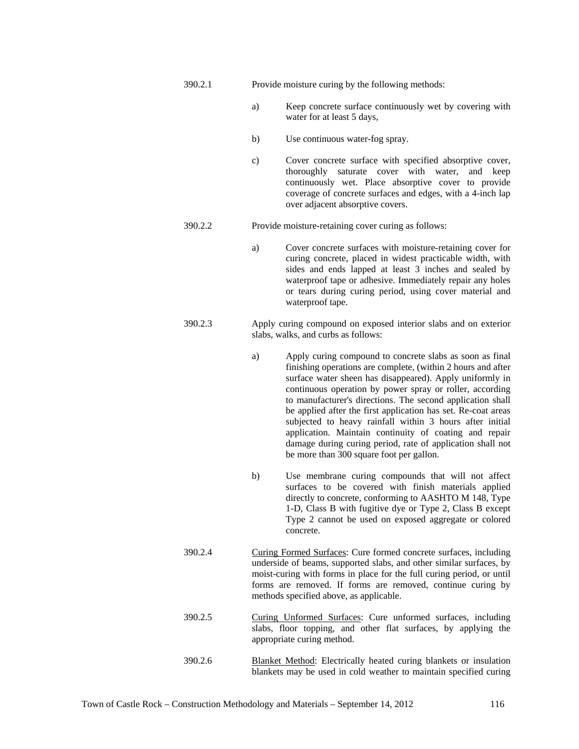390.2.1 Provide moisture curing by the following methods:

a) Keep concrete surface continuously wet by covering with water for at least 5 days,

b) Use continuous water-fog spray.

c) Cover concrete surface with specified absorptive cover, thoroughly saturate cover with water, and keep continuously wet. Place absorptive cover to provide coverage of concrete surfaces and edges, with a 4-inch lap over adjacent absorptive covers.

390.2.2 Provide moisture-retaining cover curing as follows:

a) Cover concrete surfaces with moisture-retaining cover for curing concrete, placed in widest practicable width, with sides and ends lapped at least 3 inches and sealed by waterproof tape or adhesive. Immediately repair any holes or tears during curing period, using cover material and waterproof tape.

390.2.3 Apply curing compound on exposed interior slabs and on exterior slabs, walks, and curbs as follows:

a) Apply curing compound to concrete slabs as soon as final finishing operations are complete, (within 2 hours and after surface water sheen has disappeared). Apply uniformly in continuous operation by power spray or roller, according to manufacturer's directions. The second application shall be applied after the first application has set. Re-coat areas subjected to heavy rainfall within 3 hours after initial application. Maintain continuity of coating and repair damage during curing period, rate of application shall not be more than 300 square foot per gallon.

b) Use membrane curing compounds that will not affect surfaces to be covered with finish materials applied directly to concrete, conforming to AASHTO M 148, Type 1-D, Class B with fugitive dye or Type 2, Class B except Type 2 cannot be used on exposed aggregate or colored concrete.

390.2.4 <u>Curing Formed Surfaces</u>: Cure formed concrete surfaces, including underside of beams, supported slabs, and other similar surfaces, by moist-curing with forms in place for the full curing period, or until forms are removed. If forms are removed, continue curing by methods specified above, as applicable.

390.2.5 <u>Curing Unformed Surfaces</u>: Cure unformed surfaces, including slabs, floor topping, and other flat surfaces, by applying the appropriate curing method.

390.2.6 <u>Blanket Method</u>: Electrically heated curing blankets or insulation blankets may be used in cold weather to maintain specified curing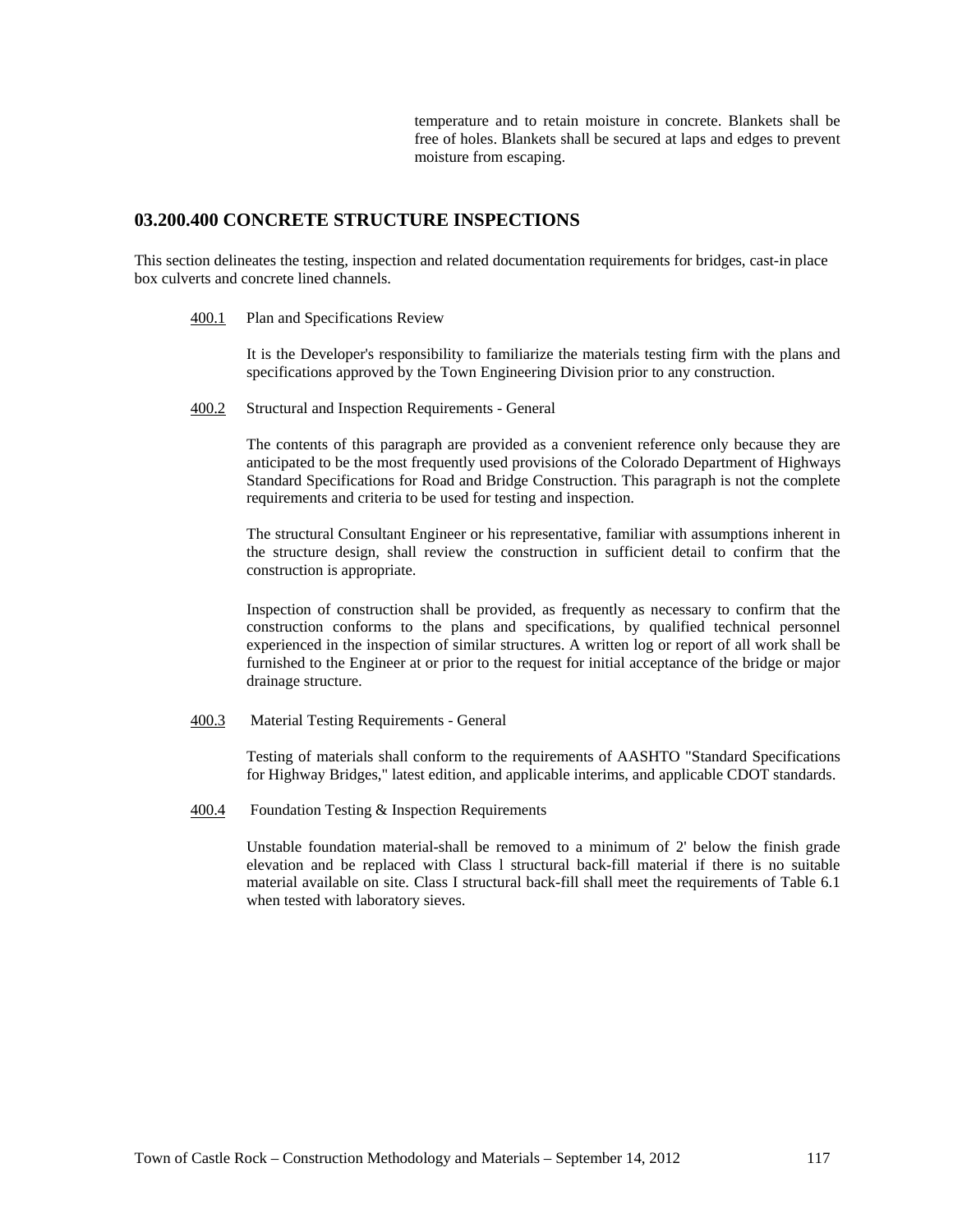temperature and to retain moisture in concrete. Blankets shall be free of holes. Blankets shall be secured at laps and edges to prevent moisture from escaping.

## 03.200.400 CONCRETE STRUCTURE INSPECTIONS

This section delineates the testing, inspection and related documentation requirements for bridges, cast-in place box culverts and concrete lined channels.

400.1 Plan and Specifications Review

It is the Developer's responsibility to familiarize the materials testing firm with the plans and specifications approved by the Town Engineering Division prior to any construction.

400.2 Structural and Inspection Requirements - General

The contents of this paragraph are provided as a convenient reference only because they are anticipated to be the most frequently used provisions of the Colorado Department of Highways Standard Specifications for Road and Bridge Construction. This paragraph is not the complete requirements and criteria to be used for testing and inspection.

The structural Consultant Engineer or his representative, familiar with assumptions inherent in the structure design, shall review the construction in sufficient detail to confirm that the construction is appropriate.

Inspection of construction shall be provided, as frequently as necessary to confirm that the construction conforms to the plans and specifications, by qualified technical personnel experienced in the inspection of similar structures. A written log or report of all work shall be furnished to the Engineer at or prior to the request for initial acceptance of the bridge or major drainage structure.

400.3 Material Testing Requirements - General

Testing of materials shall conform to the requirements of AASHTO "Standard Specifications for Highway Bridges," latest edition, and applicable interims, and applicable CDOT standards.

400.4 Foundation Testing & Inspection Requirements

Unstable foundation material-shall be removed to a minimum of 2' below the finish grade elevation and be replaced with Class l structural back-fill material if there is no suitable material available on site. Class I structural back-fill shall meet the requirements of Table 6.1 when tested with laboratory sieves.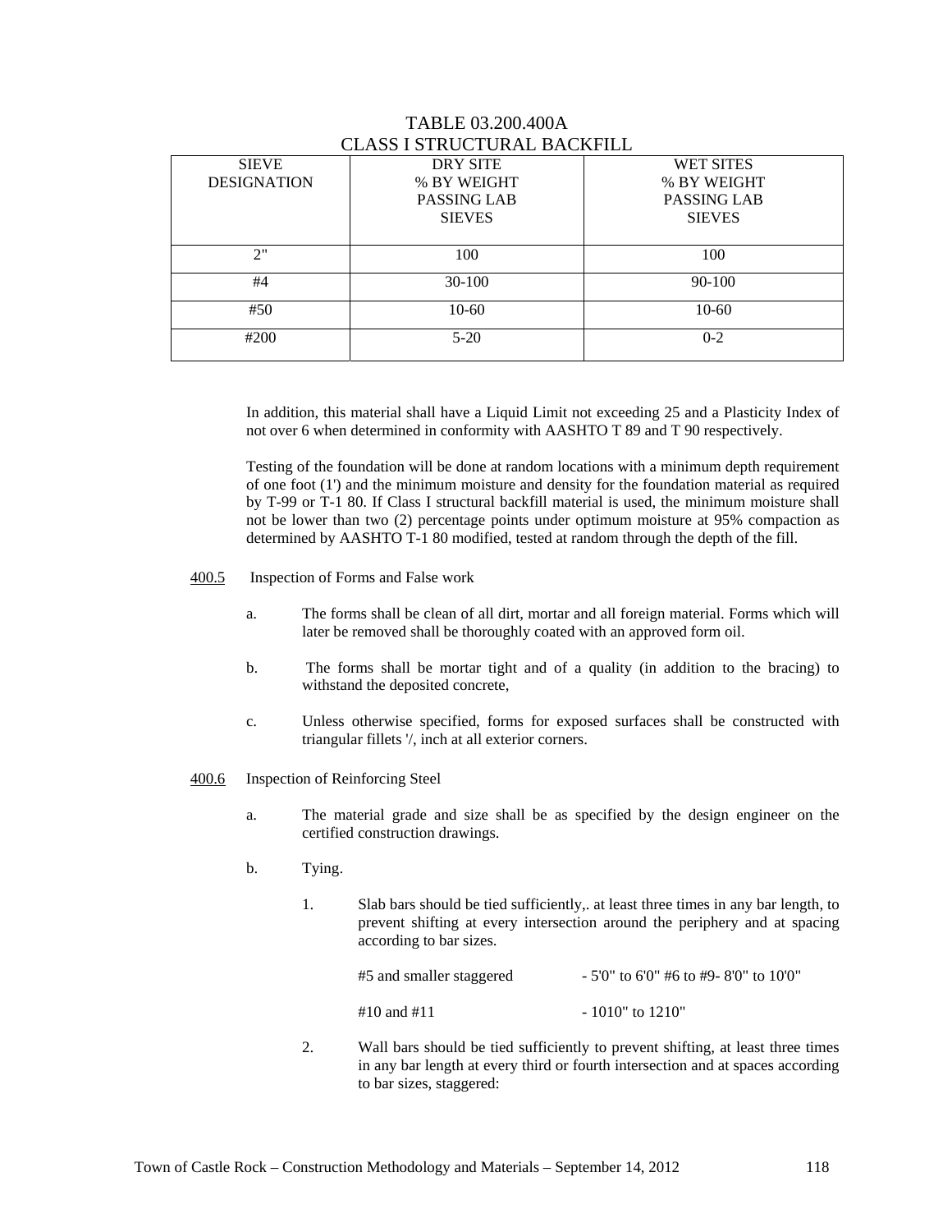TABLE 03.200.400A
CLASS I STRUCTURAL BACKFILL

| SIEVE DESIGNATION | DRY SITE % BY WEIGHT PASSING LAB SIEVES | WET SITES % BY WEIGHT PASSING LAB SIEVES |
|---|---|---|
| 2" | 100 | 100 |
| #4 | 30-100 | 90-100 |
| #50 | 10-60 | 10-60 |
| #200 | 5-20 | 0-2 |

In addition, this material shall have a Liquid Limit not exceeding 25 and a Plasticity Index of not over 6 when determined in conformity with AASHTO T 89 and T 90 respectively.

Testing of the foundation will be done at random locations with a minimum depth requirement of one foot (1') and the minimum moisture and density for the foundation material as required by T-99 or T-1 80. If Class I structural backfill material is used, the minimum moisture shall not be lower than two (2) percentage points under optimum moisture at 95% compaction as determined by AASHTO T-1 80 modified, tested at random through the depth of the fill.

400.5 Inspection of Forms and False work

a. The forms shall be clean of all dirt, mortar and all foreign material. Forms which will later be removed shall be thoroughly coated with an approved form oil.

b. The forms shall be mortar tight and of a quality (in addition to the bracing) to withstand the deposited concrete,

c. Unless otherwise specified, forms for exposed surfaces shall be constructed with triangular fillets '/, inch at all exterior corners.

400.6 Inspection of Reinforcing Steel

a. The material grade and size shall be as specified by the design engineer on the certified construction drawings.

b. Tying.

1. Slab bars should be tied sufficiently,. at least three times in any bar length, to prevent shifting at every intersection around the periphery and at spacing according to bar sizes.

   #5 and smaller staggered - 5'0" to 6'0" #6 to #9- 8'0" to 10'0"

   #10 and #11 - 1010" to 1210"

2. Wall bars should be tied sufficiently to prevent shifting, at least three times in any bar length at every third or fourth intersection and at spaces according to bar sizes, staggered: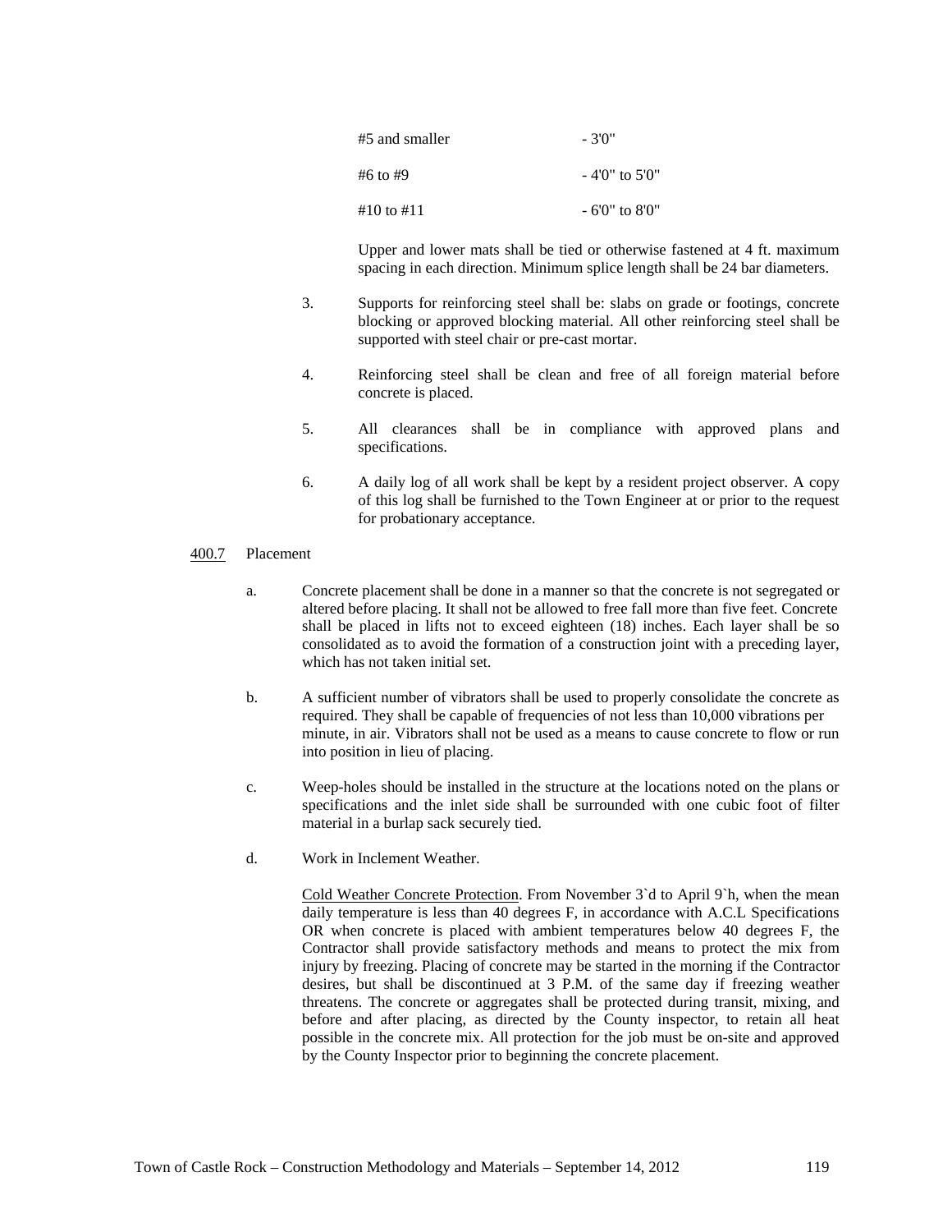| | |
|---|---|
| #5 and smaller | - 3'0" |
| #6 to #9 | - 4'0" to 5'0" |
| #10 to #11 | - 6'0" to 8'0" |

Upper and lower mats shall be tied or otherwise fastened at 4 ft. maximum spacing in each direction. Minimum splice length shall be 24 bar diameters.

3. Supports for reinforcing steel shall be: slabs on grade or footings, concrete blocking or approved blocking material. All other reinforcing steel shall be supported with steel chair or pre-cast mortar.

4. Reinforcing steel shall be clean and free of all foreign material before concrete is placed.

5. All clearances shall be in compliance with approved plans and specifications.

6. A daily log of all work shall be kept by a resident project observer. A copy of this log shall be furnished to the Town Engineer at or prior to the request for probationary acceptance.

400.7 Placement

a. Concrete placement shall be done in a manner so that the concrete is not segregated or altered before placing. It shall not be allowed to free fall more than five feet. Concrete shall be placed in lifts not to exceed eighteen (18) inches. Each layer shall be so consolidated as to avoid the formation of a construction joint with a preceding layer, which has not taken initial set.

b. A sufficient number of vibrators shall be used to properly consolidate the concrete as required. They shall be capable of frequencies of not less than 10,000 vibrations per minute, in air. Vibrators shall not be used as a means to cause concrete to flow or run into position in lieu of placing.

c. Weep-holes should be installed in the structure at the locations noted on the plans or specifications and the inlet side shall be surrounded with one cubic foot of filter material in a burlap sack securely tied.

d. Work in Inclement Weather.

Cold Weather Concrete Protection. From November 3`d to April 9`h, when the mean daily temperature is less than 40 degrees F, in accordance with A.C.L Specifications OR when concrete is placed with ambient temperatures below 40 degrees F, the Contractor shall provide satisfactory methods and means to protect the mix from injury by freezing. Placing of concrete may be started in the morning if the Contractor desires, but shall be discontinued at 3 P.M. of the same day if freezing weather threatens. The concrete or aggregates shall be protected during transit, mixing, and before and after placing, as directed by the County inspector, to retain all heat possible in the concrete mix. All protection for the job must be on-site and approved by the County Inspector prior to beginning the concrete placement.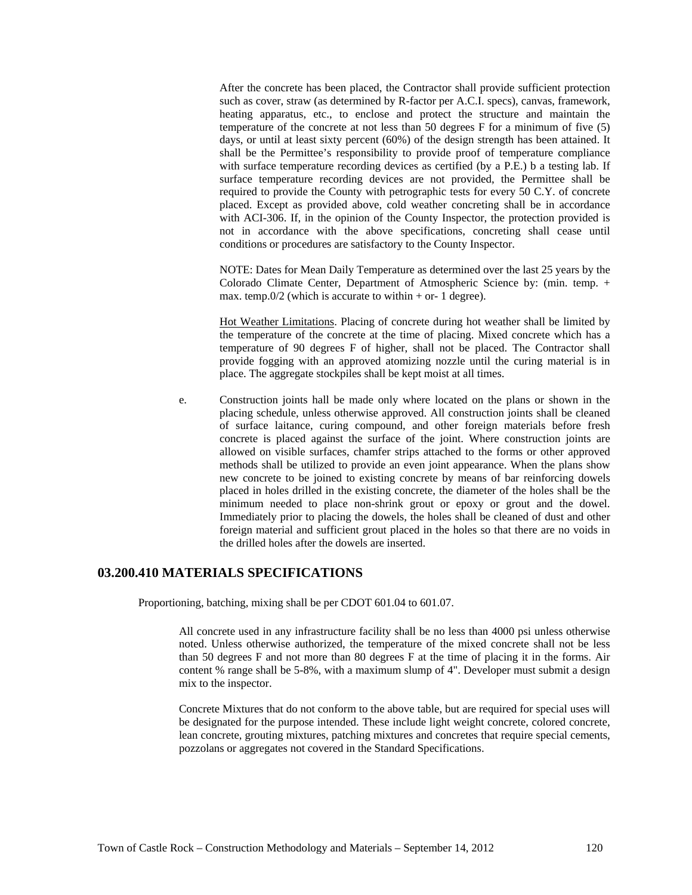After the concrete has been placed, the Contractor shall provide sufficient protection such as cover, straw (as determined by R-factor per A.C.I. specs), canvas, framework, heating apparatus, etc., to enclose and protect the structure and maintain the temperature of the concrete at not less than 50 degrees F for a minimum of five (5) days, or until at least sixty percent (60%) of the design strength has been attained. It shall be the Permittee's responsibility to provide proof of temperature compliance with surface temperature recording devices as certified (by a P.E.) b a testing lab. If surface temperature recording devices are not provided, the Permittee shall be required to provide the County with petrographic tests for every 50 C.Y. of concrete placed. Except as provided above, cold weather concreting shall be in accordance with ACI-306. If, in the opinion of the County Inspector, the protection provided is not in accordance with the above specifications, concreting shall cease until conditions or procedures are satisfactory to the County Inspector.

NOTE: Dates for Mean Daily Temperature as determined over the last 25 years by the Colorado Climate Center, Department of Atmospheric Science by: (min. temp. + max. temp.0/2 (which is accurate to within + or- 1 degree).

Hot Weather Limitations. Placing of concrete during hot weather shall be limited by the temperature of the concrete at the time of placing. Mixed concrete which has a temperature of 90 degrees F of higher, shall not be placed. The Contractor shall provide fogging with an approved atomizing nozzle until the curing material is in place. The aggregate stockpiles shall be kept moist at all times.

e. Construction joints hall be made only where located on the plans or shown in the placing schedule, unless otherwise approved. All construction joints shall be cleaned of surface laitance, curing compound, and other foreign materials before fresh concrete is placed against the surface of the joint. Where construction joints are allowed on visible surfaces, chamfer strips attached to the forms or other approved methods shall be utilized to provide an even joint appearance. When the plans show new concrete to be joined to existing concrete by means of bar reinforcing dowels placed in holes drilled in the existing concrete, the diameter of the holes shall be the minimum needed to place non-shrink grout or epoxy or grout and the dowel. Immediately prior to placing the dowels, the holes shall be cleaned of dust and other foreign material and sufficient grout placed in the holes so that there are no voids in the drilled holes after the dowels are inserted.

## 03.200.410 MATERIALS SPECIFICATIONS

Proportioning, batching, mixing shall be per CDOT 601.04 to 601.07.

All concrete used in any infrastructure facility shall be no less than 4000 psi unless otherwise noted. Unless otherwise authorized, the temperature of the mixed concrete shall not be less than 50 degrees F and not more than 80 degrees F at the time of placing it in the forms. Air content % range shall be 5-8%, with a maximum slump of 4". Developer must submit a design mix to the inspector.

Concrete Mixtures that do not conform to the above table, but are required for special uses will be designated for the purpose intended. These include light weight concrete, colored concrete, lean concrete, grouting mixtures, patching mixtures and concretes that require special cements, pozzolans or aggregates not covered in the Standard Specifications.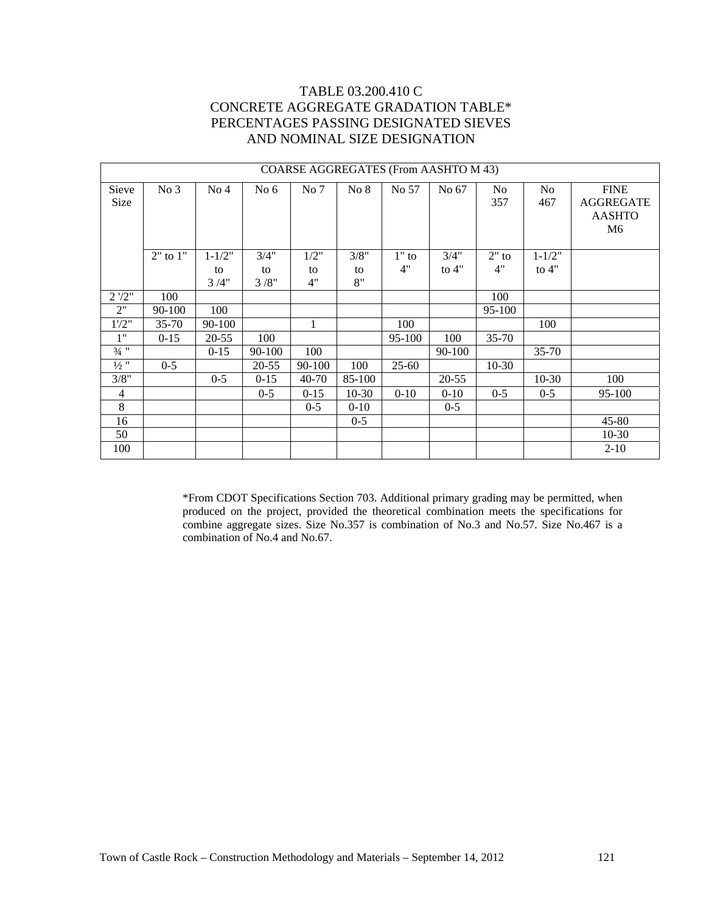# TABLE 03.200.410 C
# CONCRETE AGGREGATE GRADATION TABLE*
# PERCENTAGES PASSING DESIGNATED SIEVES
# AND NOMINAL SIZE DESIGNATION

| COARSE AGGREGATES (From AASHTO M 43) | | | | | | | | | | |
|---|---|---|---|---|---|---|---|---|---|---|
| Sieve Size | No 3 | No 4 | No 6 | No 7 | No 8 | No 57 | No 67 | No 357 | No 467 | FINE AGGREGATE AASHTO M6 |
| | 2" to 1" | 1-1/2" to 3 /4" | 3/4" to 3 /8" | 1/2" to 4" | 3/8" to 8" | 1" to 4" | 3/4" to 4" | 2" to 4" | 1-1/2" to 4" | |
| 2 '/2" | 100 | | | | | | | 100 | | |
| 2" | 90-100 | 100 | | | | | | 95-100 | | |
| 1'/2" | 35-70 | 90-100 | | 1 | | 100 | | | 100 | |
| 1" | 0-15 | 20-55 | 100 | | | 95-100 | 100 | 35-70 | | |
| ¾ " | | 0-15 | 90-100 | 100 | | | 90-100 | | 35-70 | |
| ½ " | 0-5 | | 20-55 | 90-100 | 100 | 25-60 | | 10-30 | | |
| 3/8" | | 0-5 | 0-15 | 40-70 | 85-100 | | 20-55 | | 10-30 | 100 |
| 4 | | | 0-5 | 0-15 | 10-30 | 0-10 | 0-10 | 0-5 | 0-5 | 95-100 |
| 8 | | | | 0-5 | 0-10 | | 0-5 | | | |
| 16 | | | | | 0-5 | | | | | 45-80 |
| 50 | | | | | | | | | | 10-30 |
| 100 | | | | | | | | | | 2-10 |

*From CDOT Specifications Section 703. Additional primary grading may be permitted, when produced on the project, provided the theoretical combination meets the specifications for combine aggregate sizes. Size No.357 is combination of No.3 and No.57. Size No.467 is a combination of No.4 and No.67.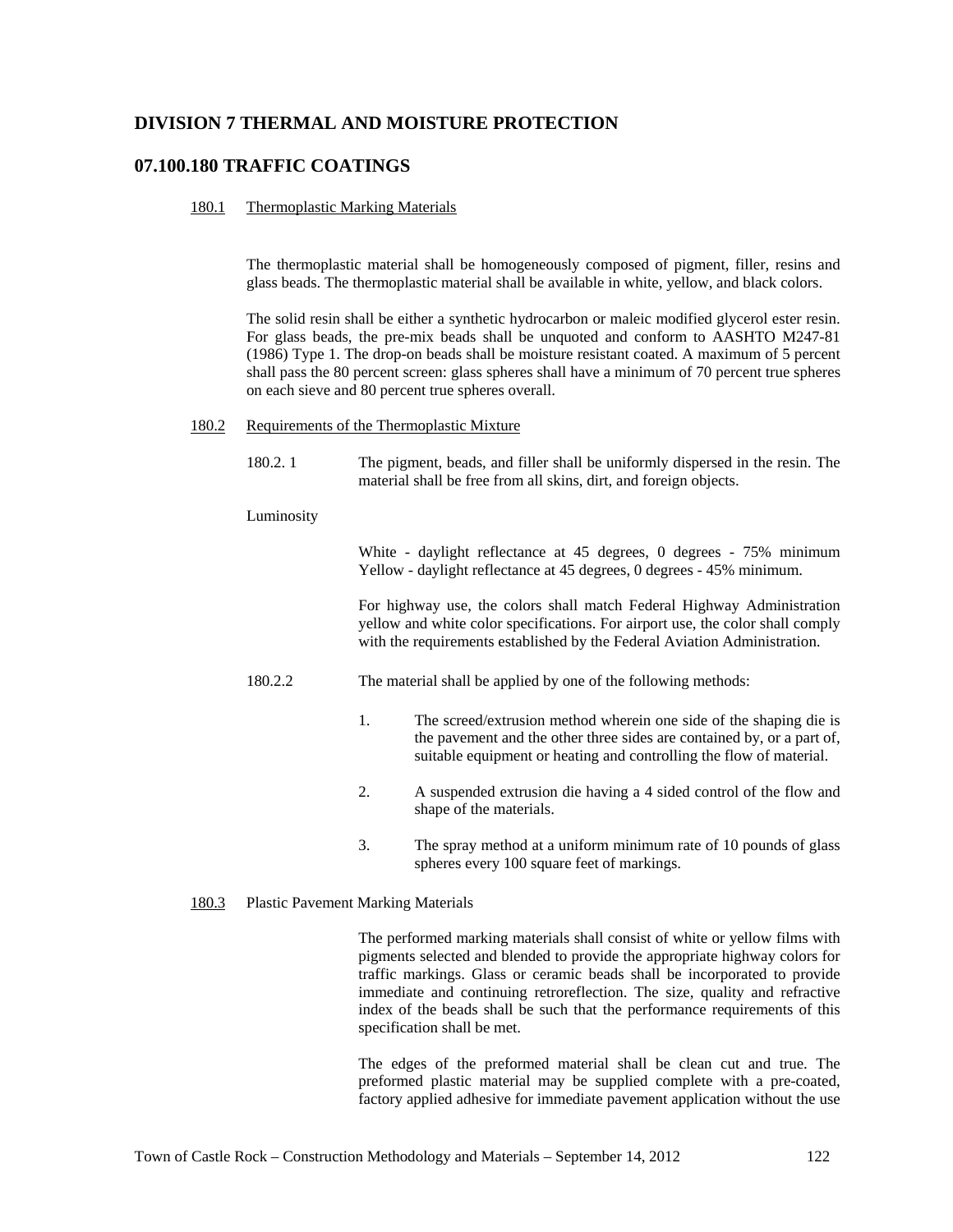# DIVISION 7 THERMAL AND MOISTURE PROTECTION

## 07.100.180 TRAFFIC COATINGS

### 180.1 Thermoplastic Marking Materials

The thermoplastic material shall be homogeneously composed of pigment, filler, resins and glass beads. The thermoplastic material shall be available in white, yellow, and black colors.

The solid resin shall be either a synthetic hydrocarbon or maleic modified glycerol ester resin. For glass beads, the pre-mix beads shall be unquoted and conform to AASHTO M247-81 (1986) Type 1. The drop-on beads shall be moisture resistant coated. A maximum of 5 percent shall pass the 80 percent screen: glass spheres shall have a minimum of 70 percent true spheres on each sieve and 80 percent true spheres overall.

### 180.2 Requirements of the Thermoplastic Mixture

180.2. 1 The pigment, beads, and filler shall be uniformly dispersed in the resin. The material shall be free from all skins, dirt, and foreign objects.

Luminosity

White - daylight reflectance at 45 degrees, 0 degrees - 75% minimum
Yellow - daylight reflectance at 45 degrees, 0 degrees - 45% minimum.

For highway use, the colors shall match Federal Highway Administration yellow and white color specifications. For airport use, the color shall comply with the requirements established by the Federal Aviation Administration.

180.2.2 The material shall be applied by one of the following methods:

1. The screed/extrusion method wherein one side of the shaping die is the pavement and the other three sides are contained by, or a part of, suitable equipment or heating and controlling the flow of material.
2. A suspended extrusion die having a 4 sided control of the flow and shape of the materials.
3. The spray method at a uniform minimum rate of 10 pounds of glass spheres every 100 square feet of markings.

### 180.3 Plastic Pavement Marking Materials

The performed marking materials shall consist of white or yellow films with pigments selected and blended to provide the appropriate highway colors for traffic markings. Glass or ceramic beads shall be incorporated to provide immediate and continuing retroreflection. The size, quality and refractive index of the beads shall be such that the performance requirements of this specification shall be met.

The edges of the preformed material shall be clean cut and true. The preformed plastic material may be supplied complete with a pre-coated, factory applied adhesive for immediate pavement application without the use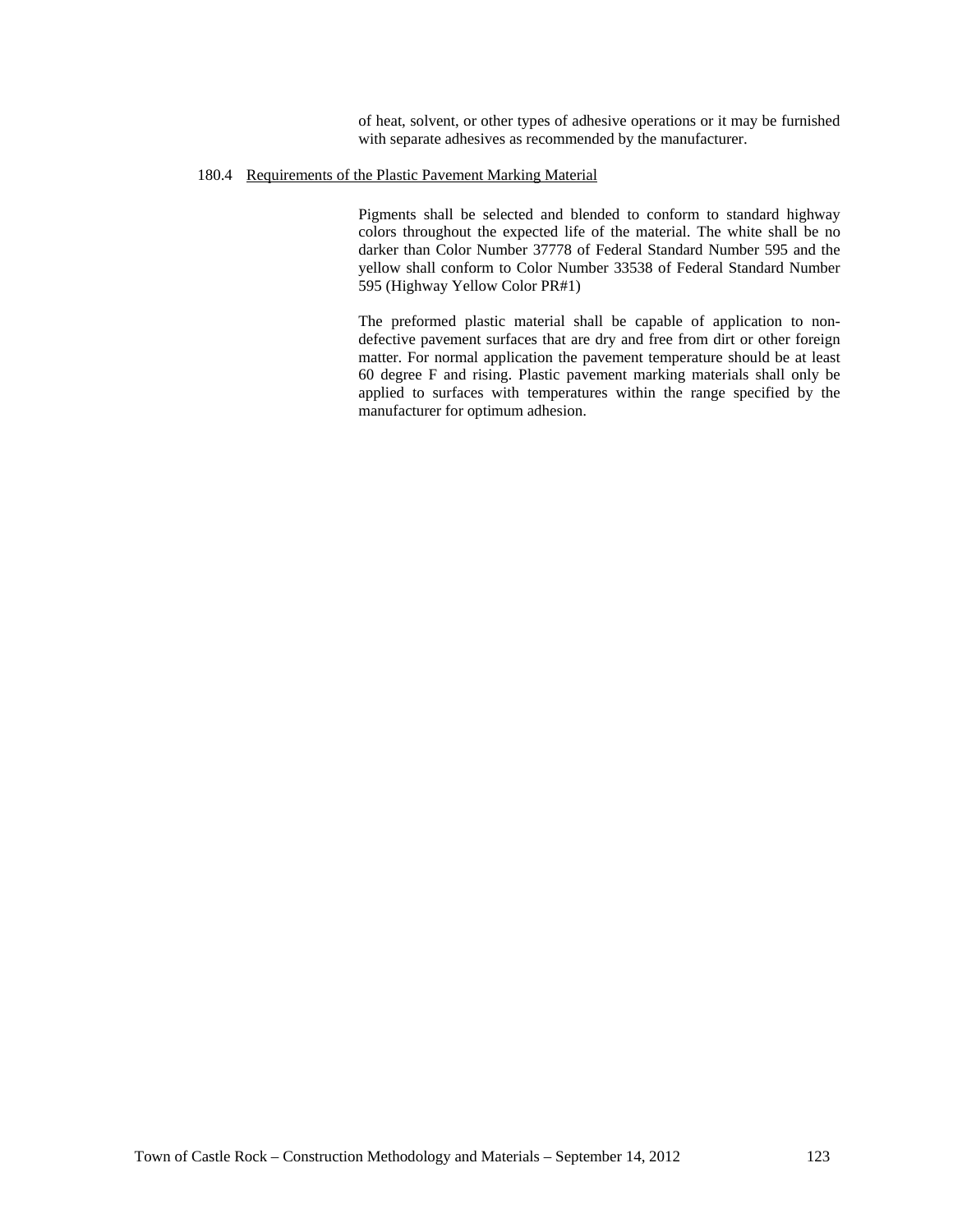of heat, solvent, or other types of adhesive operations or it may be furnished with separate adhesives as recommended by the manufacturer.

### 180.4 Requirements of the Plastic Pavement Marking Material

Pigments shall be selected and blended to conform to standard highway colors throughout the expected life of the material. The white shall be no darker than Color Number 37778 of Federal Standard Number 595 and the yellow shall conform to Color Number 33538 of Federal Standard Number 595 (Highway Yellow Color PR#1)

The preformed plastic material shall be capable of application to non-defective pavement surfaces that are dry and free from dirt or other foreign matter. For normal application the pavement temperature should be at least 60 degree F and rising. Plastic pavement marking materials shall only be applied to surfaces with temperatures within the range specified by the manufacturer for optimum adhesion.